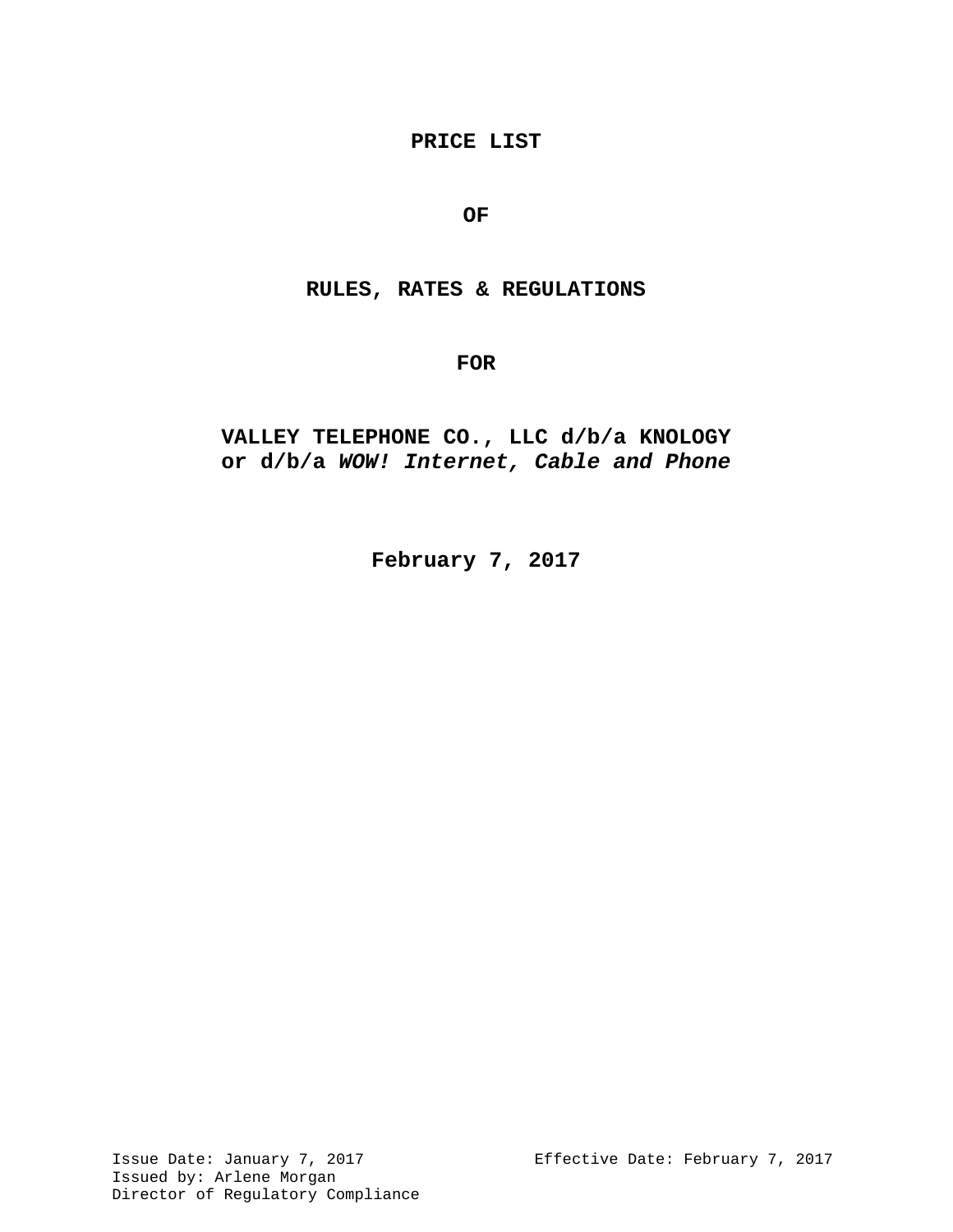# PRICE LIST

# OF

# RULES, RATES & REGULATIONS

# FOR

# VALLEY TELEPHONE CO., LLC d/b/a KNOLOGY or d/b/a *WOW! Internet, Cable and Phone*

**February 7, 2017**

Issue Date: January 7, 2017
Effective Date: February 7, 2017
Issued by: Arlene Morgan
Director of Regulatory Compliance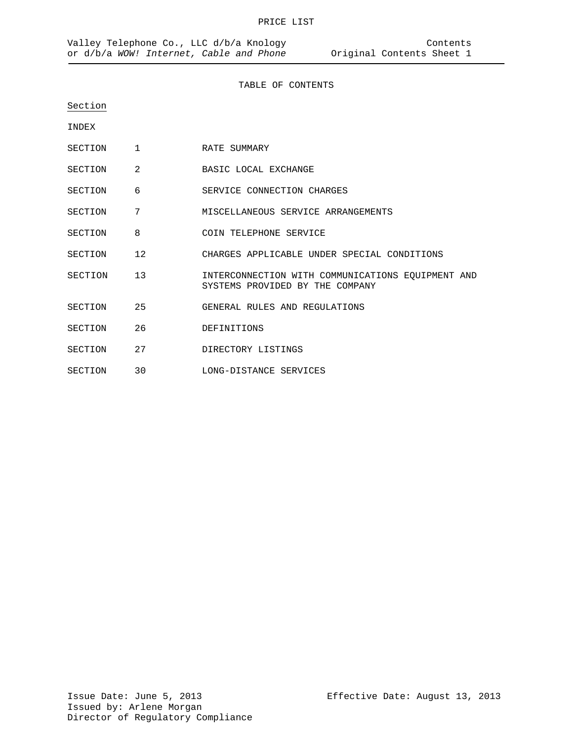# TABLE OF CONTENTS

| Section | | |
|---|---|---|
| INDEX | | |
| SECTION | 1 | RATE SUMMARY |
| SECTION | 2 | BASIC LOCAL EXCHANGE |
| SECTION | 6 | SERVICE CONNECTION CHARGES |
| SECTION | 7 | MISCELLANEOUS SERVICE ARRANGEMENTS |
| SECTION | 8 | COIN TELEPHONE SERVICE |
| SECTION | 12 | CHARGES APPLICABLE UNDER SPECIAL CONDITIONS |
| SECTION | 13 | INTERCONNECTION WITH COMMUNICATIONS EQUIPMENT AND SYSTEMS PROVIDED BY THE COMPANY |
| SECTION | 25 | GENERAL RULES AND REGULATIONS |
| SECTION | 26 | DEFINITIONS |
| SECTION | 27 | DIRECTORY LISTINGS |
| SECTION | 30 | LONG-DISTANCE SERVICES |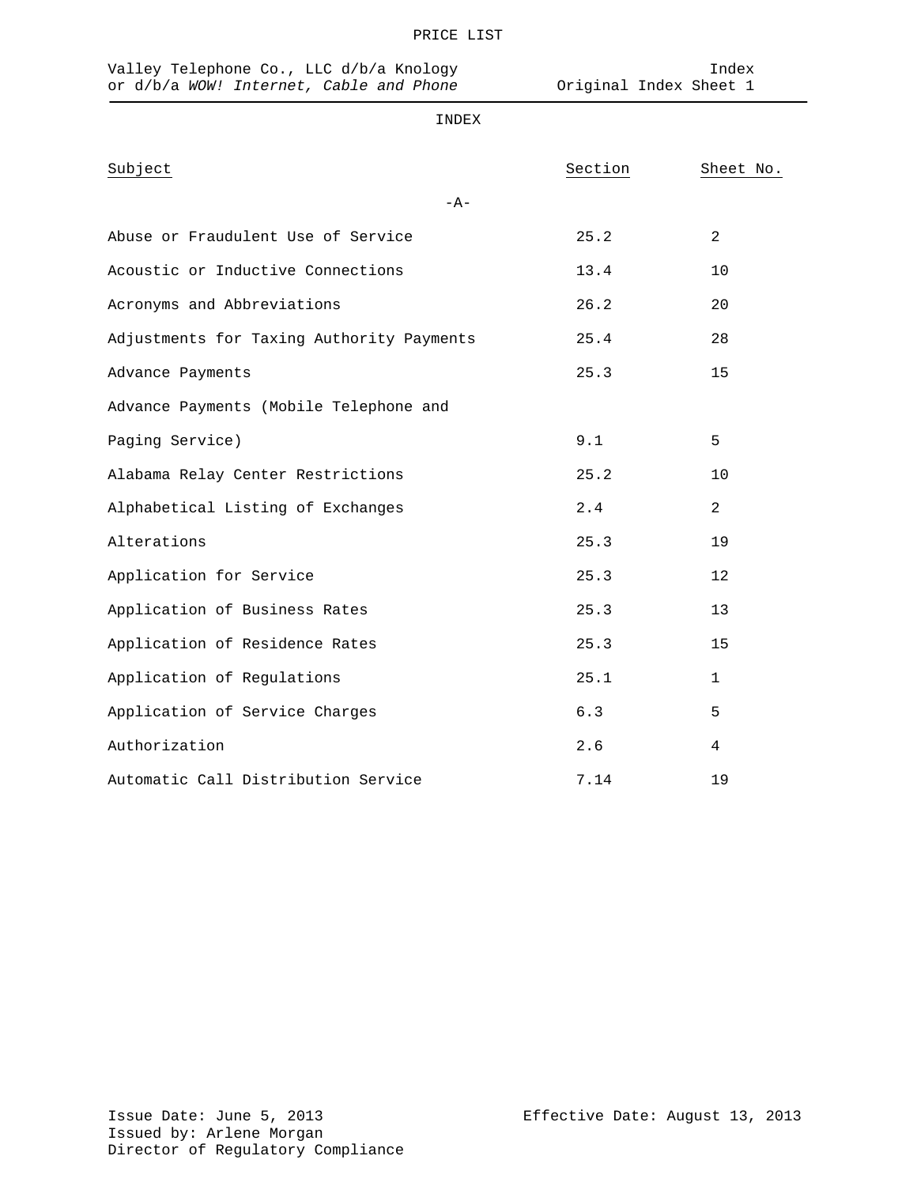PRICE LIST

Valley Telephone Co., LLC d/b/a Knology
or d/b/a *WOW! Internet, Cable and Phone*

Index
Original Index Sheet 1

# INDEX

| Subject | Section | Sheet No. |
|---|---|---|
| -A- | | |
| Abuse or Fraudulent Use of Service | 25.2 | 2 |
| Acoustic or Inductive Connections | 13.4 | 10 |
| Acronyms and Abbreviations | 26.2 | 20 |
| Adjustments for Taxing Authority Payments | 25.4 | 28 |
| Advance Payments | 25.3 | 15 |
| Advance Payments (Mobile Telephone and Paging Service) | 9.1 | 5 |
| Alabama Relay Center Restrictions | 25.2 | 10 |
| Alphabetical Listing of Exchanges | 2.4 | 2 |
| Alterations | 25.3 | 19 |
| Application for Service | 25.3 | 12 |
| Application of Business Rates | 25.3 | 13 |
| Application of Residence Rates | 25.3 | 15 |
| Application of Regulations | 25.1 | 1 |
| Application of Service Charges | 6.3 | 5 |
| Authorization | 2.6 | 4 |
| Automatic Call Distribution Service | 7.14 | 19 |

Issue Date: June 5, 2013
Issued by: Arlene Morgan
Director of Regulatory Compliance

Effective Date: August 13, 2013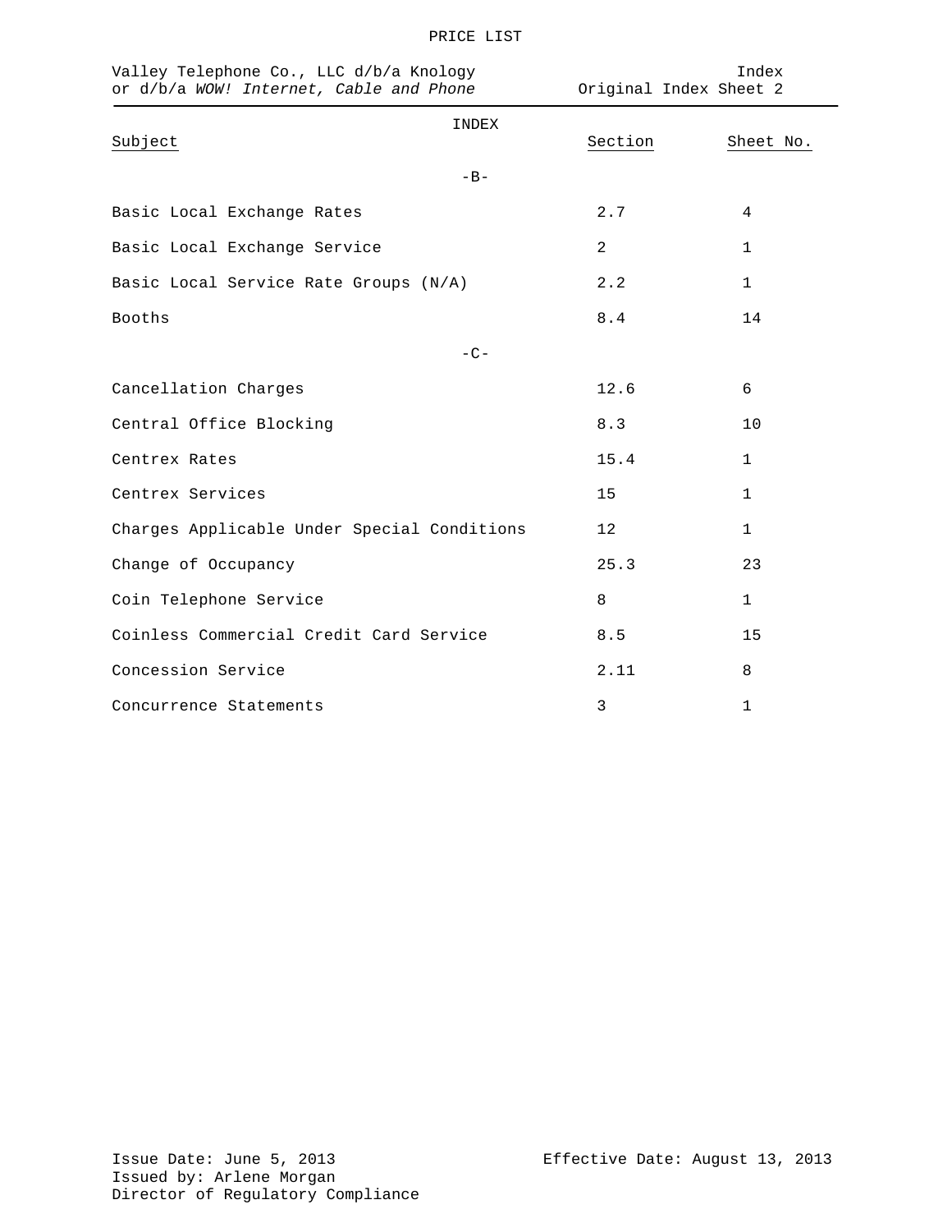PRICE LIST

Valley Telephone Co., LLC d/b/a Knology
or d/b/a *WOW! Internet, Cable and Phone*

Index
Original Index Sheet 2

# INDEX

| Subject | Section | Sheet No. |
|---|---|---|
| **-B-** | | |
| Basic Local Exchange Rates | 2.7 | 4 |
| Basic Local Exchange Service | 2 | 1 |
| Basic Local Service Rate Groups (N/A) | 2.2 | 1 |
| Booths | 8.4 | 14 |
| **-C-** | | |
| Cancellation Charges | 12.6 | 6 |
| Central Office Blocking | 8.3 | 10 |
| Centrex Rates | 15.4 | 1 |
| Centrex Services | 15 | 1 |
| Charges Applicable Under Special Conditions | 12 | 1 |
| Change of Occupancy | 25.3 | 23 |
| Coin Telephone Service | 8 | 1 |
| Coinless Commercial Credit Card Service | 8.5 | 15 |
| Concession Service | 2.11 | 8 |
| Concurrence Statements | 3 | 1 |

Issue Date: June 5, 2013
Issued by: Arlene Morgan
Director of Regulatory Compliance

Effective Date: August 13, 2013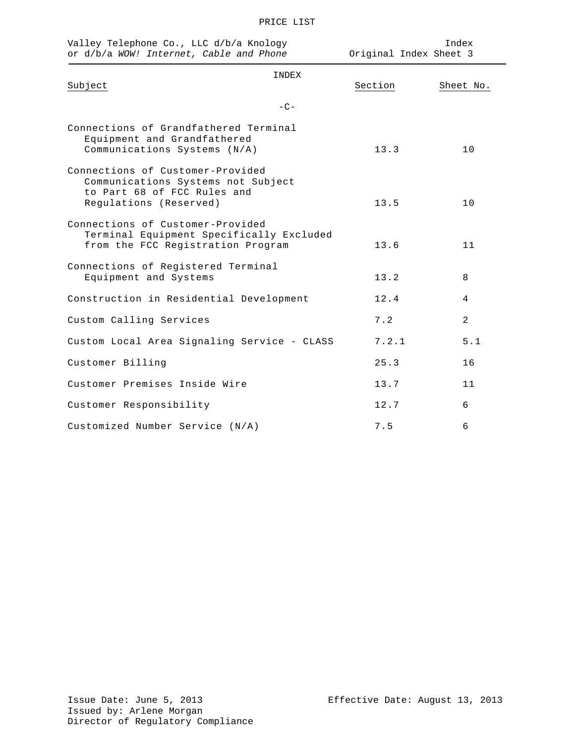PRICE LIST

Valley Telephone Co., LLC d/b/a Knology or d/b/a *WOW! Internet, Cable and Phone*

Index
Original Index Sheet 3

## INDEX

| Subject | Section | Sheet No. |
|---|---|---|
| **-C-** | | |
| Connections of Grandfathered Terminal Equipment and Grandfathered Communications Systems (N/A) | 13.3 | 10 |
| Connections of Customer-Provided Communications Systems not Subject to Part 68 of FCC Rules and Regulations (Reserved) | 13.5 | 10 |
| Connections of Customer-Provided Terminal Equipment Specifically Excluded from the FCC Registration Program | 13.6 | 11 |
| Connections of Registered Terminal Equipment and Systems | 13.2 | 8 |
| Construction in Residential Development | 12.4 | 4 |
| Custom Calling Services | 7.2 | 2 |
| Custom Local Area Signaling Service - CLASS | 7.2.1 | 5.1 |
| Customer Billing | 25.3 | 16 |
| Customer Premises Inside Wire | 13.7 | 11 |
| Customer Responsibility | 12.7 | 6 |
| Customized Number Service (N/A) | 7.5 | 6 |

Issue Date: June 5, 2013
Issued by: Arlene Morgan
Director of Regulatory Compliance

Effective Date: August 13, 2013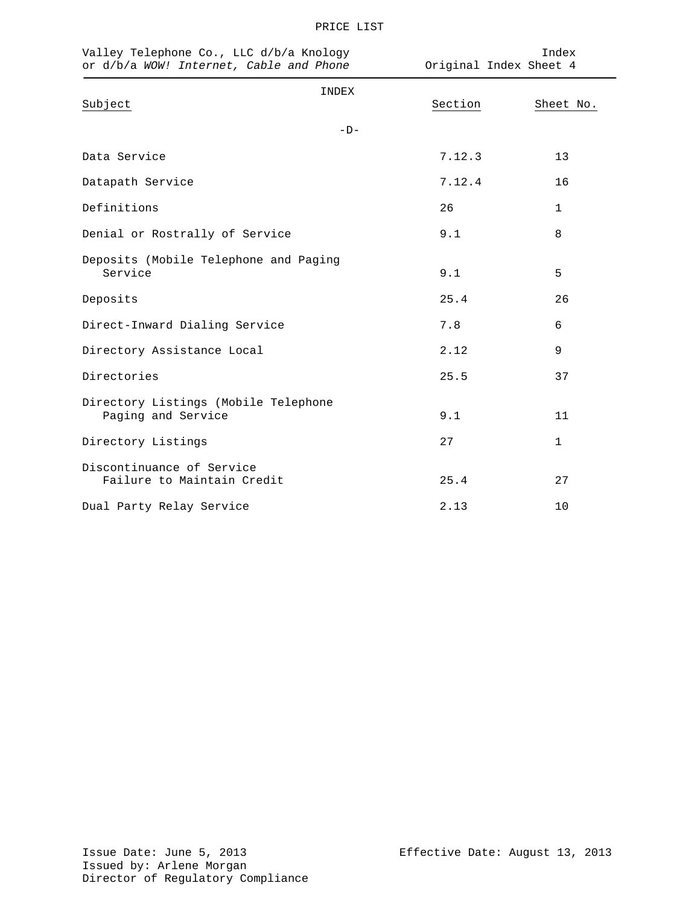PRICE LIST

Valley Telephone Co., LLC d/b/a Knology or d/b/a *WOW! Internet, Cable and Phone*

Index
Original Index Sheet 4

INDEX

| Subject | Section | Sheet No. |
|---|---|---|
| -D- | | |
| Data Service | 7.12.3 | 13 |
| Datapath Service | 7.12.4 | 16 |
| Definitions | 26 | 1 |
| Denial or Rostrally of Service | 9.1 | 8 |
| Deposits (Mobile Telephone and Paging Service | 9.1 | 5 |
| Deposits | 25.4 | 26 |
| Direct-Inward Dialing Service | 7.8 | 6 |
| Directory Assistance Local | 2.12 | 9 |
| Directories | 25.5 | 37 |
| Directory Listings (Mobile Telephone Paging and Service | 9.1 | 11 |
| Directory Listings | 27 | 1 |
| Discontinuance of Service Failure to Maintain Credit | 25.4 | 27 |
| Dual Party Relay Service | 2.13 | 10 |

Issue Date: June 5, 2013
Issued by: Arlene Morgan
Director of Regulatory Compliance

Effective Date: August 13, 2013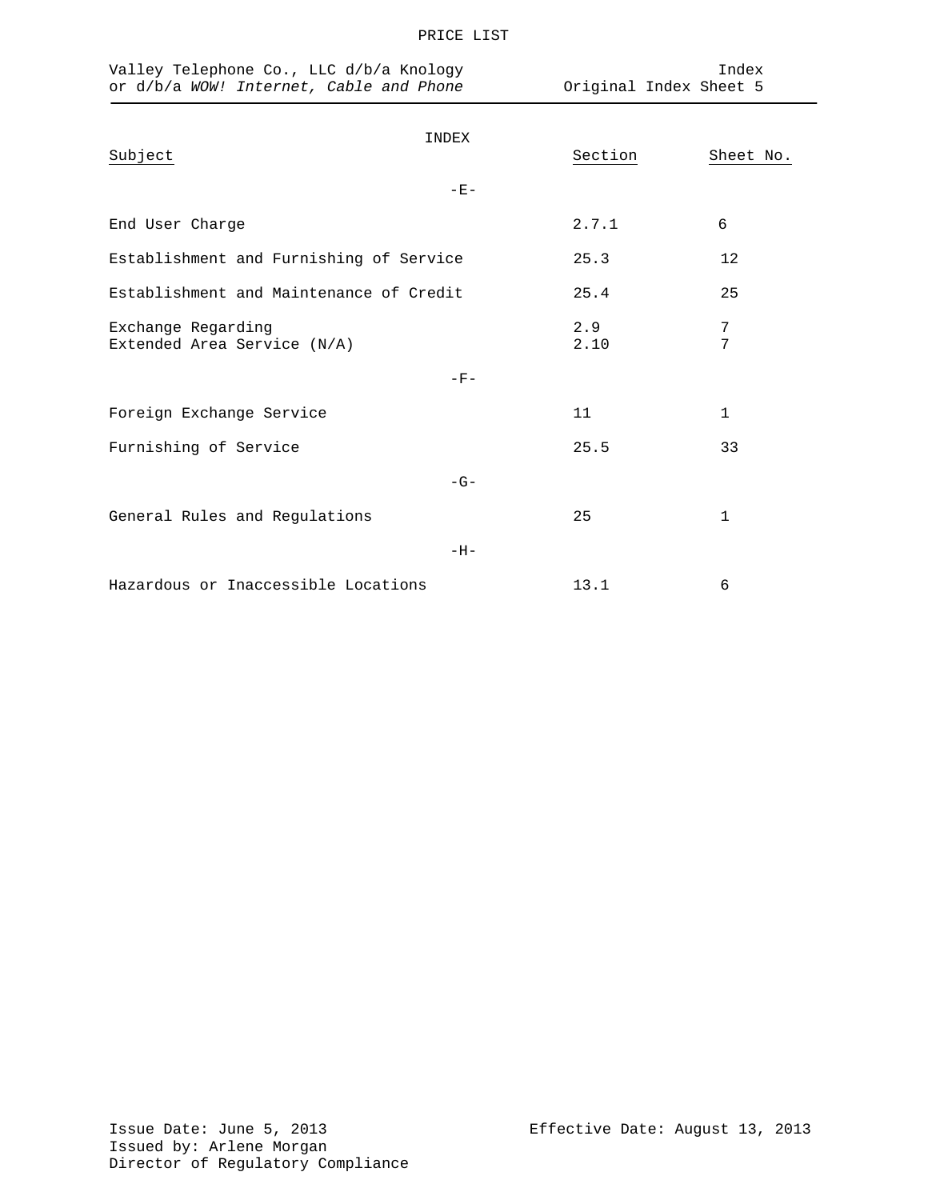PRICE LIST

Valley Telephone Co., LLC d/b/a Knology or d/b/a *WOW! Internet, Cable and Phone*

Index
Original Index Sheet 5

# INDEX

| Subject | Section | Sheet No. |
|---|---|---|
| **-E-** | | |
| End User Charge | 2.7.1 | 6 |
| Establishment and Furnishing of Service | 25.3 | 12 |
| Establishment and Maintenance of Credit | 25.4 | 25 |
| Exchange Regarding | 2.9 | 7 |
| Extended Area Service (N/A) | 2.10 | 7 |
| **-F-** | | |
| Foreign Exchange Service | 11 | 1 |
| Furnishing of Service | 25.5 | 33 |
| **-G-** | | |
| General Rules and Regulations | 25 | 1 |
| **-H-** | | |
| Hazardous or Inaccessible Locations | 13.1 | 6 |

Issue Date: June 5, 2013
Issued by: Arlene Morgan
Director of Regulatory Compliance

Effective Date: August 13, 2013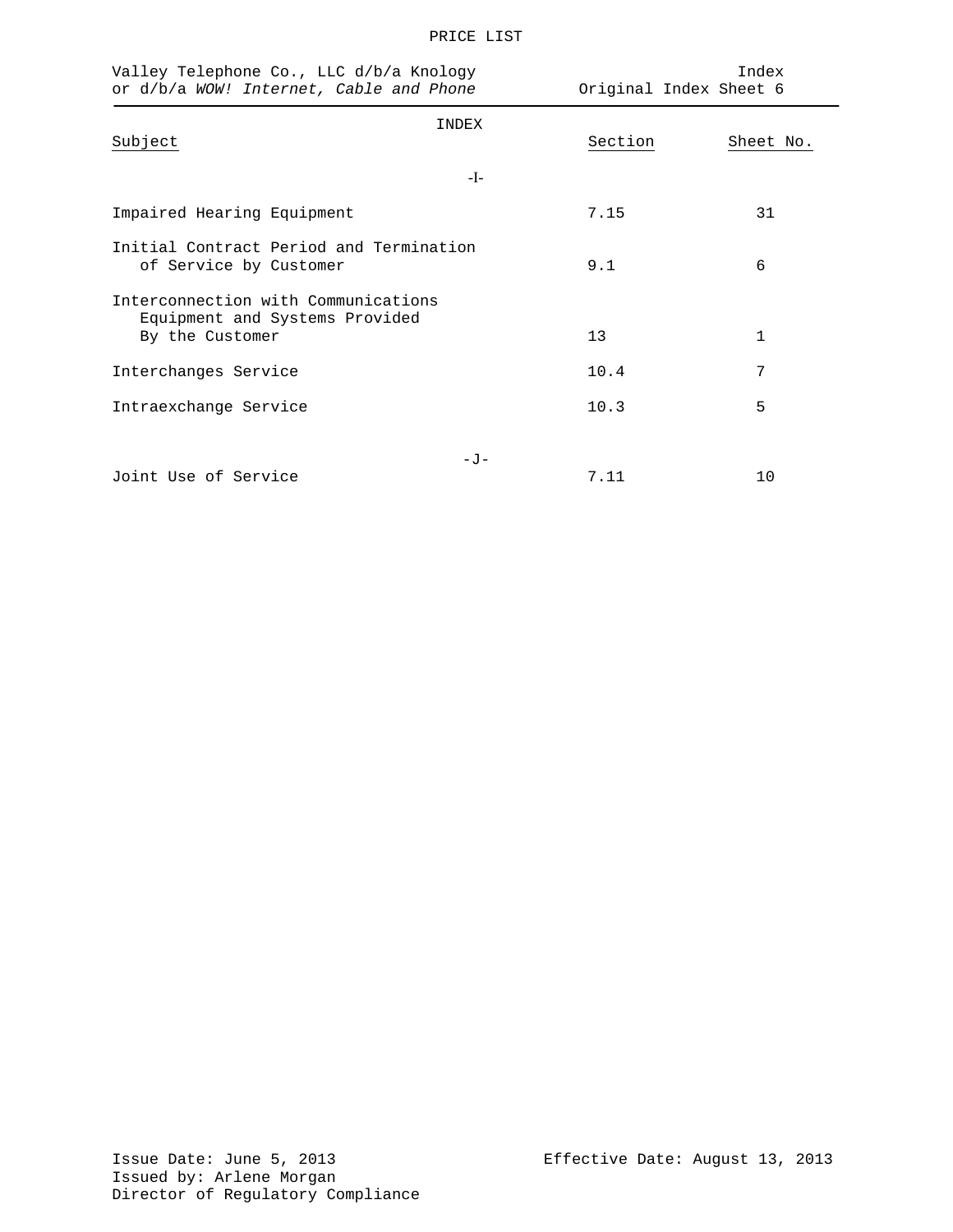PRICE LIST

Valley Telephone Co., LLC d/b/a Knology
or d/b/a *WOW! Internet, Cable and Phone*

Index
Original Index Sheet 6

INDEX

| Subject | Section | Sheet No. |
|---|---|---|
| -I- | | |
| Impaired Hearing Equipment | 7.15 | 31 |
| Initial Contract Period and Termination of Service by Customer | 9.1 | 6 |
| Interconnection with Communications Equipment and Systems Provided By the Customer | 13 | 1 |
| Interchanges Service | 10.4 | 7 |
| Intraexchange Service | 10.3 | 5 |
| -J- | | |
| Joint Use of Service | 7.11 | 10 |

Issue Date: June 5, 2013
Issued by: Arlene Morgan
Director of Regulatory Compliance

Effective Date: August 13, 2013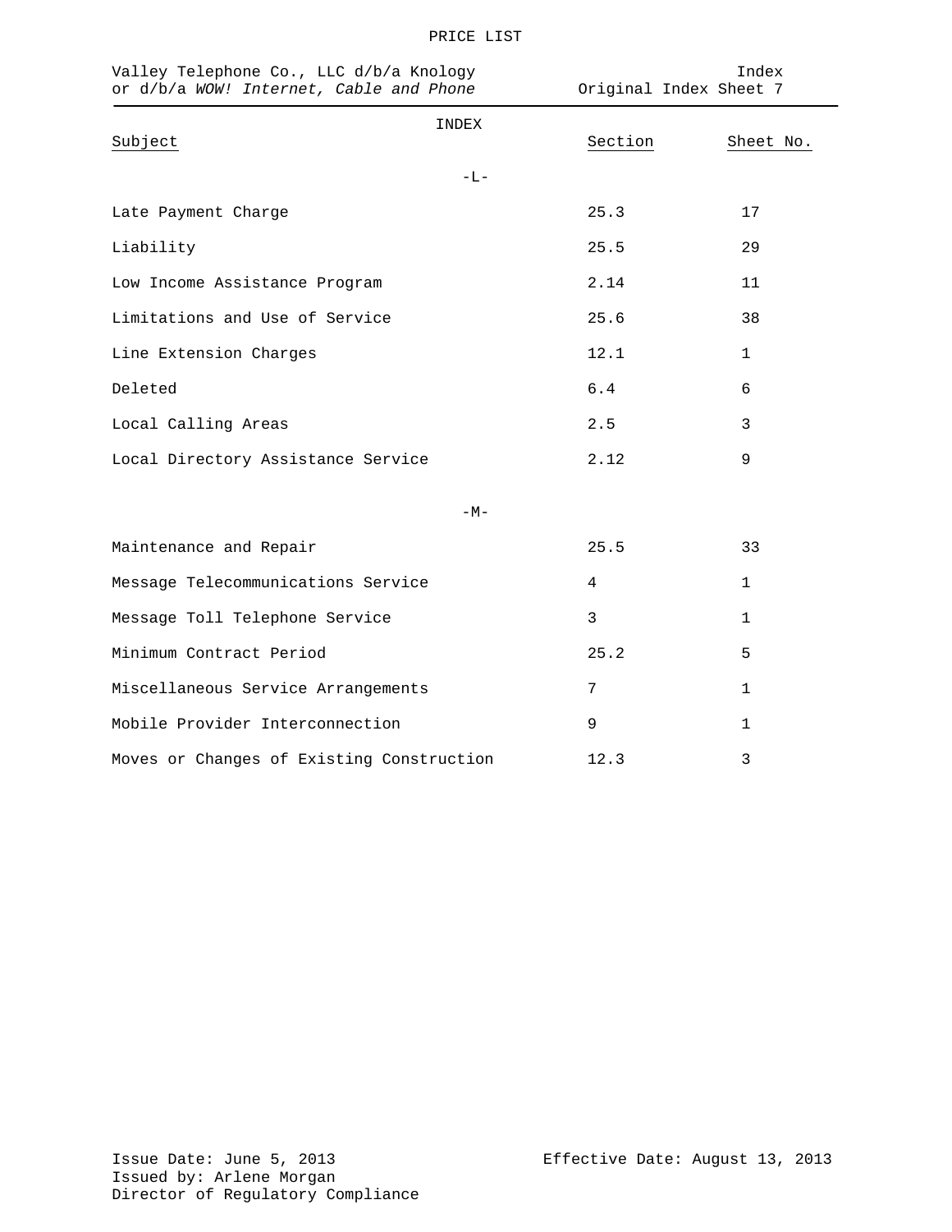PRICE LIST

Valley Telephone Co., LLC d/b/a Knology
or d/b/a *WOW! Internet, Cable and Phone*

Index
Original Index Sheet 7

INDEX

| Subject | Section | Sheet No. |
|---|---|---|
| -L- | | |
| Late Payment Charge | 25.3 | 17 |
| Liability | 25.5 | 29 |
| Low Income Assistance Program | 2.14 | 11 |
| Limitations and Use of Service | 25.6 | 38 |
| Line Extension Charges | 12.1 | 1 |
| Deleted | 6.4 | 6 |
| Local Calling Areas | 2.5 | 3 |
| Local Directory Assistance Service | 2.12 | 9 |
| -M- | | |
| Maintenance and Repair | 25.5 | 33 |
| Message Telecommunications Service | 4 | 1 |
| Message Toll Telephone Service | 3 | 1 |
| Minimum Contract Period | 25.2 | 5 |
| Miscellaneous Service Arrangements | 7 | 1 |
| Mobile Provider Interconnection | 9 | 1 |
| Moves or Changes of Existing Construction | 12.3 | 3 |

Issue Date: June 5, 2013
Issued by: Arlene Morgan
Director of Regulatory Compliance

Effective Date: August 13, 2013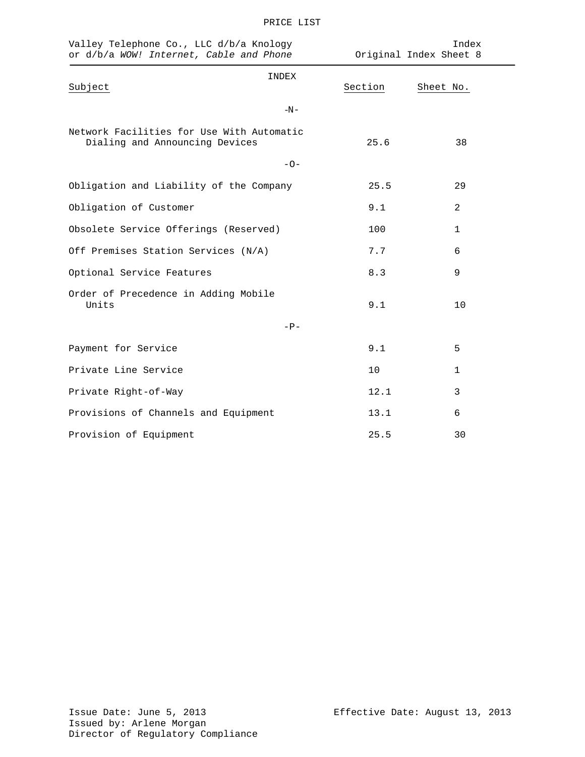PRICE LIST

Valley Telephone Co., LLC d/b/a Knology or d/b/a *WOW! Internet, Cable and Phone*

Index
Original Index Sheet 8

## INDEX

| Subject | Section | Sheet No. |
|---|---|---|
| **-N-** | | |
| Network Facilities for Use With Automatic Dialing and Announcing Devices | 25.6 | 38 |
| **-O-** | | |
| Obligation and Liability of the Company | 25.5 | 29 |
| Obligation of Customer | 9.1 | 2 |
| Obsolete Service Offerings (Reserved) | 100 | 1 |
| Off Premises Station Services (N/A) | 7.7 | 6 |
| Optional Service Features | 8.3 | 9 |
| Order of Precedence in Adding Mobile Units | 9.1 | 10 |
| **-P-** | | |
| Payment for Service | 9.1 | 5 |
| Private Line Service | 10 | 1 |
| Private Right-of-Way | 12.1 | 3 |
| Provisions of Channels and Equipment | 13.1 | 6 |
| Provision of Equipment | 25.5 | 30 |

Issue Date: June 5, 2013
Issued by: Arlene Morgan
Director of Regulatory Compliance

Effective Date: August 13, 2013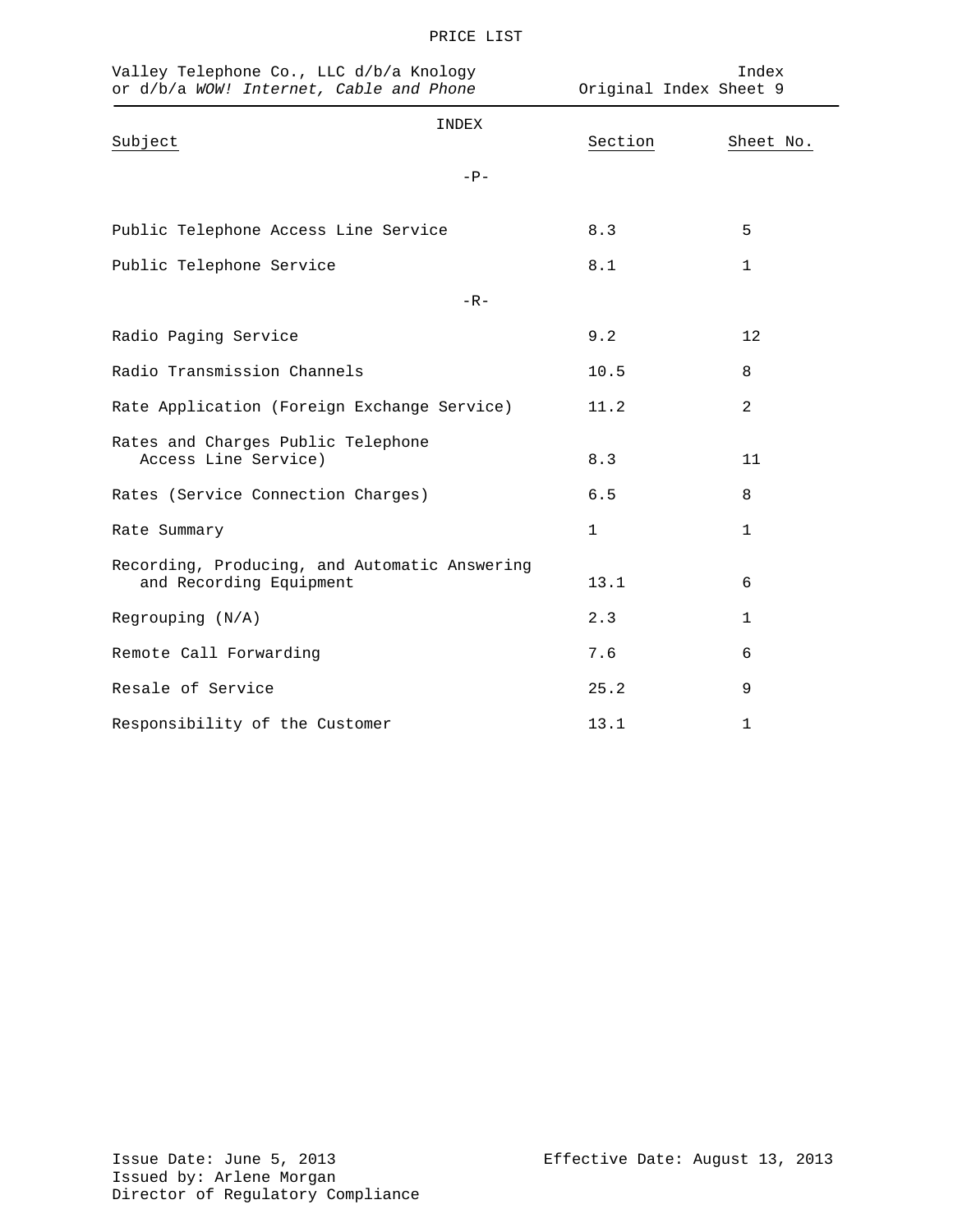PRICE LIST

Valley Telephone Co., LLC d/b/a Knology
or d/b/a *WOW! Internet, Cable and Phone*

Index
Original Index Sheet 9

INDEX

| Subject | Section | Sheet No. |
|---|---|---|
| **-P-** | | |
| Public Telephone Access Line Service | 8.3 | 5 |
| Public Telephone Service | 8.1 | 1 |
| **-R-** | | |
| Radio Paging Service | 9.2 | 12 |
| Radio Transmission Channels | 10.5 | 8 |
| Rate Application (Foreign Exchange Service) | 11.2 | 2 |
| Rates and Charges Public Telephone Access Line Service) | 8.3 | 11 |
| Rates (Service Connection Charges) | 6.5 | 8 |
| Rate Summary | 1 | 1 |
| Recording, Producing, and Automatic Answering and Recording Equipment | 13.1 | 6 |
| Regrouping (N/A) | 2.3 | 1 |
| Remote Call Forwarding | 7.6 | 6 |
| Resale of Service | 25.2 | 9 |
| Responsibility of the Customer | 13.1 | 1 |

Issue Date: June 5, 2013
Issued by: Arlene Morgan
Director of Regulatory Compliance

Effective Date: August 13, 2013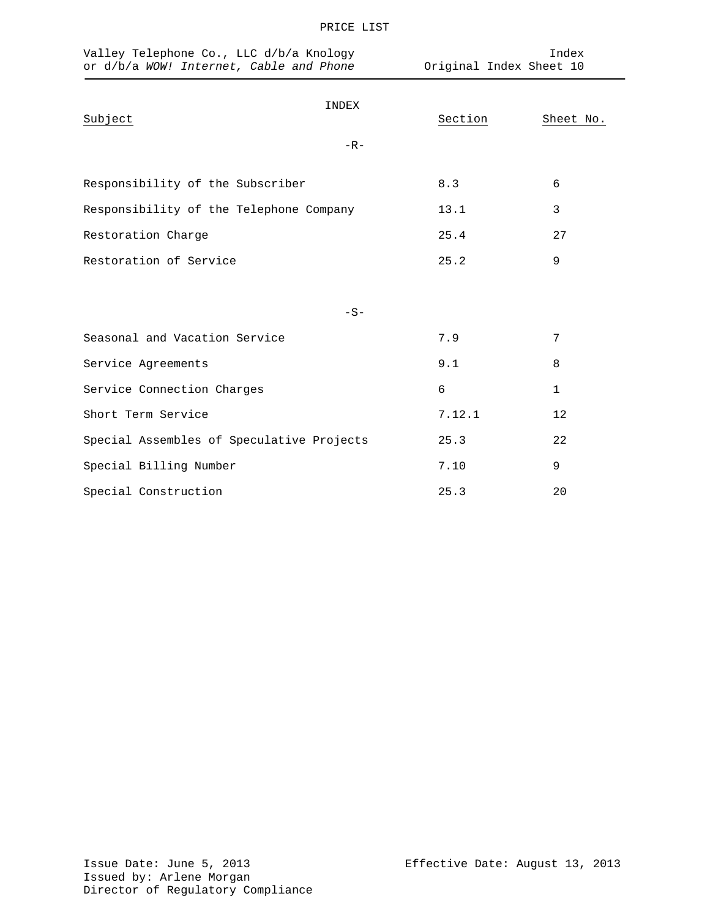PRICE LIST

Valley Telephone Co., LLC d/b/a Knology or d/b/a *WOW! Internet, Cable and Phone*

Index
Original Index Sheet 10

INDEX

| Subject | Section | Sheet No. |
|---|---|---|
| **-R-** | | |
| Responsibility of the Subscriber | 8.3 | 6 |
| Responsibility of the Telephone Company | 13.1 | 3 |
| Restoration Charge | 25.4 | 27 |
| Restoration of Service | 25.2 | 9 |
| **-S-** | | |
| Seasonal and Vacation Service | 7.9 | 7 |
| Service Agreements | 9.1 | 8 |
| Service Connection Charges | 6 | 1 |
| Short Term Service | 7.12.1 | 12 |
| Special Assembles of Speculative Projects | 25.3 | 22 |
| Special Billing Number | 7.10 | 9 |
| Special Construction | 25.3 | 20 |

Issue Date: June 5, 2013
Issued by: Arlene Morgan
Director of Regulatory Compliance

Effective Date: August 13, 2013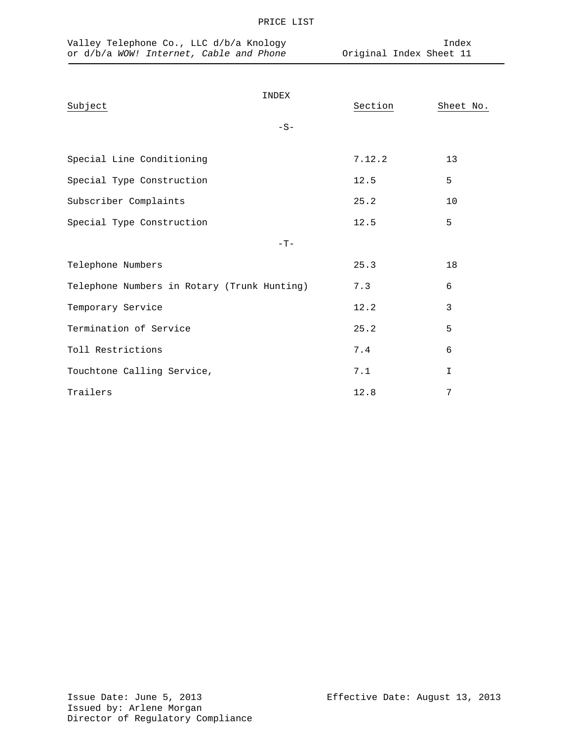INDEX

| Subject | Section | Sheet No. |
|---|---|---|
| **-S-** | | |
| Special Line Conditioning | 7.12.2 | 13 |
| Special Type Construction | 12.5 | 5 |
| Subscriber Complaints | 25.2 | 10 |
| Special Type Construction | 12.5 | 5 |
| **-T-** | | |
| Telephone Numbers | 25.3 | 18 |
| Telephone Numbers in Rotary (Trunk Hunting) | 7.3 | 6 |
| Temporary Service | 12.2 | 3 |
| Termination of Service | 25.2 | 5 |
| Toll Restrictions | 7.4 | 6 |
| Touchtone Calling Service, | 7.1 | I |
| Trailers | 12.8 | 7 |

Issue Date: June 5, 2013
Issued by: Arlene Morgan
Director of Regulatory Compliance

Effective Date: August 13, 2013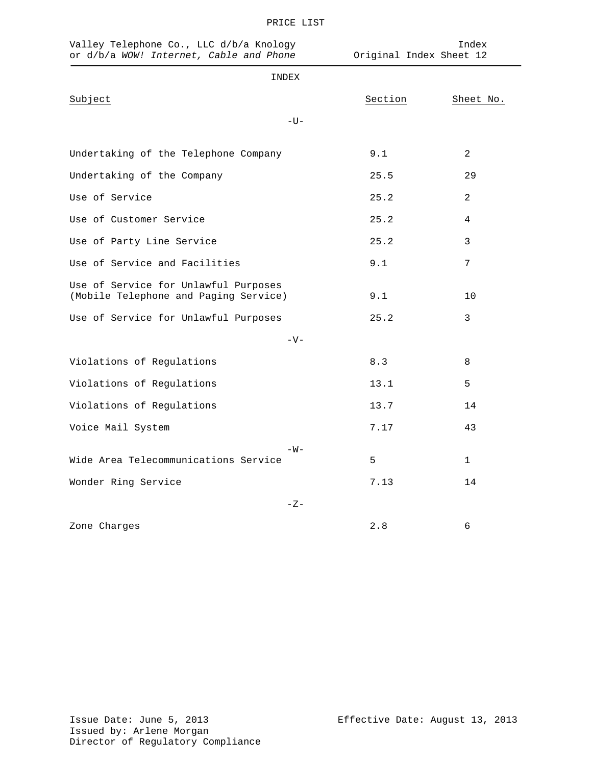PRICE LIST

Valley Telephone Co., LLC d/b/a Knology or d/b/a *WOW! Internet, Cable and Phone*

Index
Original Index Sheet 12

INDEX

| Subject | Section | Sheet No. |
|---|---|---|
| **-U-** | | |
| Undertaking of the Telephone Company | 9.1 | 2 |
| Undertaking of the Company | 25.5 | 29 |
| Use of Service | 25.2 | 2 |
| Use of Customer Service | 25.2 | 4 |
| Use of Party Line Service | 25.2 | 3 |
| Use of Service and Facilities | 9.1 | 7 |
| Use of Service for Unlawful Purposes (Mobile Telephone and Paging Service) | 9.1 | 10 |
| Use of Service for Unlawful Purposes | 25.2 | 3 |
| **-V-** | | |
| Violations of Regulations | 8.3 | 8 |
| Violations of Regulations | 13.1 | 5 |
| Violations of Regulations | 13.7 | 14 |
| Voice Mail System | 7.17 | 43 |
| **-W-** | | |
| Wide Area Telecommunications Service | 5 | 1 |
| Wonder Ring Service | 7.13 | 14 |
| **-Z-** | | |
| Zone Charges | 2.8 | 6 |

Issue Date: June 5, 2013
Issued by: Arlene Morgan
Director of Regulatory Compliance

Effective Date: August 13, 2013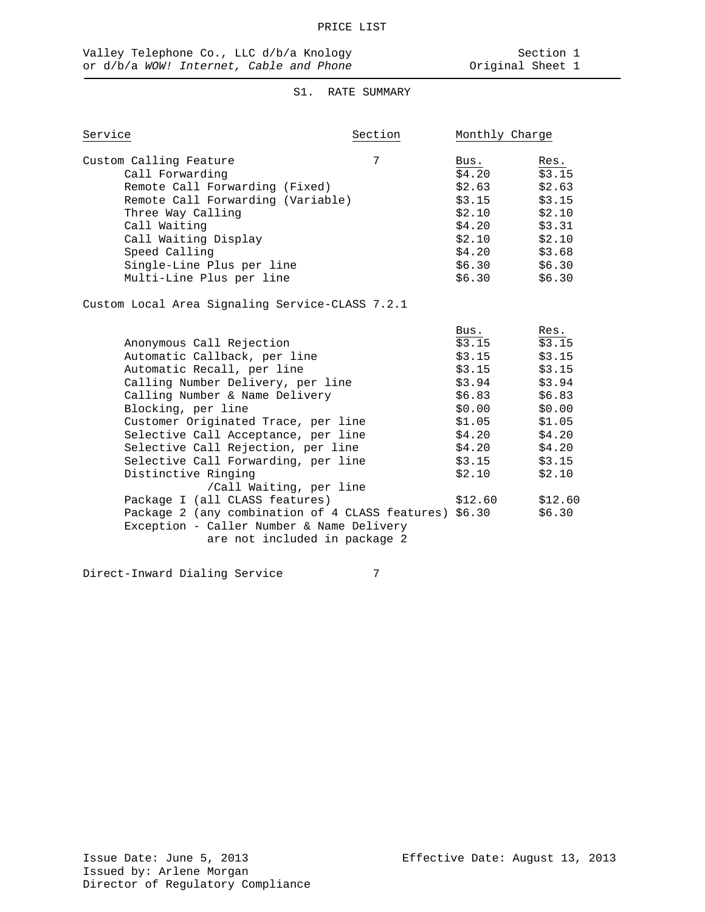PRICE LIST

Valley Telephone Co., LLC d/b/a Knology
or d/b/a *WOW! Internet, Cable and Phone*

Section 1
Original Sheet 1

## S1. RATE SUMMARY

| Service | Section | Monthly Charge | |
|---|---|---|---|
| | | **Bus.** | **Res.** |
| Custom Calling Feature | 7 | | |
| Call Forwarding | | $4.20 | $3.15 |
| Remote Call Forwarding (Fixed) | | $2.63 | $2.63 |
| Remote Call Forwarding (Variable) | | $3.15 | $3.15 |
| Three Way Calling | | $2.10 | $2.10 |
| Call Waiting | | $4.20 | $3.31 |
| Call Waiting Display | | $2.10 | $2.10 |
| Speed Calling | | $4.20 | $3.68 |
| Single-Line Plus per line | | $6.30 | $6.30 |
| Multi-Line Plus per line | | $6.30 | $6.30 |
| Custom Local Area Signaling Service-CLASS | 7.2.1 | | |
| | | **Bus.** | **Res.** |
| Anonymous Call Rejection | | $3.15 | $3.15 |
| Automatic Callback, per line | | $3.15 | $3.15 |
| Automatic Recall, per line | | $3.15 | $3.15 |
| Calling Number Delivery, per line | | $3.94 | $3.94 |
| Calling Number & Name Delivery | | $6.83 | $6.83 |
| Blocking, per line | | $0.00 | $0.00 |
| Customer Originated Trace, per line | | $1.05 | $1.05 |
| Selective Call Acceptance, per line | | $4.20 | $4.20 |
| Selective Call Rejection, per line | | $4.20 | $4.20 |
| Selective Call Forwarding, per line | | $3.15 | $3.15 |
| Distinctive Ringing /Call Waiting, per line | | $2.10 | $2.10 |
| Package I (all CLASS features) | | $12.60 | $12.60 |
| Package 2 (any combination of 4 CLASS features) | | $6.30 | $6.30 |
| Exception - Caller Number & Name Delivery are not included in package 2 | | | |
| Direct-Inward Dialing Service | 7 | | |

Issue Date: June 5, 2013
Issued by: Arlene Morgan
Director of Regulatory Compliance

Effective Date: August 13, 2013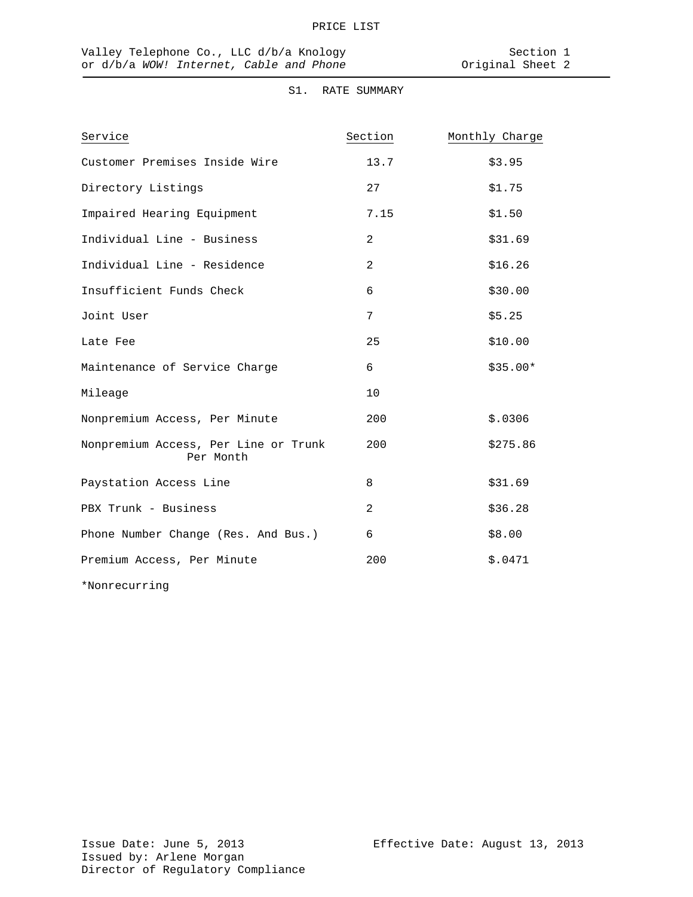PRICE LIST

Valley Telephone Co., LLC d/b/a Knology
or d/b/a *WOW! Internet, Cable and Phone*

Section 1
Original Sheet 2

S1. RATE SUMMARY

| Service | Section | Monthly Charge |
|---|---|---|
| Customer Premises Inside Wire | 13.7 | $3.95 |
| Directory Listings | 27 | $1.75 |
| Impaired Hearing Equipment | 7.15 | $1.50 |
| Individual Line - Business | 2 | $31.69 |
| Individual Line - Residence | 2 | $16.26 |
| Insufficient Funds Check | 6 | $30.00 |
| Joint User | 7 | $5.25 |
| Late Fee | 25 | $10.00 |
| Maintenance of Service Charge | 6 | $35.00* |
| Mileage | 10 | |
| Nonpremium Access, Per Minute | 200 | $.0306 |
| Nonpremium Access, Per Line or Trunk Per Month | 200 | $275.86 |
| Paystation Access Line | 8 | $31.69 |
| PBX Trunk - Business | 2 | $36.28 |
| Phone Number Change (Res. And Bus.) | 6 | $8.00 |
| Premium Access, Per Minute | 200 | $.0471 |

*Nonrecurring

Issue Date: June 5, 2013
Issued by: Arlene Morgan
Director of Regulatory Compliance

Effective Date: August 13, 2013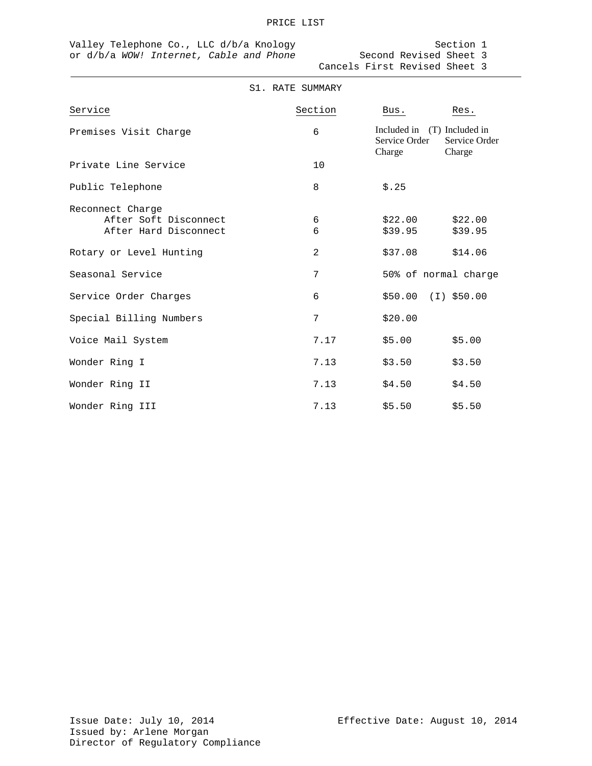PRICE LIST

Valley Telephone Co., LLC d/b/a Knology or d/b/a *WOW! Internet, Cable and Phone*

Section 1
Second Revised Sheet 3
Cancels First Revised Sheet 3

## S1. RATE SUMMARY

| Service | Section | Bus. | Res. |
|---|---|---|---|
| Premises Visit Charge | 6 | Included in Service Order Charge (T) | Included in Service Order Charge |
| Private Line Service | 10 | | |
| Public Telephone | 8 | $.25 | |
| Reconnect Charge | | | |
| After Soft Disconnect | 6 | $22.00 | $22.00 |
| After Hard Disconnect | 6 | $39.95 | $39.95 |
| Rotary or Level Hunting | 2 | $37.08 | $14.06 |
| Seasonal Service | 7 | 50% of normal charge | |
| Service Order Charges | 6 | $50.00 (I) | $50.00 |
| Special Billing Numbers | 7 | $20.00 | |
| Voice Mail System | 7.17 | $5.00 | $5.00 |
| Wonder Ring I | 7.13 | $3.50 | $3.50 |
| Wonder Ring II | 7.13 | $4.50 | $4.50 |
| Wonder Ring III | 7.13 | $5.50 | $5.50 |

Issue Date: July 10, 2014
Issued by: Arlene Morgan
Director of Regulatory Compliance

Effective Date: August 10, 2014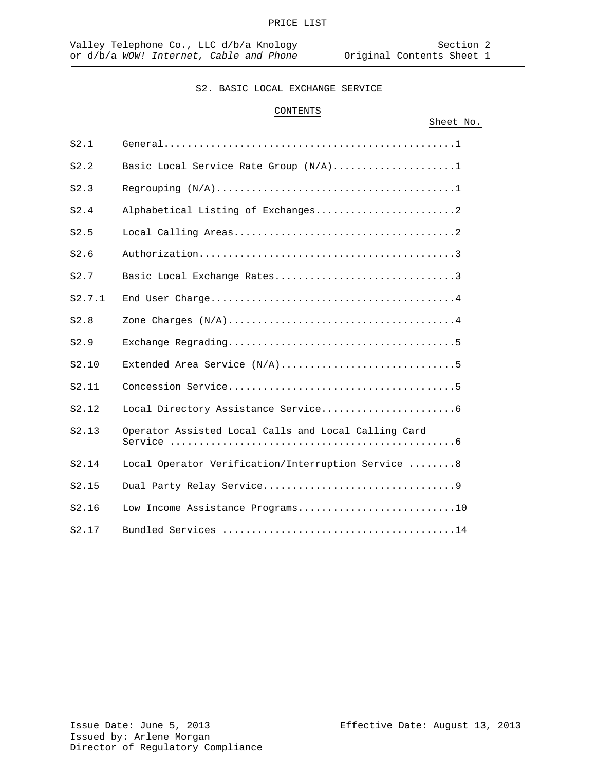# S2. BASIC LOCAL EXCHANGE SERVICE

## CONTENTS

| | | Sheet No. |
|---|---|---|
| S2.1 | General | 1 |
| S2.2 | Basic Local Service Rate Group (N/A) | 1 |
| S2.3 | Regrouping (N/A) | 1 |
| S2.4 | Alphabetical Listing of Exchanges | 2 |
| S2.5 | Local Calling Areas | 2 |
| S2.6 | Authorization | 3 |
| S2.7 | Basic Local Exchange Rates | 3 |
| S2.7.1 | End User Charge | 4 |
| S2.8 | Zone Charges (N/A) | 4 |
| S2.9 | Exchange Regrading | 5 |
| S2.10 | Extended Area Service (N/A) | 5 |
| S2.11 | Concession Service | 5 |
| S2.12 | Local Directory Assistance Service | 6 |
| S2.13 | Operator Assisted Local Calls and Local Calling Card Service | 6 |
| S2.14 | Local Operator Verification/Interruption Service | 8 |
| S2.15 | Dual Party Relay Service | 9 |
| S2.16 | Low Income Assistance Programs | 10 |
| S2.17 | Bundled Services | 14 |

Issue Date: June 5, 2013
Issued by: Arlene Morgan
Director of Regulatory Compliance

Effective Date: August 13, 2013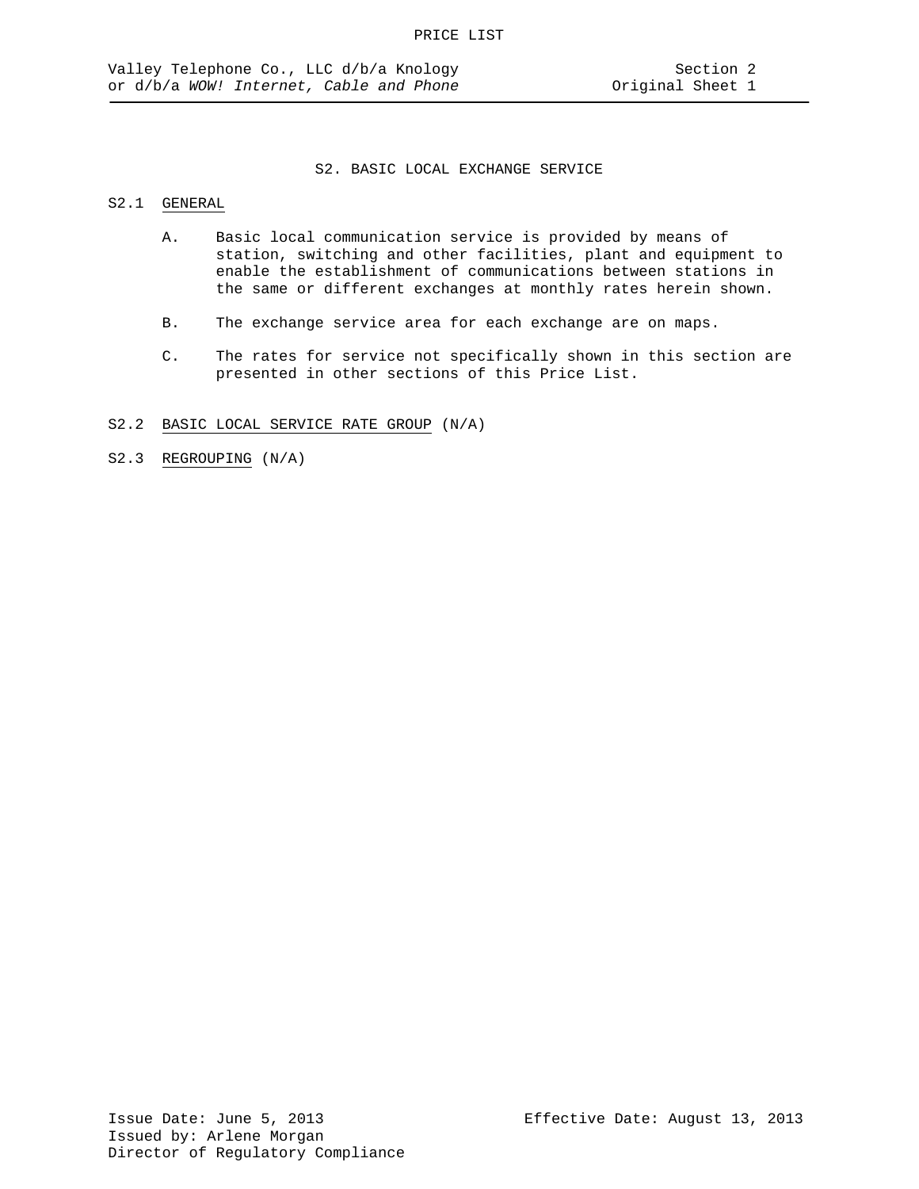# S2. BASIC LOCAL EXCHANGE SERVICE

## S2.1 GENERAL

A. Basic local communication service is provided by means of station, switching and other facilities, plant and equipment to enable the establishment of communications between stations in the same or different exchanges at monthly rates herein shown.

B. The exchange service area for each exchange are on maps.

C. The rates for service not specifically shown in this section are presented in other sections of this Price List.

## S2.2 BASIC LOCAL SERVICE RATE GROUP (N/A)

## S2.3 REGROUPING (N/A)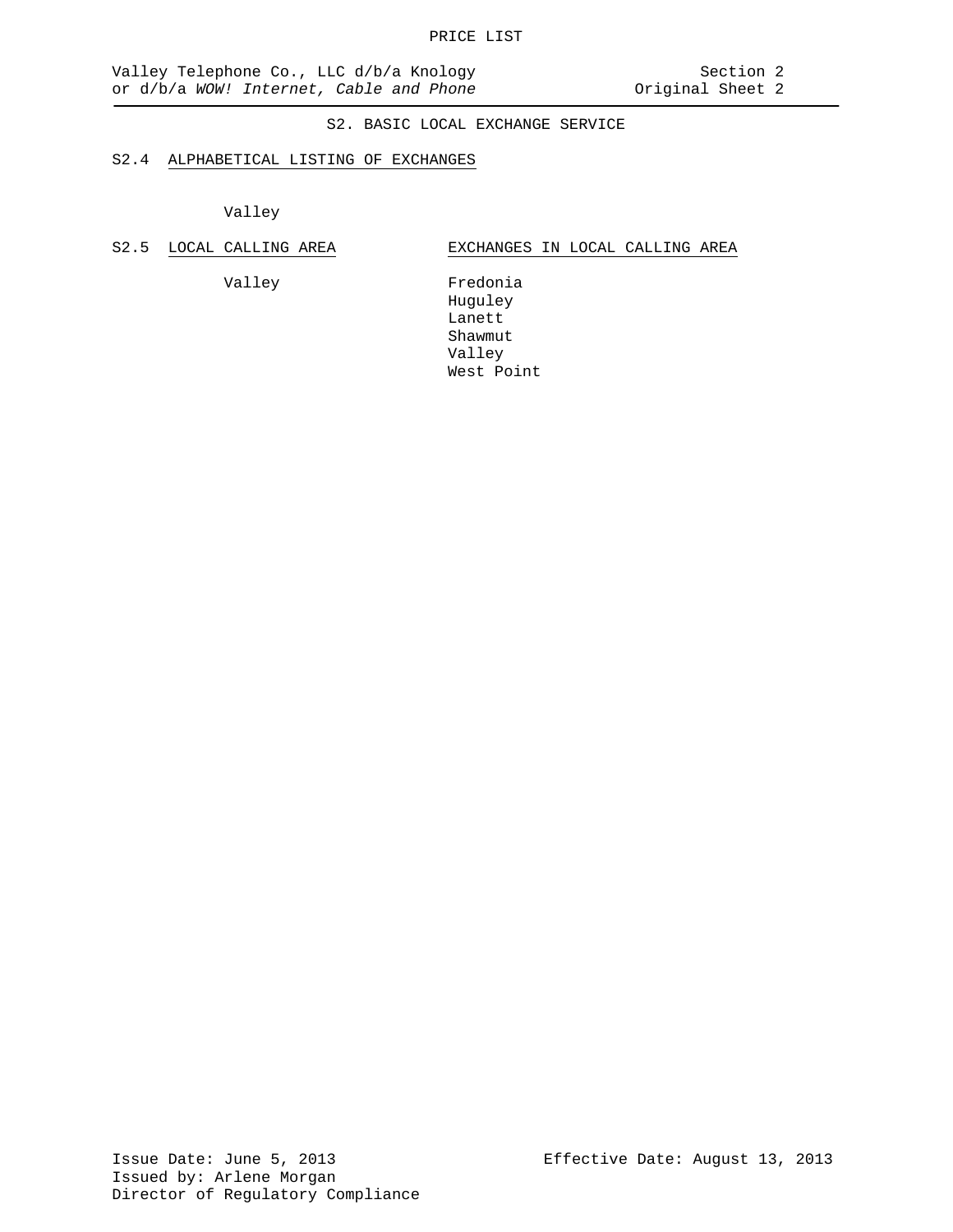## S2. BASIC LOCAL EXCHANGE SERVICE

### S2.4 ALPHABETICAL LISTING OF EXCHANGES

Valley

### S2.5 LOCAL CALLING AREA

| LOCAL CALLING AREA | EXCHANGES IN LOCAL CALLING AREA |
|---|---|
| Valley | Fredonia |
| | Huguley |
| | Lanett |
| | Shawmut |
| | Valley |
| | West Point |

Issue Date: June 5, 2013
Issued by: Arlene Morgan
Director of Regulatory Compliance

Effective Date: August 13, 2013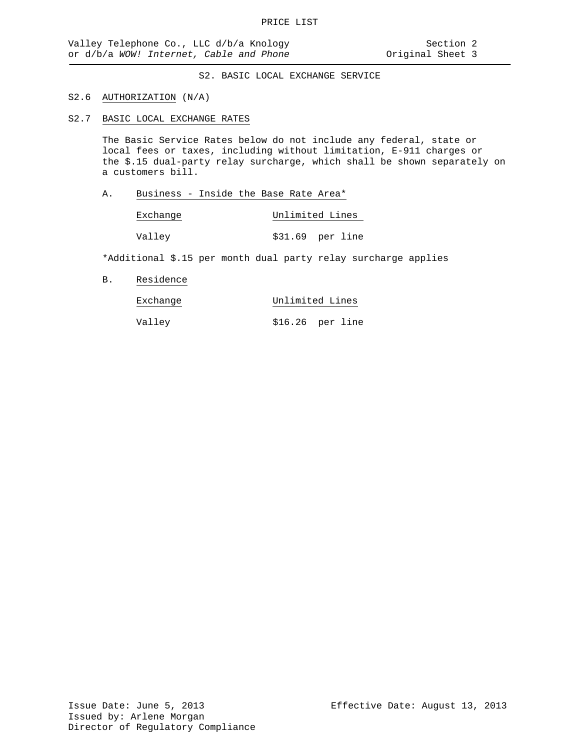# S2. BASIC LOCAL EXCHANGE SERVICE

## S2.6 AUTHORIZATION (N/A)

## S2.7 BASIC LOCAL EXCHANGE RATES

The Basic Service Rates below do not include any federal, state or local fees or taxes, including without limitation, E-911 charges or the $.15 dual-party relay surcharge, which shall be shown separately on a customers bill.

A. Business - Inside the Base Rate Area*

| Exchange | Unlimited Lines |
| --- | --- |
| Valley | $31.69 per line |

*Additional $.15 per month dual party relay surcharge applies

B. Residence

| Exchange | Unlimited Lines |
| --- | --- |
| Valley | $16.26 per line |

Issue Date: June 5, 2013
Issued by: Arlene Morgan
Director of Regulatory Compliance

Effective Date: August 13, 2013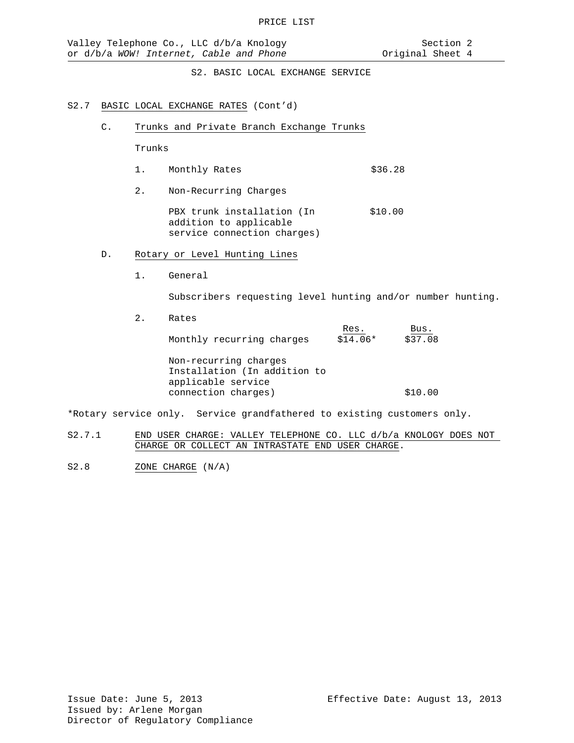## S2. BASIC LOCAL EXCHANGE SERVICE

S2.7 BASIC LOCAL EXCHANGE RATES (Cont'd)

C. Trunks and Private Branch Exchange Trunks

Trunks

1. Monthly Rates $36.28

2. Non-Recurring Charges

PBX trunk installation (In addition to applicable service connection charges) $10.00

D. Rotary or Level Hunting Lines

1. General

Subscribers requesting level hunting and/or number hunting.

2. Rates

| | Res. | Bus. |
|---|---|---|
| Monthly recurring charges | $14.06* | $37.08 |
| Non-recurring charges Installation (In addition to applicable service connection charges) | | $10.00 |

*Rotary service only. Service grandfathered to existing customers only.

S2.7.1 END USER CHARGE: VALLEY TELEPHONE CO. LLC d/b/a KNOLOGY DOES NOT CHARGE OR COLLECT AN INTRASTATE END USER CHARGE.

S2.8 ZONE CHARGE (N/A)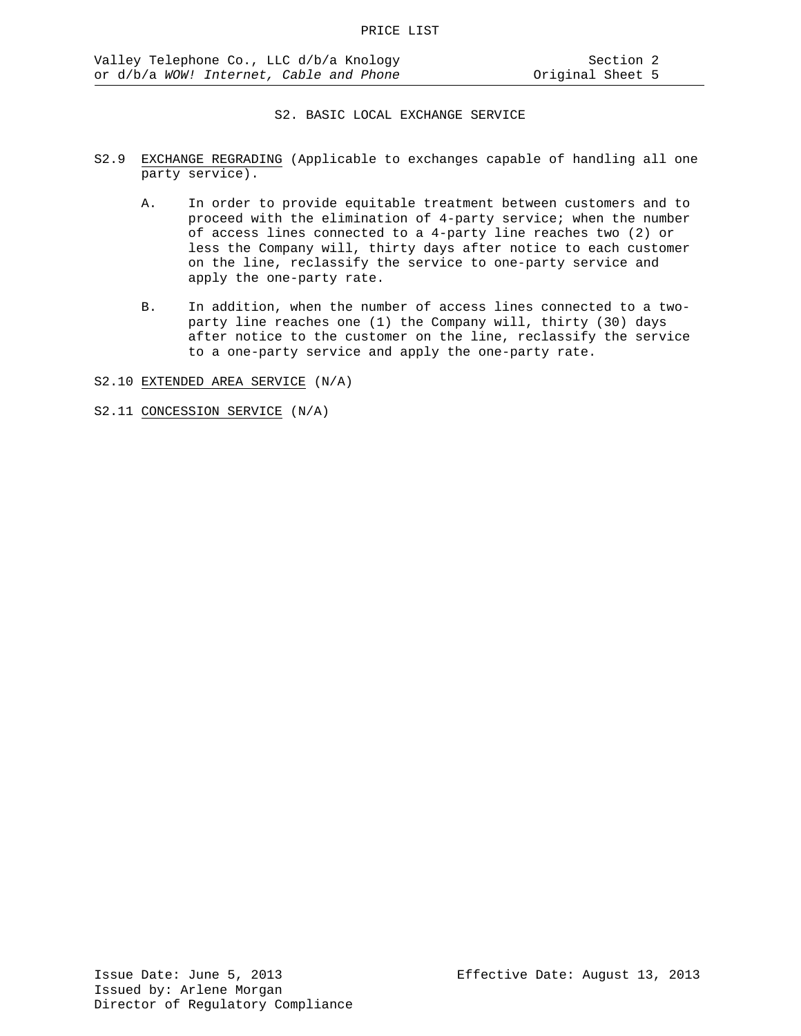## S2. BASIC LOCAL EXCHANGE SERVICE

S2.9 EXCHANGE REGRADING (Applicable to exchanges capable of handling all one party service).

A. In order to provide equitable treatment between customers and to proceed with the elimination of 4-party service; when the number of access lines connected to a 4-party line reaches two (2) or less the Company will, thirty days after notice to each customer on the line, reclassify the service to one-party service and apply the one-party rate.

B. In addition, when the number of access lines connected to a two-party line reaches one (1) the Company will, thirty (30) days after notice to the customer on the line, reclassify the service to a one-party service and apply the one-party rate.

S2.10 EXTENDED AREA SERVICE (N/A)

S2.11 CONCESSION SERVICE (N/A)

Issue Date: June 5, 2013
Issued by: Arlene Morgan
Director of Regulatory Compliance

Effective Date: August 13, 2013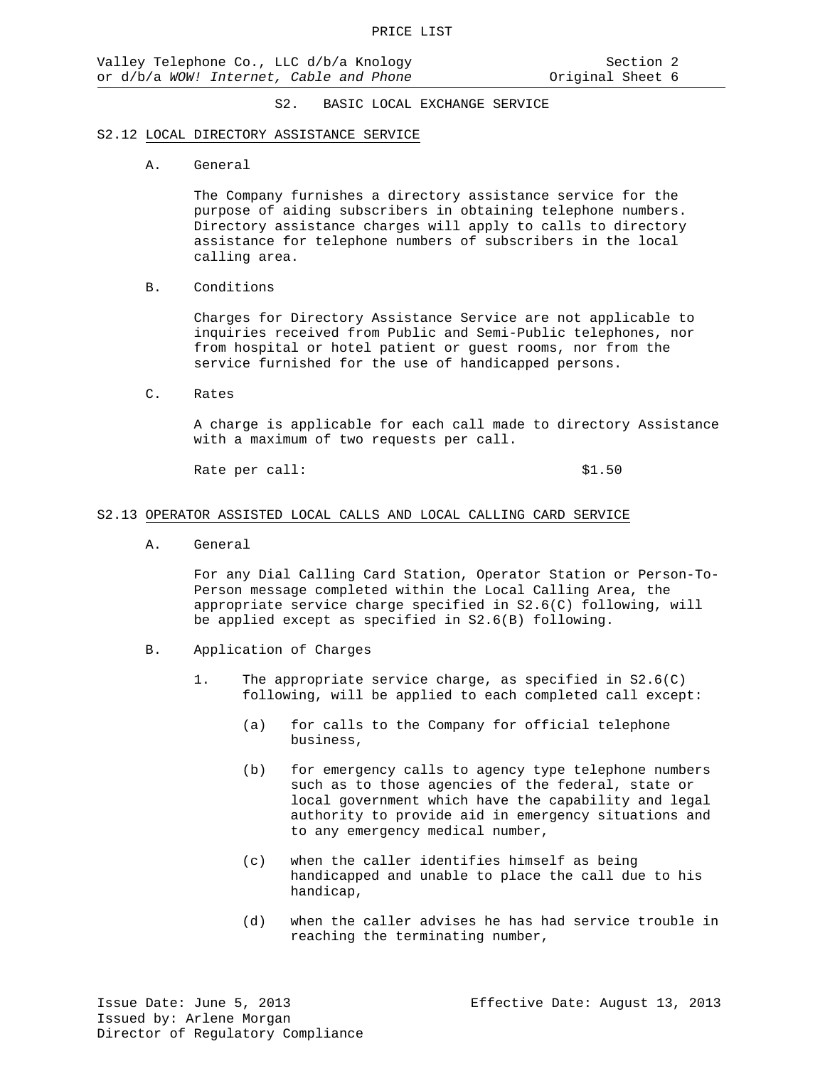## S2. BASIC LOCAL EXCHANGE SERVICE

### S2.12 LOCAL DIRECTORY ASSISTANCE SERVICE

A. General

The Company furnishes a directory assistance service for the purpose of aiding subscribers in obtaining telephone numbers. Directory assistance charges will apply to calls to directory assistance for telephone numbers of subscribers in the local calling area.

B. Conditions

Charges for Directory Assistance Service are not applicable to inquiries received from Public and Semi-Public telephones, nor from hospital or hotel patient or guest rooms, nor from the service furnished for the use of handicapped persons.

C. Rates

A charge is applicable for each call made to directory Assistance with a maximum of two requests per call.

Rate per call: $1.50

### S2.13 OPERATOR ASSISTED LOCAL CALLS AND LOCAL CALLING CARD SERVICE

A. General

For any Dial Calling Card Station, Operator Station or Person-To-Person message completed within the Local Calling Area, the appropriate service charge specified in S2.6(C) following, will be applied except as specified in S2.6(B) following.

B. Application of Charges

1. The appropriate service charge, as specified in S2.6(C) following, will be applied to each completed call except:

   (a) for calls to the Company for official telephone business,

   (b) for emergency calls to agency type telephone numbers such as to those agencies of the federal, state or local government which have the capability and legal authority to provide aid in emergency situations and to any emergency medical number,

   (c) when the caller identifies himself as being handicapped and unable to place the call due to his handicap,

   (d) when the caller advises he has had service trouble in reaching the terminating number,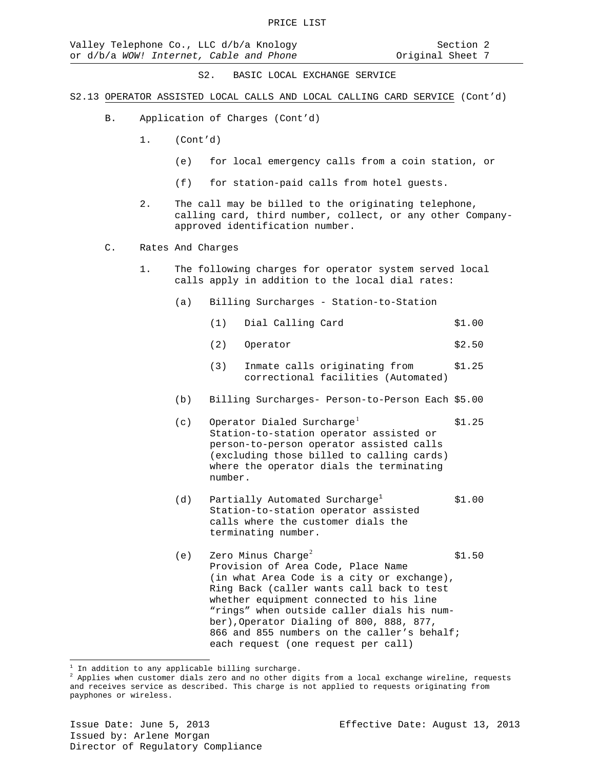PRICE LIST

Valley Telephone Co., LLC d/b/a Knology or d/b/a *WOW! Internet, Cable and Phone* — Section 2, Original Sheet 7

S2. BASIC LOCAL EXCHANGE SERVICE

S2.13 OPERATOR ASSISTED LOCAL CALLS AND LOCAL CALLING CARD SERVICE (Cont'd)

B. Application of Charges (Cont'd)

1. (Cont'd)

   (e) for local emergency calls from a coin station, or

   (f) for station-paid calls from hotel guests.

2. The call may be billed to the originating telephone, calling card, third number, collect, or any other Company-approved identification number.

C. Rates And Charges

1. The following charges for operator system served local calls apply in addition to the local dial rates:

   (a) Billing Surcharges - Station-to-Station

   | | | |
   |---|---|---|
   | (1) | Dial Calling Card | $1.00 |
   | (2) | Operator | $2.50 |
   | (3) | Inmate calls originating from correctional facilities (Automated) | $1.25 |

   (b) Billing Surcharges- Person-to-Person Each $5.00

   (c) Operator Dialed Surcharge[1] — $1.25
   Station-to-station operator assisted or person-to-person operator assisted calls (excluding those billed to calling cards) where the operator dials the terminating number.

   (d) Partially Automated Surcharge[1] — $1.00
   Station-to-station operator assisted calls where the customer dials the terminating number.

   (e) Zero Minus Charge[2] — $1.50
   Provision of Area Code, Place Name (in what Area Code is a city or exchange), Ring Back (caller wants call back to test whether equipment connected to his line "rings" when outside caller dials his number),Operator Dialing of 800, 888, 877, 866 and 855 numbers on the caller's behalf; each request (one request per call)

---

[1] In addition to any applicable billing surcharge.

[2] Applies when customer dials zero and no other digits from a local exchange wireline, requests and receives service as described. This charge is not applied to requests originating from payphones or wireless.

Issue Date: June 5, 2013
Issued by: Arlene Morgan
Director of Regulatory Compliance

Effective Date: August 13, 2013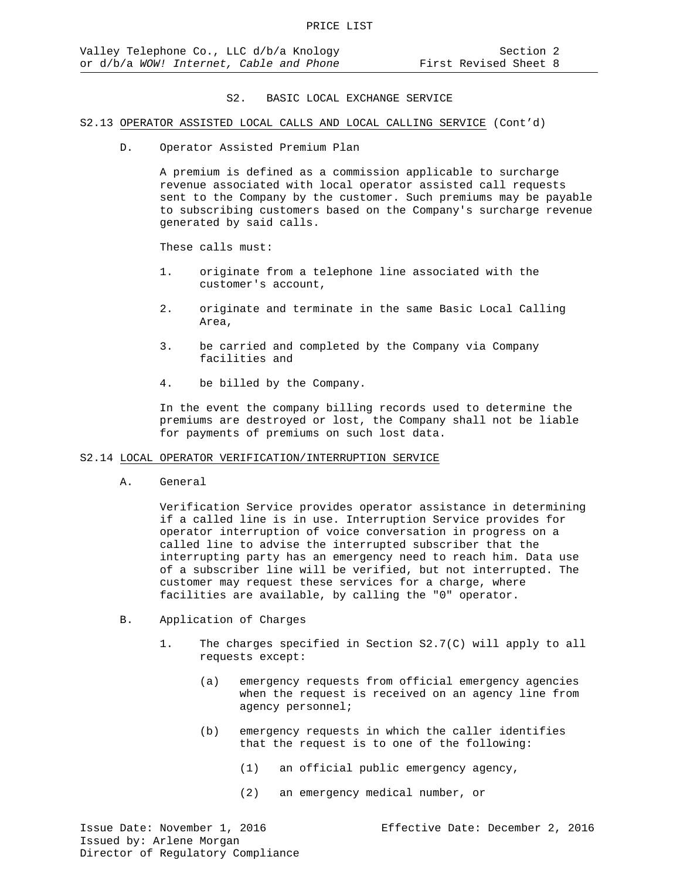# S2. BASIC LOCAL EXCHANGE SERVICE

## S2.13 OPERATOR ASSISTED LOCAL CALLS AND LOCAL CALLING SERVICE (Cont'd)

D. Operator Assisted Premium Plan

A premium is defined as a commission applicable to surcharge revenue associated with local operator assisted call requests sent to the Company by the customer. Such premiums may be payable to subscribing customers based on the Company's surcharge revenue generated by said calls.

These calls must:

1. originate from a telephone line associated with the customer's account,

2. originate and terminate in the same Basic Local Calling Area,

3. be carried and completed by the Company via Company facilities and

4. be billed by the Company.

In the event the company billing records used to determine the premiums are destroyed or lost, the Company shall not be liable for payments of premiums on such lost data.

## S2.14 LOCAL OPERATOR VERIFICATION/INTERRUPTION SERVICE

A. General

Verification Service provides operator assistance in determining if a called line is in use. Interruption Service provides for operator interruption of voice conversation in progress on a called line to advise the interrupted subscriber that the interrupting party has an emergency need to reach him. Data use of a subscriber line will be verified, but not interrupted. The customer may request these services for a charge, where facilities are available, by calling the "0" operator.

B. Application of Charges

1. The charges specified in Section S2.7(C) will apply to all requests except:

   (a) emergency requests from official emergency agencies when the request is received on an agency line from agency personnel;

   (b) emergency requests in which the caller identifies that the request is to one of the following:

      (1) an official public emergency agency,

      (2) an emergency medical number, or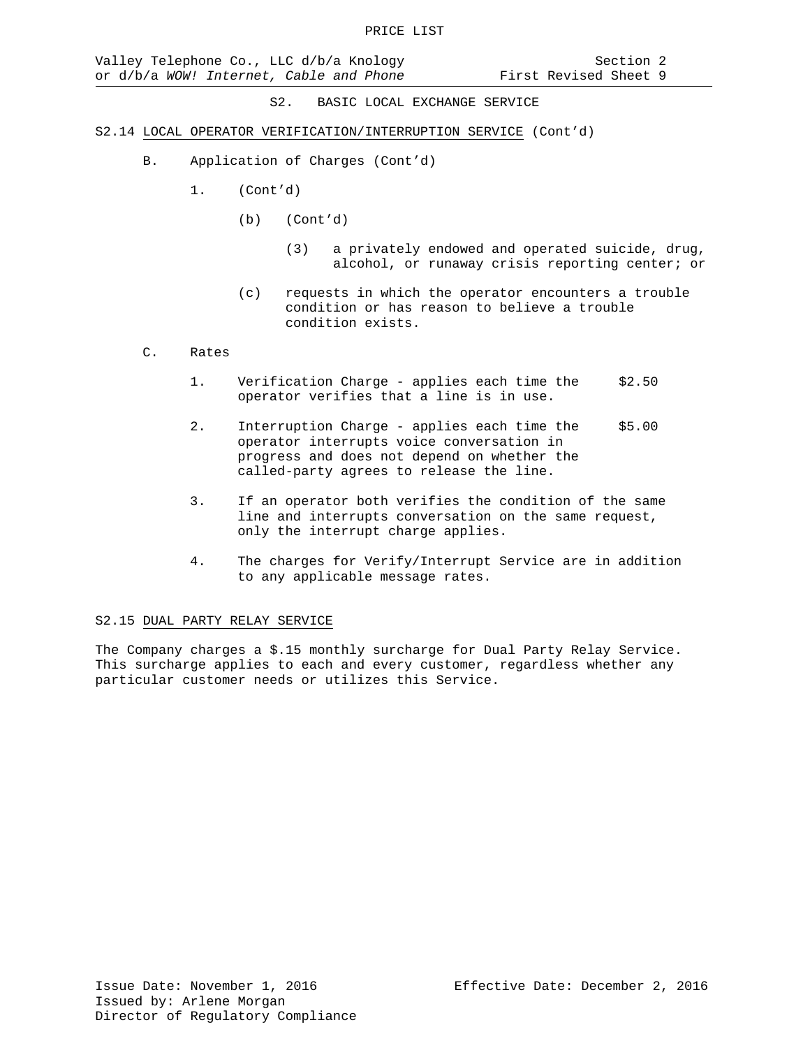S2. BASIC LOCAL EXCHANGE SERVICE

S2.14 LOCAL OPERATOR VERIFICATION/INTERRUPTION SERVICE (Cont'd)

B. Application of Charges (Cont'd)

1. (Cont'd)

(b) (Cont'd)

(3) a privately endowed and operated suicide, drug, alcohol, or runaway crisis reporting center; or

(c) requests in which the operator encounters a trouble condition or has reason to believe a trouble condition exists.

C. Rates

1. Verification Charge - applies each time the operator verifies that a line is in use. $2.50

2. Interruption Charge - applies each time the operator interrupts voice conversation in progress and does not depend on whether the called-party agrees to release the line. $5.00

3. If an operator both verifies the condition of the same line and interrupts conversation on the same request, only the interrupt charge applies.

4. The charges for Verify/Interrupt Service are in addition to any applicable message rates.

S2.15 DUAL PARTY RELAY SERVICE

The Company charges a $.15 monthly surcharge for Dual Party Relay Service. This surcharge applies to each and every customer, regardless whether any particular customer needs or utilizes this Service.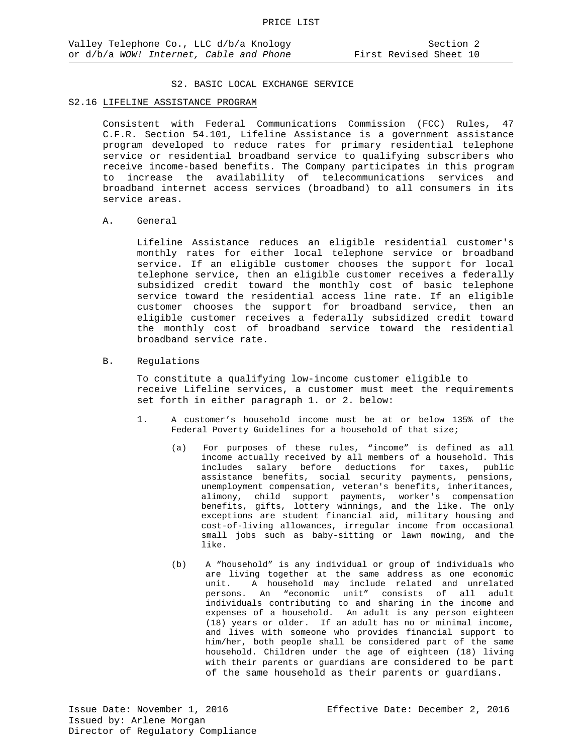# S2. BASIC LOCAL EXCHANGE SERVICE

## S2.16 LIFELINE ASSISTANCE PROGRAM

Consistent with Federal Communications Commission (FCC) Rules, 47 C.F.R. Section 54.101, Lifeline Assistance is a government assistance program developed to reduce rates for primary residential telephone service or residential broadband service to qualifying subscribers who receive income-based benefits. The Company participates in this program to increase the availability of telecommunications services and broadband internet access services (broadband) to all consumers in its service areas.

A. General

Lifeline Assistance reduces an eligible residential customer's monthly rates for either local telephone service or broadband service. If an eligible customer chooses the support for local telephone service, then an eligible customer receives a federally subsidized credit toward the monthly cost of basic telephone service toward the residential access line rate. If an eligible customer chooses the support for broadband service, then an eligible customer receives a federally subsidized credit toward the monthly cost of broadband service toward the residential broadband service rate.

B. Regulations

To constitute a qualifying low-income customer eligible to receive Lifeline services, a customer must meet the requirements set forth in either paragraph 1. or 2. below:

1. A customer's household income must be at or below 135% of the Federal Poverty Guidelines for a household of that size;

   (a) For purposes of these rules, "income" is defined as all income actually received by all members of a household. This includes salary before deductions for taxes, public assistance benefits, social security payments, pensions, unemployment compensation, veteran's benefits, inheritances, alimony, child support payments, worker's compensation benefits, gifts, lottery winnings, and the like. The only exceptions are student financial aid, military housing and cost-of-living allowances, irregular income from occasional small jobs such as baby-sitting or lawn mowing, and the like.

   (b) A "household" is any individual or group of individuals who are living together at the same address as one economic unit. A household may include related and unrelated persons. An "economic unit" consists of all adult individuals contributing to and sharing in the income and expenses of a household. An adult is any person eighteen (18) years or older. If an adult has no or minimal income, and lives with someone who provides financial support to him/her, both people shall be considered part of the same household. Children under the age of eighteen (18) living with their parents or guardians are considered to be part of the same household as their parents or guardians.

Issue Date: November 1, 2016 Effective Date: December 2, 2016
Issued by: Arlene Morgan
Director of Regulatory Compliance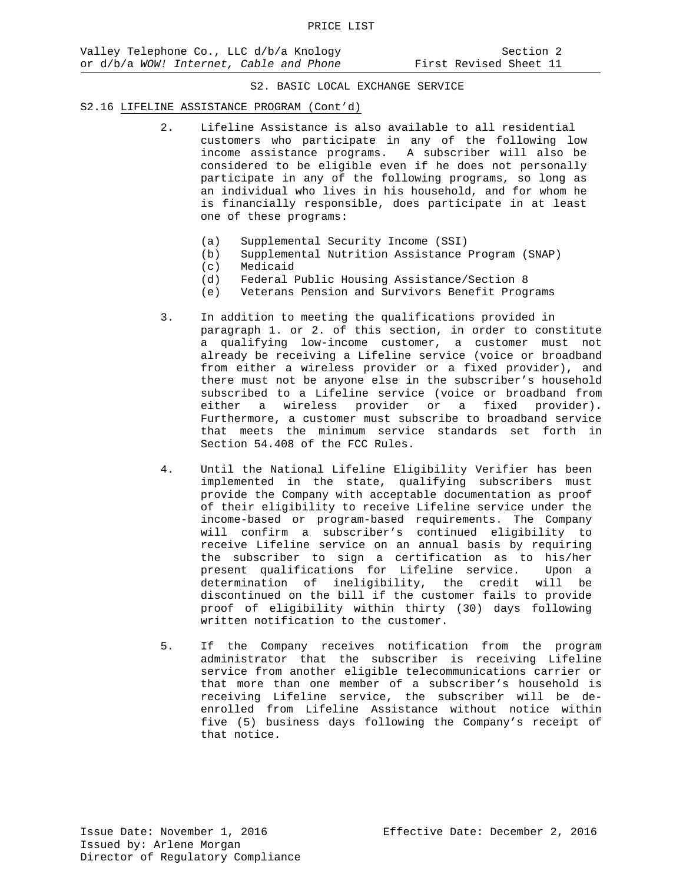## S2. BASIC LOCAL EXCHANGE SERVICE

### S2.16 LIFELINE ASSISTANCE PROGRAM (Cont'd)

2. Lifeline Assistance is also available to all residential customers who participate in any of the following low income assistance programs. A subscriber will also be considered to be eligible even if he does not personally participate in any of the following programs, so long as an individual who lives in his household, and for whom he is financially responsible, does participate in at least one of these programs:

   (a) Supplemental Security Income (SSI)
   (b) Supplemental Nutrition Assistance Program (SNAP)
   (c) Medicaid
   (d) Federal Public Housing Assistance/Section 8
   (e) Veterans Pension and Survivors Benefit Programs

3. In addition to meeting the qualifications provided in paragraph 1. or 2. of this section, in order to constitute a qualifying low-income customer, a customer must not already be receiving a Lifeline service (voice or broadband from either a wireless provider or a fixed provider), and there must not be anyone else in the subscriber's household subscribed to a Lifeline service (voice or broadband from either a wireless provider or a fixed provider). Furthermore, a customer must subscribe to broadband service that meets the minimum service standards set forth in Section 54.408 of the FCC Rules.

4. Until the National Lifeline Eligibility Verifier has been implemented in the state, qualifying subscribers must provide the Company with acceptable documentation as proof of their eligibility to receive Lifeline service under the income-based or program-based requirements. The Company will confirm a subscriber's continued eligibility to receive Lifeline service on an annual basis by requiring the subscriber to sign a certification as to his/her present qualifications for Lifeline service. Upon a determination of ineligibility, the credit will be discontinued on the bill if the customer fails to provide proof of eligibility within thirty (30) days following written notification to the customer.

5. If the Company receives notification from the program administrator that the subscriber is receiving Lifeline service from another eligible telecommunications carrier or that more than one member of a subscriber's household is receiving Lifeline service, the subscriber will be de-enrolled from Lifeline Assistance without notice within five (5) business days following the Company's receipt of that notice.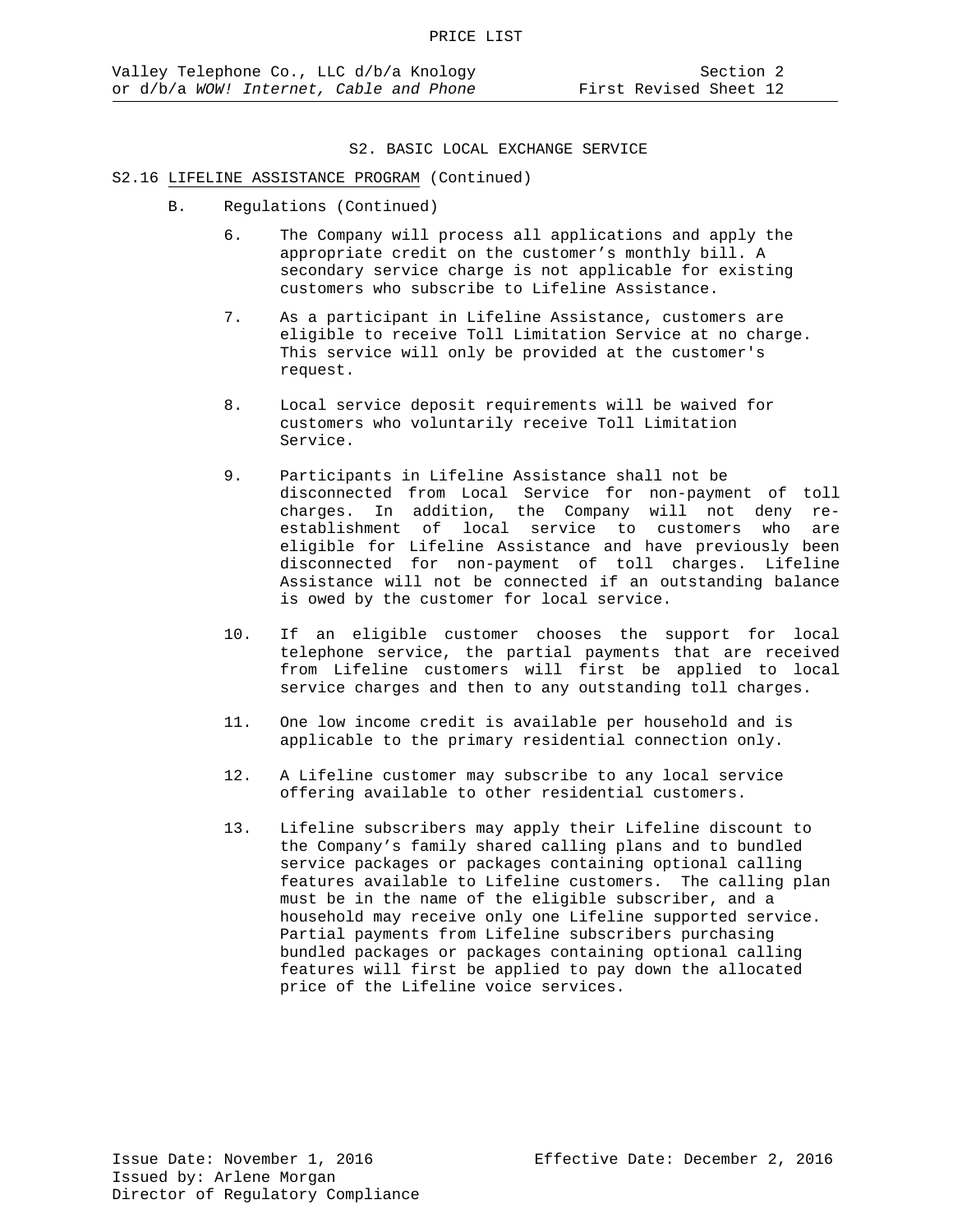## S2. BASIC LOCAL EXCHANGE SERVICE

S2.16 LIFELINE ASSISTANCE PROGRAM (Continued)

B. Regulations (Continued)

6. The Company will process all applications and apply the appropriate credit on the customer's monthly bill. A secondary service charge is not applicable for existing customers who subscribe to Lifeline Assistance.

7. As a participant in Lifeline Assistance, customers are eligible to receive Toll Limitation Service at no charge. This service will only be provided at the customer's request.

8. Local service deposit requirements will be waived for customers who voluntarily receive Toll Limitation Service.

9. Participants in Lifeline Assistance shall not be disconnected from Local Service for non-payment of toll charges. In addition, the Company will not deny re-establishment of local service to customers who are eligible for Lifeline Assistance and have previously been disconnected for non-payment of toll charges. Lifeline Assistance will not be connected if an outstanding balance is owed by the customer for local service.

10. If an eligible customer chooses the support for local telephone service, the partial payments that are received from Lifeline customers will first be applied to local service charges and then to any outstanding toll charges.

11. One low income credit is available per household and is applicable to the primary residential connection only.

12. A Lifeline customer may subscribe to any local service offering available to other residential customers.

13. Lifeline subscribers may apply their Lifeline discount to the Company's family shared calling plans and to bundled service packages or packages containing optional calling features available to Lifeline customers. The calling plan must be in the name of the eligible subscriber, and a household may receive only one Lifeline supported service. Partial payments from Lifeline subscribers purchasing bundled packages or packages containing optional calling features will first be applied to pay down the allocated price of the Lifeline voice services.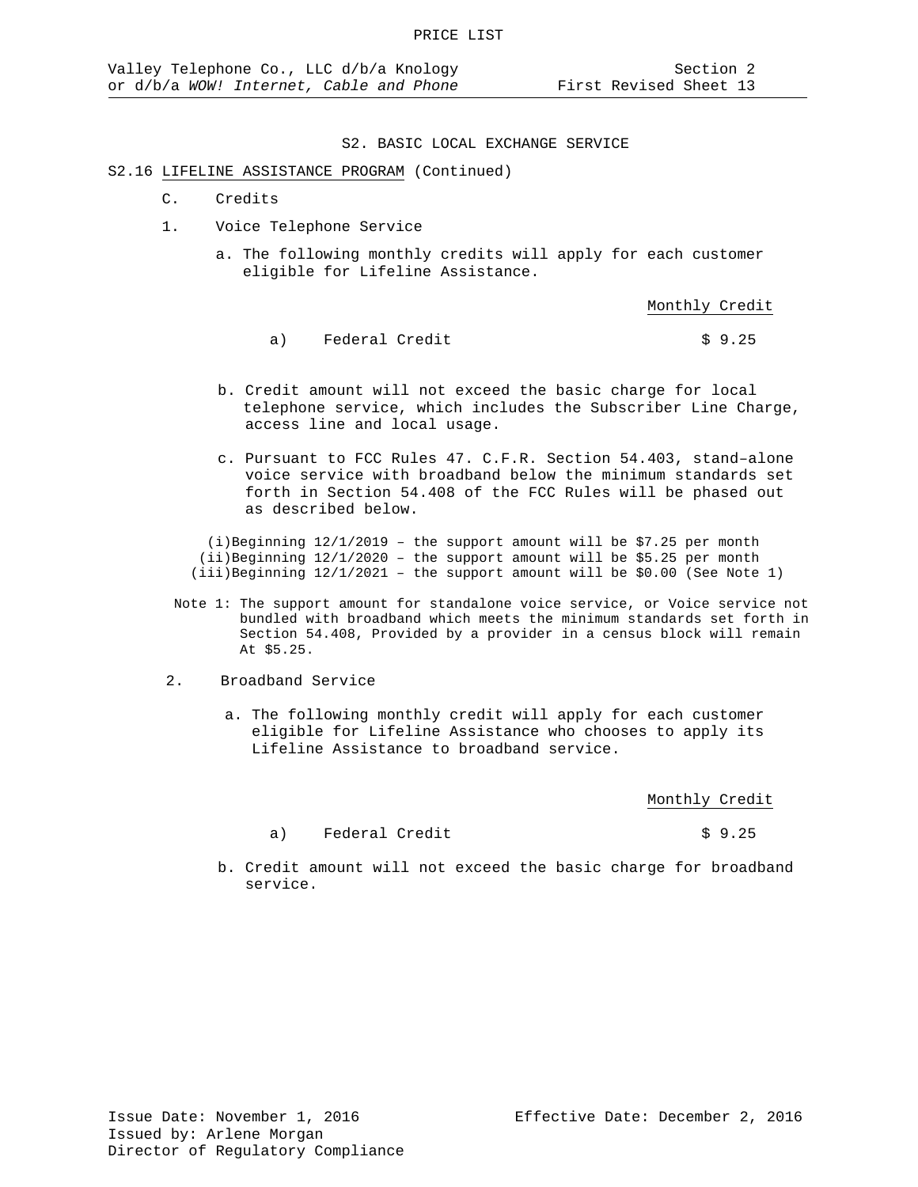## S2. BASIC LOCAL EXCHANGE SERVICE

S2.16 LIFELINE ASSISTANCE PROGRAM (Continued)

C. Credits

1. Voice Telephone Service

   a. The following monthly credits will apply for each customer eligible for Lifeline Assistance.

| | Monthly Credit |
|---|---|
| a) Federal Credit | $ 9.25 |

   b. Credit amount will not exceed the basic charge for local telephone service, which includes the Subscriber Line Charge, access line and local usage.

   c. Pursuant to FCC Rules 47. C.F.R. Section 54.403, stand–alone voice service with broadband below the minimum standards set forth in Section 54.408 of the FCC Rules will be phased out as described below.

   (i)Beginning 12/1/2019 – the support amount will be $7.25 per month
   (ii)Beginning 12/1/2020 – the support amount will be $5.25 per month
   (iii)Beginning 12/1/2021 – the support amount will be $0.00 (See Note 1)

Note 1: The support amount for standalone voice service, or Voice service not bundled with broadband which meets the minimum standards set forth in Section 54.408, Provided by a provider in a census block will remain At $5.25.

2. Broadband Service

   a. The following monthly credit will apply for each customer eligible for Lifeline Assistance who chooses to apply its Lifeline Assistance to broadband service.

| | Monthly Credit |
|---|---|
| a) Federal Credit | $ 9.25 |

   b. Credit amount will not exceed the basic charge for broadband service.

Issue Date: November 1, 2016
Issued by: Arlene Morgan
Director of Regulatory Compliance

Effective Date: December 2, 2016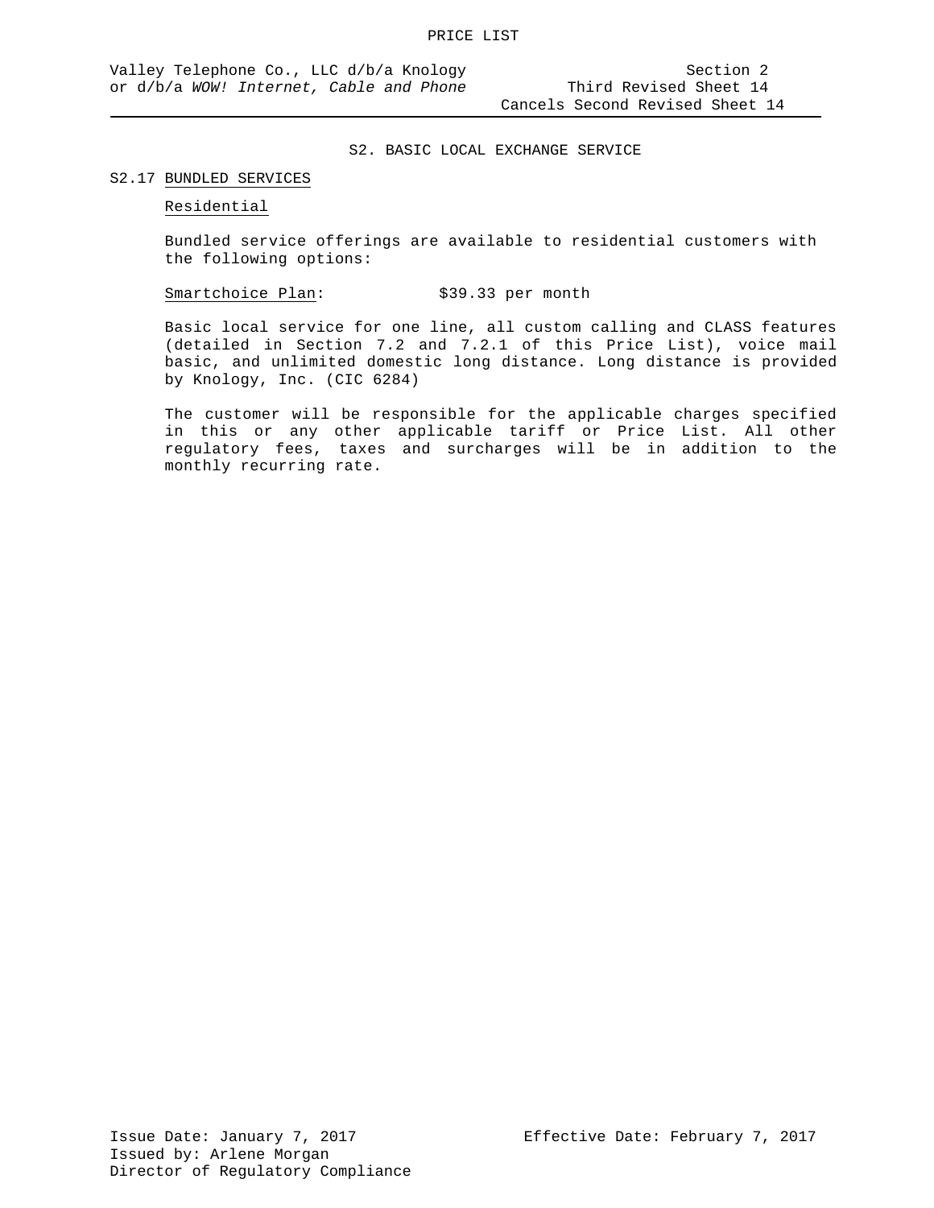## S2. BASIC LOCAL EXCHANGE SERVICE

### S2.17 BUNDLED SERVICES

#### Residential

Bundled service offerings are available to residential customers with the following options:

Smartchoice Plan: $39.33 per month

Basic local service for one line, all custom calling and CLASS features (detailed in Section 7.2 and 7.2.1 of this Price List), voice mail basic, and unlimited domestic long distance. Long distance is provided by Knology, Inc. (CIC 6284)

The customer will be responsible for the applicable charges specified in this or any other applicable tariff or Price List. All other regulatory fees, taxes and surcharges will be in addition to the monthly recurring rate.

Issue Date: January 7, 2017
Issued by: Arlene Morgan
Director of Regulatory Compliance

Effective Date: February 7, 2017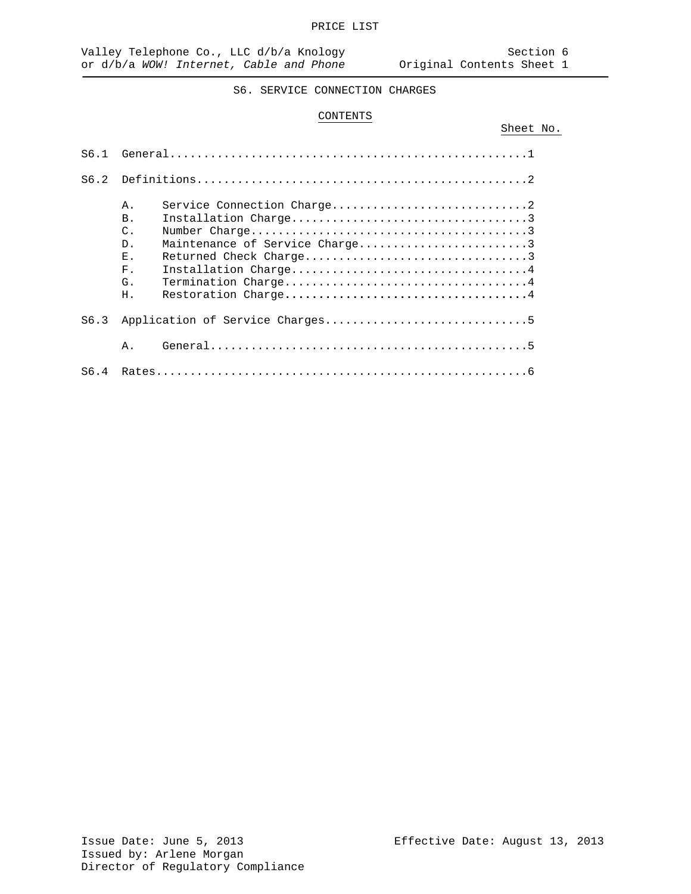# S6. SERVICE CONNECTION CHARGES

## CONTENTS

| | | Sheet No. |
|---|---|---|
| S6.1 | General | 1 |
| S6.2 | Definitions | 2 |
| | A. Service Connection Charge | 2 |
| | B. Installation Charge | 3 |
| | C. Number Charge | 3 |
| | D. Maintenance of Service Charge | 3 |
| | E. Returned Check Charge | 3 |
| | F. Installation Charge | 4 |
| | G. Termination Charge | 4 |
| | H. Restoration Charge | 4 |
| S6.3 | Application of Service Charges | 5 |
| | A. General | 5 |
| S6.4 | Rates | 6 |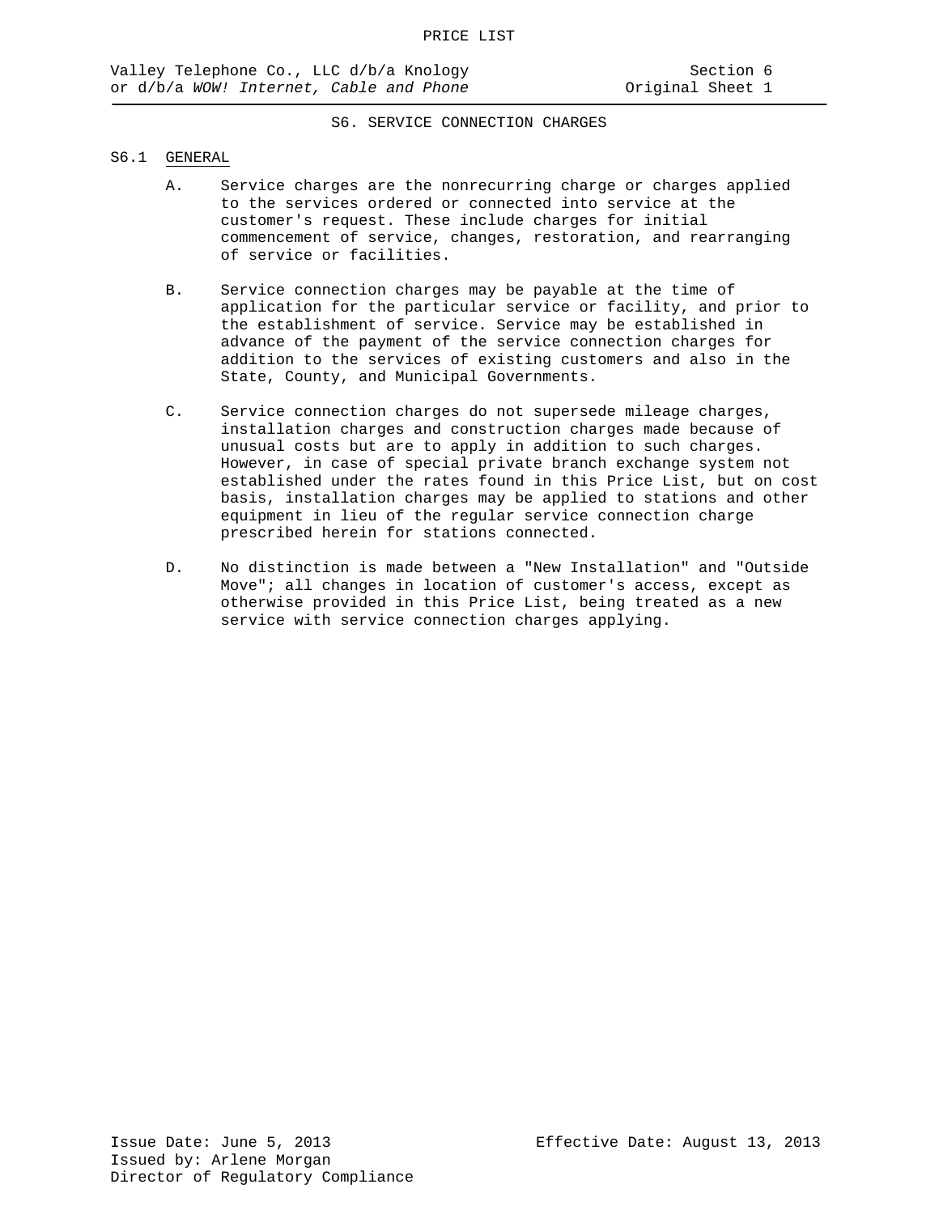# S6. SERVICE CONNECTION CHARGES

## S6.1 GENERAL

A. Service charges are the nonrecurring charge or charges applied to the services ordered or connected into service at the customer's request. These include charges for initial commencement of service, changes, restoration, and rearranging of service or facilities.

B. Service connection charges may be payable at the time of application for the particular service or facility, and prior to the establishment of service. Service may be established in advance of the payment of the service connection charges for addition to the services of existing customers and also in the State, County, and Municipal Governments.

C. Service connection charges do not supersede mileage charges, installation charges and construction charges made because of unusual costs but are to apply in addition to such charges. However, in case of special private branch exchange system not established under the rates found in this Price List, but on cost basis, installation charges may be applied to stations and other equipment in lieu of the regular service connection charge prescribed herein for stations connected.

D. No distinction is made between a "New Installation" and "Outside Move"; all changes in location of customer's access, except as otherwise provided in this Price List, being treated as a new service with service connection charges applying.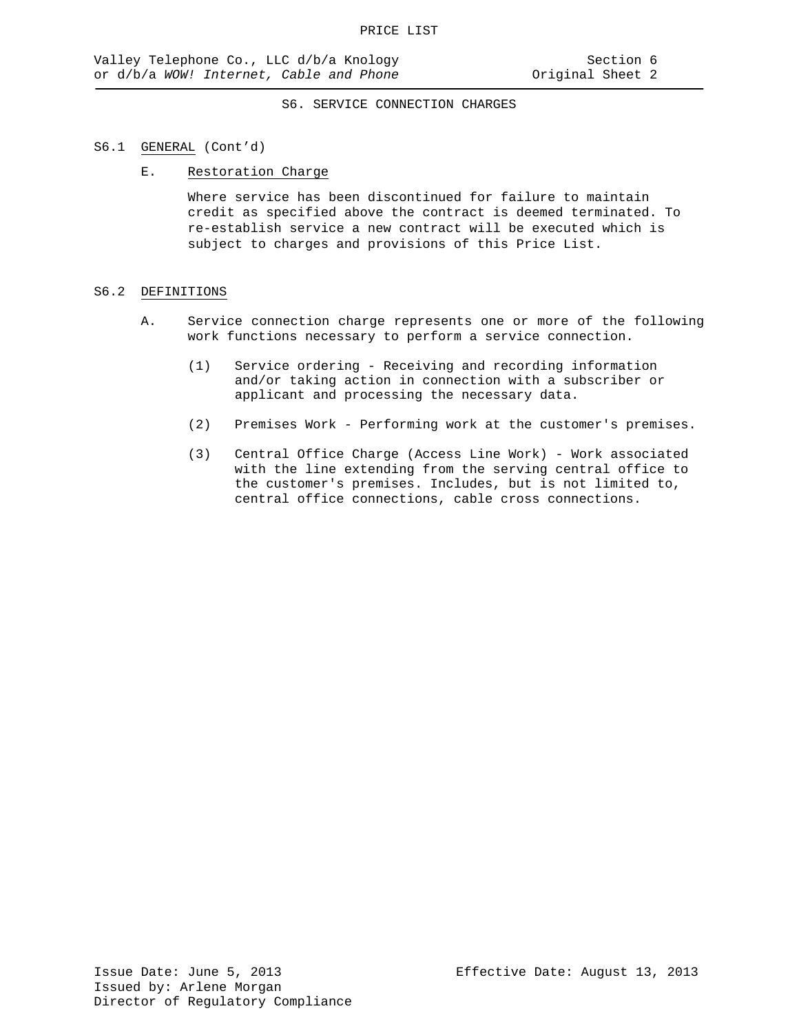## S6. SERVICE CONNECTION CHARGES

### S6.1 GENERAL (Cont'd)

E. Restoration Charge

Where service has been discontinued for failure to maintain credit as specified above the contract is deemed terminated. To re-establish service a new contract will be executed which is subject to charges and provisions of this Price List.

### S6.2 DEFINITIONS

A. Service connection charge represents one or more of the following work functions necessary to perform a service connection.

(1) Service ordering - Receiving and recording information and/or taking action in connection with a subscriber or applicant and processing the necessary data.

(2) Premises Work - Performing work at the customer's premises.

(3) Central Office Charge (Access Line Work) - Work associated with the line extending from the serving central office to the customer's premises. Includes, but is not limited to, central office connections, cable cross connections.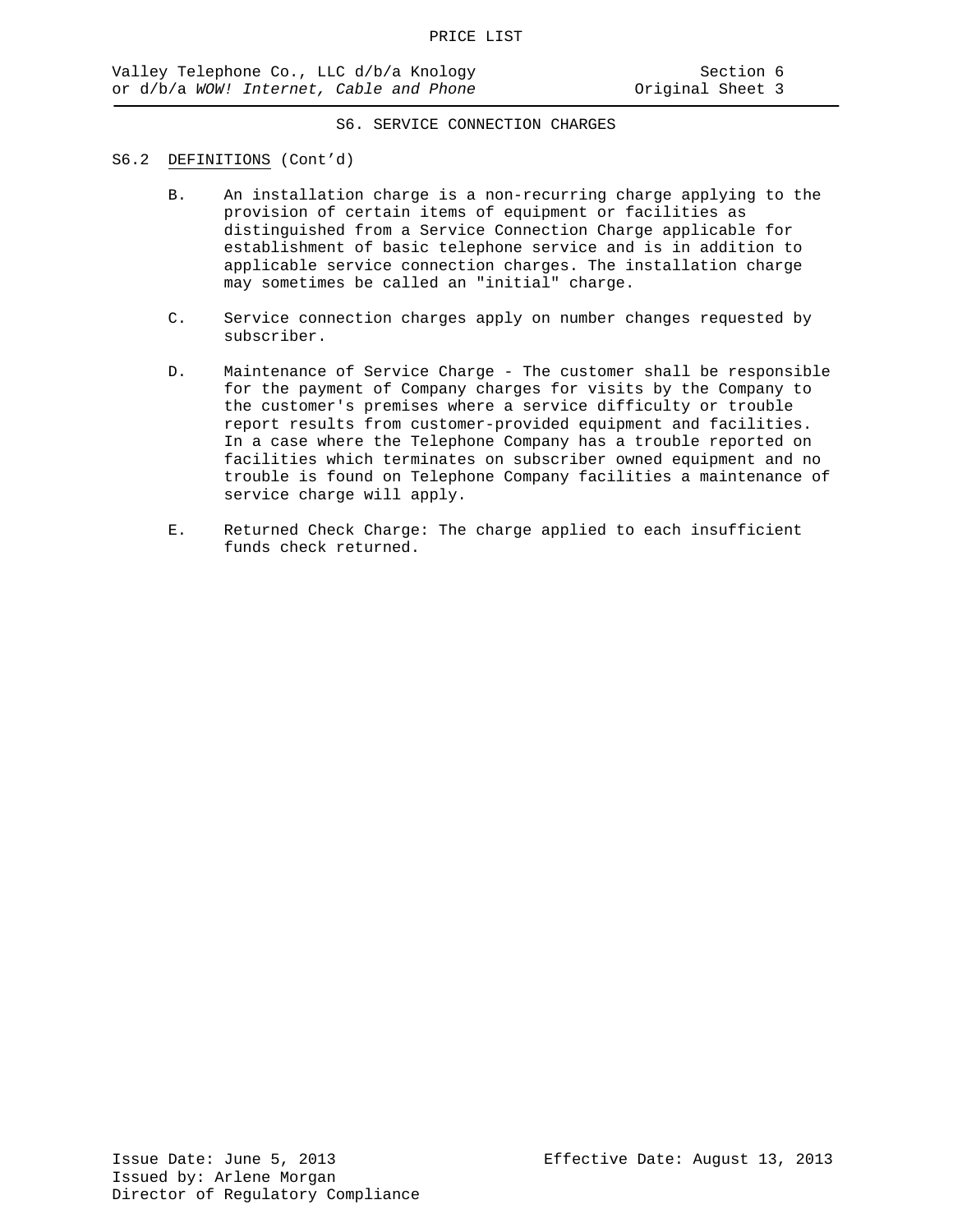## S6. SERVICE CONNECTION CHARGES

S6.2 DEFINITIONS (Cont'd)

B. An installation charge is a non-recurring charge applying to the provision of certain items of equipment or facilities as distinguished from a Service Connection Charge applicable for establishment of basic telephone service and is in addition to applicable service connection charges. The installation charge may sometimes be called an "initial" charge.

C. Service connection charges apply on number changes requested by subscriber.

D. Maintenance of Service Charge - The customer shall be responsible for the payment of Company charges for visits by the Company to the customer's premises where a service difficulty or trouble report results from customer-provided equipment and facilities. In a case where the Telephone Company has a trouble reported on facilities which terminates on subscriber owned equipment and no trouble is found on Telephone Company facilities a maintenance of service charge will apply.

E. Returned Check Charge: The charge applied to each insufficient funds check returned.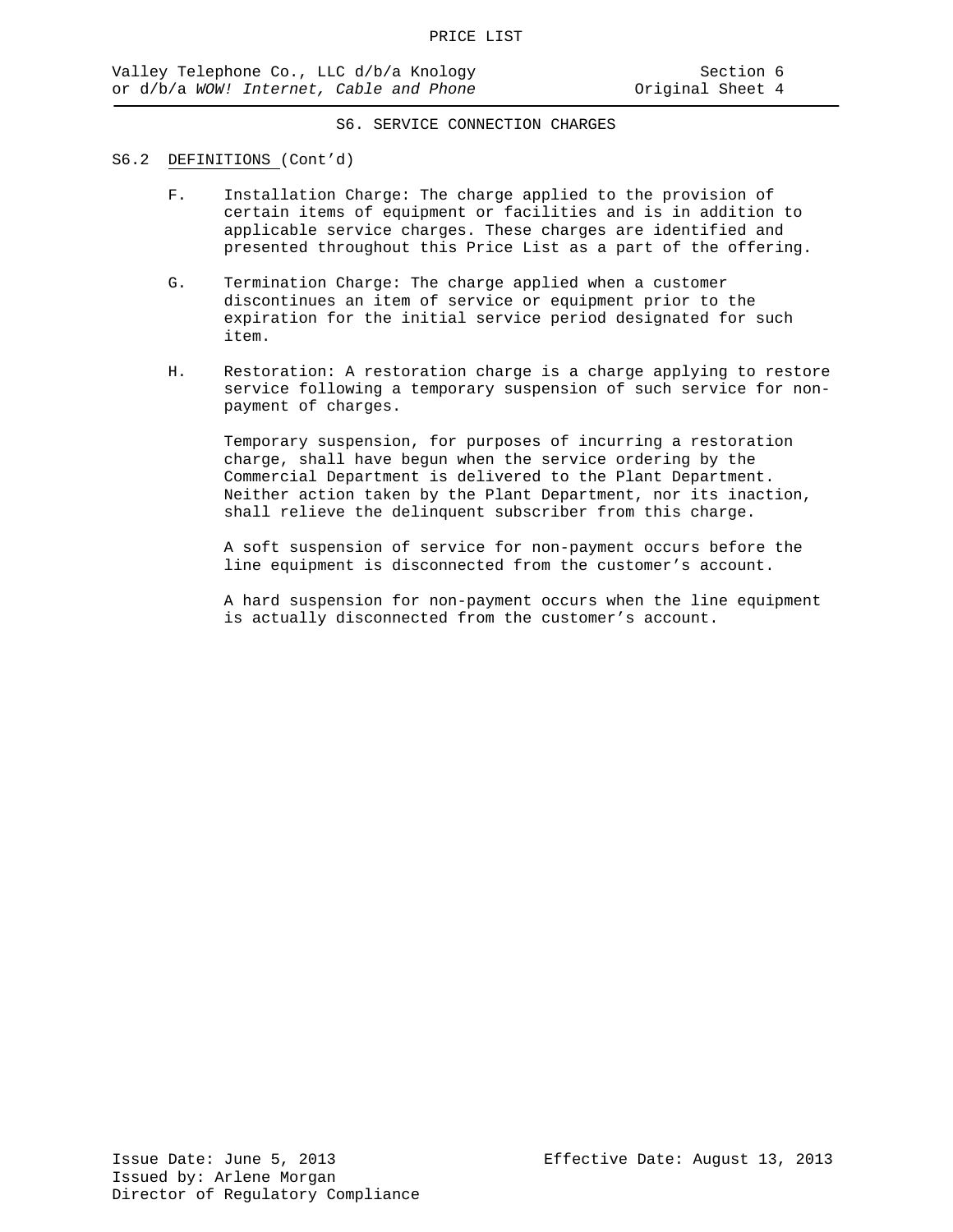## S6. SERVICE CONNECTION CHARGES

### S6.2 DEFINITIONS (Cont'd)

F. Installation Charge: The charge applied to the provision of certain items of equipment or facilities and is in addition to applicable service charges. These charges are identified and presented throughout this Price List as a part of the offering.

G. Termination Charge: The charge applied when a customer discontinues an item of service or equipment prior to the expiration for the initial service period designated for such item.

H. Restoration: A restoration charge is a charge applying to restore service following a temporary suspension of such service for non-payment of charges.

Temporary suspension, for purposes of incurring a restoration charge, shall have begun when the service ordering by the Commercial Department is delivered to the Plant Department. Neither action taken by the Plant Department, nor its inaction, shall relieve the delinquent subscriber from this charge.

A soft suspension of service for non-payment occurs before the line equipment is disconnected from the customer's account.

A hard suspension for non-payment occurs when the line equipment is actually disconnected from the customer's account.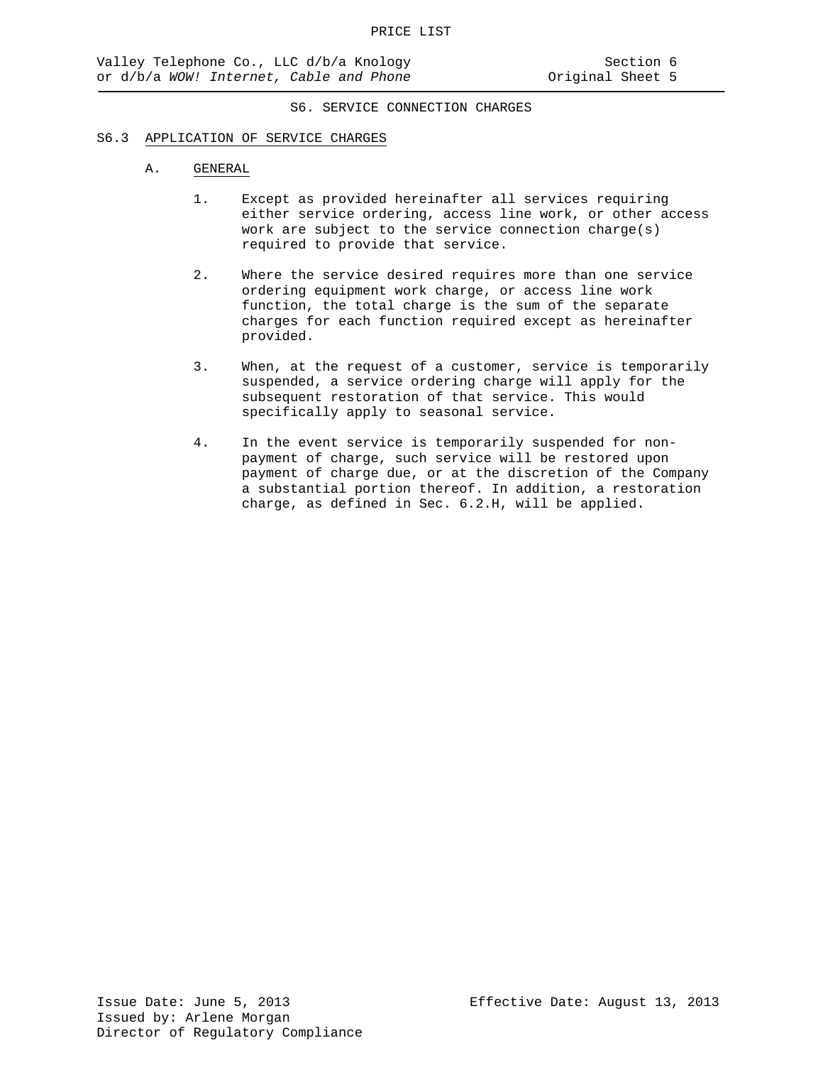## S6. SERVICE CONNECTION CHARGES

### S6.3 APPLICATION OF SERVICE CHARGES

#### A. GENERAL

1. Except as provided hereinafter all services requiring either service ordering, access line work, or other access work are subject to the service connection charge(s) required to provide that service.

2. Where the service desired requires more than one service ordering equipment work charge, or access line work function, the total charge is the sum of the separate charges for each function required except as hereinafter provided.

3. When, at the request of a customer, service is temporarily suspended, a service ordering charge will apply for the subsequent restoration of that service. This would specifically apply to seasonal service.

4. In the event service is temporarily suspended for non-payment of charge, such service will be restored upon payment of charge due, or at the discretion of the Company a substantial portion thereof. In addition, a restoration charge, as defined in Sec. 6.2.H, will be applied.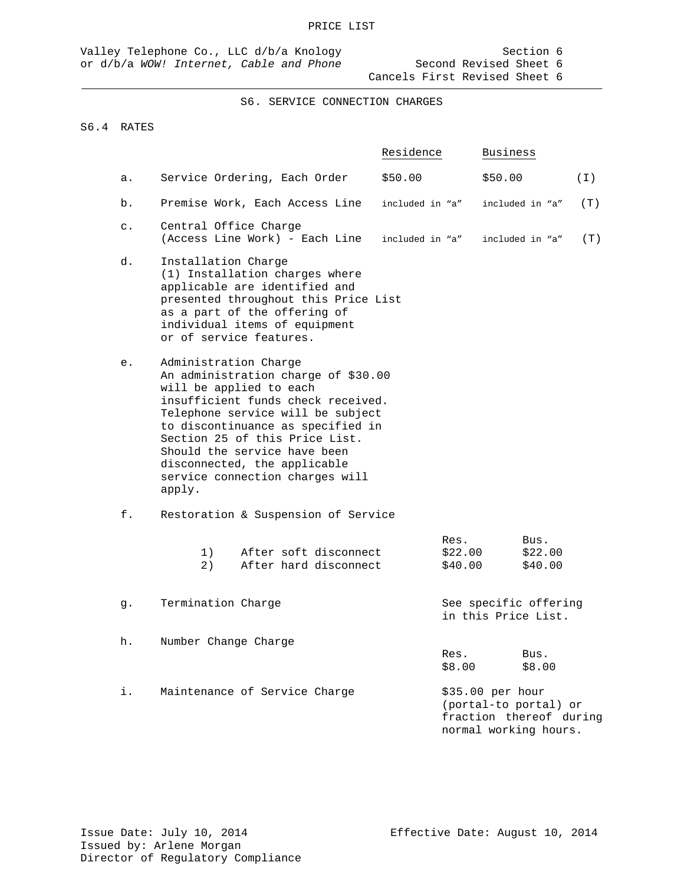PRICE LIST

Valley Telephone Co., LLC d/b/a Knology or d/b/a *WOW! Internet, Cable and Phone*

Section 6
Second Revised Sheet 6
Cancels First Revised Sheet 6

## S6. SERVICE CONNECTION CHARGES

### S6.4 RATES

| | | Residence | Business | |
|---|---|---|---|---|
| a. | Service Ordering, Each Order | $50.00 | $50.00 | (I) |
| b. | Premise Work, Each Access Line | included in "a" | included in "a" | (T) |
| c. | Central Office Charge (Access Line Work) - Each Line | included in "a" | included in "a" | (T) |

d. Installation Charge
(1) Installation charges where applicable are identified and presented throughout this Price List as a part of the offering of individual items of equipment or of service features.

e. Administration Charge
An administration charge of $30.00 will be applied to each insufficient funds check received. Telephone service will be subject to discontinuance as specified in Section 25 of this Price List. Should the service have been disconnected, the applicable service connection charges will apply.

f. Restoration & Suspension of Service

| | Res. | Bus. |
|---|---|---|
| 1) After soft disconnect | $22.00 | $22.00 |
| 2) After hard disconnect | $40.00 | $40.00 |

g. Termination Charge — See specific offering in this Price List.

h. Number Change Charge

| Res. | Bus. |
|---|---|
| $8.00 | $8.00 |

i. Maintenance of Service Charge — $35.00 per hour (portal-to portal) or fraction thereof during normal working hours.

Issue Date: July 10, 2014
Issued by: Arlene Morgan
Director of Regulatory Compliance

Effective Date: August 10, 2014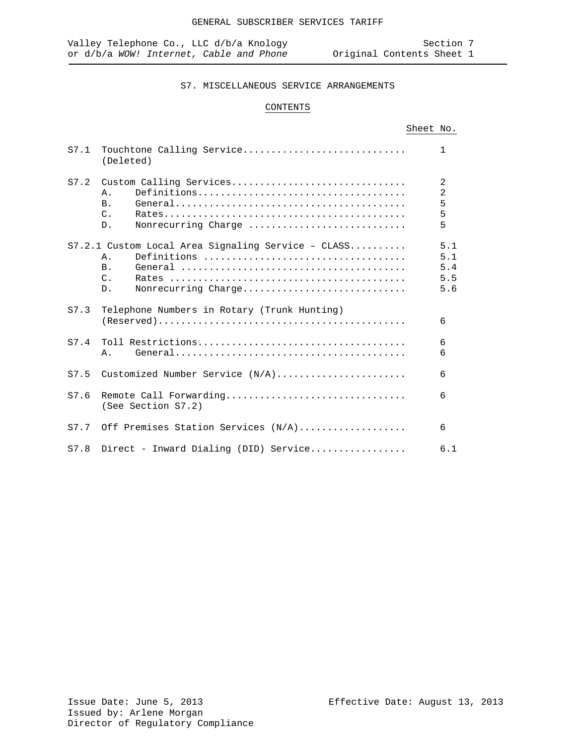GENERAL SUBSCRIBER SERVICES TARIFF

Valley Telephone Co., LLC d/b/a Knology or d/b/a *WOW! Internet, Cable and Phone*

Section 7
Original Contents Sheet 1

# S7. MISCELLANEOUS SERVICE ARRANGEMENTS

## CONTENTS

| | | Sheet No. |
|---|---|---|
| S7.1 | Touchtone Calling Service (Deleted) | 1 |
| S7.2 | Custom Calling Services | 2 |
| | A. Definitions | 2 |
| | B. General | 5 |
| | C. Rates | 5 |
| | D. Nonrecurring Charge | 5 |
| S7.2.1 | Custom Local Area Signaling Service – CLASS | 5.1 |
| | A. Definitions | 5.1 |
| | B. General | 5.4 |
| | C. Rates | 5.5 |
| | D. Nonrecurring Charge | 5.6 |
| S7.3 | Telephone Numbers in Rotary (Trunk Hunting) (Reserved) | 6 |
| S7.4 | Toll Restrictions | 6 |
| | A. General | 6 |
| S7.5 | Customized Number Service (N/A) | 6 |
| S7.6 | Remote Call Forwarding (See Section S7.2) | 6 |
| S7.7 | Off Premises Station Services (N/A) | 6 |
| S7.8 | Direct - Inward Dialing (DID) Service | 6.1 |

Issue Date: June 5, 2013
Issued by: Arlene Morgan
Director of Regulatory Compliance

Effective Date: August 13, 2013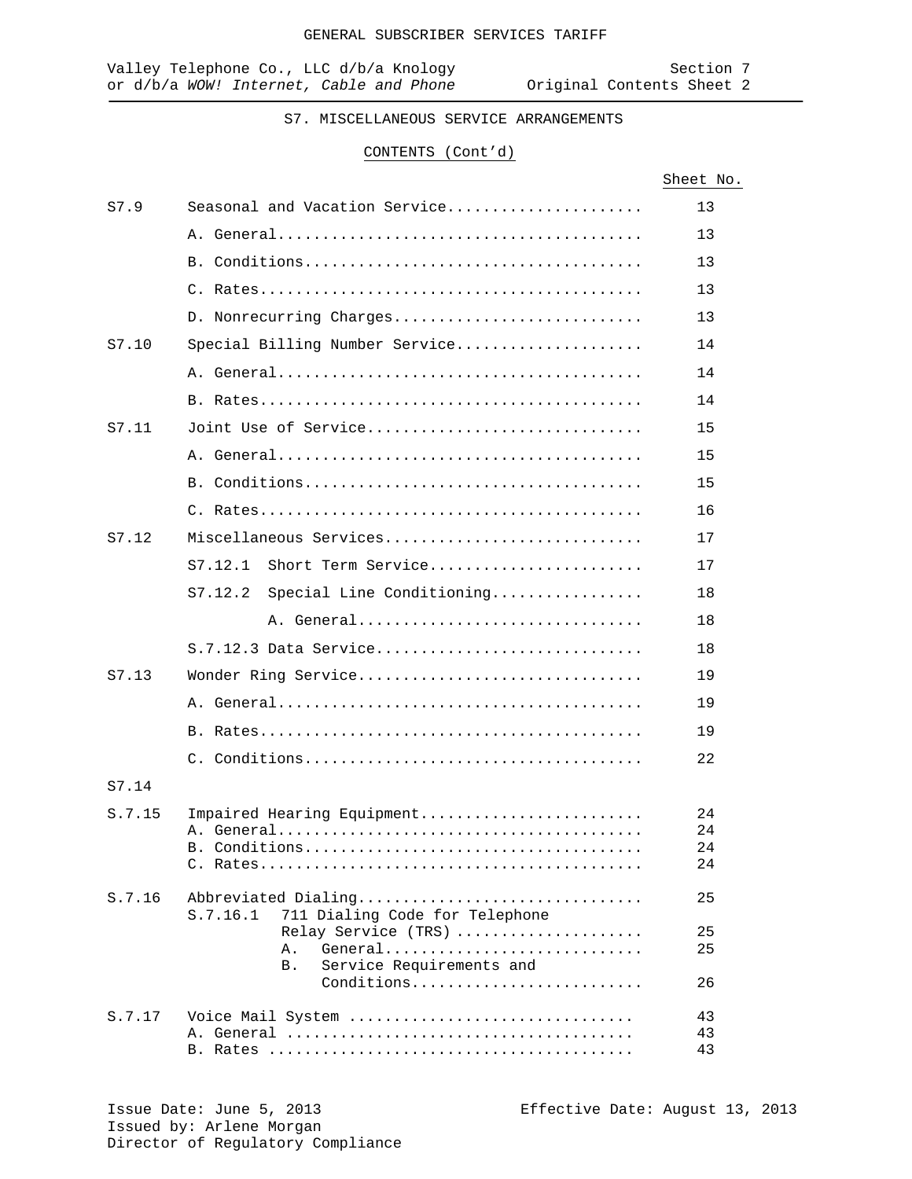GENERAL SUBSCRIBER SERVICES TARIFF

Valley Telephone Co., LLC d/b/a Knology or d/b/a *WOW! Internet, Cable and Phone*

Section 7
Original Contents Sheet 2

## S7. MISCELLANEOUS SERVICE ARRANGEMENTS

### CONTENTS (Cont'd)

| | | Sheet No. |
|---|---|---|
| S7.9 | Seasonal and Vacation Service | 13 |
| | A. General | 13 |
| | B. Conditions | 13 |
| | C. Rates | 13 |
| | D. Nonrecurring Charges | 13 |
| S7.10 | Special Billing Number Service | 14 |
| | A. General | 14 |
| | B. Rates | 14 |
| S7.11 | Joint Use of Service | 15 |
| | A. General | 15 |
| | B. Conditions | 15 |
| | C. Rates | 16 |
| S7.12 | Miscellaneous Services | 17 |
| | S7.12.1 Short Term Service | 17 |
| | S7.12.2 Special Line Conditioning | 18 |
| | A. General | 18 |
| | S.7.12.3 Data Service | 18 |
| S7.13 | Wonder Ring Service | 19 |
| | A. General | 19 |
| | B. Rates | 19 |
| | C. Conditions | 22 |
| S7.14 | | |
| S.7.15 | Impaired Hearing Equipment | 24 |
| | A. General | 24 |
| | B. Conditions | 24 |
| | C. Rates | 24 |
| S.7.16 | Abbreviated Dialing | 25 |
| | S.7.16.1 711 Dialing Code for Telephone Relay Service (TRS) | 25 |
| | A. General | 25 |
| | B. Service Requirements and Conditions | 26 |
| S.7.17 | Voice Mail System | 43 |
| | A. General | 43 |
| | B. Rates | 43 |

Issue Date: June 5, 2013
Issued by: Arlene Morgan
Director of Regulatory Compliance

Effective Date: August 13, 2013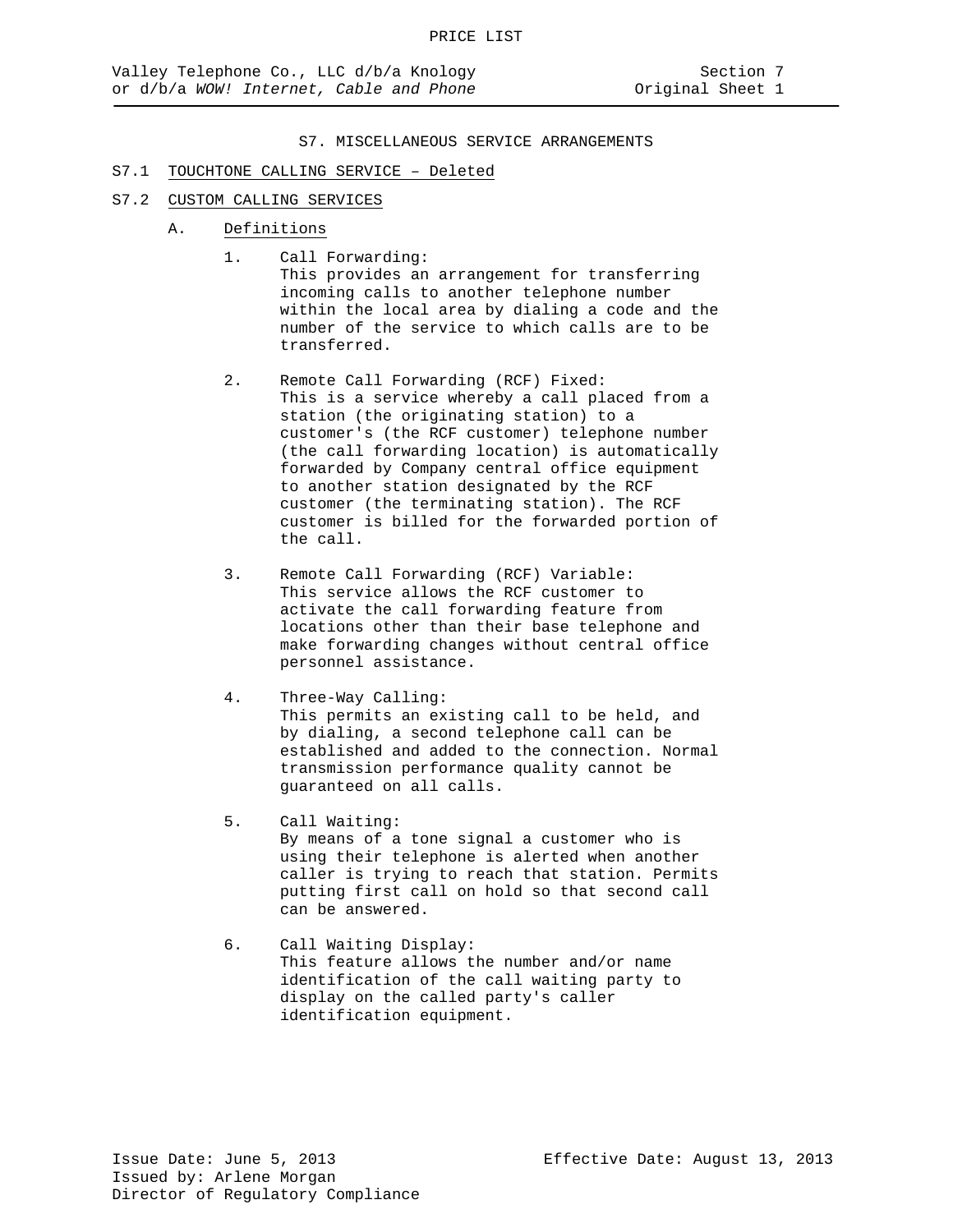# S7. MISCELLANEOUS SERVICE ARRANGEMENTS

## S7.1 TOUCHTONE CALLING SERVICE – Deleted

## S7.2 CUSTOM CALLING SERVICES

### A. Definitions

1. Call Forwarding:
   This provides an arrangement for transferring incoming calls to another telephone number within the local area by dialing a code and the number of the service to which calls are to be transferred.

2. Remote Call Forwarding (RCF) Fixed:
   This is a service whereby a call placed from a station (the originating station) to a customer's (the RCF customer) telephone number (the call forwarding location) is automatically forwarded by Company central office equipment to another station designated by the RCF customer (the terminating station). The RCF customer is billed for the forwarded portion of the call.

3. Remote Call Forwarding (RCF) Variable:
   This service allows the RCF customer to activate the call forwarding feature from locations other than their base telephone and make forwarding changes without central office personnel assistance.

4. Three-Way Calling:
   This permits an existing call to be held, and by dialing, a second telephone call can be established and added to the connection. Normal transmission performance quality cannot be guaranteed on all calls.

5. Call Waiting:
   By means of a tone signal a customer who is using their telephone is alerted when another caller is trying to reach that station. Permits putting first call on hold so that second call can be answered.

6. Call Waiting Display:
   This feature allows the number and/or name identification of the call waiting party to display on the called party's caller identification equipment.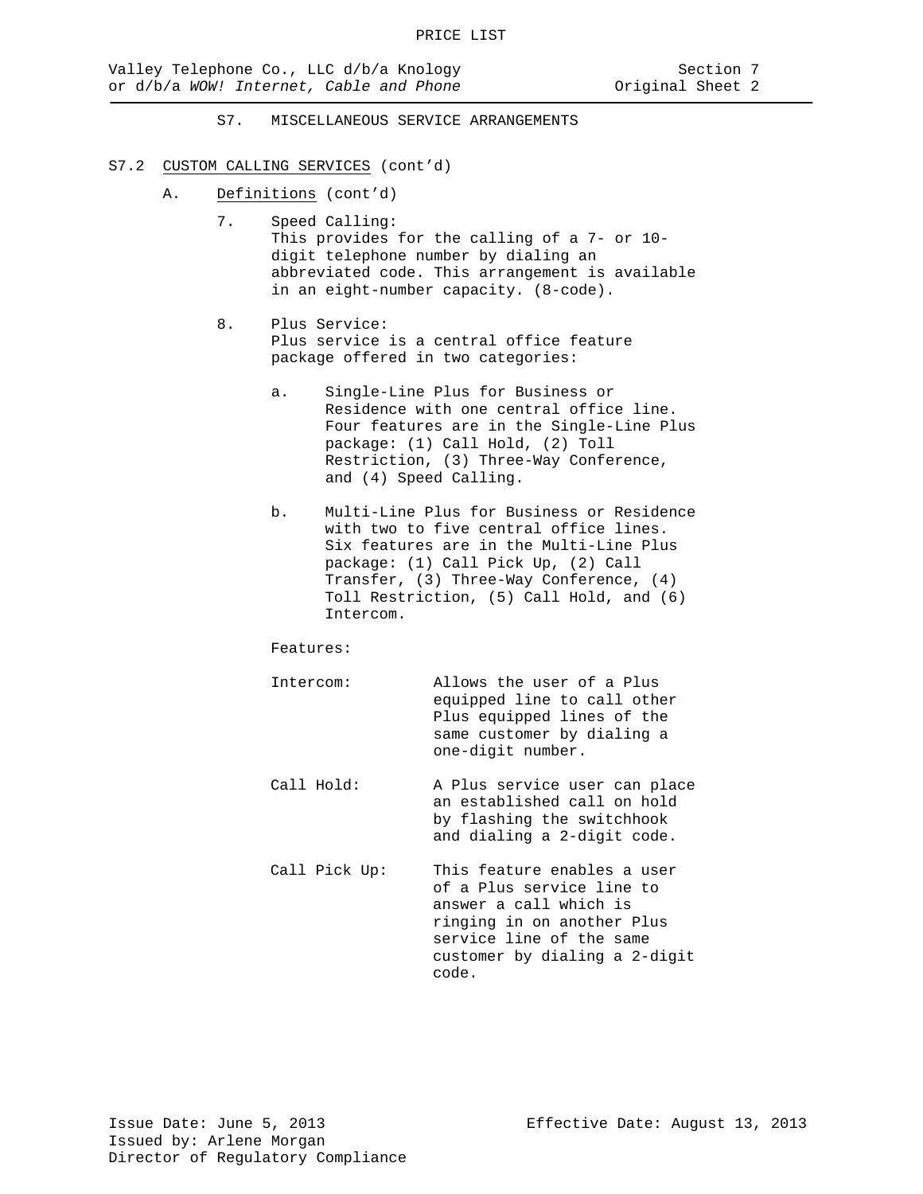## S7. MISCELLANEOUS SERVICE ARRANGEMENTS

### S7.2 CUSTOM CALLING SERVICES (cont'd)

A. Definitions (cont'd)

7. Speed Calling:
   This provides for the calling of a 7- or 10-digit telephone number by dialing an abbreviated code. This arrangement is available in an eight-number capacity. (8-code).

8. Plus Service:
   Plus service is a central office feature package offered in two categories:

   a. Single-Line Plus for Business or Residence with one central office line. Four features are in the Single-Line Plus package: (1) Call Hold, (2) Toll Restriction, (3) Three-Way Conference, and (4) Speed Calling.

   b. Multi-Line Plus for Business or Residence with two to five central office lines. Six features are in the Multi-Line Plus package: (1) Call Pick Up, (2) Call Transfer, (3) Three-Way Conference, (4) Toll Restriction, (5) Call Hold, and (6) Intercom.

   Features:

   Intercom: Allows the user of a Plus equipped line to call other Plus equipped lines of the same customer by dialing a one-digit number.

   Call Hold: A Plus service user can place an established call on hold by flashing the switchhook and dialing a 2-digit code.

   Call Pick Up: This feature enables a user of a Plus service line to answer a call which is ringing in on another Plus service line of the same customer by dialing a 2-digit code.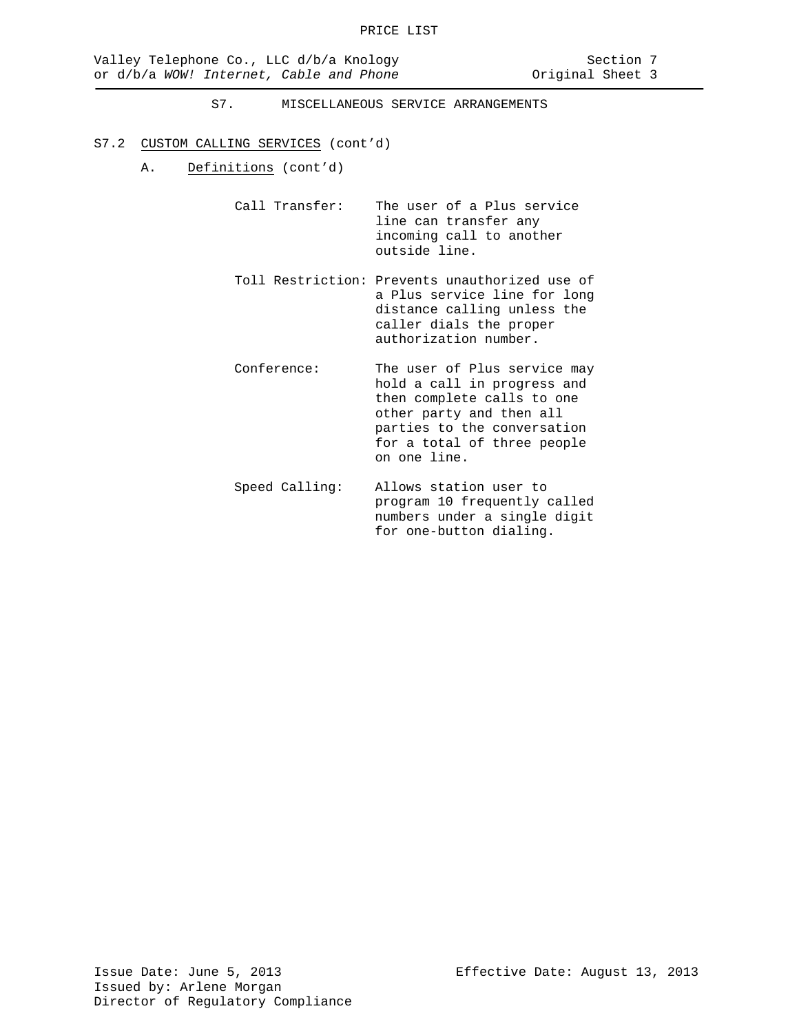## S7. MISCELLANEOUS SERVICE ARRANGEMENTS

### S7.2 CUSTOM CALLING SERVICES (cont'd)

A. Definitions (cont'd)

Call Transfer: The user of a Plus service line can transfer any incoming call to another outside line.

Toll Restriction: Prevents unauthorized use of a Plus service line for long distance calling unless the caller dials the proper authorization number.

Conference: The user of Plus service may hold a call in progress and then complete calls to one other party and then all parties to the conversation for a total of three people on one line.

Speed Calling: Allows station user to program 10 frequently called numbers under a single digit for one-button dialing.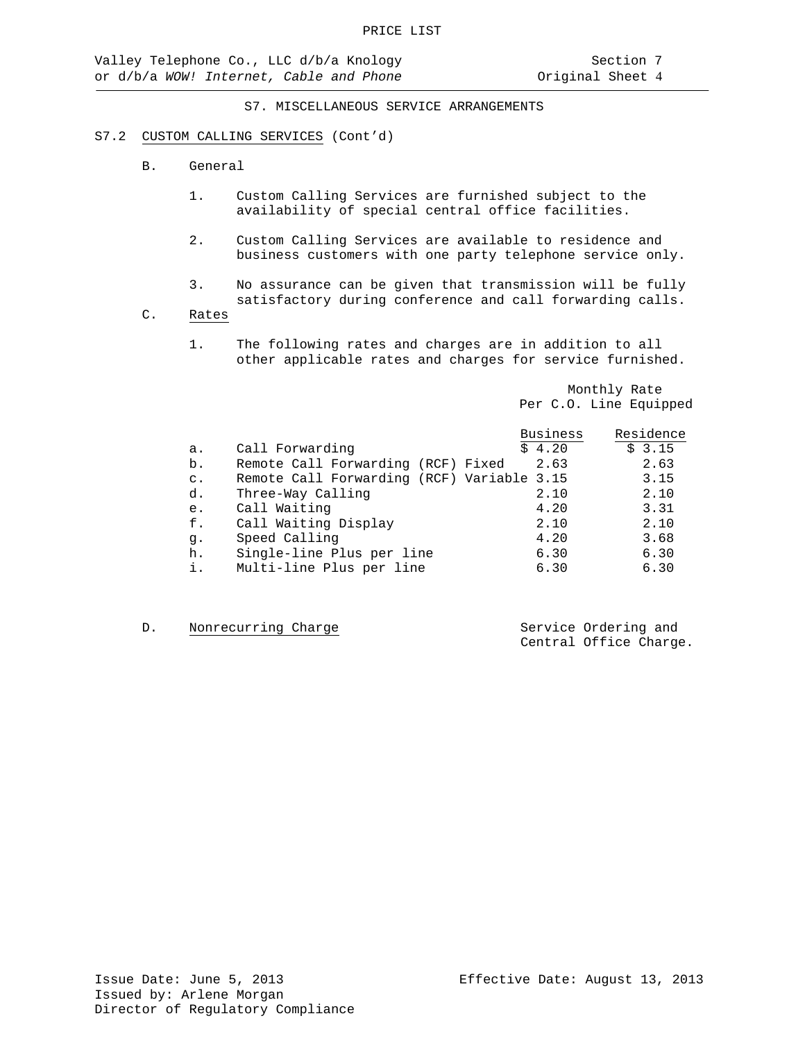PRICE LIST

Valley Telephone Co., LLC d/b/a Knology or d/b/a *WOW! Internet, Cable and Phone*

Section 7
Original Sheet 4

## S7. MISCELLANEOUS SERVICE ARRANGEMENTS

### S7.2 CUSTOM CALLING SERVICES (Cont'd)

B. General

1. Custom Calling Services are furnished subject to the availability of special central office facilities.

2. Custom Calling Services are available to residence and business customers with one party telephone service only.

3. No assurance can be given that transmission will be fully satisfactory during conference and call forwarding calls.

C. Rates

1. The following rates and charges are in addition to all other applicable rates and charges for service furnished.

| | | Monthly Rate Per C.O. Line Equipped | |
|---|---|---|---|
| | | Business | Residence |
| a. | Call Forwarding | $ 4.20 | $ 3.15 |
| b. | Remote Call Forwarding (RCF) Fixed | 2.63 | 2.63 |
| c. | Remote Call Forwarding (RCF) Variable | 3.15 | 3.15 |
| d. | Three-Way Calling | 2.10 | 2.10 |
| e. | Call Waiting | 4.20 | 3.31 |
| f. | Call Waiting Display | 2.10 | 2.10 |
| g. | Speed Calling | 4.20 | 3.68 |
| h. | Single-line Plus per line | 6.30 | 6.30 |
| i. | Multi-line Plus per line | 6.30 | 6.30 |

D. Nonrecurring Charge — Service Ordering and Central Office Charge.

Issue Date: June 5, 2013
Issued by: Arlene Morgan
Director of Regulatory Compliance

Effective Date: August 13, 2013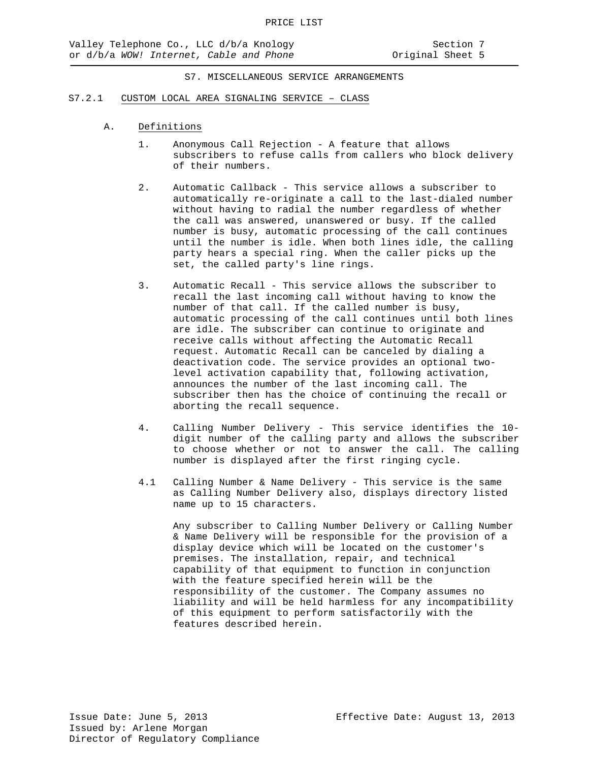## S7. MISCELLANEOUS SERVICE ARRANGEMENTS

### S7.2.1 CUSTOM LOCAL AREA SIGNALING SERVICE – CLASS

#### A. Definitions

1. Anonymous Call Rejection - A feature that allows subscribers to refuse calls from callers who block delivery of their numbers.

2. Automatic Callback - This service allows a subscriber to automatically re-originate a call to the last-dialed number without having to radial the number regardless of whether the call was answered, unanswered or busy. If the called number is busy, automatic processing of the call continues until the number is idle. When both lines idle, the calling party hears a special ring. When the caller picks up the set, the called party's line rings.

3. Automatic Recall - This service allows the subscriber to recall the last incoming call without having to know the number of that call. If the called number is busy, automatic processing of the call continues until both lines are idle. The subscriber can continue to originate and receive calls without affecting the Automatic Recall request. Automatic Recall can be canceled by dialing a deactivation code. The service provides an optional two-level activation capability that, following activation, announces the number of the last incoming call. The subscriber then has the choice of continuing the recall or aborting the recall sequence.

4. Calling Number Delivery - This service identifies the 10-digit number of the calling party and allows the subscriber to choose whether or not to answer the call. The calling number is displayed after the first ringing cycle.

4.1 Calling Number & Name Delivery - This service is the same as Calling Number Delivery also, displays directory listed name up to 15 characters.

Any subscriber to Calling Number Delivery or Calling Number & Name Delivery will be responsible for the provision of a display device which will be located on the customer's premises. The installation, repair, and technical capability of that equipment to function in conjunction with the feature specified herein will be the responsibility of the customer. The Company assumes no liability and will be held harmless for any incompatibility of this equipment to perform satisfactorily with the features described herein.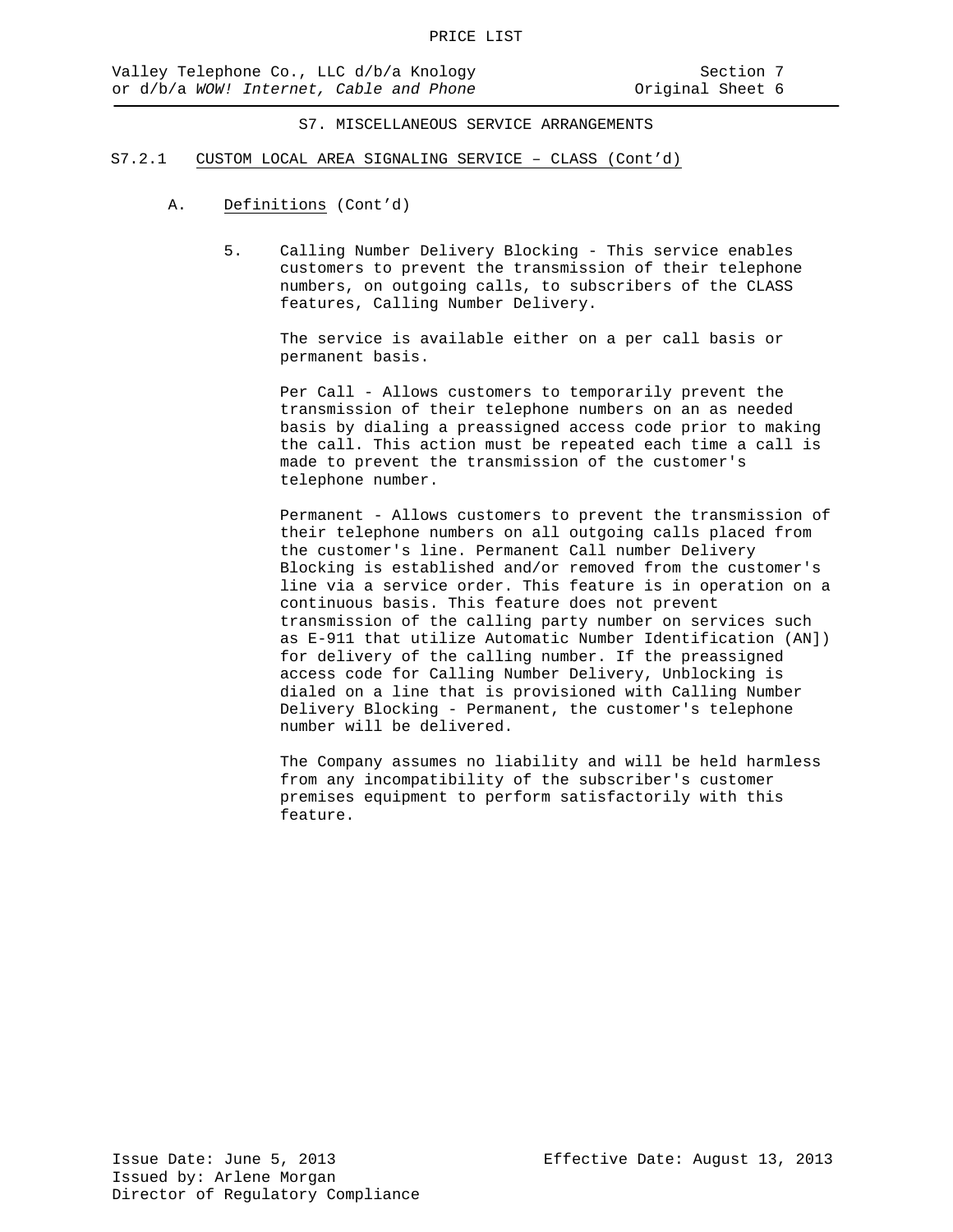S7. MISCELLANEOUS SERVICE ARRANGEMENTS

S7.2.1 CUSTOM LOCAL AREA SIGNALING SERVICE – CLASS (Cont'd)

A. Definitions (Cont'd)

5. Calling Number Delivery Blocking - This service enables customers to prevent the transmission of their telephone numbers, on outgoing calls, to subscribers of the CLASS features, Calling Number Delivery.

   The service is available either on a per call basis or permanent basis.

   Per Call - Allows customers to temporarily prevent the transmission of their telephone numbers on an as needed basis by dialing a preassigned access code prior to making the call. This action must be repeated each time a call is made to prevent the transmission of the customer's telephone number.

   Permanent - Allows customers to prevent the transmission of their telephone numbers on all outgoing calls placed from the customer's line. Permanent Call number Delivery Blocking is established and/or removed from the customer's line via a service order. This feature is in operation on a continuous basis. This feature does not prevent transmission of the calling party number on services such as E-911 that utilize Automatic Number Identification (AN]) for delivery of the calling number. If the preassigned access code for Calling Number Delivery, Unblocking is dialed on a line that is provisioned with Calling Number Delivery Blocking - Permanent, the customer's telephone number will be delivered.

   The Company assumes no liability and will be held harmless from any incompatibility of the subscriber's customer premises equipment to perform satisfactorily with this feature.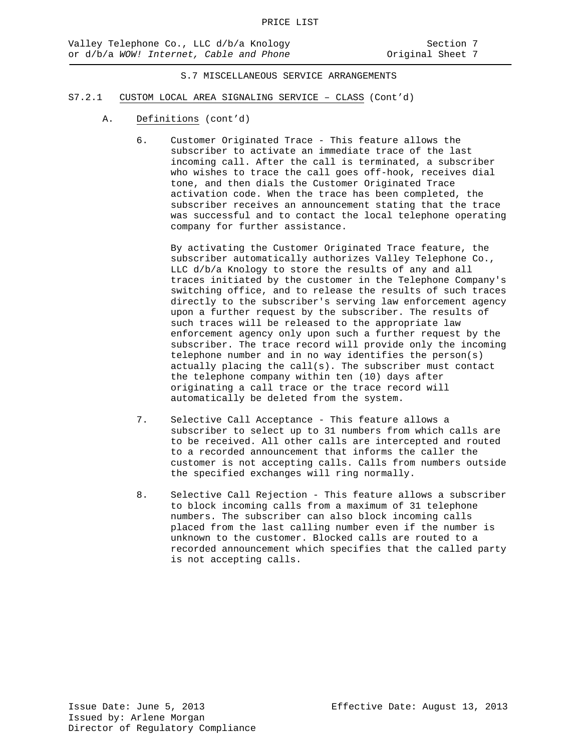## S.7 MISCELLANEOUS SERVICE ARRANGEMENTS

S7.2.1 CUSTOM LOCAL AREA SIGNALING SERVICE – CLASS (Cont'd)

A. Definitions (cont'd)

6. Customer Originated Trace - This feature allows the subscriber to activate an immediate trace of the last incoming call. After the call is terminated, a subscriber who wishes to trace the call goes off-hook, receives dial tone, and then dials the Customer Originated Trace activation code. When the trace has been completed, the subscriber receives an announcement stating that the trace was successful and to contact the local telephone operating company for further assistance.

   By activating the Customer Originated Trace feature, the subscriber automatically authorizes Valley Telephone Co., LLC d/b/a Knology to store the results of any and all traces initiated by the customer in the Telephone Company's switching office, and to release the results of such traces directly to the subscriber's serving law enforcement agency upon a further request by the subscriber. The results of such traces will be released to the appropriate law enforcement agency only upon such a further request by the subscriber. The trace record will provide only the incoming telephone number and in no way identifies the person(s) actually placing the call(s). The subscriber must contact the telephone company within ten (10) days after originating a call trace or the trace record will automatically be deleted from the system.

7. Selective Call Acceptance - This feature allows a subscriber to select up to 31 numbers from which calls are to be received. All other calls are intercepted and routed to a recorded announcement that informs the caller the customer is not accepting calls. Calls from numbers outside the specified exchanges will ring normally.

8. Selective Call Rejection - This feature allows a subscriber to block incoming calls from a maximum of 31 telephone numbers. The subscriber can also block incoming calls placed from the last calling number even if the number is unknown to the customer. Blocked calls are routed to a recorded announcement which specifies that the called party is not accepting calls.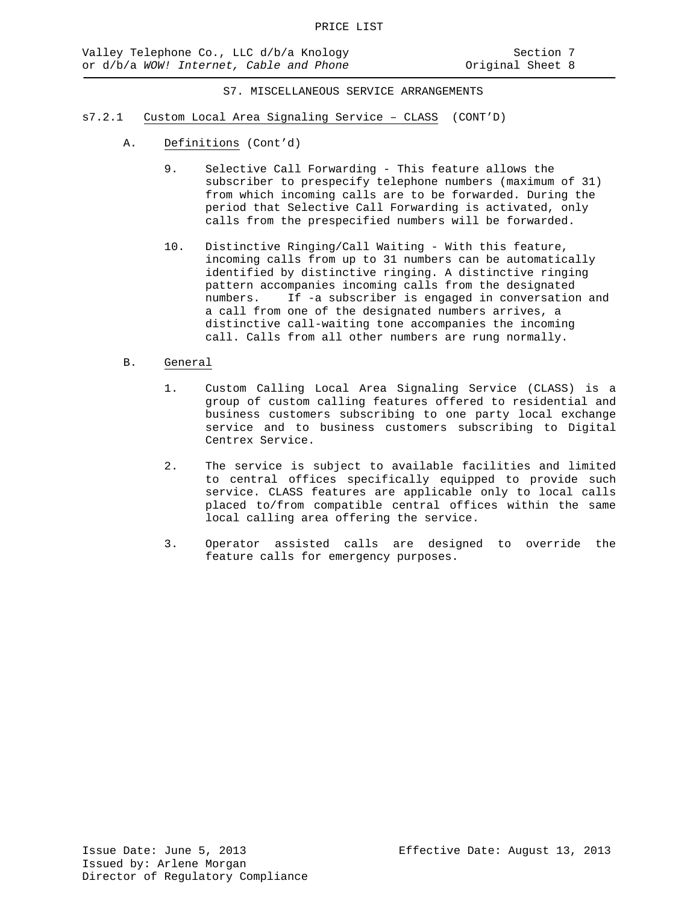S7. MISCELLANEOUS SERVICE ARRANGEMENTS

s7.2.1 Custom Local Area Signaling Service – CLASS (CONT'D)

A. Definitions (Cont'd)

9. Selective Call Forwarding - This feature allows the subscriber to prespecify telephone numbers (maximum of 31) from which incoming calls are to be forwarded. During the period that Selective Call Forwarding is activated, only calls from the prespecified numbers will be forwarded.

10. Distinctive Ringing/Call Waiting - With this feature, incoming calls from up to 31 numbers can be automatically identified by distinctive ringing. A distinctive ringing pattern accompanies incoming calls from the designated numbers. If -a subscriber is engaged in conversation and a call from one of the designated numbers arrives, a distinctive call-waiting tone accompanies the incoming call. Calls from all other numbers are rung normally.

B. General

1. Custom Calling Local Area Signaling Service (CLASS) is a group of custom calling features offered to residential and business customers subscribing to one party local exchange service and to business customers subscribing to Digital Centrex Service.

2. The service is subject to available facilities and limited to central offices specifically equipped to provide such service. CLASS features are applicable only to local calls placed to/from compatible central offices within the same local calling area offering the service.

3. Operator assisted calls are designed to override the feature calls for emergency purposes.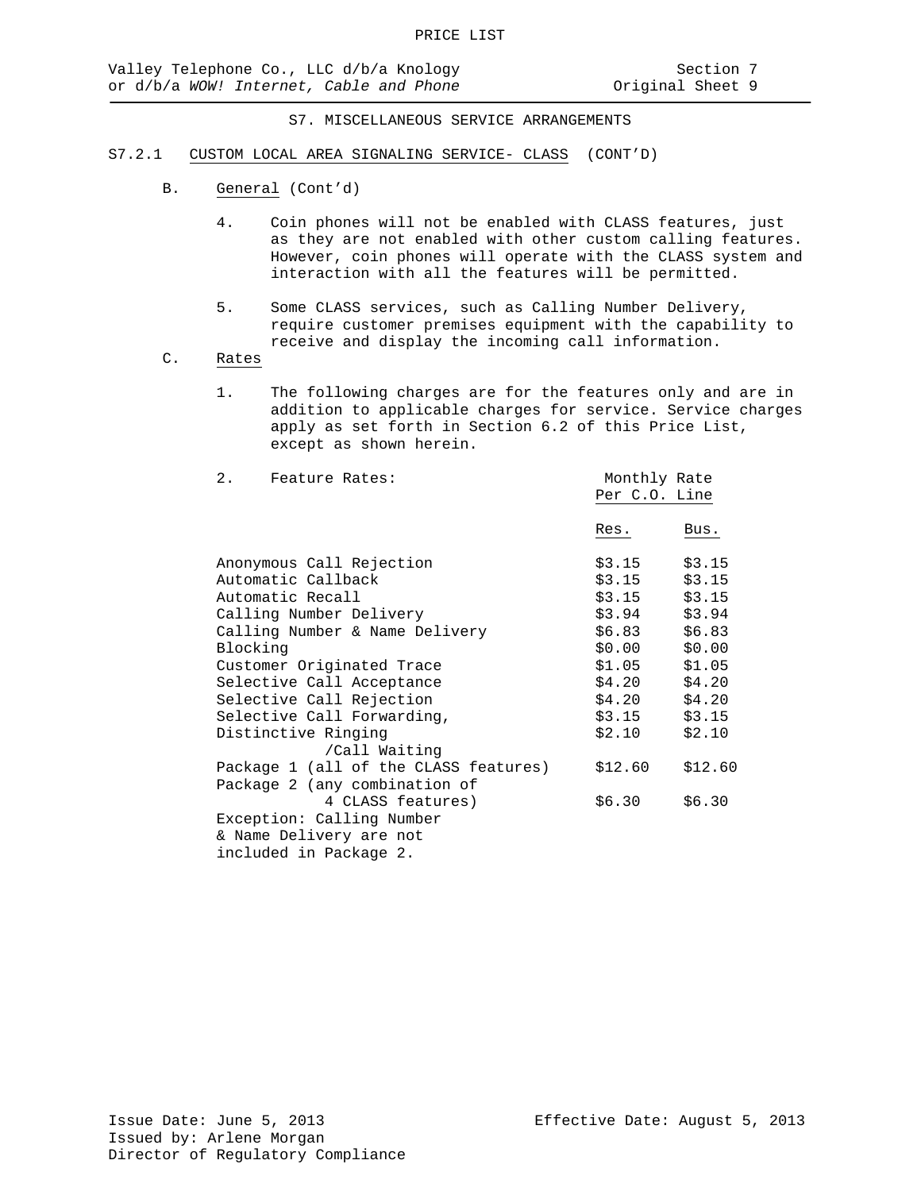S7. MISCELLANEOUS SERVICE ARRANGEMENTS

S7.2.1 CUSTOM LOCAL AREA SIGNALING SERVICE- CLASS (CONT'D)

B. General (Cont'd)

4. Coin phones will not be enabled with CLASS features, just as they are not enabled with other custom calling features. However, coin phones will operate with the CLASS system and interaction with all the features will be permitted.

5. Some CLASS services, such as Calling Number Delivery, require customer premises equipment with the capability to receive and display the incoming call information.

C. Rates

1. The following charges are for the features only and are in addition to applicable charges for service. Service charges apply as set forth in Section 6.2 of this Price List, except as shown herein.

2. Feature Rates:

| Feature | Monthly Rate Per C.O. Line Res. | Monthly Rate Per C.O. Line Bus. |
|---|---|---|
| Anonymous Call Rejection | $3.15 | $3.15 |
| Automatic Callback | $3.15 | $3.15 |
| Automatic Recall | $3.15 | $3.15 |
| Calling Number Delivery | $3.94 | $3.94 |
| Calling Number & Name Delivery | $6.83 | $6.83 |
| Blocking | $0.00 | $0.00 |
| Customer Originated Trace | $1.05 | $1.05 |
| Selective Call Acceptance | $4.20 | $4.20 |
| Selective Call Rejection | $4.20 | $4.20 |
| Selective Call Forwarding, | $3.15 | $3.15 |
| Distinctive Ringing /Call Waiting | $2.10 | $2.10 |
| Package 1 (all of the CLASS features) | $12.60 | $12.60 |
| Package 2 (any combination of 4 CLASS features) | $6.30 | $6.30 |

Exception: Calling Number & Name Delivery are not included in Package 2.

Issue Date: June 5, 2013
Issued by: Arlene Morgan
Director of Regulatory Compliance

Effective Date: August 5, 2013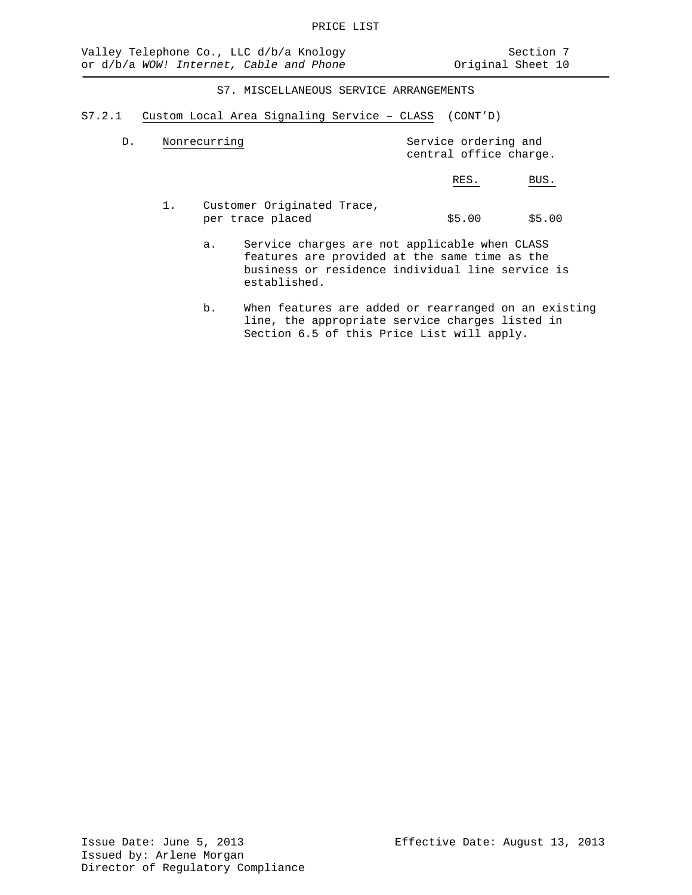## S7. MISCELLANEOUS SERVICE ARRANGEMENTS

### S7.2.1 Custom Local Area Signaling Service – CLASS (CONT'D)

D. Nonrecurring — Service ordering and central office charge.

| | RES. | BUS. |
|---|---|---|
| 1. Customer Originated Trace, per trace placed | $5.00 | $5.00 |

a. Service charges are not applicable when CLASS features are provided at the same time as the business or residence individual line service is established.

b. When features are added or rearranged on an existing line, the appropriate service charges listed in Section 6.5 of this Price List will apply.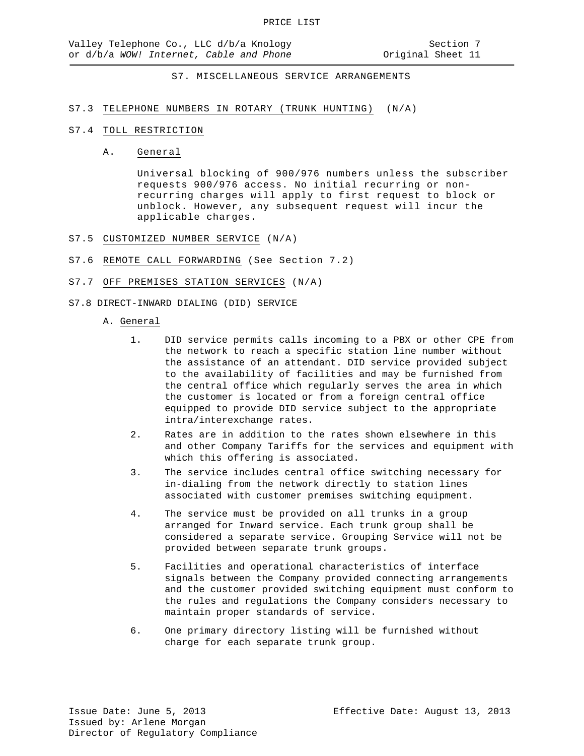S7. MISCELLANEOUS SERVICE ARRANGEMENTS

S7.3 TELEPHONE NUMBERS IN ROTARY (TRUNK HUNTING) (N/A)

S7.4 TOLL RESTRICTION

A. General

Universal blocking of 900/976 numbers unless the subscriber requests 900/976 access. No initial recurring or non-recurring charges will apply to first request to block or unblock. However, any subsequent request will incur the applicable charges.

S7.5 CUSTOMIZED NUMBER SERVICE (N/A)

S7.6 REMOTE CALL FORWARDING (See Section 7.2)

S7.7 OFF PREMISES STATION SERVICES (N/A)

S7.8 DIRECT-INWARD DIALING (DID) SERVICE

A. General

1. DID service permits calls incoming to a PBX or other CPE from the network to reach a specific station line number without the assistance of an attendant. DID service provided subject to the availability of facilities and may be furnished from the central office which regularly serves the area in which the customer is located or from a foreign central office equipped to provide DID service subject to the appropriate intra/interexchange rates.
2. Rates are in addition to the rates shown elsewhere in this and other Company Tariffs for the services and equipment with which this offering is associated.
3. The service includes central office switching necessary for in-dialing from the network directly to station lines associated with customer premises switching equipment.
4. The service must be provided on all trunks in a group arranged for Inward service. Each trunk group shall be considered a separate service. Grouping Service will not be provided between separate trunk groups.
5. Facilities and operational characteristics of interface signals between the Company provided connecting arrangements and the customer provided switching equipment must conform to the rules and regulations the Company considers necessary to maintain proper standards of service.
6. One primary directory listing will be furnished without charge for each separate trunk group.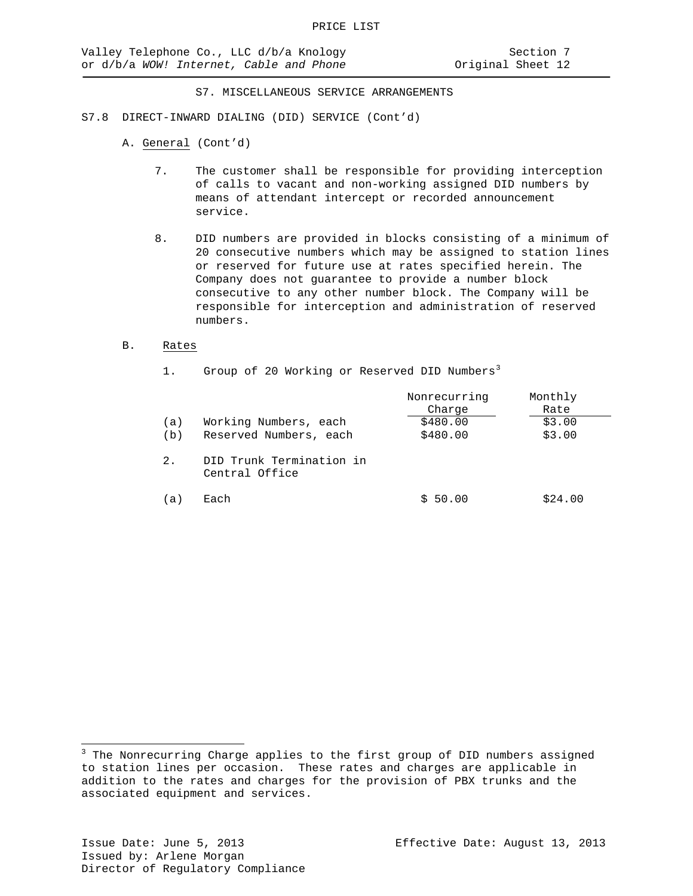S7. MISCELLANEOUS SERVICE ARRANGEMENTS

S7.8 DIRECT-INWARD DIALING (DID) SERVICE (Cont'd)

A. General (Cont'd)

7. The customer shall be responsible for providing interception of calls to vacant and non-working assigned DID numbers by means of attendant intercept or recorded announcement service.

8. DID numbers are provided in blocks consisting of a minimum of 20 consecutive numbers which may be assigned to station lines or reserved for future use at rates specified herein. The Company does not guarantee to provide a number block consecutive to any other number block. The Company will be responsible for interception and administration of reserved numbers.

B. Rates

1. Group of 20 Working or Reserved DID Numbers[3]

| | | Nonrecurring Charge | Monthly Rate |
|---|---|---|---|
| (a) | Working Numbers, each | $480.00 | $3.00 |
| (b) | Reserved Numbers, each | $480.00 | $3.00 |

2. DID Trunk Termination in Central Office

| | | Nonrecurring Charge | Monthly Rate |
|---|---|---|---|
| (a) | Each | $ 50.00 | $24.00 |

[3] The Nonrecurring Charge applies to the first group of DID numbers assigned to station lines per occasion. These rates and charges are applicable in addition to the rates and charges for the provision of PBX trunks and the associated equipment and services.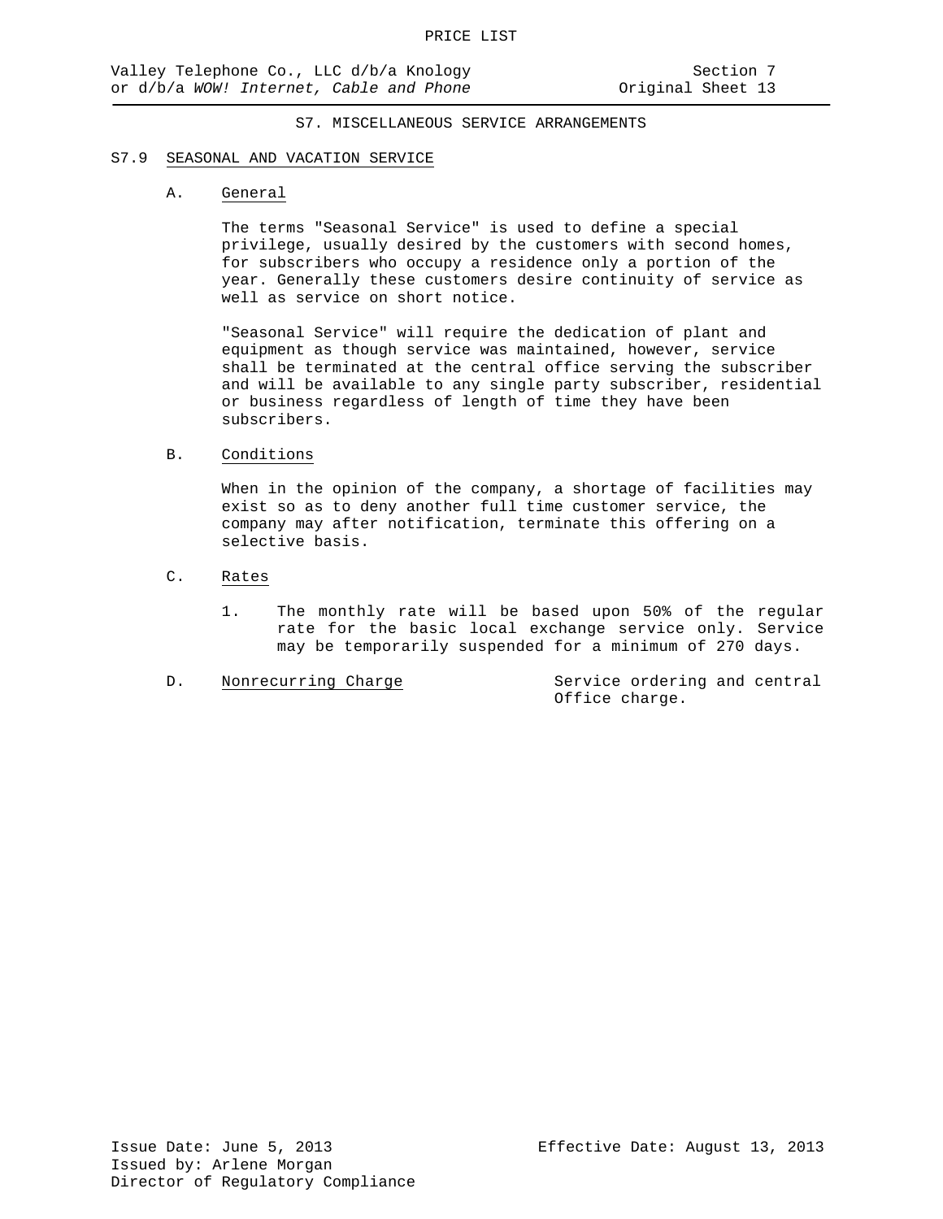# S7. MISCELLANEOUS SERVICE ARRANGEMENTS

## S7.9 SEASONAL AND VACATION SERVICE

### A. General

The terms "Seasonal Service" is used to define a special privilege, usually desired by the customers with second homes, for subscribers who occupy a residence only a portion of the year. Generally these customers desire continuity of service as well as service on short notice.

"Seasonal Service" will require the dedication of plant and equipment as though service was maintained, however, service shall be terminated at the central office serving the subscriber and will be available to any single party subscriber, residential or business regardless of length of time they have been subscribers.

### B. Conditions

When in the opinion of the company, a shortage of facilities may exist so as to deny another full time customer service, the company may after notification, terminate this offering on a selective basis.

### C. Rates

1. The monthly rate will be based upon 50% of the regular rate for the basic local exchange service only. Service may be temporarily suspended for a minimum of 270 days.

### D. Nonrecurring Charge

Service ordering and central Office charge.

Issue Date: June 5, 2013
Issued by: Arlene Morgan
Director of Regulatory Compliance

Effective Date: August 13, 2013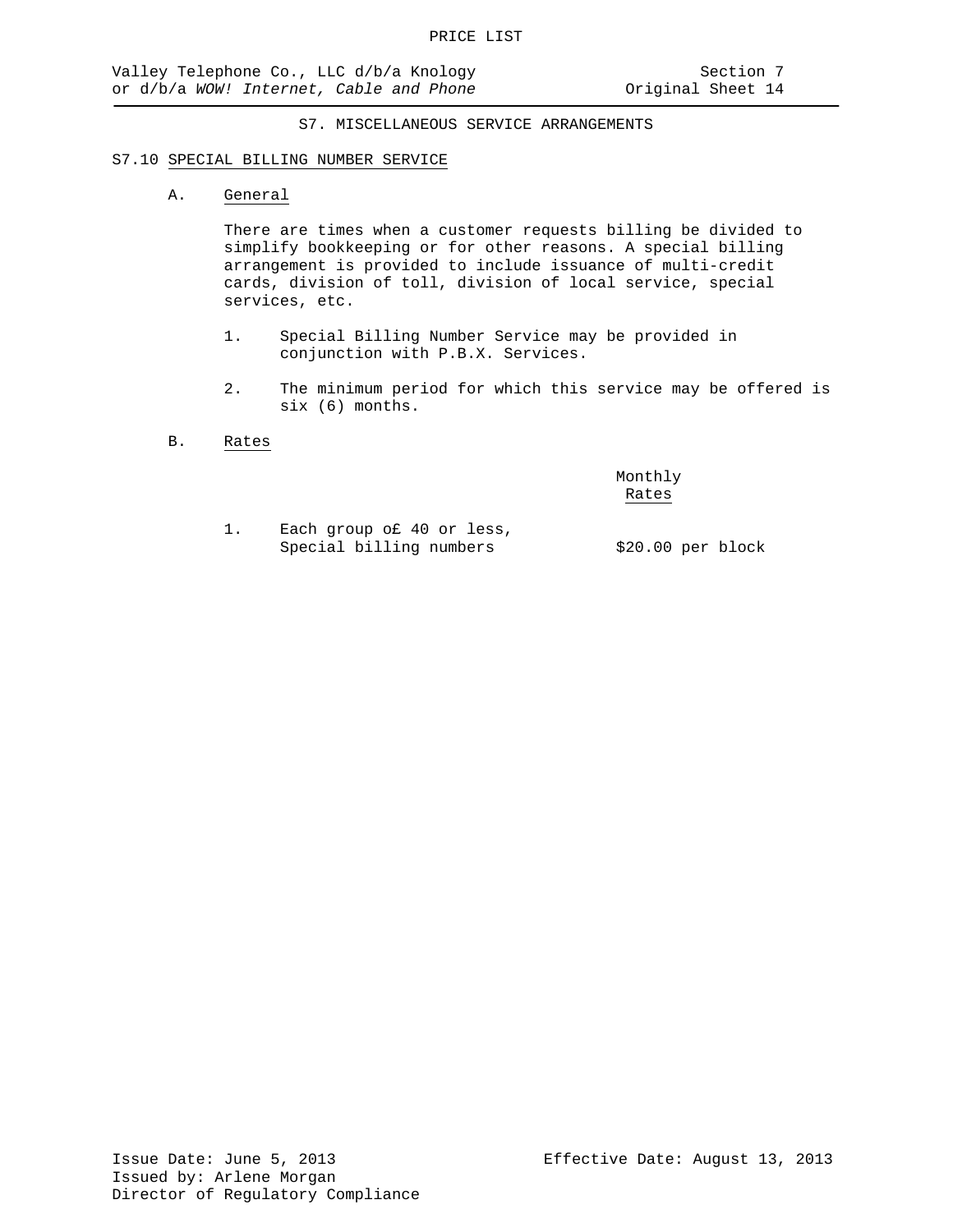## S7. MISCELLANEOUS SERVICE ARRANGEMENTS

### S7.10 SPECIAL BILLING NUMBER SERVICE

A. General

There are times when a customer requests billing be divided to simplify bookkeeping or for other reasons. A special billing arrangement is provided to include issuance of multi-credit cards, division of toll, division of local service, special services, etc.

1. Special Billing Number Service may be provided in conjunction with P.B.X. Services.

2. The minimum period for which this service may be offered is six (6) months.

B. Rates

| | Monthly Rates |
|---|---|
| 1. Each group o£ 40 or less, Special billing numbers | $20.00 per block |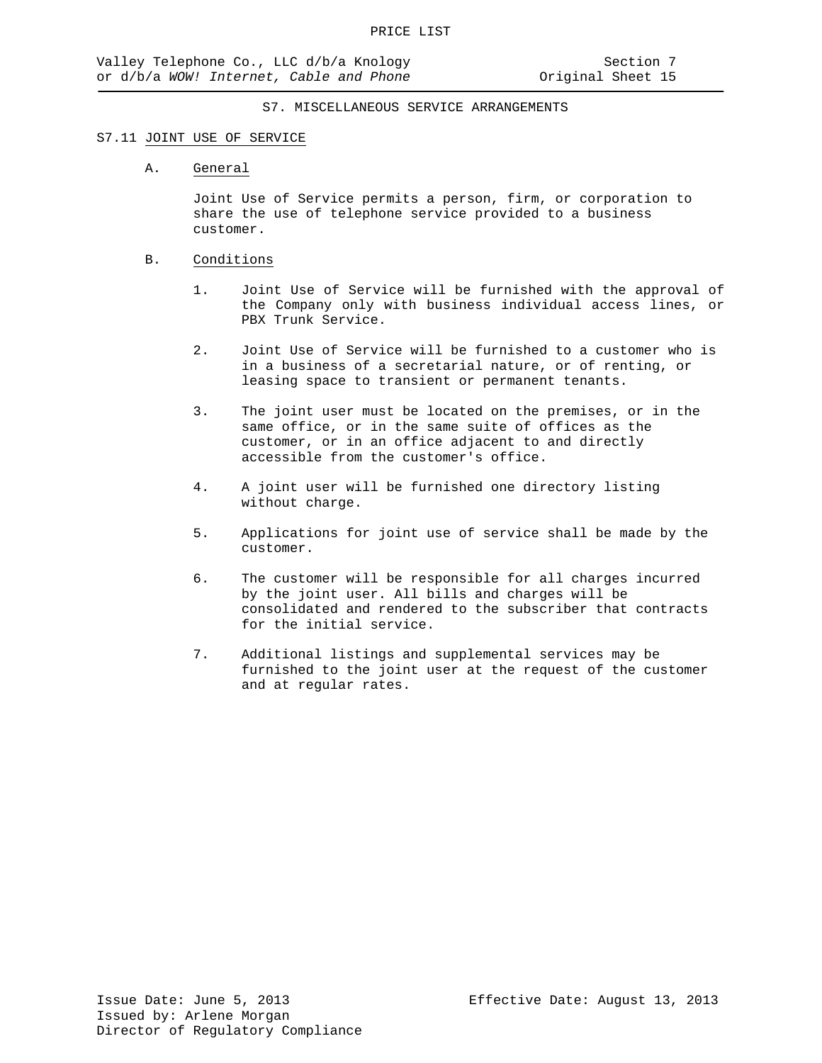## S7. MISCELLANEOUS SERVICE ARRANGEMENTS

### S7.11 JOINT USE OF SERVICE

A. General

Joint Use of Service permits a person, firm, or corporation to share the use of telephone service provided to a business customer.

B. Conditions

1. Joint Use of Service will be furnished with the approval of the Company only with business individual access lines, or PBX Trunk Service.
2. Joint Use of Service will be furnished to a customer who is in a business of a secretarial nature, or of renting, or leasing space to transient or permanent tenants.
3. The joint user must be located on the premises, or in the same office, or in the same suite of offices as the customer, or in an office adjacent to and directly accessible from the customer's office.
4. A joint user will be furnished one directory listing without charge.
5. Applications for joint use of service shall be made by the customer.
6. The customer will be responsible for all charges incurred by the joint user. All bills and charges will be consolidated and rendered to the subscriber that contracts for the initial service.
7. Additional listings and supplemental services may be furnished to the joint user at the request of the customer and at regular rates.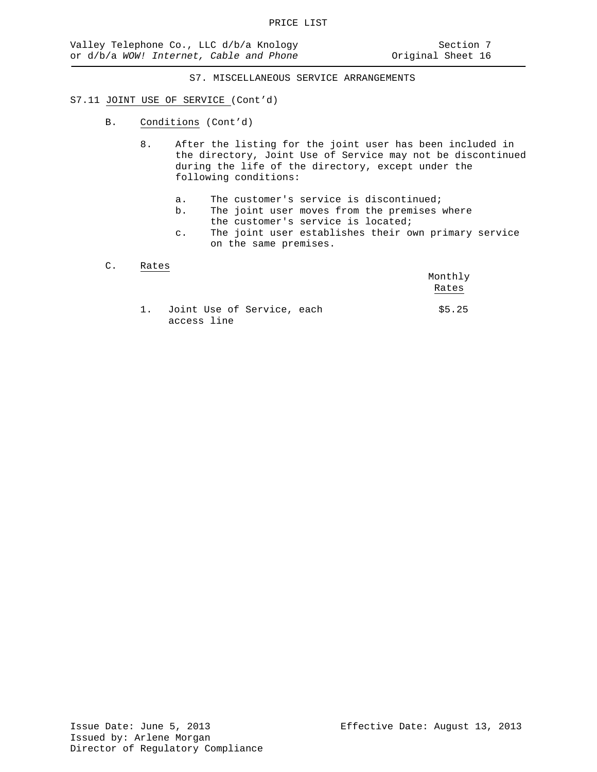## S7. MISCELLANEOUS SERVICE ARRANGEMENTS

### S7.11 JOINT USE OF SERVICE (Cont'd)

B. Conditions (Cont'd)

8. After the listing for the joint user has been included in the directory, Joint Use of Service may not be discontinued during the life of the directory, except under the following conditions:

   a. The customer's service is discontinued;
   b. The joint user moves from the premises where the customer's service is located;
   c. The joint user establishes their own primary service on the same premises.

C. Rates

| | Monthly Rates |
|---|---|
| 1. Joint Use of Service, each access line | $5.25 |

Issue Date: June 5, 2013
Issued by: Arlene Morgan
Director of Regulatory Compliance

Effective Date: August 13, 2013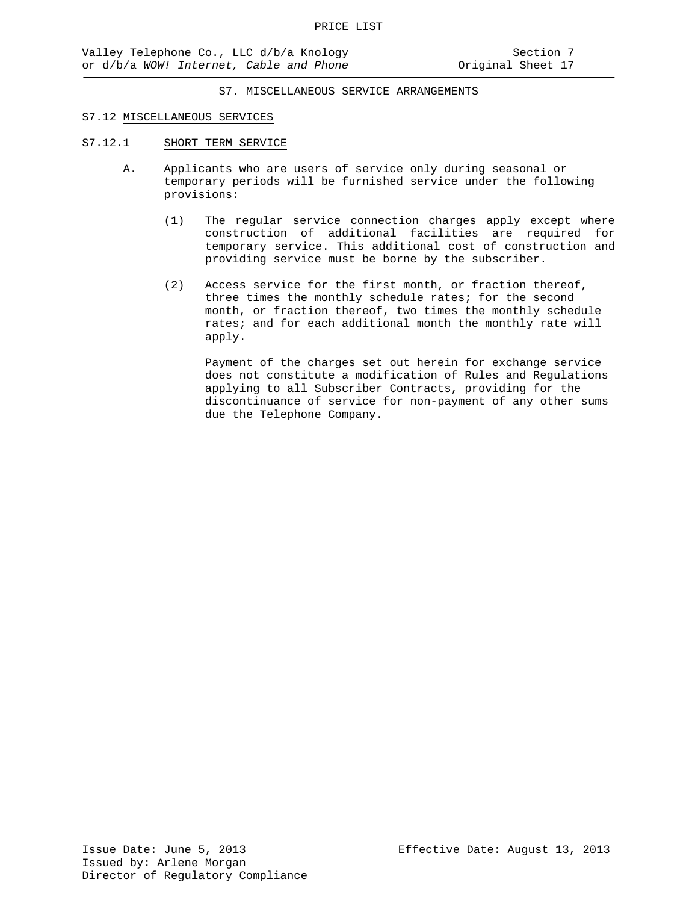## S7. MISCELLANEOUS SERVICE ARRANGEMENTS

### S7.12 MISCELLANEOUS SERVICES

#### S7.12.1 SHORT TERM SERVICE

A. Applicants who are users of service only during seasonal or temporary periods will be furnished service under the following provisions:

(1) The regular service connection charges apply except where construction of additional facilities are required for temporary service. This additional cost of construction and providing service must be borne by the subscriber.

(2) Access service for the first month, or fraction thereof, three times the monthly schedule rates; for the second month, or fraction thereof, two times the monthly schedule rates; and for each additional month the monthly rate will apply.

Payment of the charges set out herein for exchange service does not constitute a modification of Rules and Regulations applying to all Subscriber Contracts, providing for the discontinuance of service for non-payment of any other sums due the Telephone Company.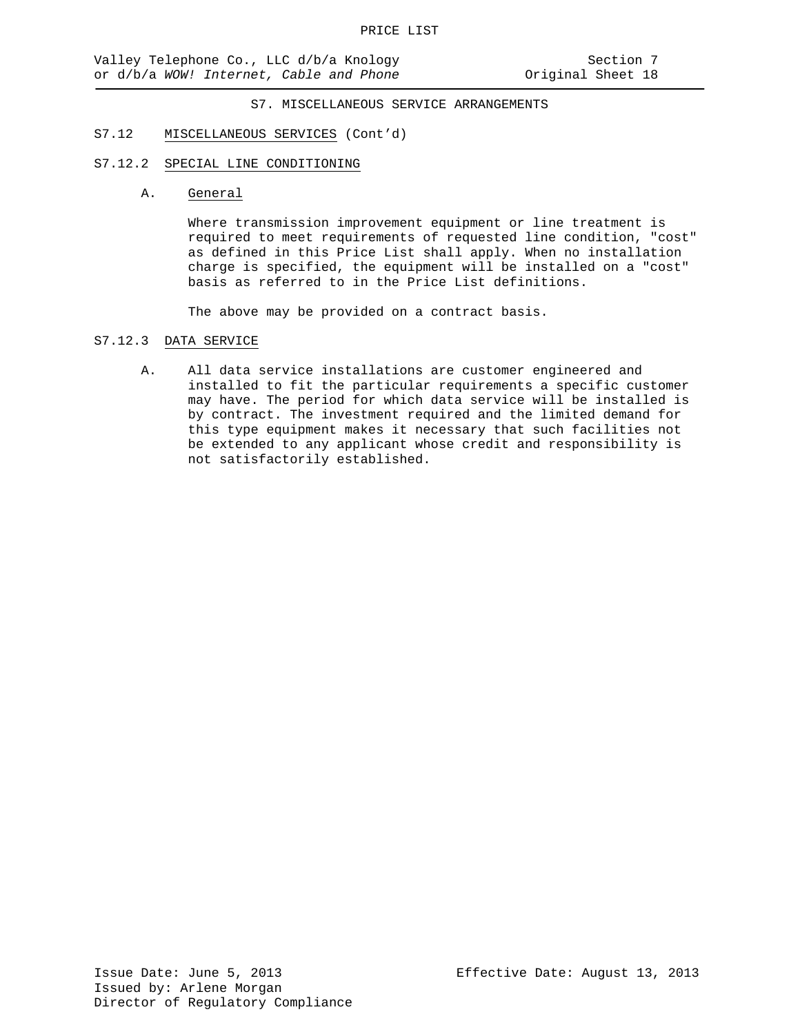## S7. MISCELLANEOUS SERVICE ARRANGEMENTS

### S7.12 MISCELLANEOUS SERVICES (Cont'd)

### S7.12.2 SPECIAL LINE CONDITIONING

A. General

Where transmission improvement equipment or line treatment is required to meet requirements of requested line condition, "cost" as defined in this Price List shall apply. When no installation charge is specified, the equipment will be installed on a "cost" basis as referred to in the Price List definitions.

The above may be provided on a contract basis.

### S7.12.3 DATA SERVICE

A. All data service installations are customer engineered and installed to fit the particular requirements a specific customer may have. The period for which data service will be installed is by contract. The investment required and the limited demand for this type equipment makes it necessary that such facilities not be extended to any applicant whose credit and responsibility is not satisfactorily established.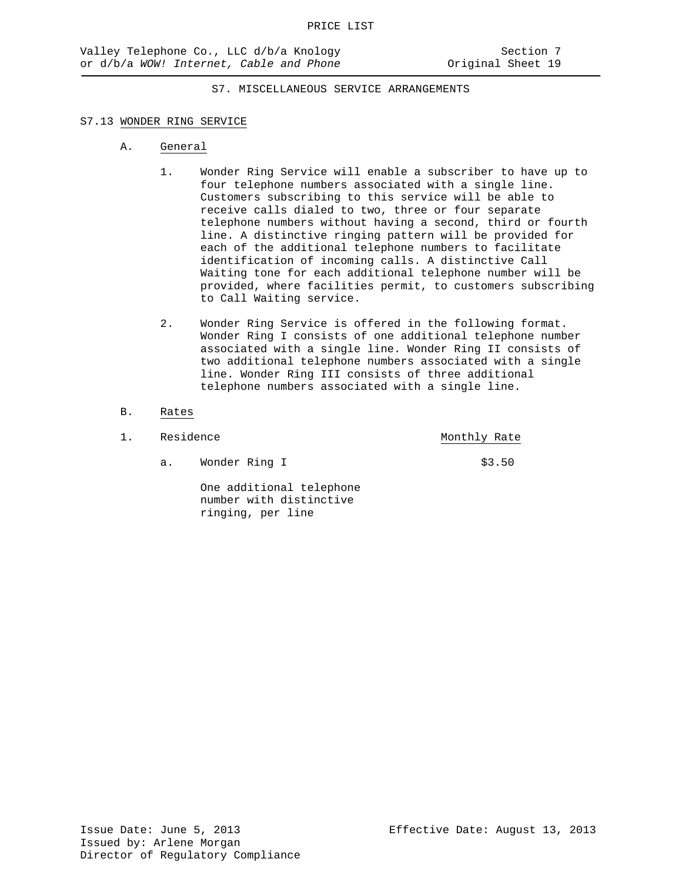PRICE LIST

Valley Telephone Co., LLC d/b/a Knology
or d/b/a *WOW! Internet, Cable and Phone*

Section 7
Original Sheet 19

S7. MISCELLANEOUS SERVICE ARRANGEMENTS

## S7.13 WONDER RING SERVICE

### A. General

1. Wonder Ring Service will enable a subscriber to have up to four telephone numbers associated with a single line. Customers subscribing to this service will be able to receive calls dialed to two, three or four separate telephone numbers without having a second, third or fourth line. A distinctive ringing pattern will be provided for each of the additional telephone numbers to facilitate identification of incoming calls. A distinctive Call Waiting tone for each additional telephone number will be provided, where facilities permit, to customers subscribing to Call Waiting service.

2. Wonder Ring Service is offered in the following format. Wonder Ring I consists of one additional telephone number associated with a single line. Wonder Ring II consists of two additional telephone numbers associated with a single line. Wonder Ring III consists of three additional telephone numbers associated with a single line.

### B. Rates

| 1. Residence | Monthly Rate |
|---|---|
| a. Wonder Ring I<br><br>One additional telephone number with distinctive ringing, per line | $3.50 |

Issue Date: June 5, 2013
Issued by: Arlene Morgan
Director of Regulatory Compliance

Effective Date: August 13, 2013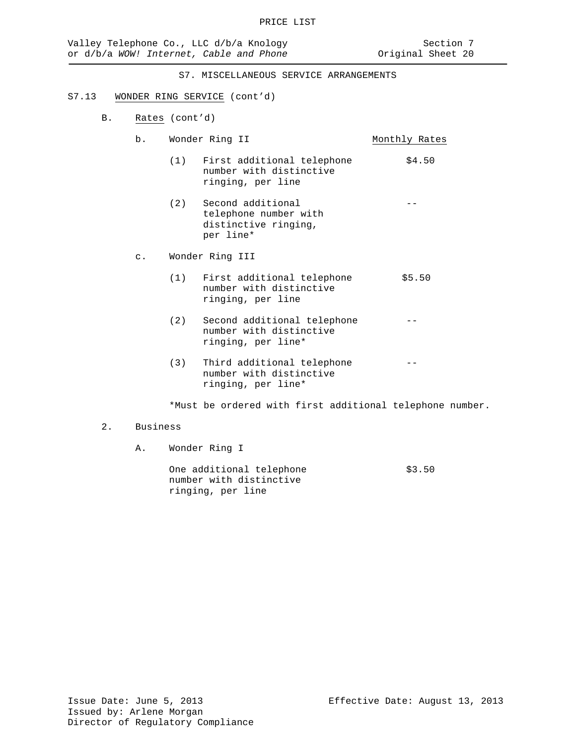PRICE LIST

Valley Telephone Co., LLC d/b/a Knology or d/b/a *WOW! Internet, Cable and Phone*

Section 7
Original Sheet 20

S7. MISCELLANEOUS SERVICE ARRANGEMENTS

S7.13 WONDER RING SERVICE (cont'd)

B. Rates (cont'd)

| | | Monthly Rates |
|---|---|---|
| b. | Wonder Ring II | |
| (1) | First additional telephone number with distinctive ringing, per line | $4.50 |
| (2) | Second additional telephone number with distinctive ringing, per line* | -- |
| c. | Wonder Ring III | |
| (1) | First additional telephone number with distinctive ringing, per line | $5.50 |
| (2) | Second additional telephone number with distinctive ringing, per line* | -- |
| (3) | Third additional telephone number with distinctive ringing, per line* | -- |

*Must be ordered with first additional telephone number.

2. Business

A. Wonder Ring I

| | |
|---|---|
| One additional telephone number with distinctive ringing, per line | $3.50 |

Issue Date: June 5, 2013
Issued by: Arlene Morgan
Director of Regulatory Compliance

Effective Date: August 13, 2013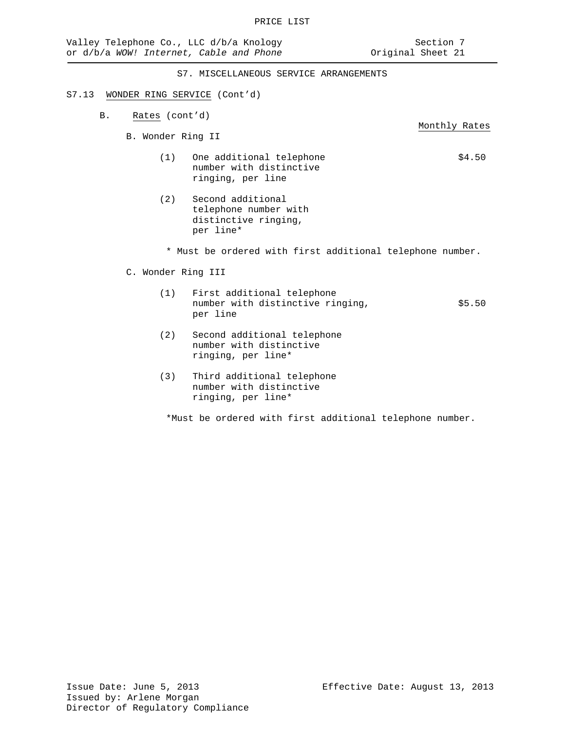PRICE LIST

Valley Telephone Co., LLC d/b/a Knology or d/b/a *WOW! Internet, Cable and Phone*

Section 7
Original Sheet 21

S7. MISCELLANEOUS SERVICE ARRANGEMENTS

S7.13 WONDER RING SERVICE (Cont'd)

B. Rates (cont'd)

| | Monthly Rates |
|---|---|
| **B. Wonder Ring II** | |
| (1) One additional telephone number with distinctive ringing, per line | $4.50 |
| (2) Second additional telephone number with distinctive ringing, per line* | |

\* Must be ordered with first additional telephone number.

| | Monthly Rates |
|---|---|
| **C. Wonder Ring III** | |
| (1) First additional telephone number with distinctive ringing, per line | $5.50 |
| (2) Second additional telephone number with distinctive ringing, per line* | |
| (3) Third additional telephone number with distinctive ringing, per line* | |

*Must be ordered with first additional telephone number.

Issue Date: June 5, 2013
Issued by: Arlene Morgan
Director of Regulatory Compliance

Effective Date: August 13, 2013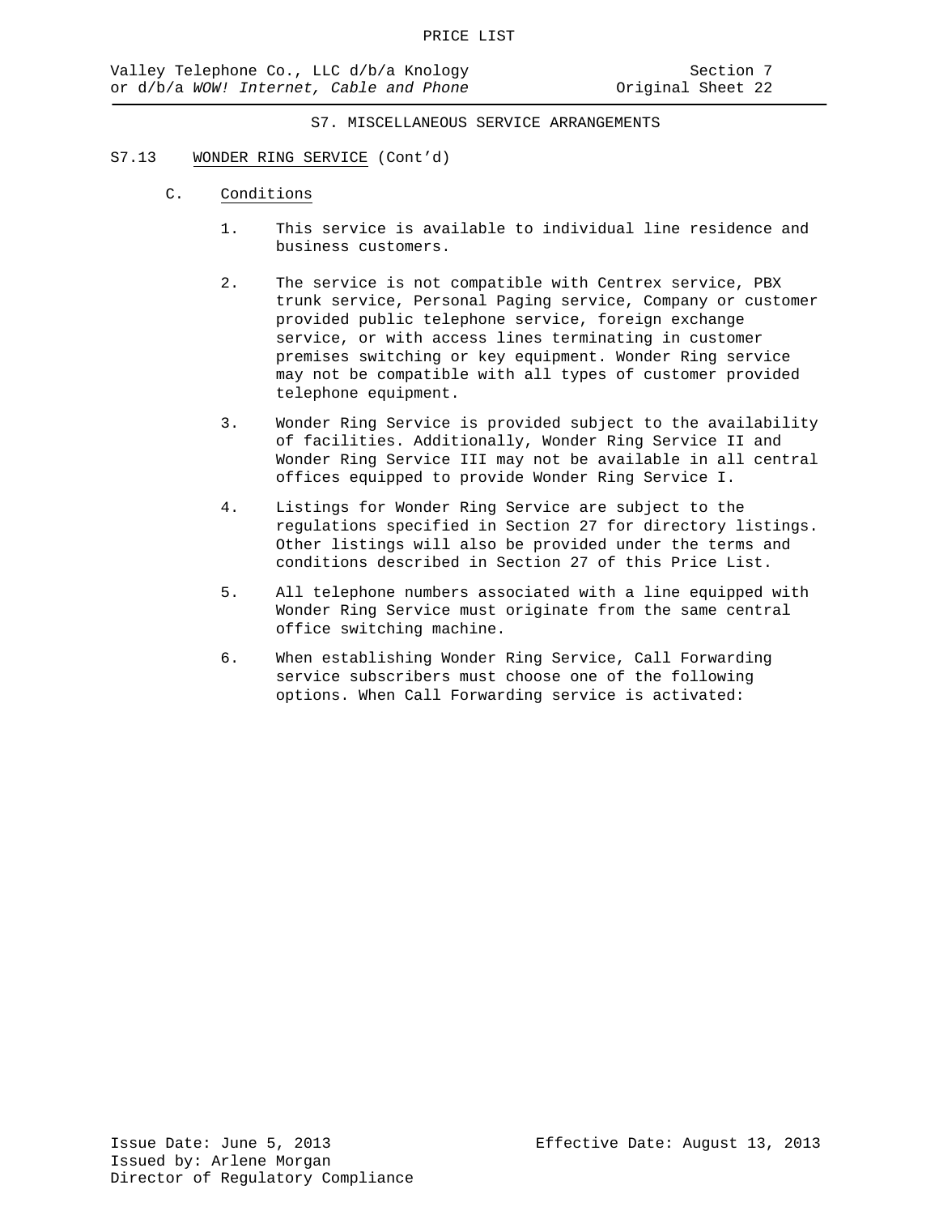S7. MISCELLANEOUS SERVICE ARRANGEMENTS

S7.13 WONDER RING SERVICE (Cont'd)

C. Conditions

1. This service is available to individual line residence and business customers.

2. The service is not compatible with Centrex service, PBX trunk service, Personal Paging service, Company or customer provided public telephone service, foreign exchange service, or with access lines terminating in customer premises switching or key equipment. Wonder Ring service may not be compatible with all types of customer provided telephone equipment.

3. Wonder Ring Service is provided subject to the availability of facilities. Additionally, Wonder Ring Service II and Wonder Ring Service III may not be available in all central offices equipped to provide Wonder Ring Service I.

4. Listings for Wonder Ring Service are subject to the regulations specified in Section 27 for directory listings. Other listings will also be provided under the terms and conditions described in Section 27 of this Price List.

5. All telephone numbers associated with a line equipped with Wonder Ring Service must originate from the same central office switching machine.

6. When establishing Wonder Ring Service, Call Forwarding service subscribers must choose one of the following options. When Call Forwarding service is activated: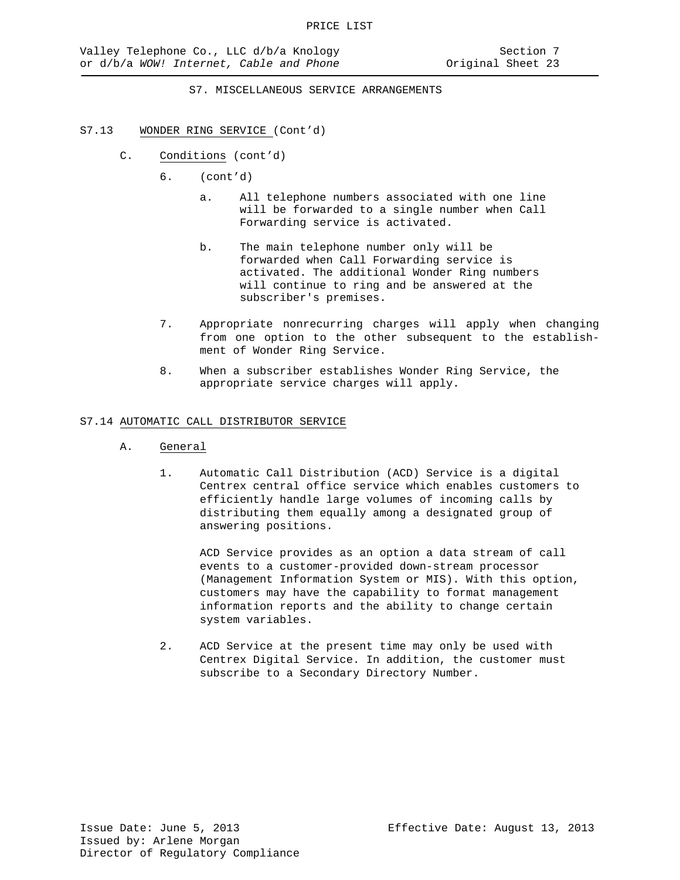## S7. MISCELLANEOUS SERVICE ARRANGEMENTS

### S7.13 WONDER RING SERVICE (Cont'd)

C. Conditions (cont'd)

6. (cont'd)

   a. All telephone numbers associated with one line will be forwarded to a single number when Call Forwarding service is activated.

   b. The main telephone number only will be forwarded when Call Forwarding service is activated. The additional Wonder Ring numbers will continue to ring and be answered at the subscriber's premises.

7. Appropriate nonrecurring charges will apply when changing from one option to the other subsequent to the establishment of Wonder Ring Service.

8. When a subscriber establishes Wonder Ring Service, the appropriate service charges will apply.

### S7.14 AUTOMATIC CALL DISTRIBUTOR SERVICE

A. General

1. Automatic Call Distribution (ACD) Service is a digital Centrex central office service which enables customers to efficiently handle large volumes of incoming calls by distributing them equally among a designated group of answering positions.

   ACD Service provides as an option a data stream of call events to a customer-provided down-stream processor (Management Information System or MIS). With this option, customers may have the capability to format management information reports and the ability to change certain system variables.

2. ACD Service at the present time may only be used with Centrex Digital Service. In addition, the customer must subscribe to a Secondary Directory Number.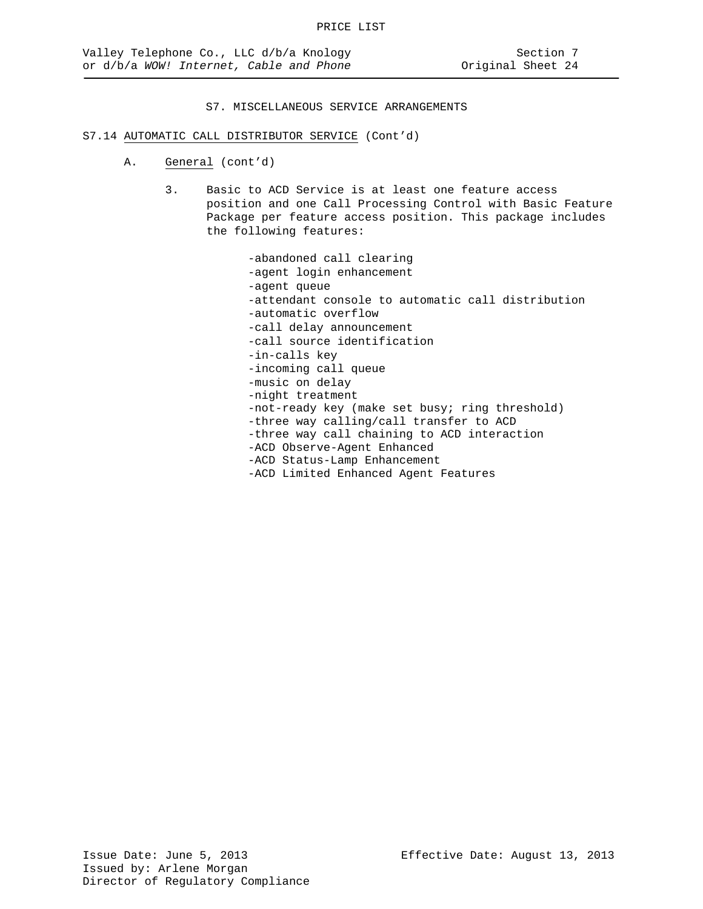## S7. MISCELLANEOUS SERVICE ARRANGEMENTS

### S7.14 AUTOMATIC CALL DISTRIBUTOR SERVICE (Cont'd)

A. General (cont'd)

3. Basic to ACD Service is at least one feature access position and one Call Processing Control with Basic Feature Package per feature access position. This package includes the following features:

   - abandoned call clearing
   - agent login enhancement
   - agent queue
   - attendant console to automatic call distribution
   - automatic overflow
   - call delay announcement
   - call source identification
   - in-calls key
   - incoming call queue
   - music on delay
   - night treatment
   - not-ready key (make set busy; ring threshold)
   - three way calling/call transfer to ACD
   - three way call chaining to ACD interaction
   - ACD Observe-Agent Enhanced
   - ACD Status-Lamp Enhancement
   - ACD Limited Enhanced Agent Features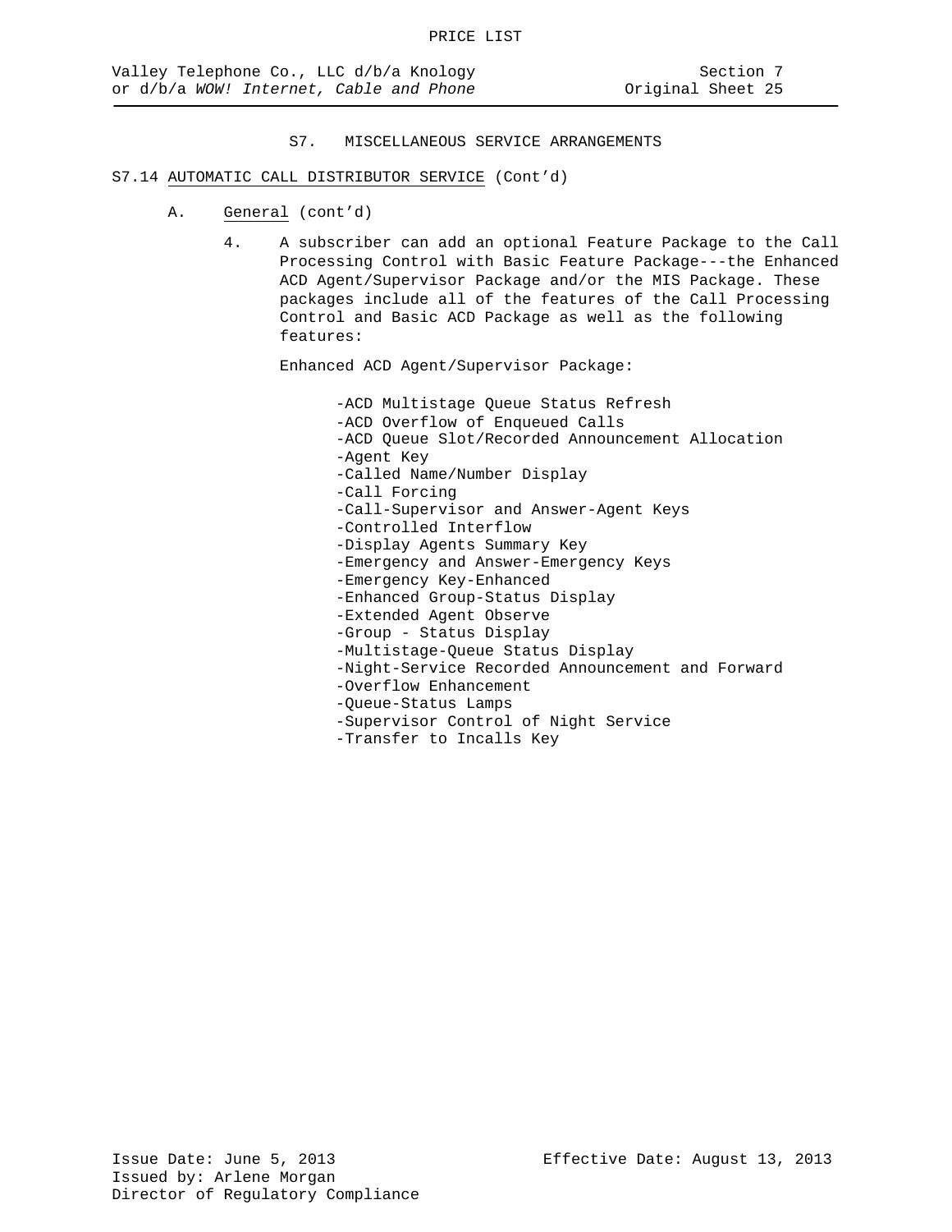S7. MISCELLANEOUS SERVICE ARRANGEMENTS

S7.14 AUTOMATIC CALL DISTRIBUTOR SERVICE (Cont'd)

A. General (cont'd)

4. A subscriber can add an optional Feature Package to the Call Processing Control with Basic Feature Package---the Enhanced ACD Agent/Supervisor Package and/or the MIS Package. These packages include all of the features of the Call Processing Control and Basic ACD Package as well as the following features:

Enhanced ACD Agent/Supervisor Package:

- ACD Multistage Queue Status Refresh
- ACD Overflow of Enqueued Calls
- ACD Queue Slot/Recorded Announcement Allocation
- Agent Key
- Called Name/Number Display
- Call Forcing
- Call-Supervisor and Answer-Agent Keys
- Controlled Interflow
- Display Agents Summary Key
- Emergency and Answer-Emergency Keys
- Emergency Key-Enhanced
- Enhanced Group-Status Display
- Extended Agent Observe
- Group - Status Display
- Multistage-Queue Status Display
- Night-Service Recorded Announcement and Forward
- Overflow Enhancement
- Queue-Status Lamps
- Supervisor Control of Night Service
- Transfer to Incalls Key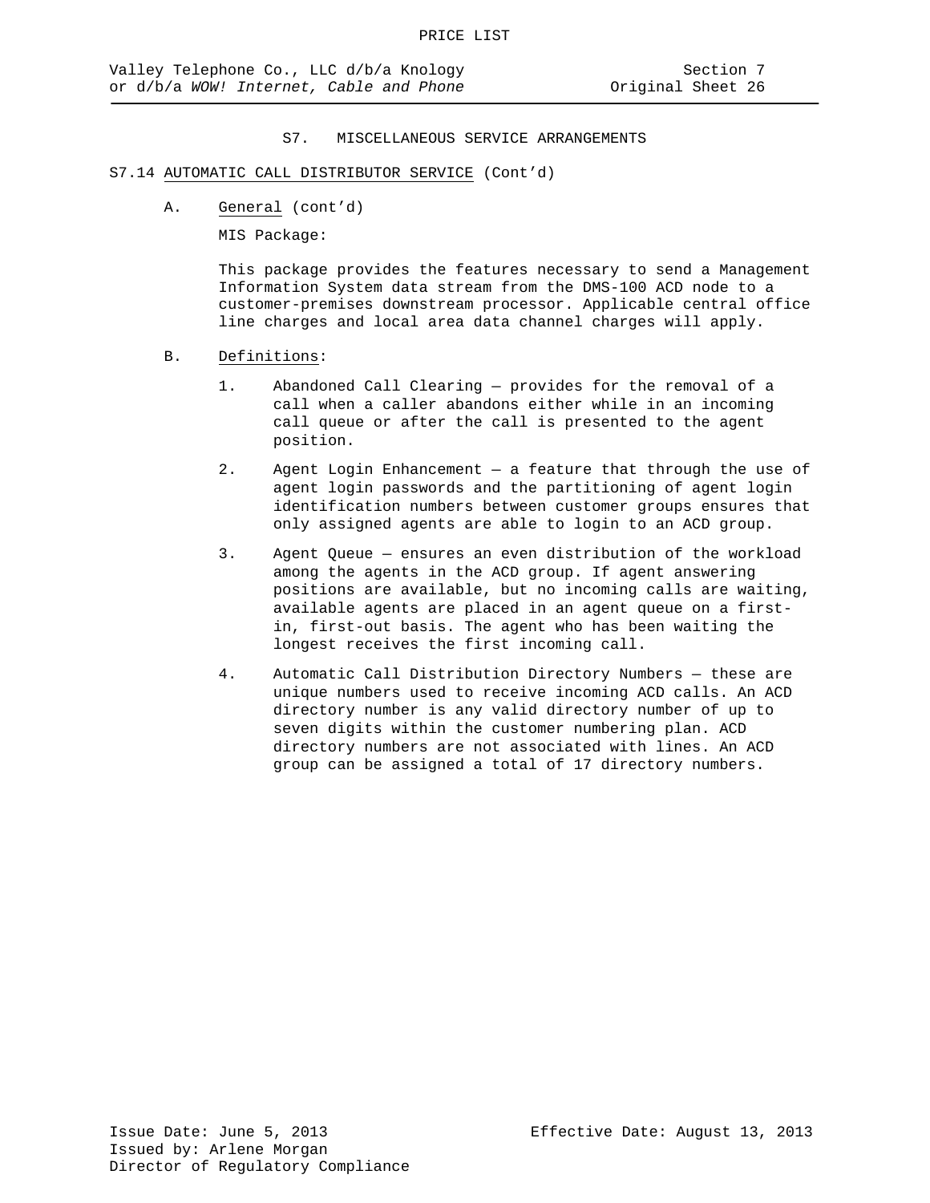## S7. MISCELLANEOUS SERVICE ARRANGEMENTS

S7.14 AUTOMATIC CALL DISTRIBUTOR SERVICE (Cont'd)

A. General (cont'd)

MIS Package:

This package provides the features necessary to send a Management Information System data stream from the DMS-100 ACD node to a customer-premises downstream processor. Applicable central office line charges and local area data channel charges will apply.

B. Definitions:

1. Abandoned Call Clearing — provides for the removal of a call when a caller abandons either while in an incoming call queue or after the call is presented to the agent position.

2. Agent Login Enhancement — a feature that through the use of agent login passwords and the partitioning of agent login identification numbers between customer groups ensures that only assigned agents are able to login to an ACD group.

3. Agent Queue — ensures an even distribution of the workload among the agents in the ACD group. If agent answering positions are available, but no incoming calls are waiting, available agents are placed in an agent queue on a first-in, first-out basis. The agent who has been waiting the longest receives the first incoming call.

4. Automatic Call Distribution Directory Numbers — these are unique numbers used to receive incoming ACD calls. An ACD directory number is any valid directory number of up to seven digits within the customer numbering plan. ACD directory numbers are not associated with lines. An ACD group can be assigned a total of 17 directory numbers.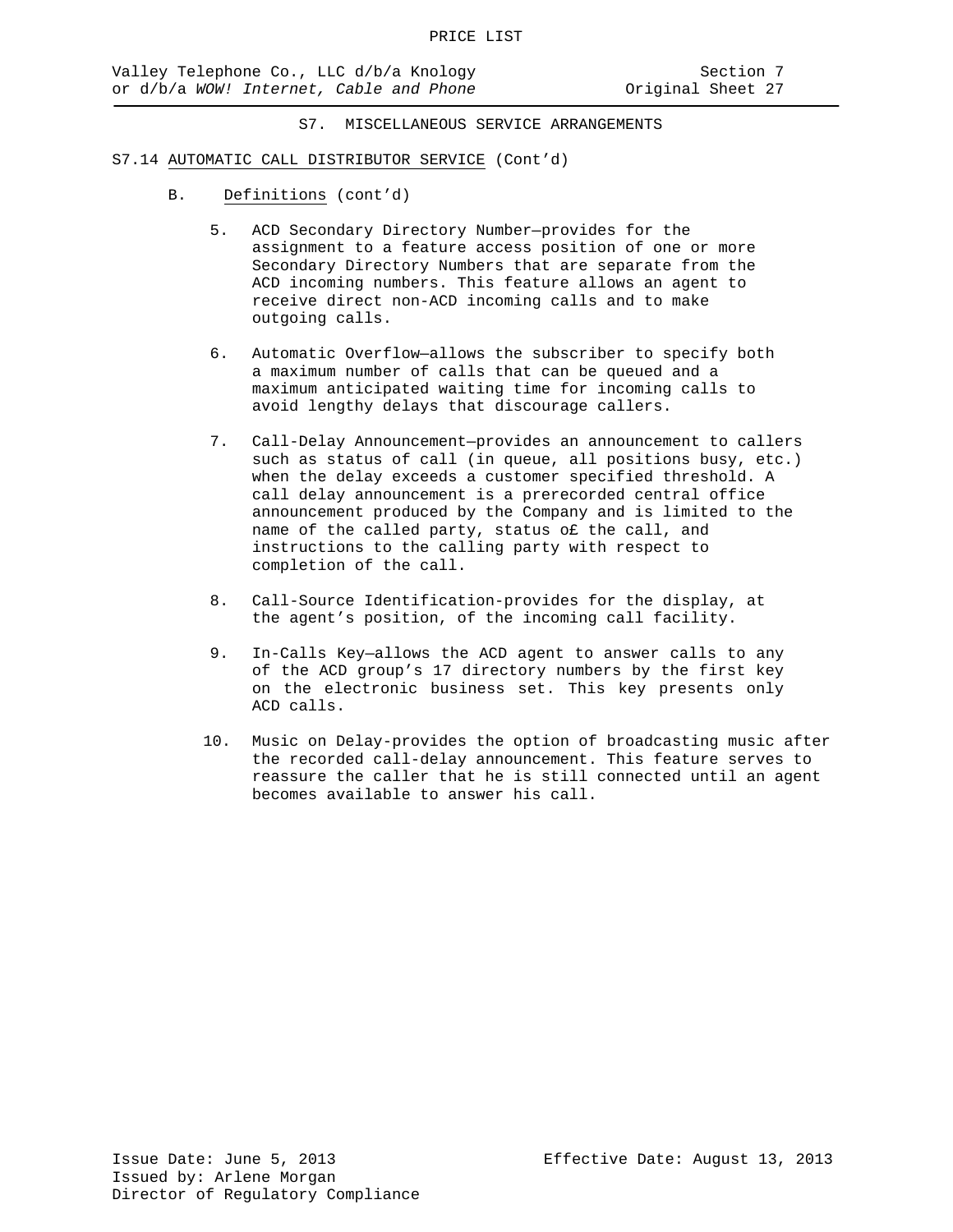S7. MISCELLANEOUS SERVICE ARRANGEMENTS

S7.14 AUTOMATIC CALL DISTRIBUTOR SERVICE (Cont'd)

B. Definitions (cont'd)

5. ACD Secondary Directory Number—provides for the assignment to a feature access position of one or more Secondary Directory Numbers that are separate from the ACD incoming numbers. This feature allows an agent to receive direct non-ACD incoming calls and to make outgoing calls.

6. Automatic Overflow—allows the subscriber to specify both a maximum number of calls that can be queued and a maximum anticipated waiting time for incoming calls to avoid lengthy delays that discourage callers.

7. Call-Delay Announcement—provides an announcement to callers such as status of call (in queue, all positions busy, etc.) when the delay exceeds a customer specified threshold. A call delay announcement is a prerecorded central office announcement produced by the Company and is limited to the name of the called party, status o£ the call, and instructions to the calling party with respect to completion of the call.

8. Call-Source Identification-provides for the display, at the agent's position, of the incoming call facility.

9. In-Calls Key—allows the ACD agent to answer calls to any of the ACD group's 17 directory numbers by the first key on the electronic business set. This key presents only ACD calls.

10. Music on Delay-provides the option of broadcasting music after the recorded call-delay announcement. This feature serves to reassure the caller that he is still connected until an agent becomes available to answer his call.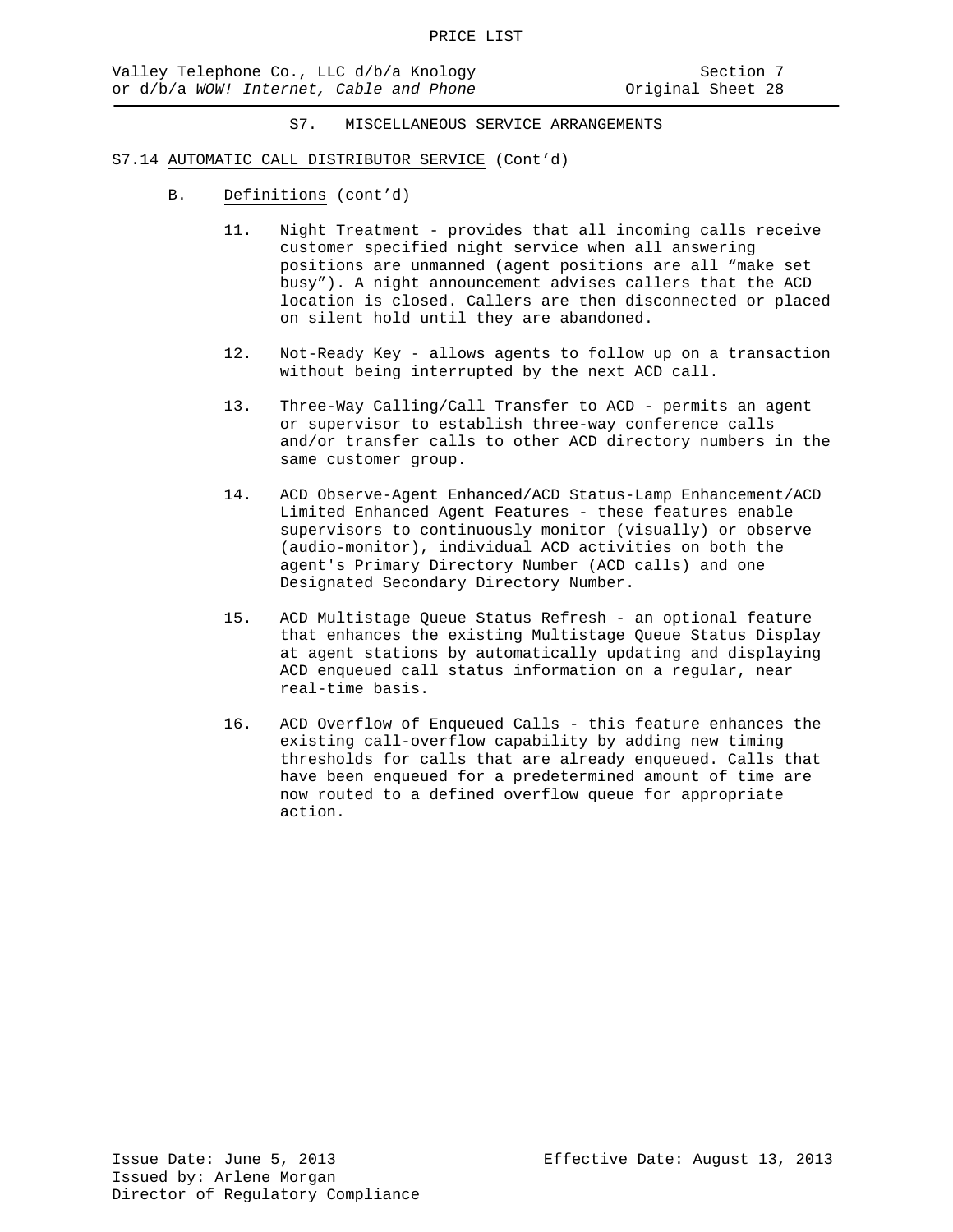## S7. MISCELLANEOUS SERVICE ARRANGEMENTS

### S7.14 AUTOMATIC CALL DISTRIBUTOR SERVICE (Cont'd)

B. Definitions (cont'd)

11. Night Treatment - provides that all incoming calls receive customer specified night service when all answering positions are unmanned (agent positions are all "make set busy"). A night announcement advises callers that the ACD location is closed. Callers are then disconnected or placed on silent hold until they are abandoned.

12. Not-Ready Key - allows agents to follow up on a transaction without being interrupted by the next ACD call.

13. Three-Way Calling/Call Transfer to ACD - permits an agent or supervisor to establish three-way conference calls and/or transfer calls to other ACD directory numbers in the same customer group.

14. ACD Observe-Agent Enhanced/ACD Status-Lamp Enhancement/ACD Limited Enhanced Agent Features - these features enable supervisors to continuously monitor (visually) or observe (audio-monitor), individual ACD activities on both the agent's Primary Directory Number (ACD calls) and one Designated Secondary Directory Number.

15. ACD Multistage Queue Status Refresh - an optional feature that enhances the existing Multistage Queue Status Display at agent stations by automatically updating and displaying ACD enqueued call status information on a regular, near real-time basis.

16. ACD Overflow of Enqueued Calls - this feature enhances the existing call-overflow capability by adding new timing thresholds for calls that are already enqueued. Calls that have been enqueued for a predetermined amount of time are now routed to a defined overflow queue for appropriate action.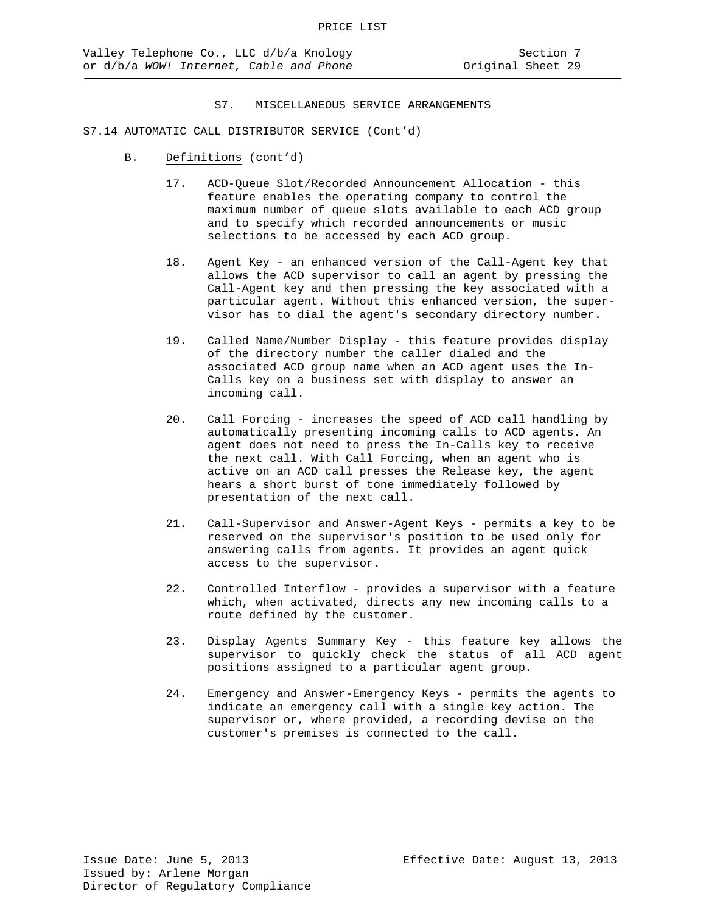## S7. MISCELLANEOUS SERVICE ARRANGEMENTS

### S7.14 AUTOMATIC CALL DISTRIBUTOR SERVICE (Cont'd)

B. Definitions (cont'd)

17. ACD-Queue Slot/Recorded Announcement Allocation - this feature enables the operating company to control the maximum number of queue slots available to each ACD group and to specify which recorded announcements or music selections to be accessed by each ACD group.

18. Agent Key - an enhanced version of the Call-Agent key that allows the ACD supervisor to call an agent by pressing the Call-Agent key and then pressing the key associated with a particular agent. Without this enhanced version, the supervisor has to dial the agent's secondary directory number.

19. Called Name/Number Display - this feature provides display of the directory number the caller dialed and the associated ACD group name when an ACD agent uses the In-Calls key on a business set with display to answer an incoming call.

20. Call Forcing - increases the speed of ACD call handling by automatically presenting incoming calls to ACD agents. An agent does not need to press the In-Calls key to receive the next call. With Call Forcing, when an agent who is active on an ACD call presses the Release key, the agent hears a short burst of tone immediately followed by presentation of the next call.

21. Call-Supervisor and Answer-Agent Keys - permits a key to be reserved on the supervisor's position to be used only for answering calls from agents. It provides an agent quick access to the supervisor.

22. Controlled Interflow - provides a supervisor with a feature which, when activated, directs any new incoming calls to a route defined by the customer.

23. Display Agents Summary Key - this feature key allows the supervisor to quickly check the status of all ACD agent positions assigned to a particular agent group.

24. Emergency and Answer-Emergency Keys - permits the agents to indicate an emergency call with a single key action. The supervisor or, where provided, a recording devise on the customer's premises is connected to the call.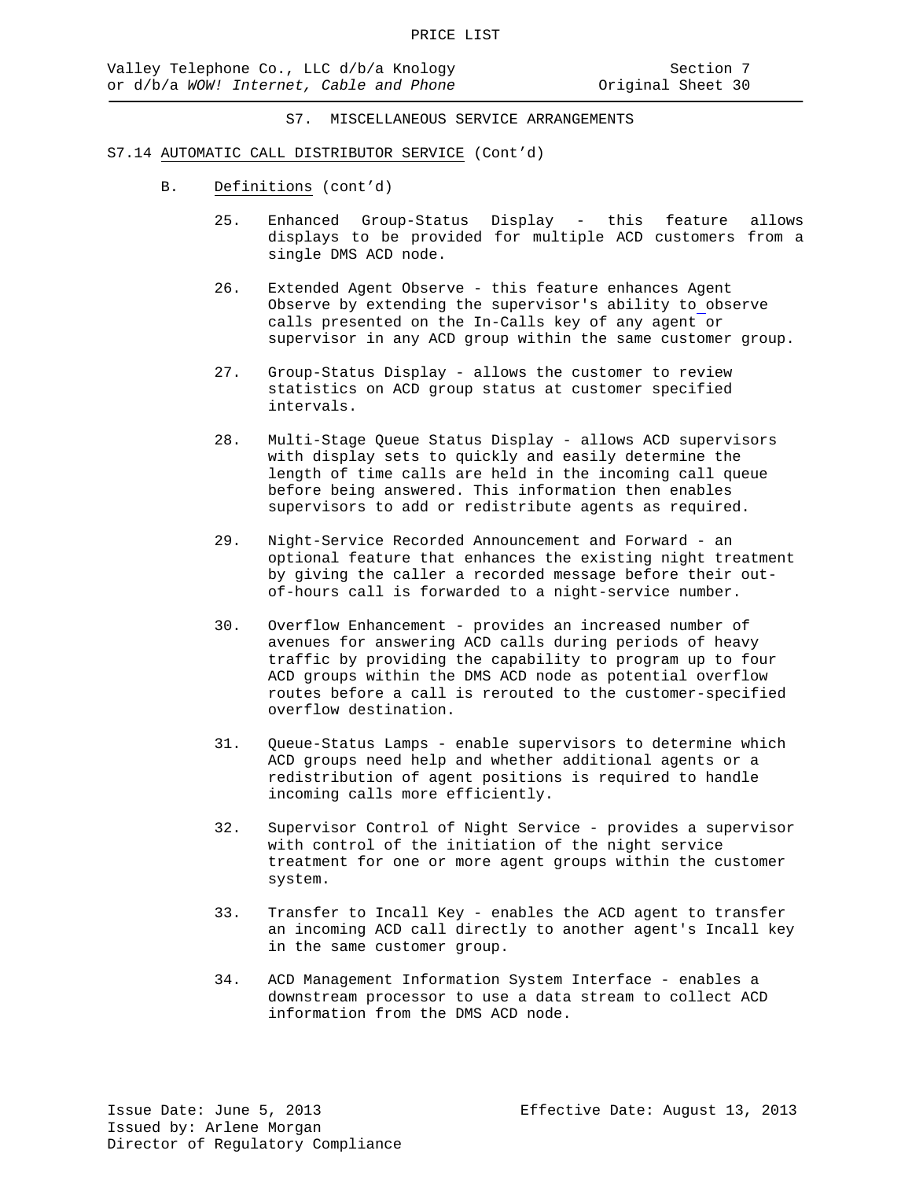PRICE LIST

Valley Telephone Co., LLC d/b/a Knology or d/b/a *WOW! Internet, Cable and Phone*

Section 7
Original Sheet 30

S7. MISCELLANEOUS SERVICE ARRANGEMENTS

S7.14 AUTOMATIC CALL DISTRIBUTOR SERVICE (Cont'd)

B. Definitions (cont'd)

25. Enhanced Group-Status Display - this feature allows displays to be provided for multiple ACD customers from a single DMS ACD node.

26. Extended Agent Observe - this feature enhances Agent Observe by extending the supervisor's ability to observe calls presented on the In-Calls key of any agent or supervisor in any ACD group within the same customer group.

27. Group-Status Display - allows the customer to review statistics on ACD group status at customer specified intervals.

28. Multi-Stage Queue Status Display - allows ACD supervisors with display sets to quickly and easily determine the length of time calls are held in the incoming call queue before being answered. This information then enables supervisors to add or redistribute agents as required.

29. Night-Service Recorded Announcement and Forward - an optional feature that enhances the existing night treatment by giving the caller a recorded message before their out-of-hours call is forwarded to a night-service number.

30. Overflow Enhancement - provides an increased number of avenues for answering ACD calls during periods of heavy traffic by providing the capability to program up to four ACD groups within the DMS ACD node as potential overflow routes before a call is rerouted to the customer-specified overflow destination.

31. Queue-Status Lamps - enable supervisors to determine which ACD groups need help and whether additional agents or a redistribution of agent positions is required to handle incoming calls more efficiently.

32. Supervisor Control of Night Service - provides a supervisor with control of the initiation of the night service treatment for one or more agent groups within the customer system.

33. Transfer to Incall Key - enables the ACD agent to transfer an incoming ACD call directly to another agent's Incall key in the same customer group.

34. ACD Management Information System Interface - enables a downstream processor to use a data stream to collect ACD information from the DMS ACD node.

Issue Date: June 5, 2013
Issued by: Arlene Morgan
Director of Regulatory Compliance

Effective Date: August 13, 2013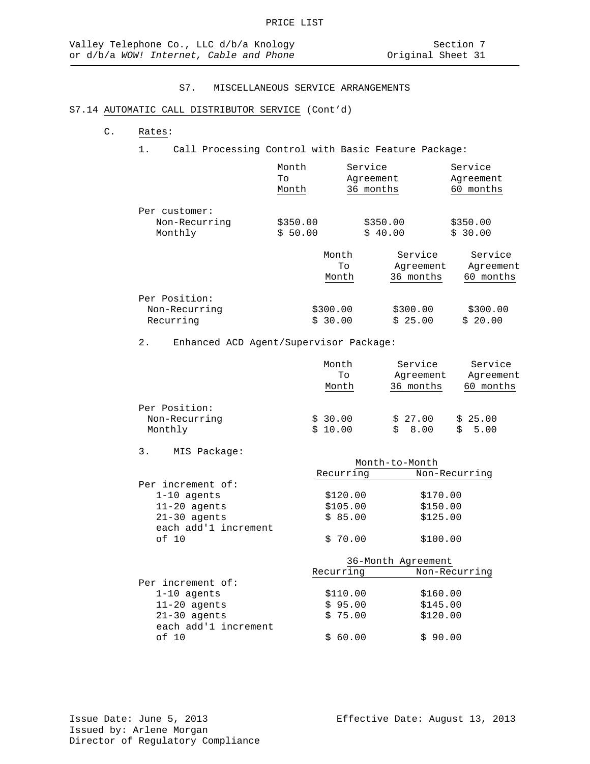PRICE LIST

Valley Telephone Co., LLC d/b/a Knology or d/b/a *WOW! Internet, Cable and Phone*

Section 7
Original Sheet 31

## S7. MISCELLANEOUS SERVICE ARRANGEMENTS

### S7.14 AUTOMATIC CALL DISTRIBUTOR SERVICE (Cont'd)

C. Rates:

1. Call Processing Control with Basic Feature Package:

| | Month To Month | Service Agreement 36 months | Service Agreement 60 months |
|---|---|---|---|
| Per customer: | | | |
| Non-Recurring | $350.00 | $350.00 | $350.00 |
| Monthly | $ 50.00 | $ 40.00 | $ 30.00 |

| | Month To Month | Service Agreement 36 months | Service Agreement 60 months |
|---|---|---|---|
| Per Position: | | | |
| Non-Recurring | $300.00 | $300.00 | $300.00 |
| Recurring | $ 30.00 | $ 25.00 | $ 20.00 |

2. Enhanced ACD Agent/Supervisor Package:

| | Month To Month | Service Agreement 36 months | Service Agreement 60 months |
|---|---|---|---|
| Per Position: | | | |
| Non-Recurring | $ 30.00 | $ 27.00 | $ 25.00 |
| Monthly | $ 10.00 | $ 8.00 | $ 5.00 |

3. MIS Package:

| | Month-to-Month | |
|---|---|---|
| | Recurring | Non-Recurring |
| Per increment of: | | |
| 1-10 agents | $120.00 | $170.00 |
| 11-20 agents | $105.00 | $150.00 |
| 21-30 agents | $ 85.00 | $125.00 |
| each add'l increment of 10 | $ 70.00 | $100.00 |

| | 36-Month Agreement | |
|---|---|---|
| | Recurring | Non-Recurring |
| Per increment of: | | |
| 1-10 agents | $110.00 | $160.00 |
| 11-20 agents | $ 95.00 | $145.00 |
| 21-30 agents | $ 75.00 | $120.00 |
| each add'l increment of 10 | $ 60.00 | $ 90.00 |

Issue Date: June 5, 2013
Issued by: Arlene Morgan
Director of Regulatory Compliance

Effective Date: August 13, 2013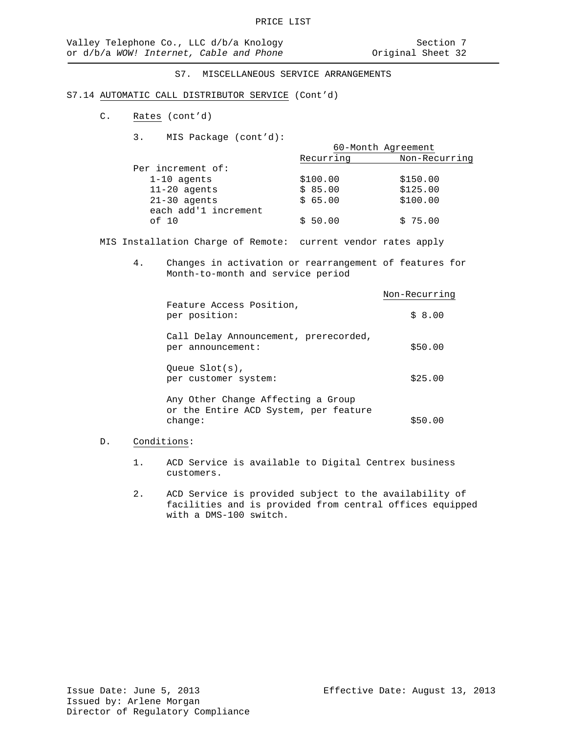## S7. MISCELLANEOUS SERVICE ARRANGEMENTS

### S7.14 AUTOMATIC CALL DISTRIBUTOR SERVICE (Cont'd)

C. Rates (cont'd)

3. MIS Package (cont'd):

| | 60-Month Agreement | |
|---|---|---|
| | Recurring | Non-Recurring |
| Per increment of: | | |
| 1-10 agents | $100.00 | $150.00 |
| 11-20 agents | $ 85.00 | $125.00 |
| 21-30 agents | $ 65.00 | $100.00 |
| each add'1 increment of 10 | $ 50.00 | $ 75.00 |

MIS Installation Charge of Remote: current vendor rates apply

4. Changes in activation or rearrangement of features for Month-to-month and service period

| | Non-Recurring |
|---|---|
| Feature Access Position, per position: | $ 8.00 |
| Call Delay Announcement, prerecorded, per announcement: | $50.00 |
| Queue Slot(s), per customer system: | $25.00 |
| Any Other Change Affecting a Group or the Entire ACD System, per feature change: | $50.00 |

D. Conditions:

1. ACD Service is available to Digital Centrex business customers.

2. ACD Service is provided subject to the availability of facilities and is provided from central offices equipped with a DMS-100 switch.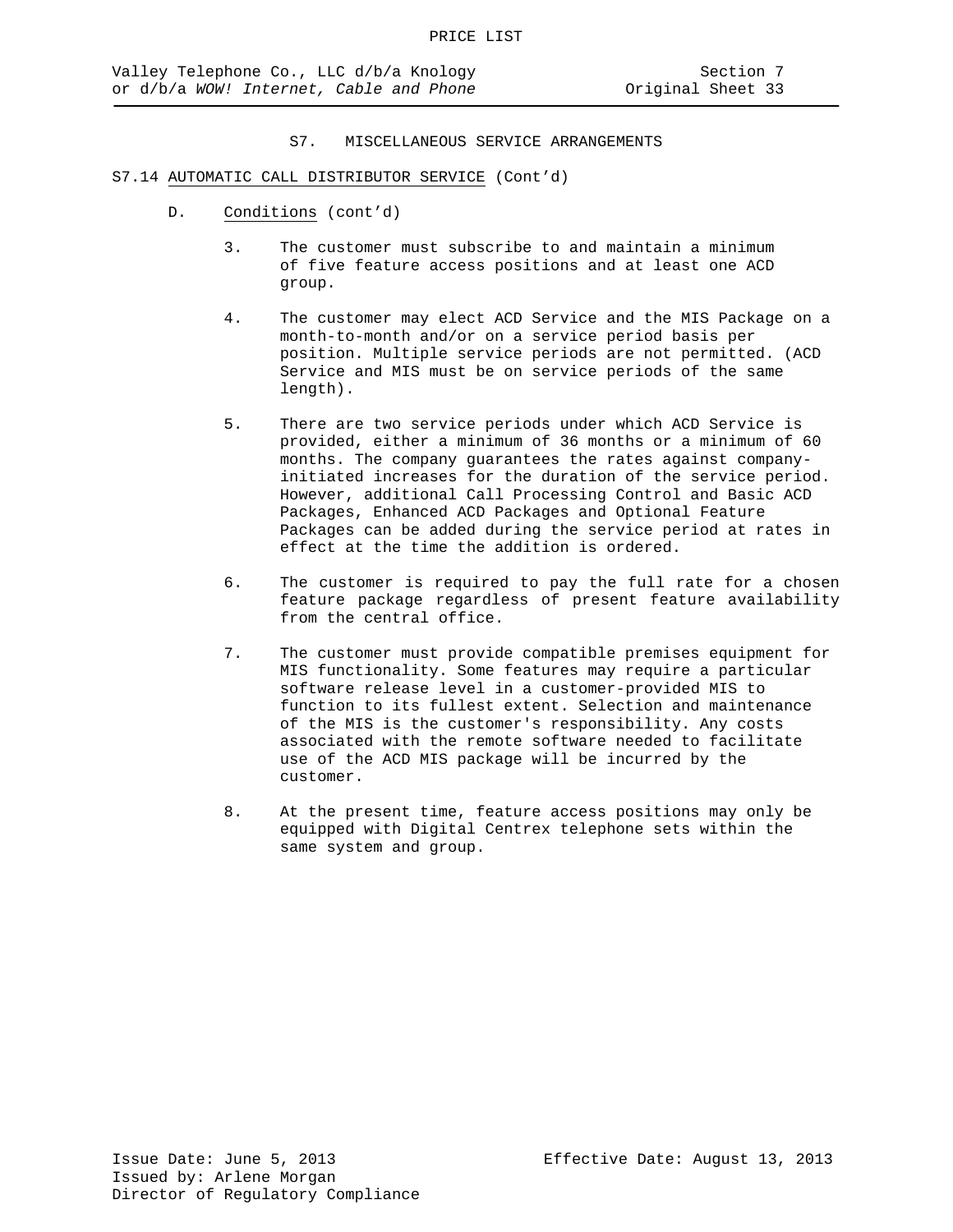## S7. MISCELLANEOUS SERVICE ARRANGEMENTS

### S7.14 AUTOMATIC CALL DISTRIBUTOR SERVICE (Cont'd)

D. Conditions (cont'd)

3. The customer must subscribe to and maintain a minimum of five feature access positions and at least one ACD group.

4. The customer may elect ACD Service and the MIS Package on a month-to-month and/or on a service period basis per position. Multiple service periods are not permitted. (ACD Service and MIS must be on service periods of the same length).

5. There are two service periods under which ACD Service is provided, either a minimum of 36 months or a minimum of 60 months. The company guarantees the rates against company-initiated increases for the duration of the service period. However, additional Call Processing Control and Basic ACD Packages, Enhanced ACD Packages and Optional Feature Packages can be added during the service period at rates in effect at the time the addition is ordered.

6. The customer is required to pay the full rate for a chosen feature package regardless of present feature availability from the central office.

7. The customer must provide compatible premises equipment for MIS functionality. Some features may require a particular software release level in a customer-provided MIS to function to its fullest extent. Selection and maintenance of the MIS is the customer's responsibility. Any costs associated with the remote software needed to facilitate use of the ACD MIS package will be incurred by the customer.

8. At the present time, feature access positions may only be equipped with Digital Centrex telephone sets within the same system and group.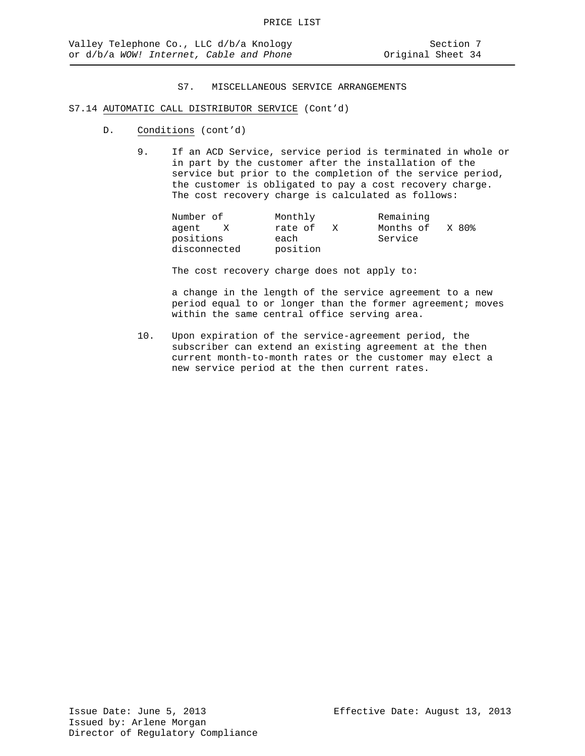# S7. MISCELLANEOUS SERVICE ARRANGEMENTS

## S7.14 AUTOMATIC CALL DISTRIBUTOR SERVICE (Cont'd)

D. Conditions (cont'd)

9. If an ACD Service, service period is terminated in whole or in part by the customer after the installation of the service but prior to the completion of the service period, the customer is obligated to pay a cost recovery charge. The cost recovery charge is calculated as follows:

   Number of agent positions disconnected X Monthly rate of each position X Remaining Months of Service X 80%

   The cost recovery charge does not apply to:

   a change in the length of the service agreement to a new period equal to or longer than the former agreement; moves within the same central office serving area.

10. Upon expiration of the service-agreement period, the subscriber can extend an existing agreement at the then current month-to-month rates or the customer may elect a new service period at the then current rates.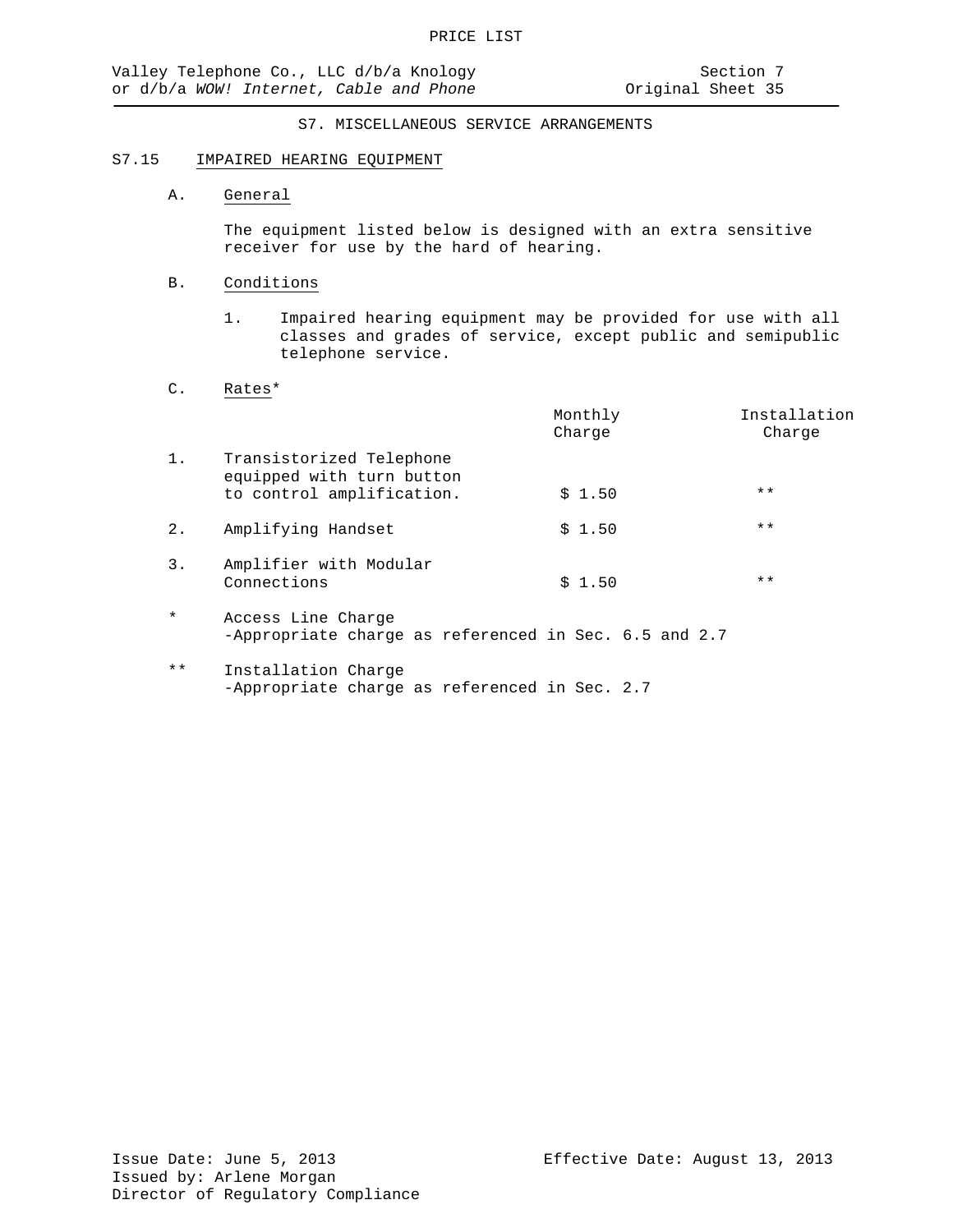# S7. MISCELLANEOUS SERVICE ARRANGEMENTS

## S7.15 IMPAIRED HEARING EQUIPMENT

### A. General

The equipment listed below is designed with an extra sensitive receiver for use by the hard of hearing.

### B. Conditions

1. Impaired hearing equipment may be provided for use with all classes and grades of service, except public and semipublic telephone service.

### C. Rates*

| | | Monthly Charge | Installation Charge |
|---|---|---|---|
| 1. | Transistorized Telephone equipped with turn button to control amplification. | $ 1.50 | ** |
| 2. | Amplifying Handset | $ 1.50 | ** |
| 3. | Amplifier with Modular Connections | $ 1.50 | ** |

\* Access Line Charge
-Appropriate charge as referenced in Sec. 6.5 and 2.7

** Installation Charge
-Appropriate charge as referenced in Sec. 2.7

Issue Date: June 5, 2013
Issued by: Arlene Morgan
Director of Regulatory Compliance

Effective Date: August 13, 2013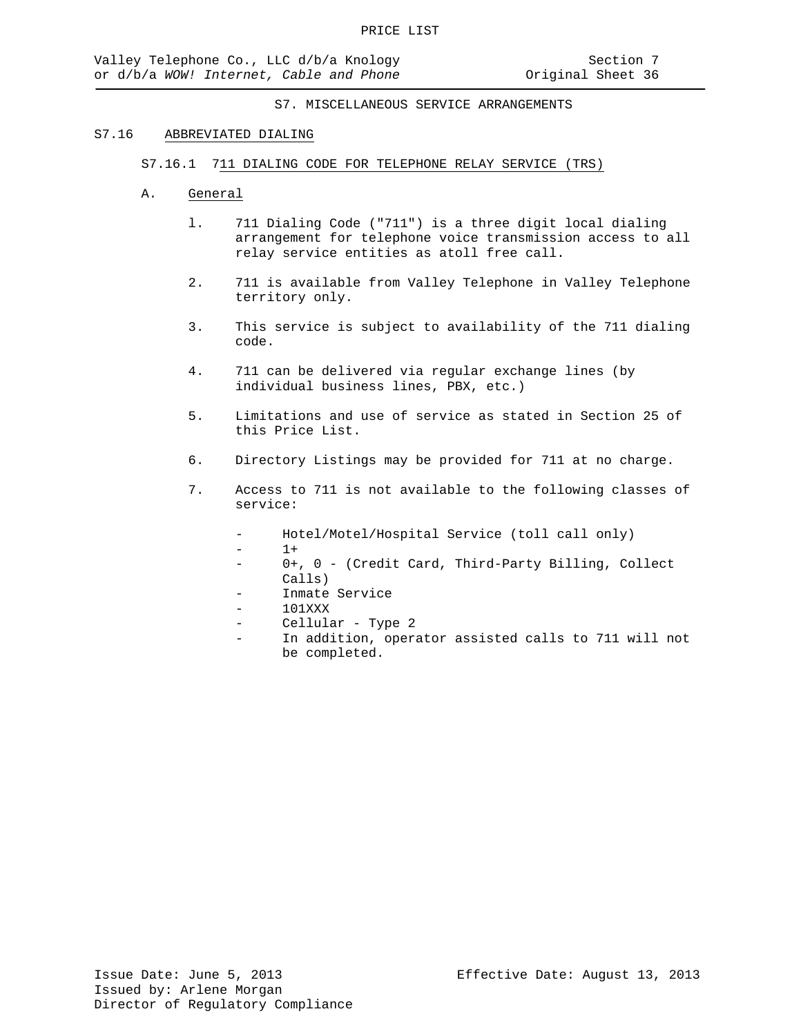S7. MISCELLANEOUS SERVICE ARRANGEMENTS

## S7.16 ABBREVIATED DIALING

### S7.16.1 711 DIALING CODE FOR TELEPHONE RELAY SERVICE (TRS)

A. General

1. 711 Dialing Code ("711") is a three digit local dialing arrangement for telephone voice transmission access to all relay service entities as atoll free call.

2. 711 is available from Valley Telephone in Valley Telephone territory only.

3. This service is subject to availability of the 711 dialing code.

4. 711 can be delivered via regular exchange lines (by individual business lines, PBX, etc.)

5. Limitations and use of service as stated in Section 25 of this Price List.

6. Directory Listings may be provided for 711 at no charge.

7. Access to 711 is not available to the following classes of service:

   - Hotel/Motel/Hospital Service (toll call only)
   - 1+
   - 0+, 0 - (Credit Card, Third-Party Billing, Collect Calls)
   - Inmate Service
   - 101XXX
   - Cellular - Type 2
   - In addition, operator assisted calls to 711 will not be completed.

Issue Date: June 5, 2013
Issued by: Arlene Morgan
Director of Regulatory Compliance

Effective Date: August 13, 2013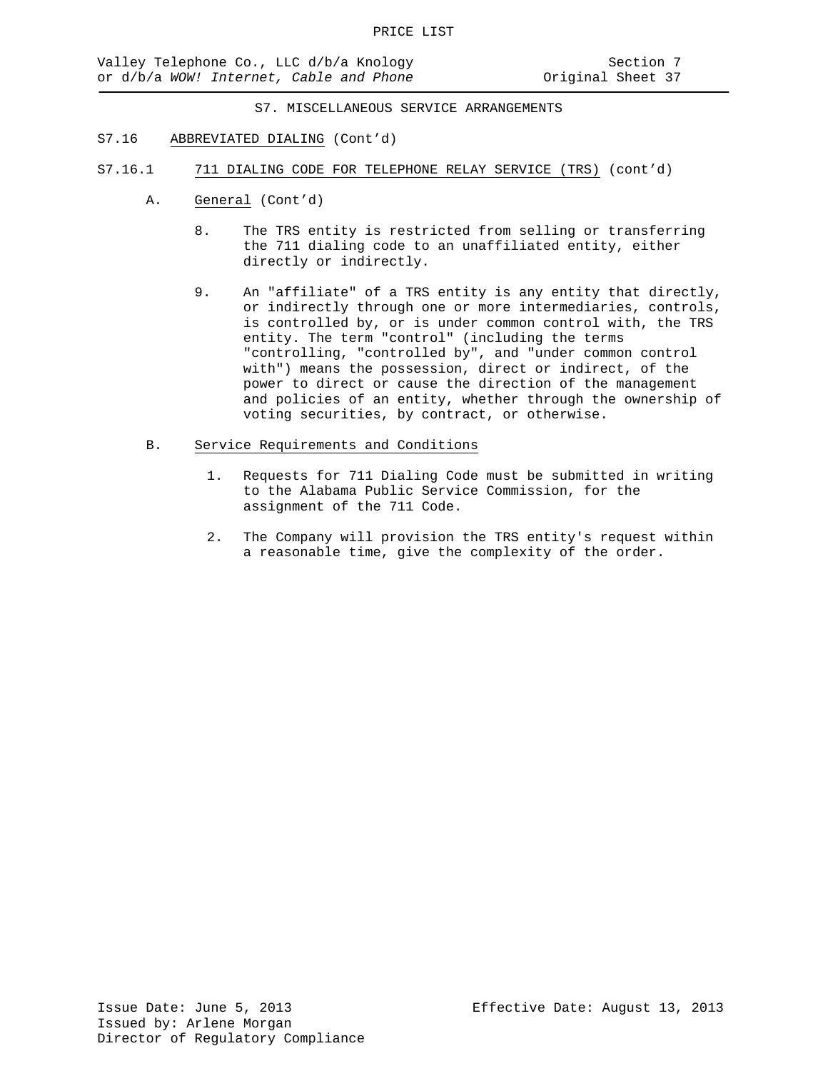## S7. MISCELLANEOUS SERVICE ARRANGEMENTS

S7.16 ABBREVIATED DIALING (Cont'd)

S7.16.1 711 DIALING CODE FOR TELEPHONE RELAY SERVICE (TRS) (cont'd)

A. General (Cont'd)

8. The TRS entity is restricted from selling or transferring the 711 dialing code to an unaffiliated entity, either directly or indirectly.

9. An "affiliate" of a TRS entity is any entity that directly, or indirectly through one or more intermediaries, controls, is controlled by, or is under common control with, the TRS entity. The term "control" (including the terms "controlling, "controlled by", and "under common control with") means the possession, direct or indirect, of the power to direct or cause the direction of the management and policies of an entity, whether through the ownership of voting securities, by contract, or otherwise.

B. Service Requirements and Conditions

1. Requests for 711 Dialing Code must be submitted in writing to the Alabama Public Service Commission, for the assignment of the 711 Code.

2. The Company will provision the TRS entity's request within a reasonable time, give the complexity of the order.

Issue Date: June 5, 2013
Issued by: Arlene Morgan
Director of Regulatory Compliance

Effective Date: August 13, 2013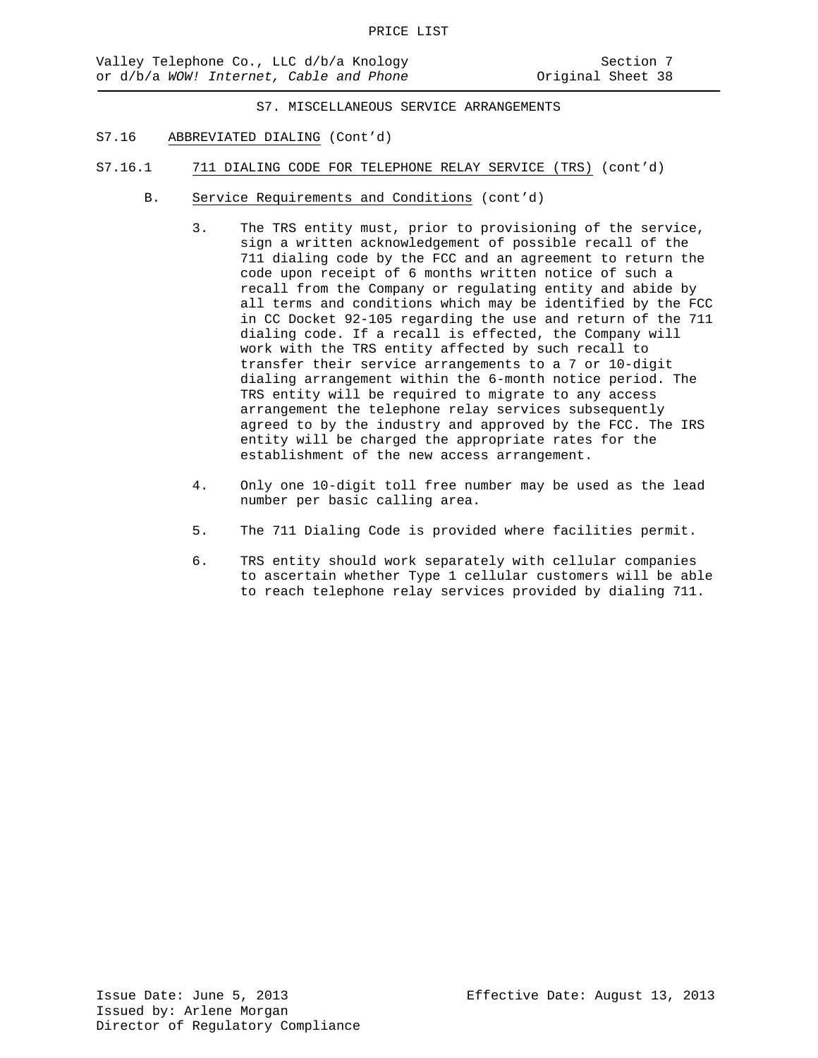S7. MISCELLANEOUS SERVICE ARRANGEMENTS

S7.16 ABBREVIATED DIALING (Cont'd)

S7.16.1 711 DIALING CODE FOR TELEPHONE RELAY SERVICE (TRS) (cont'd)

B. Service Requirements and Conditions (cont'd)

3. The TRS entity must, prior to provisioning of the service, sign a written acknowledgement of possible recall of the 711 dialing code by the FCC and an agreement to return the code upon receipt of 6 months written notice of such a recall from the Company or regulating entity and abide by all terms and conditions which may be identified by the FCC in CC Docket 92-105 regarding the use and return of the 711 dialing code. If a recall is effected, the Company will work with the TRS entity affected by such recall to transfer their service arrangements to a 7 or 10-digit dialing arrangement within the 6-month notice period. The TRS entity will be required to migrate to any access arrangement the telephone relay services subsequently agreed to by the industry and approved by the FCC. The IRS entity will be charged the appropriate rates for the establishment of the new access arrangement.

4. Only one 10-digit toll free number may be used as the lead number per basic calling area.

5. The 711 Dialing Code is provided where facilities permit.

6. TRS entity should work separately with cellular companies to ascertain whether Type 1 cellular customers will be able to reach telephone relay services provided by dialing 711.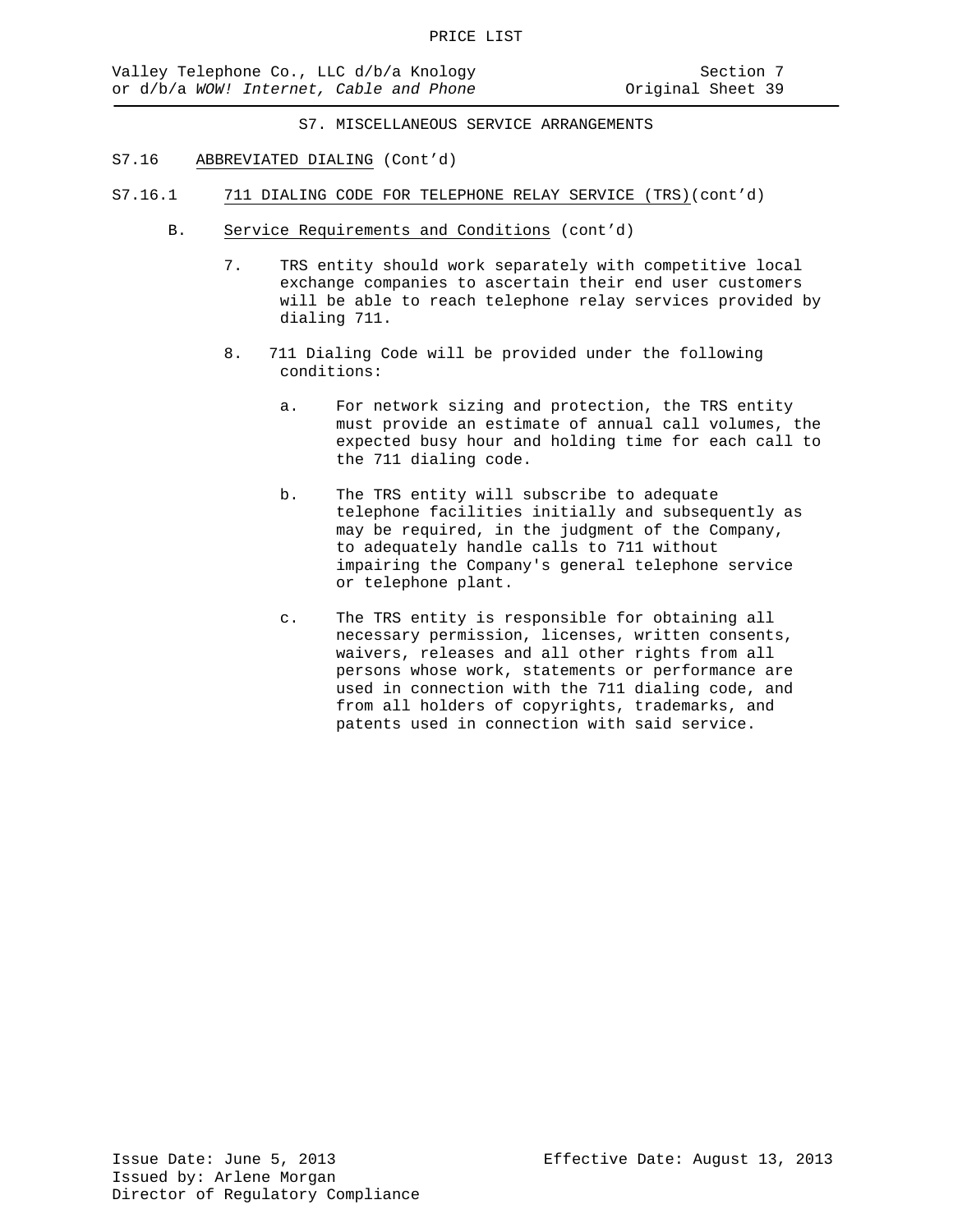## S7. MISCELLANEOUS SERVICE ARRANGEMENTS

S7.16 ABBREVIATED DIALING (Cont'd)

S7.16.1 711 DIALING CODE FOR TELEPHONE RELAY SERVICE (TRS)(cont'd)

B. Service Requirements and Conditions (cont'd)

7. TRS entity should work separately with competitive local exchange companies to ascertain their end user customers will be able to reach telephone relay services provided by dialing 711.

8. 711 Dialing Code will be provided under the following conditions:

   a. For network sizing and protection, the TRS entity must provide an estimate of annual call volumes, the expected busy hour and holding time for each call to the 711 dialing code.

   b. The TRS entity will subscribe to adequate telephone facilities initially and subsequently as may be required, in the judgment of the Company, to adequately handle calls to 711 without impairing the Company's general telephone service or telephone plant.

   c. The TRS entity is responsible for obtaining all necessary permission, licenses, written consents, waivers, releases and all other rights from all persons whose work, statements or performance are used in connection with the 711 dialing code, and from all holders of copyrights, trademarks, and patents used in connection with said service.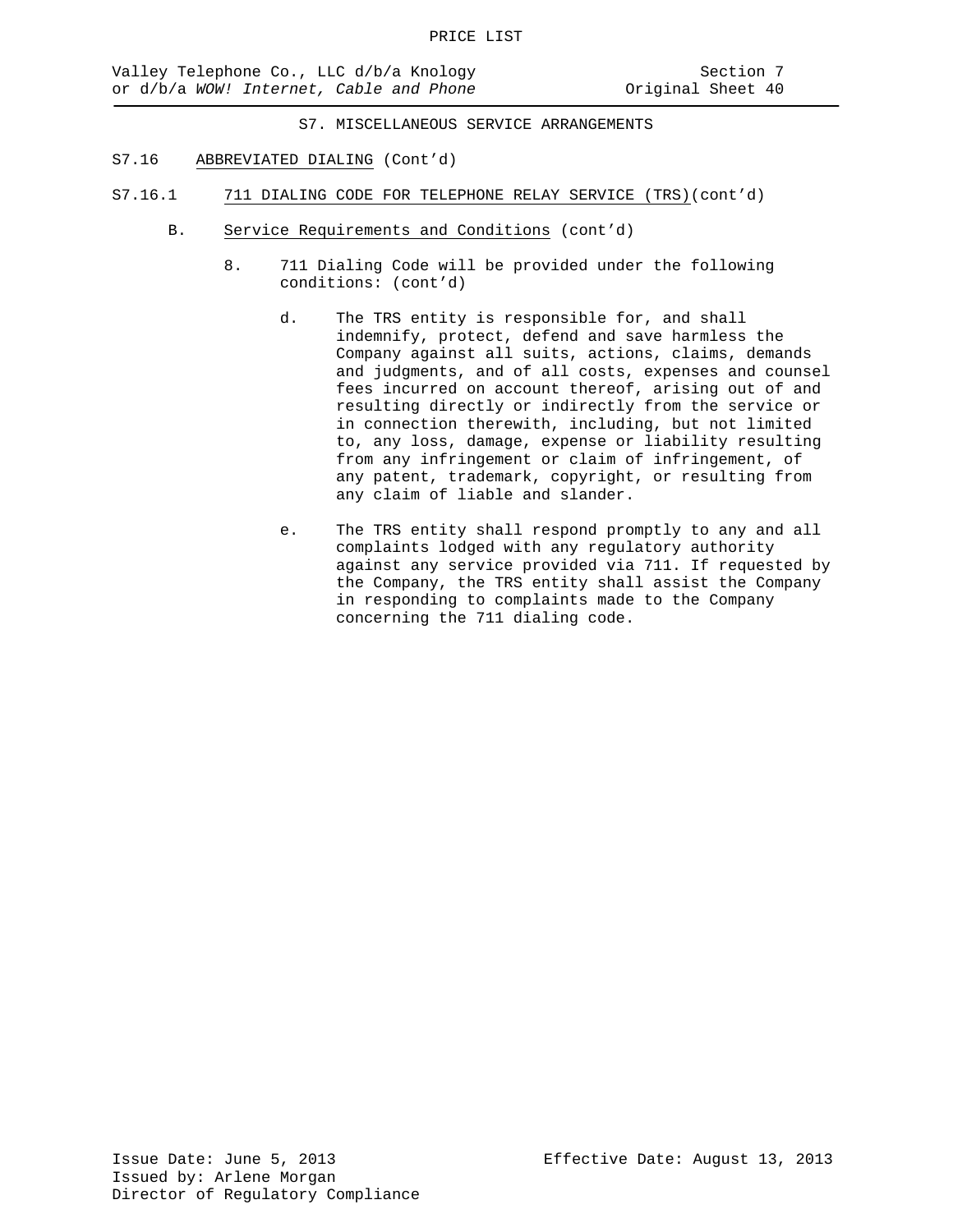S7. MISCELLANEOUS SERVICE ARRANGEMENTS

S7.16 ABBREVIATED DIALING (Cont'd)

S7.16.1 711 DIALING CODE FOR TELEPHONE RELAY SERVICE (TRS)(cont'd)

B. Service Requirements and Conditions (cont'd)

8. 711 Dialing Code will be provided under the following conditions: (cont'd)

d. The TRS entity is responsible for, and shall indemnify, protect, defend and save harmless the Company against all suits, actions, claims, demands and judgments, and of all costs, expenses and counsel fees incurred on account thereof, arising out of and resulting directly or indirectly from the service or in connection therewith, including, but not limited to, any loss, damage, expense or liability resulting from any infringement or claim of infringement, of any patent, trademark, copyright, or resulting from any claim of liable and slander.

e. The TRS entity shall respond promptly to any and all complaints lodged with any regulatory authority against any service provided via 711. If requested by the Company, the TRS entity shall assist the Company in responding to complaints made to the Company concerning the 711 dialing code.

Issue Date: June 5, 2013
Issued by: Arlene Morgan
Director of Regulatory Compliance

Effective Date: August 13, 2013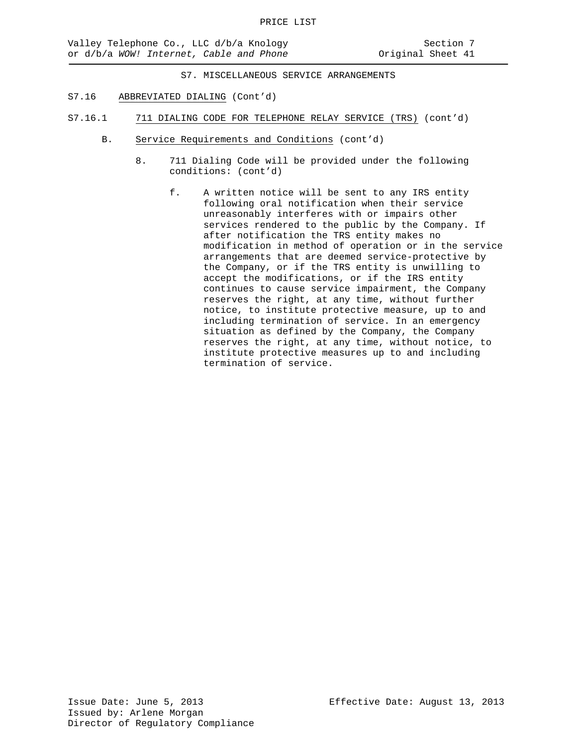S7. MISCELLANEOUS SERVICE ARRANGEMENTS

S7.16 ABBREVIATED DIALING (Cont'd)

S7.16.1 711 DIALING CODE FOR TELEPHONE RELAY SERVICE (TRS) (cont'd)

B. Service Requirements and Conditions (cont'd)

8. 711 Dialing Code will be provided under the following conditions: (cont'd)

f. A written notice will be sent to any IRS entity following oral notification when their service unreasonably interferes with or impairs other services rendered to the public by the Company. If after notification the TRS entity makes no modification in method of operation or in the service arrangements that are deemed service-protective by the Company, or if the TRS entity is unwilling to accept the modifications, or if the IRS entity continues to cause service impairment, the Company reserves the right, at any time, without further notice, to institute protective measure, up to and including termination of service. In an emergency situation as defined by the Company, the Company reserves the right, at any time, without notice, to institute protective measures up to and including termination of service.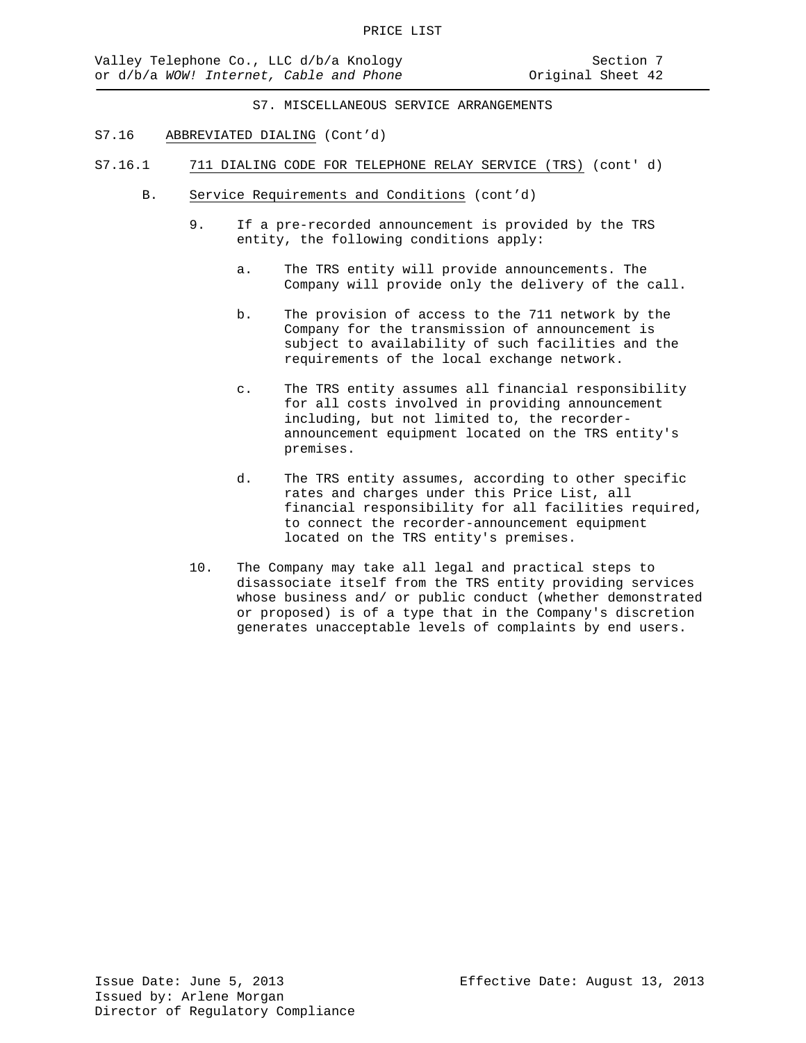S7. MISCELLANEOUS SERVICE ARRANGEMENTS

S7.16 ABBREVIATED DIALING (Cont'd)

S7.16.1 711 DIALING CODE FOR TELEPHONE RELAY SERVICE (TRS) (cont' d)

B. Service Requirements and Conditions (cont'd)

9. If a pre-recorded announcement is provided by the TRS entity, the following conditions apply:

   a. The TRS entity will provide announcements. The Company will provide only the delivery of the call.

   b. The provision of access to the 711 network by the Company for the transmission of announcement is subject to availability of such facilities and the requirements of the local exchange network.

   c. The TRS entity assumes all financial responsibility for all costs involved in providing announcement including, but not limited to, the recorder-announcement equipment located on the TRS entity's premises.

   d. The TRS entity assumes, according to other specific rates and charges under this Price List, all financial responsibility for all facilities required, to connect the recorder-announcement equipment located on the TRS entity's premises.

10. The Company may take all legal and practical steps to disassociate itself from the TRS entity providing services whose business and/ or public conduct (whether demonstrated or proposed) is of a type that in the Company's discretion generates unacceptable levels of complaints by end users.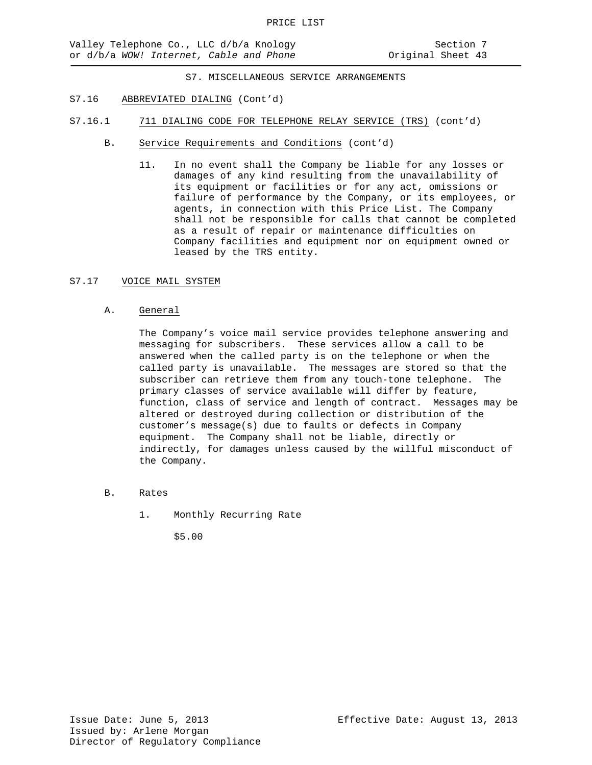S7. MISCELLANEOUS SERVICE ARRANGEMENTS

S7.16 ABBREVIATED DIALING (Cont'd)

S7.16.1 711 DIALING CODE FOR TELEPHONE RELAY SERVICE (TRS) (cont'd)

B. Service Requirements and Conditions (cont'd)

11. In no event shall the Company be liable for any losses or damages of any kind resulting from the unavailability of its equipment or facilities or for any act, omissions or failure of performance by the Company, or its employees, or agents, in connection with this Price List. The Company shall not be responsible for calls that cannot be completed as a result of repair or maintenance difficulties on Company facilities and equipment nor on equipment owned or leased by the TRS entity.

S7.17 VOICE MAIL SYSTEM

A. General

The Company's voice mail service provides telephone answering and messaging for subscribers. These services allow a call to be answered when the called party is on the telephone or when the called party is unavailable. The messages are stored so that the subscriber can retrieve them from any touch-tone telephone. The primary classes of service available will differ by feature, function, class of service and length of contract. Messages may be altered or destroyed during collection or distribution of the customer's message(s) due to faults or defects in Company equipment. The Company shall not be liable, directly or indirectly, for damages unless caused by the willful misconduct of the Company.

B. Rates

1. Monthly Recurring Rate

$5.00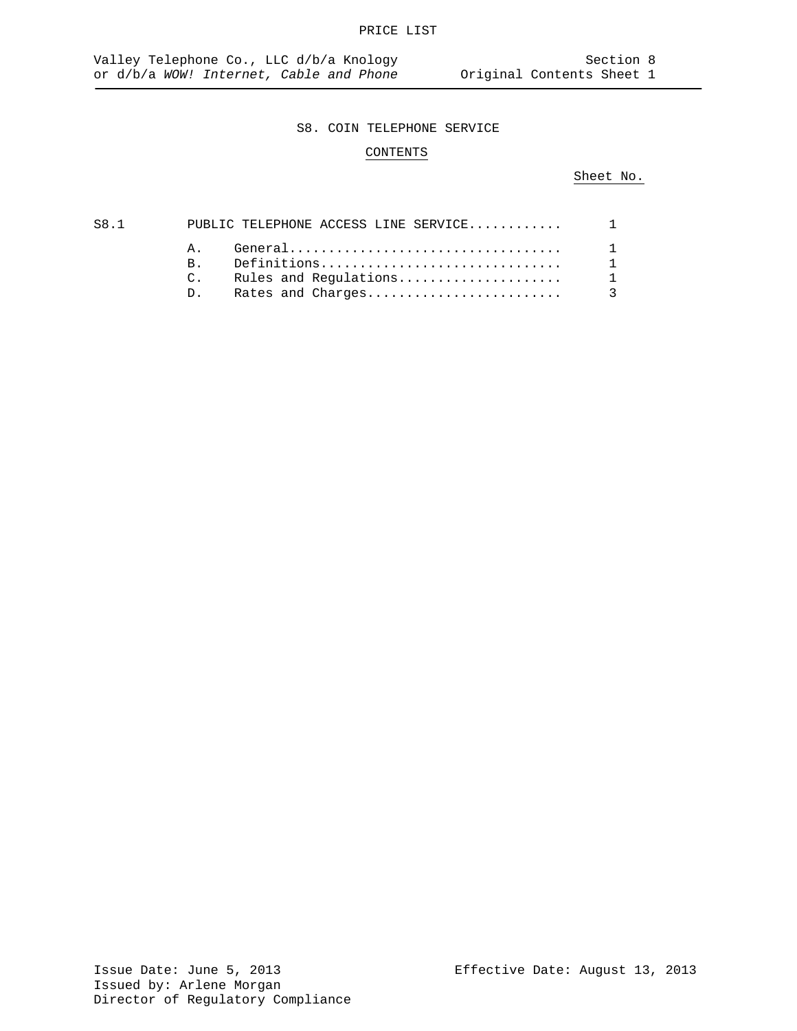# S8. COIN TELEPHONE SERVICE

## CONTENTS

| | | Sheet No. |
|---|---|---|
| S8.1 | PUBLIC TELEPHONE ACCESS LINE SERVICE | 1 |
| | A. General | 1 |
| | B. Definitions | 1 |
| | C. Rules and Regulations | 1 |
| | D. Rates and Charges | 3 |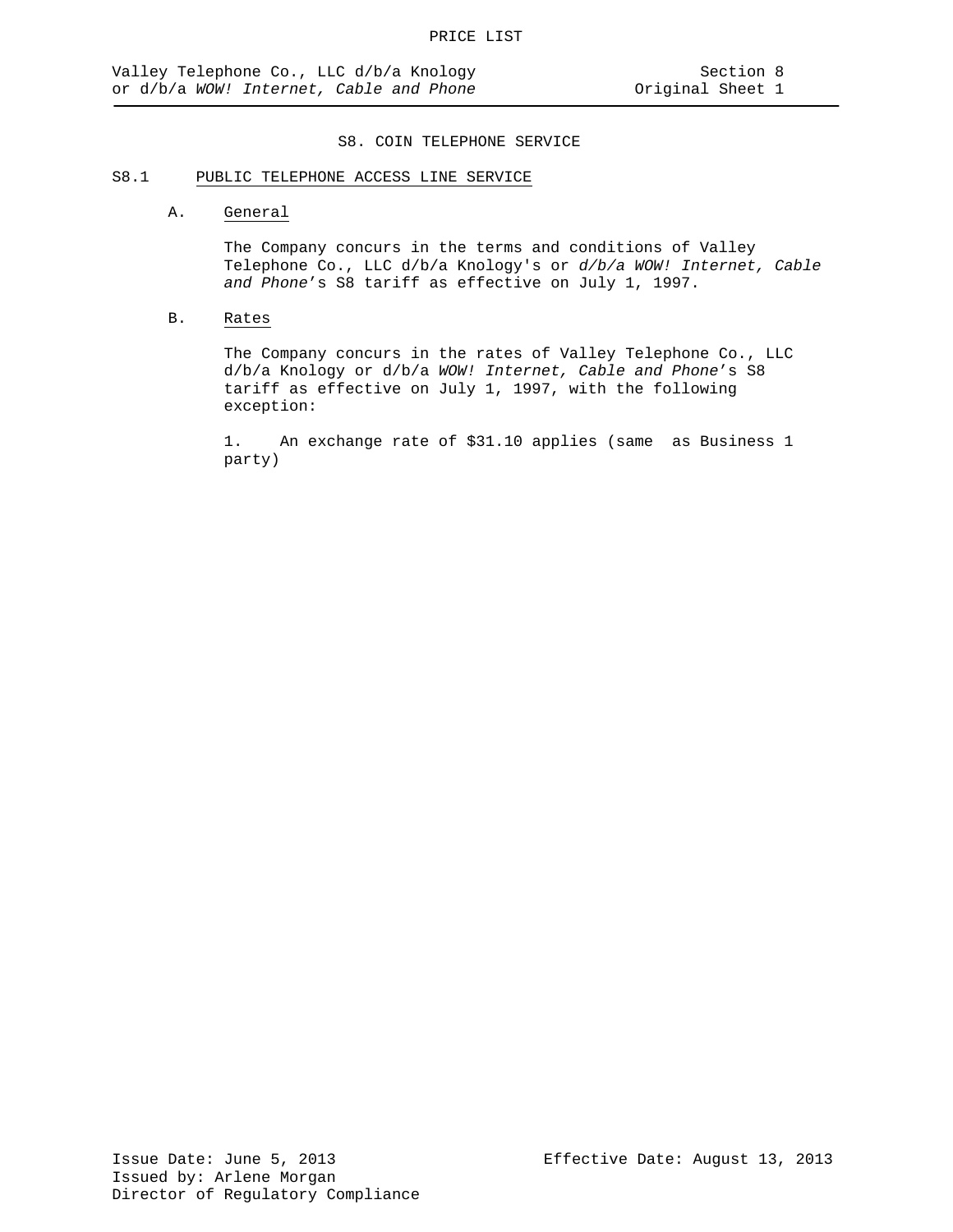# S8. COIN TELEPHONE SERVICE

## S8.1 PUBLIC TELEPHONE ACCESS LINE SERVICE

### A. General

The Company concurs in the terms and conditions of Valley Telephone Co., LLC d/b/a Knology's or *d/b/a WOW! Internet, Cable and Phone*'s S8 tariff as effective on July 1, 1997.

### B. Rates

The Company concurs in the rates of Valley Telephone Co., LLC d/b/a Knology or d/b/a *WOW! Internet, Cable and Phone*'s S8 tariff as effective on July 1, 1997, with the following exception:

1. An exchange rate of $31.10 applies (same as Business 1 party)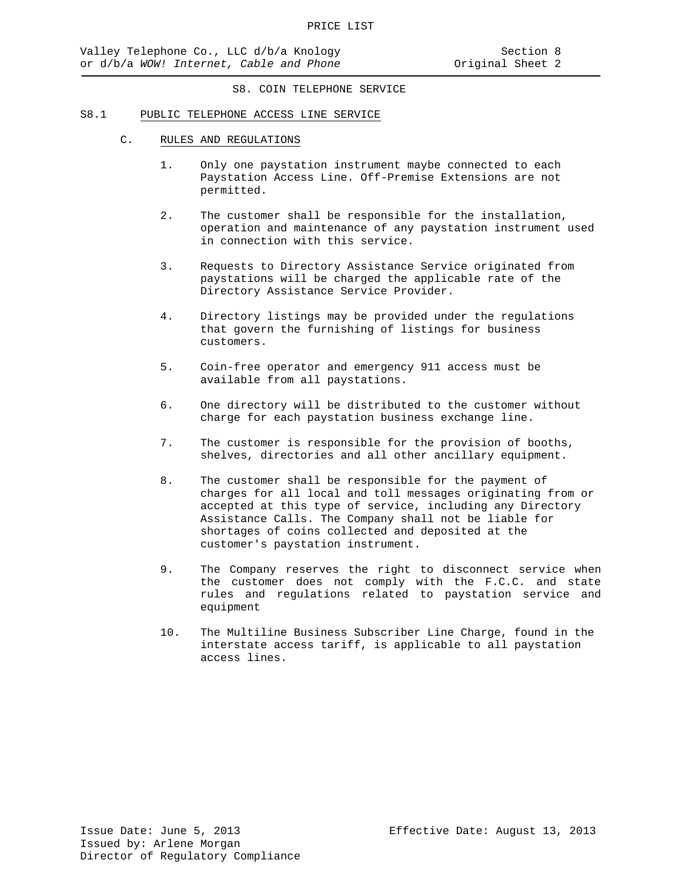## S8. COIN TELEPHONE SERVICE

### S8.1 PUBLIC TELEPHONE ACCESS LINE SERVICE

#### C. RULES AND REGULATIONS

1. Only one paystation instrument maybe connected to each Paystation Access Line. Off-Premise Extensions are not permitted.

2. The customer shall be responsible for the installation, operation and maintenance of any paystation instrument used in connection with this service.

3. Requests to Directory Assistance Service originated from paystations will be charged the applicable rate of the Directory Assistance Service Provider.

4. Directory listings may be provided under the regulations that govern the furnishing of listings for business customers.

5. Coin-free operator and emergency 911 access must be available from all paystations.

6. One directory will be distributed to the customer without charge for each paystation business exchange line.

7. The customer is responsible for the provision of booths, shelves, directories and all other ancillary equipment.

8. The customer shall be responsible for the payment of charges for all local and toll messages originating from or accepted at this type of service, including any Directory Assistance Calls. The Company shall not be liable for shortages of coins collected and deposited at the customer's paystation instrument.

9. The Company reserves the right to disconnect service when the customer does not comply with the F.C.C. and state rules and regulations related to paystation service and equipment

10. The Multiline Business Subscriber Line Charge, found in the interstate access tariff, is applicable to all paystation access lines.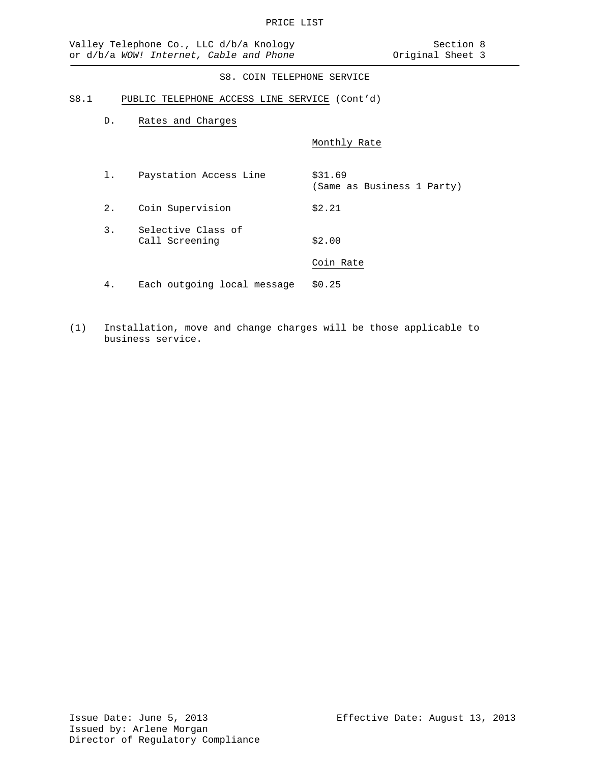PRICE LIST

Valley Telephone Co., LLC d/b/a Knology
or d/b/a *WOW! Internet, Cable and Phone*

Section 8
Original Sheet 3

## S8. COIN TELEPHONE SERVICE

S8.1 PUBLIC TELEPHONE ACCESS LINE SERVICE (Cont'd)

D. Rates and Charges

| | | Monthly Rate |
|---|---|---|
| l. | Paystation Access Line | $31.69 (Same as Business 1 Party) |
| 2. | Coin Supervision | $2.21 |
| 3. | Selective Class of Call Screening | $2.00 |
| | | Coin Rate |
| 4. | Each outgoing local message | $0.25 |

(1) Installation, move and change charges will be those applicable to business service.

Issue Date: June 5, 2013
Issued by: Arlene Morgan
Director of Regulatory Compliance

Effective Date: August 13, 2013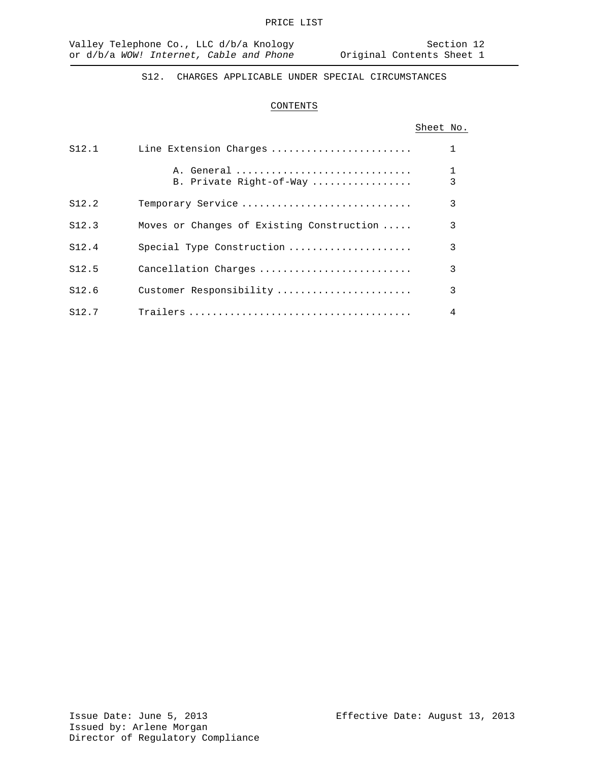# S12. CHARGES APPLICABLE UNDER SPECIAL CIRCUMSTANCES

## CONTENTS

| | | Sheet No. |
|---|---|---|
| S12.1 | Line Extension Charges | 1 |
| | A. General | 1 |
| | B. Private Right-of-Way | 3 |
| S12.2 | Temporary Service | 3 |
| S12.3 | Moves or Changes of Existing Construction | 3 |
| S12.4 | Special Type Construction | 3 |
| S12.5 | Cancellation Charges | 3 |
| S12.6 | Customer Responsibility | 3 |
| S12.7 | Trailers | 4 |

Issue Date: June 5, 2013
Issued by: Arlene Morgan
Director of Regulatory Compliance

Effective Date: August 13, 2013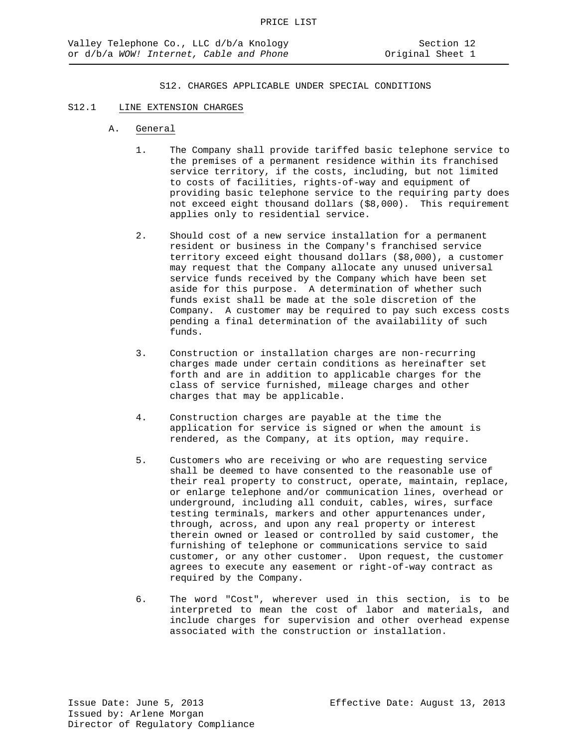## S12. CHARGES APPLICABLE UNDER SPECIAL CONDITIONS

### S12.1 LINE EXTENSION CHARGES

#### A. General

1. The Company shall provide tariffed basic telephone service to the premises of a permanent residence within its franchised service territory, if the costs, including, but not limited to costs of facilities, rights-of-way and equipment of providing basic telephone service to the requiring party does not exceed eight thousand dollars ($8,000). This requirement applies only to residential service.

2. Should cost of a new service installation for a permanent resident or business in the Company's franchised service territory exceed eight thousand dollars ($8,000), a customer may request that the Company allocate any unused universal service funds received by the Company which have been set aside for this purpose. A determination of whether such funds exist shall be made at the sole discretion of the Company. A customer may be required to pay such excess costs pending a final determination of the availability of such funds.

3. Construction or installation charges are non-recurring charges made under certain conditions as hereinafter set forth and are in addition to applicable charges for the class of service furnished, mileage charges and other charges that may be applicable.

4. Construction charges are payable at the time the application for service is signed or when the amount is rendered, as the Company, at its option, may require.

5. Customers who are receiving or who are requesting service shall be deemed to have consented to the reasonable use of their real property to construct, operate, maintain, replace, or enlarge telephone and/or communication lines, overhead or underground, including all conduit, cables, wires, surface testing terminals, markers and other appurtenances under, through, across, and upon any real property or interest therein owned or leased or controlled by said customer, the furnishing of telephone or communications service to said customer, or any other customer. Upon request, the customer agrees to execute any easement or right-of-way contract as required by the Company.

6. The word "Cost", wherever used in this section, is to be interpreted to mean the cost of labor and materials, and include charges for supervision and other overhead expense associated with the construction or installation.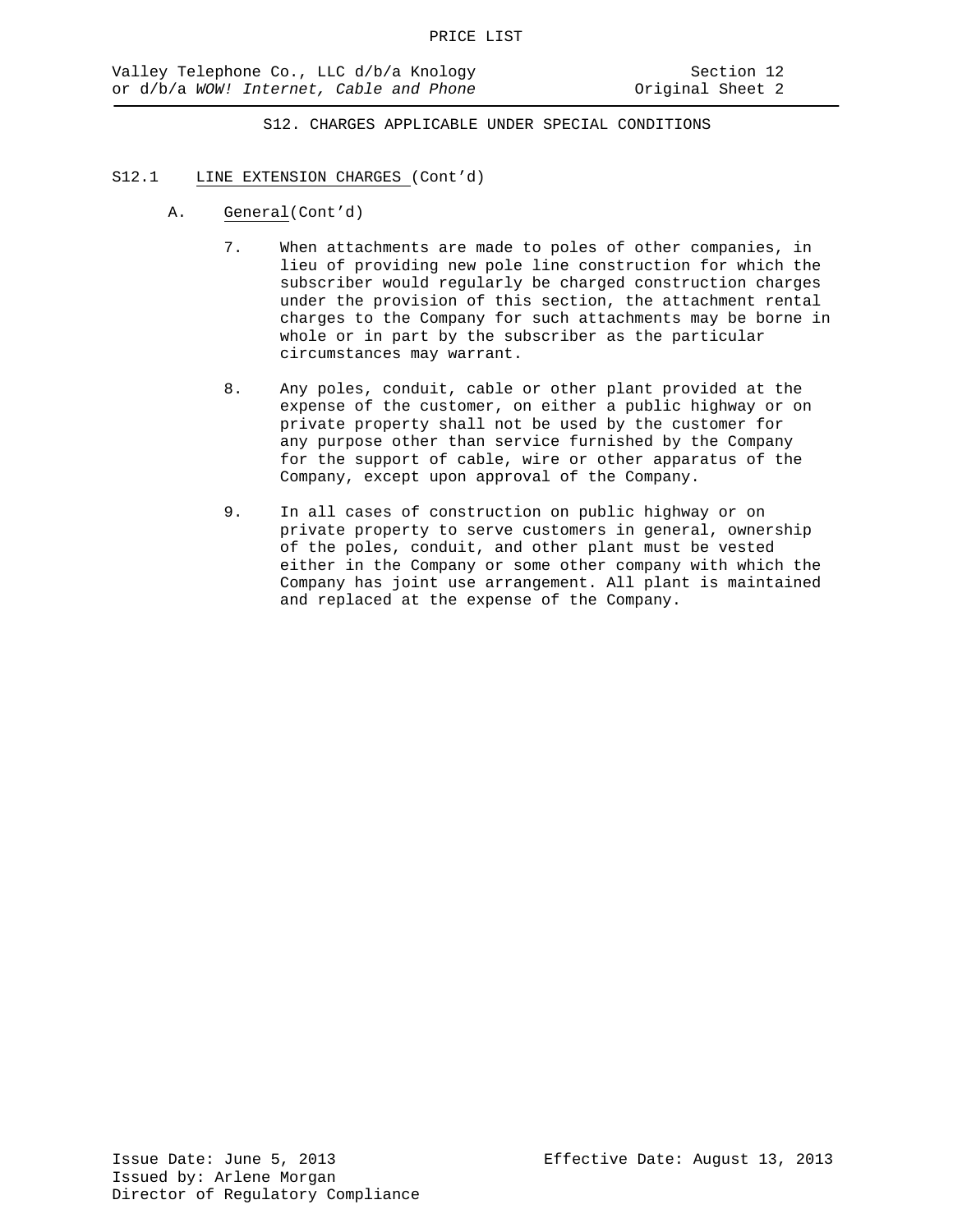## S12. CHARGES APPLICABLE UNDER SPECIAL CONDITIONS

### S12.1 LINE EXTENSION CHARGES (Cont'd)

A. General(Cont'd)

7. When attachments are made to poles of other companies, in lieu of providing new pole line construction for which the subscriber would regularly be charged construction charges under the provision of this section, the attachment rental charges to the Company for such attachments may be borne in whole or in part by the subscriber as the particular circumstances may warrant.

8. Any poles, conduit, cable or other plant provided at the expense of the customer, on either a public highway or on private property shall not be used by the customer for any purpose other than service furnished by the Company for the support of cable, wire or other apparatus of the Company, except upon approval of the Company.

9. In all cases of construction on public highway or on private property to serve customers in general, ownership of the poles, conduit, and other plant must be vested either in the Company or some other company with which the Company has joint use arrangement. All plant is maintained and replaced at the expense of the Company.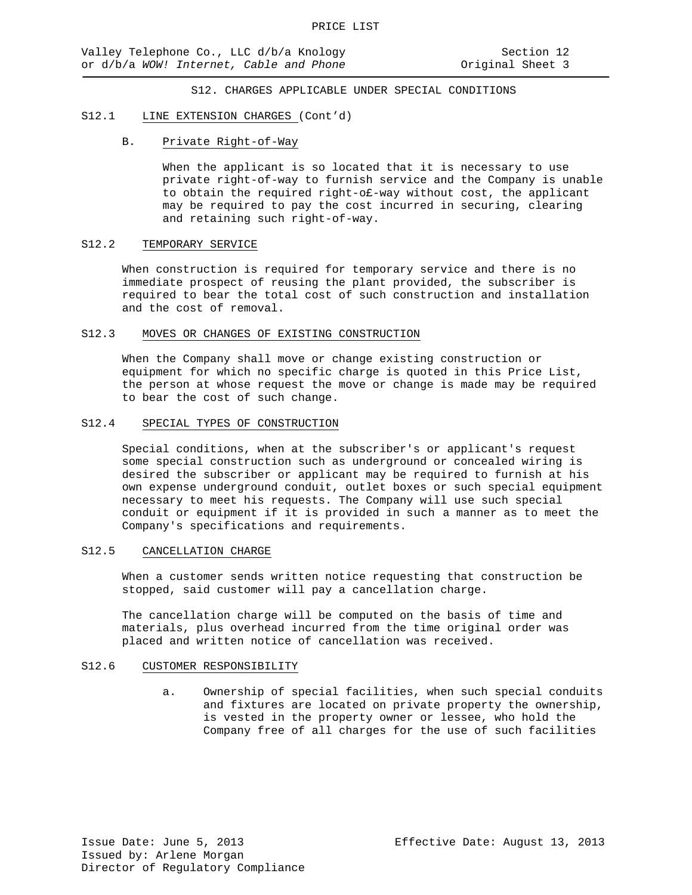PRICE LIST

Valley Telephone Co., LLC d/b/a Knology or d/b/a *WOW! Internet, Cable and Phone*

Section 12
Original Sheet 3

S12. CHARGES APPLICABLE UNDER SPECIAL CONDITIONS

S12.1 LINE EXTENSION CHARGES (Cont'd)

B. Private Right-of-Way

When the applicant is so located that it is necessary to use private right-of-way to furnish service and the Company is unable to obtain the required right-o£-way without cost, the applicant may be required to pay the cost incurred in securing, clearing and retaining such right-of-way.

S12.2 TEMPORARY SERVICE

When construction is required for temporary service and there is no immediate prospect of reusing the plant provided, the subscriber is required to bear the total cost of such construction and installation and the cost of removal.

S12.3 MOVES OR CHANGES OF EXISTING CONSTRUCTION

When the Company shall move or change existing construction or equipment for which no specific charge is quoted in this Price List, the person at whose request the move or change is made may be required to bear the cost of such change.

S12.4 SPECIAL TYPES OF CONSTRUCTION

Special conditions, when at the subscriber's or applicant's request some special construction such as underground or concealed wiring is desired the subscriber or applicant may be required to furnish at his own expense underground conduit, outlet boxes or such special equipment necessary to meet his requests. The Company will use such special conduit or equipment if it is provided in such a manner as to meet the Company's specifications and requirements.

S12.5 CANCELLATION CHARGE

When a customer sends written notice requesting that construction be stopped, said customer will pay a cancellation charge.

The cancellation charge will be computed on the basis of time and materials, plus overhead incurred from the time original order was placed and written notice of cancellation was received.

S12.6 CUSTOMER RESPONSIBILITY

a. Ownership of special facilities, when such special conduits and fixtures are located on private property the ownership, is vested in the property owner or lessee, who hold the Company free of all charges for the use of such facilities

Issue Date: June 5, 2013
Issued by: Arlene Morgan
Director of Regulatory Compliance

Effective Date: August 13, 2013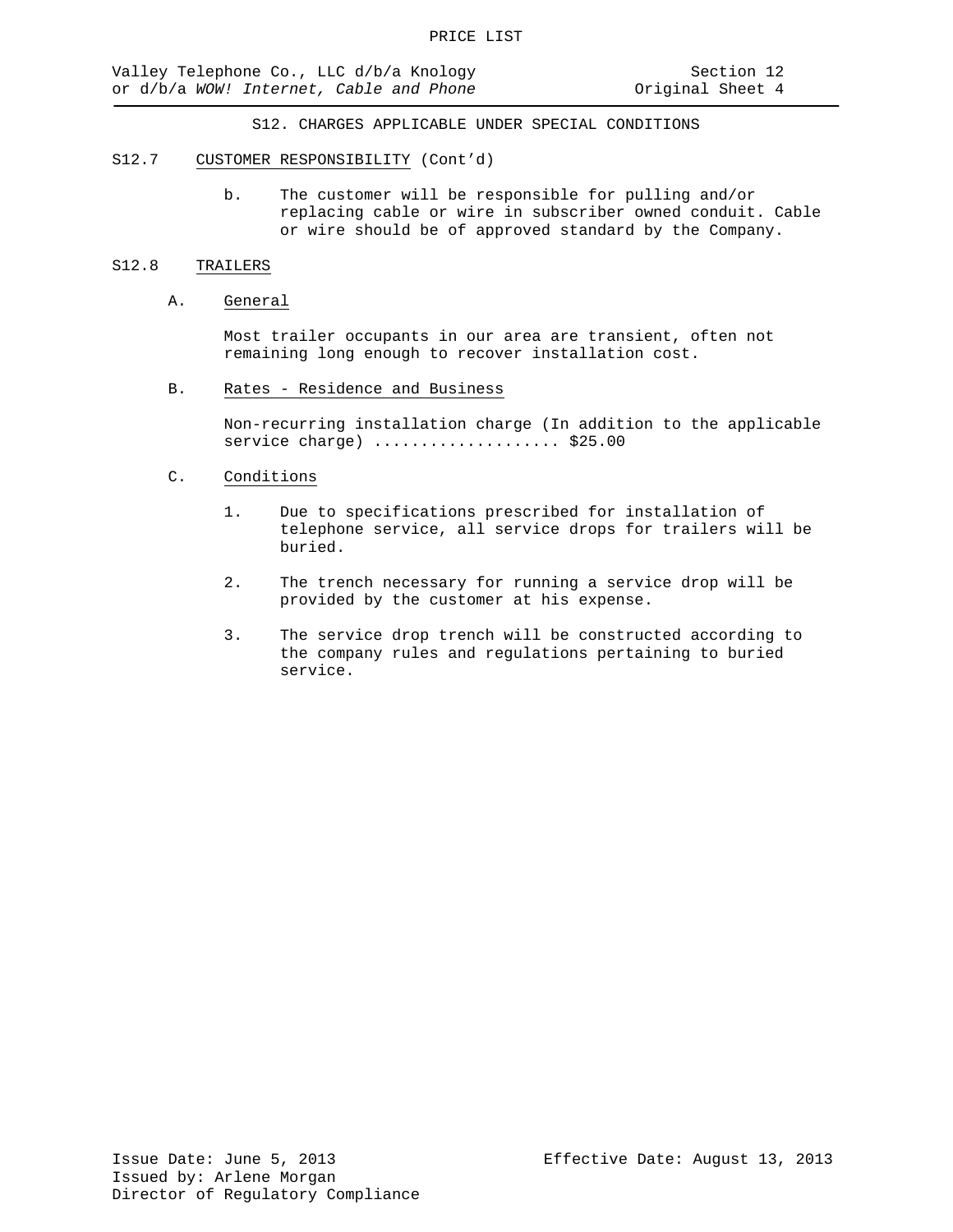## S12. CHARGES APPLICABLE UNDER SPECIAL CONDITIONS

S12.7 CUSTOMER RESPONSIBILITY (Cont'd)

b. The customer will be responsible for pulling and/or replacing cable or wire in subscriber owned conduit. Cable or wire should be of approved standard by the Company.

S12.8 TRAILERS

A. General

Most trailer occupants in our area are transient, often not remaining long enough to recover installation cost.

B. Rates - Residence and Business

Non-recurring installation charge (In addition to the applicable service charge) .................... $25.00

C. Conditions

1. Due to specifications prescribed for installation of telephone service, all service drops for trailers will be buried.

2. The trench necessary for running a service drop will be provided by the customer at his expense.

3. The service drop trench will be constructed according to the company rules and regulations pertaining to buried service.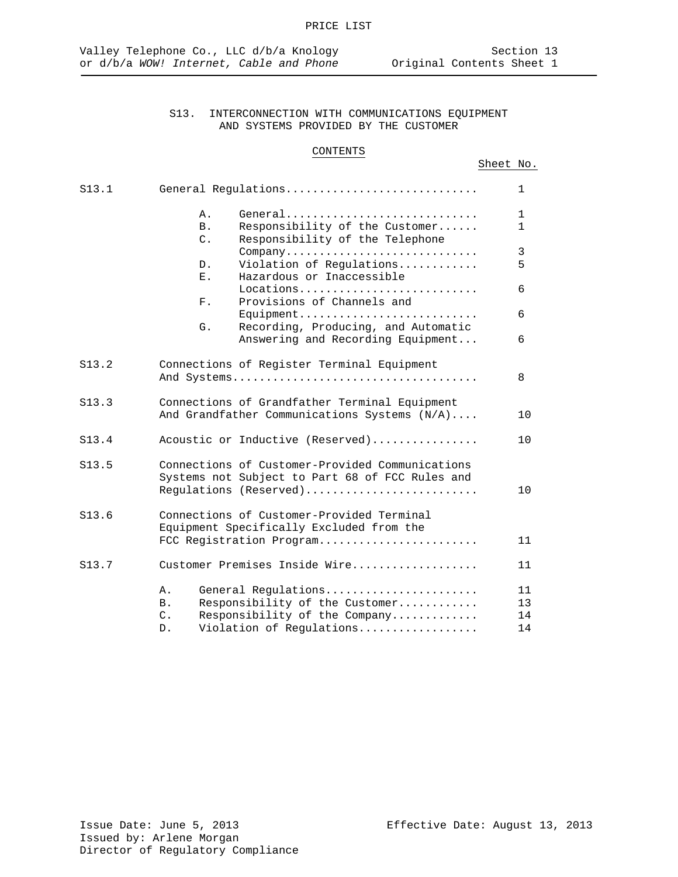PRICE LIST

Valley Telephone Co., LLC d/b/a Knology or d/b/a *WOW! Internet, Cable and Phone*

Section 13
Original Contents Sheet 1

# S13. INTERCONNECTION WITH COMMUNICATIONS EQUIPMENT AND SYSTEMS PROVIDED BY THE CUSTOMER

## CONTENTS

| | | Sheet No. |
|---|---|---|
| S13.1 | General Regulations | 1 |
| | A. General | 1 |
| | B. Responsibility of the Customer | 1 |
| | C. Responsibility of the Telephone Company | 3 |
| | D. Violation of Regulations | 5 |
| | E. Hazardous or Inaccessible Locations | 6 |
| | F. Provisions of Channels and Equipment | 6 |
| | G. Recording, Producing, and Automatic Answering and Recording Equipment | 6 |
| S13.2 | Connections of Register Terminal Equipment And Systems | 8 |
| S13.3 | Connections of Grandfather Terminal Equipment And Grandfather Communications Systems (N/A) | 10 |
| S13.4 | Acoustic or Inductive (Reserved) | 10 |
| S13.5 | Connections of Customer-Provided Communications Systems not Subject to Part 68 of FCC Rules and Regulations (Reserved) | 10 |
| S13.6 | Connections of Customer-Provided Terminal Equipment Specifically Excluded from the FCC Registration Program | 11 |
| S13.7 | Customer Premises Inside Wire | 11 |
| | A. General Regulations | 11 |
| | B. Responsibility of the Customer | 13 |
| | C. Responsibility of the Company | 14 |
| | D. Violation of Regulations | 14 |

Issue Date: June 5, 2013
Issued by: Arlene Morgan
Director of Regulatory Compliance

Effective Date: August 13, 2013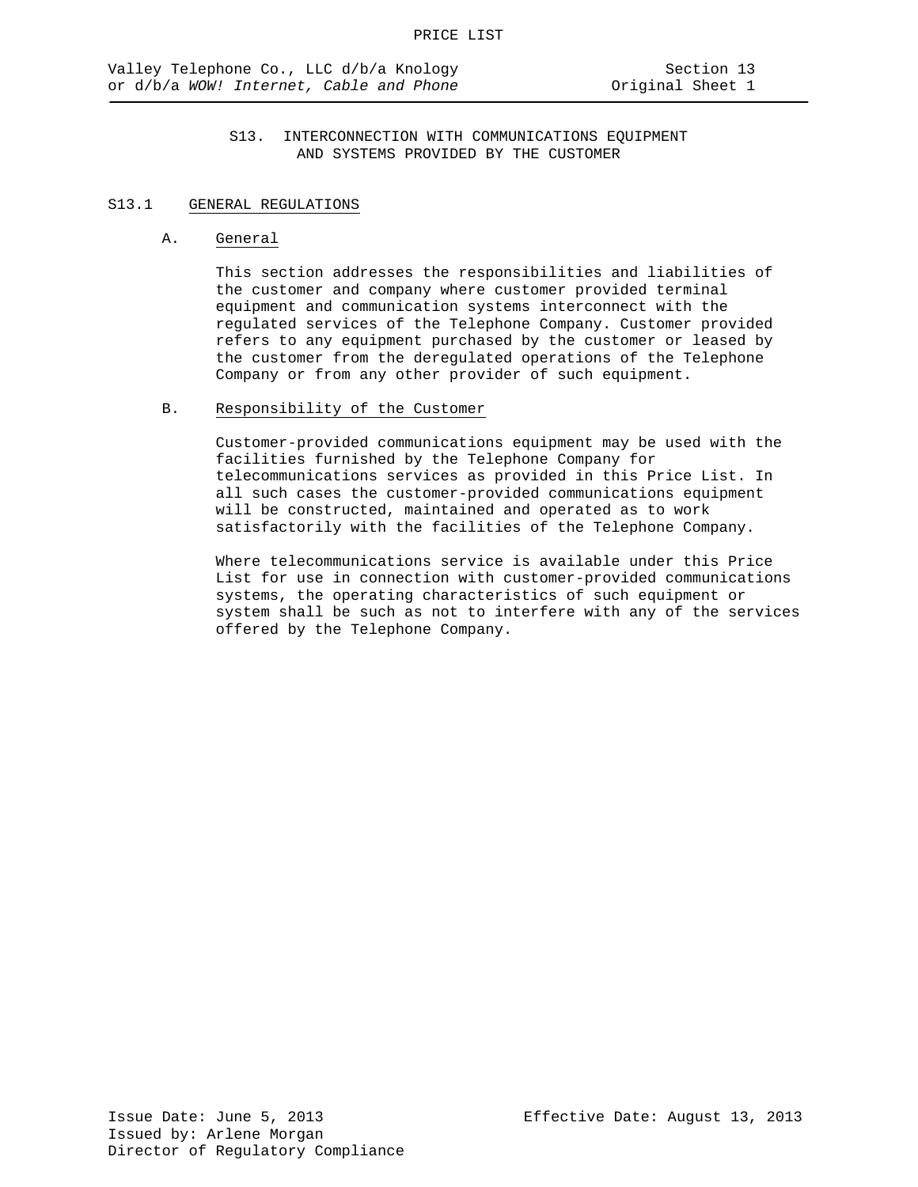# S13. INTERCONNECTION WITH COMMUNICATIONS EQUIPMENT AND SYSTEMS PROVIDED BY THE CUSTOMER

## S13.1 GENERAL REGULATIONS

### A. General

This section addresses the responsibilities and liabilities of the customer and company where customer provided terminal equipment and communication systems interconnect with the regulated services of the Telephone Company. Customer provided refers to any equipment purchased by the customer or leased by the customer from the deregulated operations of the Telephone Company or from any other provider of such equipment.

### B. Responsibility of the Customer

Customer-provided communications equipment may be used with the facilities furnished by the Telephone Company for telecommunications services as provided in this Price List. In all such cases the customer-provided communications equipment will be constructed, maintained and operated as to work satisfactorily with the facilities of the Telephone Company.

Where telecommunications service is available under this Price List for use in connection with customer-provided communications systems, the operating characteristics of such equipment or system shall be such as not to interfere with any of the services offered by the Telephone Company.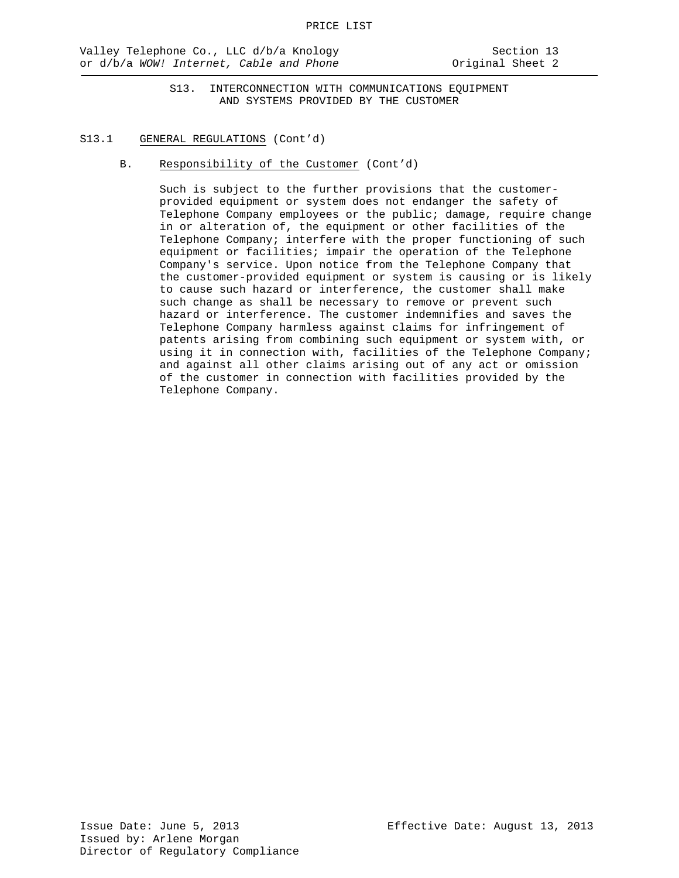## S13. INTERCONNECTION WITH COMMUNICATIONS EQUIPMENT AND SYSTEMS PROVIDED BY THE CUSTOMER

### S13.1 GENERAL REGULATIONS (Cont'd)

#### B. Responsibility of the Customer (Cont'd)

Such is subject to the further provisions that the customer-provided equipment or system does not endanger the safety of Telephone Company employees or the public; damage, require change in or alteration of, the equipment or other facilities of the Telephone Company; interfere with the proper functioning of such equipment or facilities; impair the operation of the Telephone Company's service. Upon notice from the Telephone Company that the customer-provided equipment or system is causing or is likely to cause such hazard or interference, the customer shall make such change as shall be necessary to remove or prevent such hazard or interference. The customer indemnifies and saves the Telephone Company harmless against claims for infringement of patents arising from combining such equipment or system with, or using it in connection with, facilities of the Telephone Company; and against all other claims arising out of any act or omission of the customer in connection with facilities provided by the Telephone Company.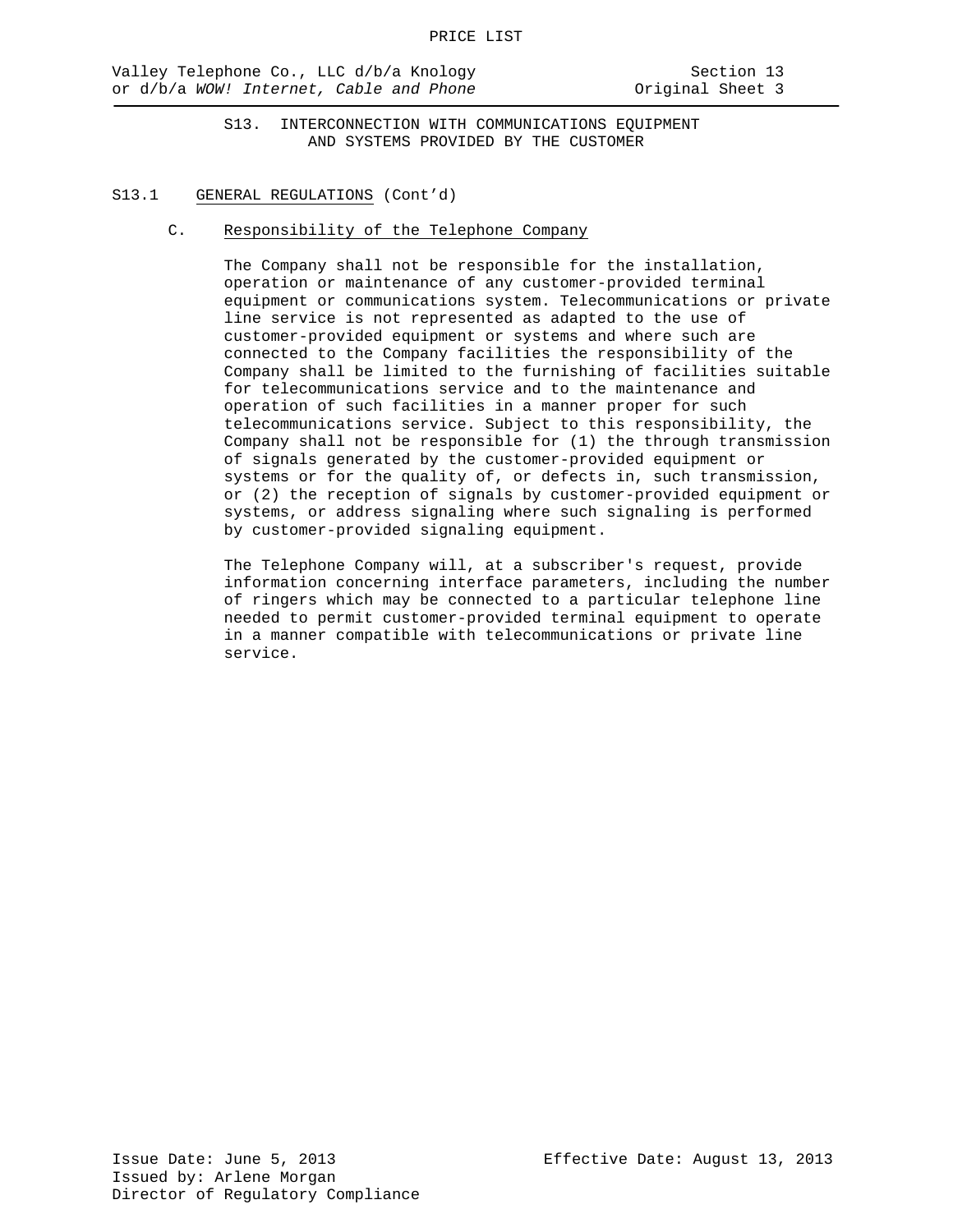# S13. INTERCONNECTION WITH COMMUNICATIONS EQUIPMENT AND SYSTEMS PROVIDED BY THE CUSTOMER

## S13.1 GENERAL REGULATIONS (Cont'd)

### C. Responsibility of the Telephone Company

The Company shall not be responsible for the installation, operation or maintenance of any customer-provided terminal equipment or communications system. Telecommunications or private line service is not represented as adapted to the use of customer-provided equipment or systems and where such are connected to the Company facilities the responsibility of the Company shall be limited to the furnishing of facilities suitable for telecommunications service and to the maintenance and operation of such facilities in a manner proper for such telecommunications service. Subject to this responsibility, the Company shall not be responsible for (1) the through transmission of signals generated by the customer-provided equipment or systems or for the quality of, or defects in, such transmission, or (2) the reception of signals by customer-provided equipment or systems, or address signaling where such signaling is performed by customer-provided signaling equipment.

The Telephone Company will, at a subscriber's request, provide information concerning interface parameters, including the number of ringers which may be connected to a particular telephone line needed to permit customer-provided terminal equipment to operate in a manner compatible with telecommunications or private line service.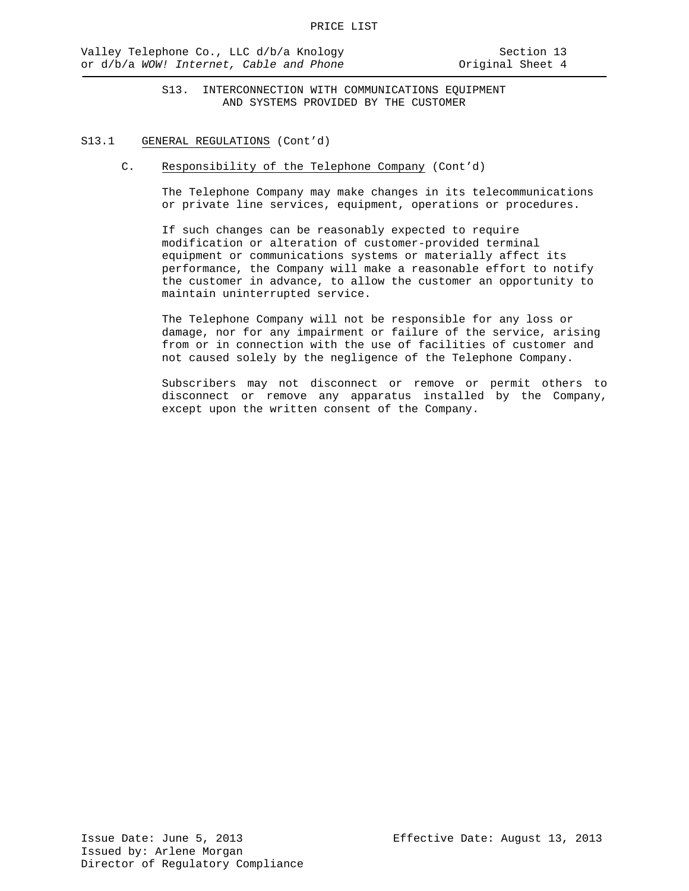## S13. INTERCONNECTION WITH COMMUNICATIONS EQUIPMENT AND SYSTEMS PROVIDED BY THE CUSTOMER

### S13.1 GENERAL REGULATIONS (Cont'd)

#### C. Responsibility of the Telephone Company (Cont'd)

The Telephone Company may make changes in its telecommunications or private line services, equipment, operations or procedures.

If such changes can be reasonably expected to require modification or alteration of customer-provided terminal equipment or communications systems or materially affect its performance, the Company will make a reasonable effort to notify the customer in advance, to allow the customer an opportunity to maintain uninterrupted service.

The Telephone Company will not be responsible for any loss or damage, nor for any impairment or failure of the service, arising from or in connection with the use of facilities of customer and not caused solely by the negligence of the Telephone Company.

Subscribers may not disconnect or remove or permit others to disconnect or remove any apparatus installed by the Company, except upon the written consent of the Company.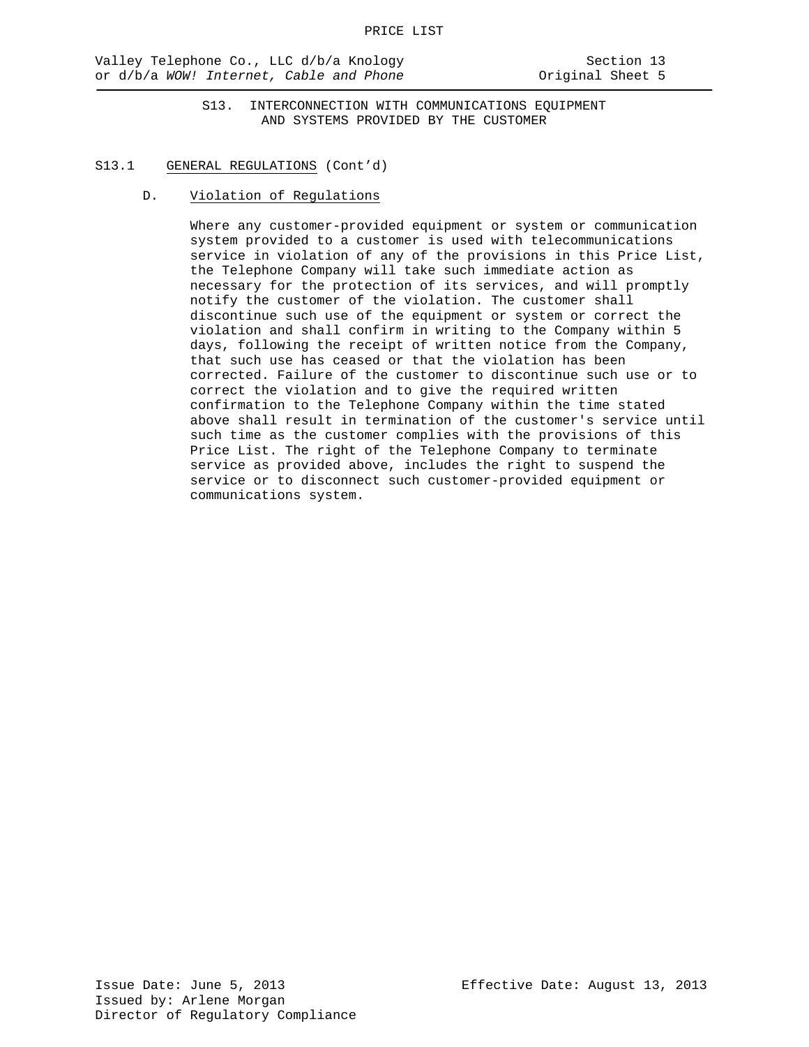## S13. INTERCONNECTION WITH COMMUNICATIONS EQUIPMENT AND SYSTEMS PROVIDED BY THE CUSTOMER

### S13.1 GENERAL REGULATIONS (Cont'd)

#### D. Violation of Regulations

Where any customer-provided equipment or system or communication system provided to a customer is used with telecommunications service in violation of any of the provisions in this Price List, the Telephone Company will take such immediate action as necessary for the protection of its services, and will promptly notify the customer of the violation. The customer shall discontinue such use of the equipment or system or correct the violation and shall confirm in writing to the Company within 5 days, following the receipt of written notice from the Company, that such use has ceased or that the violation has been corrected. Failure of the customer to discontinue such use or to correct the violation and to give the required written confirmation to the Telephone Company within the time stated above shall result in termination of the customer's service until such time as the customer complies with the provisions of this Price List. The right of the Telephone Company to terminate service as provided above, includes the right to suspend the service or to disconnect such customer-provided equipment or communications system.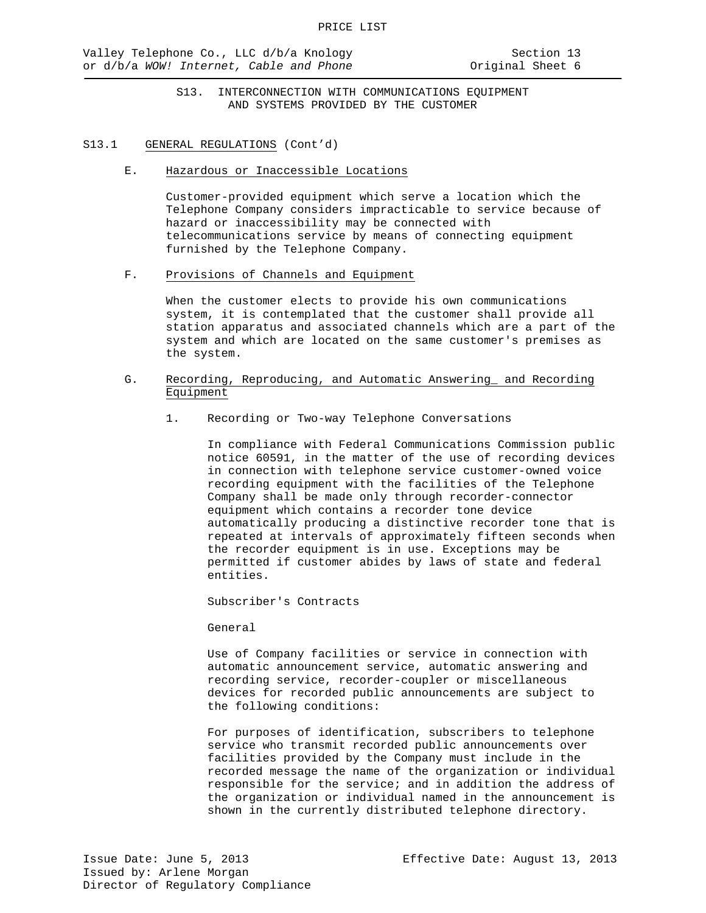## S13. INTERCONNECTION WITH COMMUNICATIONS EQUIPMENT AND SYSTEMS PROVIDED BY THE CUSTOMER

### S13.1 GENERAL REGULATIONS (Cont'd)

E. Hazardous or Inaccessible Locations

Customer-provided equipment which serve a location which the Telephone Company considers impracticable to service because of hazard or inaccessibility may be connected with telecommunications service by means of connecting equipment furnished by the Telephone Company.

F. Provisions of Channels and Equipment

When the customer elects to provide his own communications system, it is contemplated that the customer shall provide all station apparatus and associated channels which are a part of the system and which are located on the same customer's premises as the system.

G. Recording, Reproducing, and Automatic Answering_ and Recording Equipment

1. Recording or Two-way Telephone Conversations

In compliance with Federal Communications Commission public notice 60591, in the matter of the use of recording devices in connection with telephone service customer-owned voice recording equipment with the facilities of the Telephone Company shall be made only through recorder-connector equipment which contains a recorder tone device automatically producing a distinctive recorder tone that is repeated at intervals of approximately fifteen seconds when the recorder equipment is in use. Exceptions may be permitted if customer abides by laws of state and federal entities.

Subscriber's Contracts

General

Use of Company facilities or service in connection with automatic announcement service, automatic answering and recording service, recorder-coupler or miscellaneous devices for recorded public announcements are subject to the following conditions:

For purposes of identification, subscribers to telephone service who transmit recorded public announcements over facilities provided by the Company must include in the recorded message the name of the organization or individual responsible for the service; and in addition the address of the organization or individual named in the announcement is shown in the currently distributed telephone directory.

Issue Date: June 5, 2013
Issued by: Arlene Morgan
Director of Regulatory Compliance

Effective Date: August 13, 2013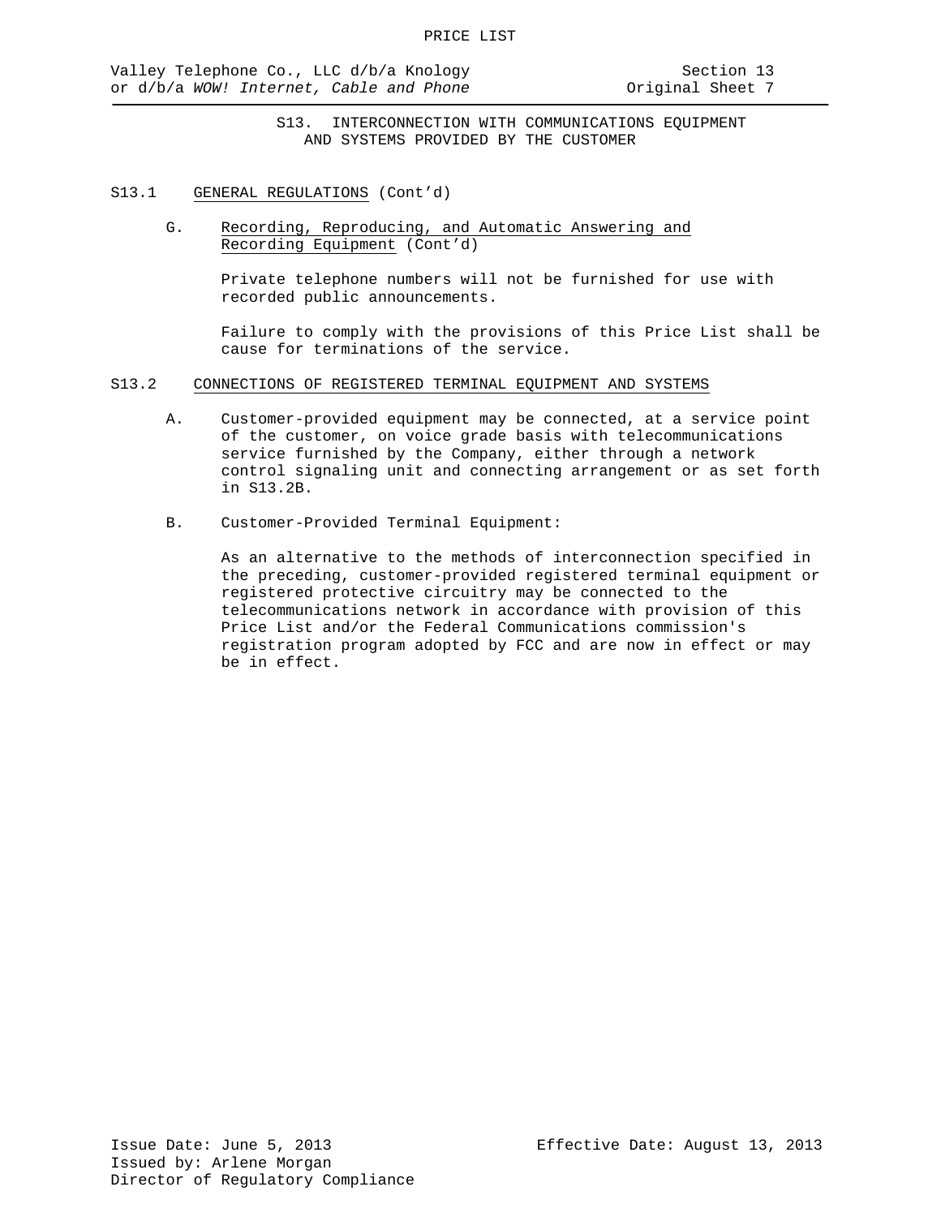## S13. INTERCONNECTION WITH COMMUNICATIONS EQUIPMENT AND SYSTEMS PROVIDED BY THE CUSTOMER

### S13.1 GENERAL REGULATIONS (Cont'd)

G. Recording, Reproducing, and Automatic Answering and Recording Equipment (Cont'd)

Private telephone numbers will not be furnished for use with recorded public announcements.

Failure to comply with the provisions of this Price List shall be cause for terminations of the service.

### S13.2 CONNECTIONS OF REGISTERED TERMINAL EQUIPMENT AND SYSTEMS

A. Customer-provided equipment may be connected, at a service point of the customer, on voice grade basis with telecommunications service furnished by the Company, either through a network control signaling unit and connecting arrangement or as set forth in S13.2B.

B. Customer-Provided Terminal Equipment:

As an alternative to the methods of interconnection specified in the preceding, customer-provided registered terminal equipment or registered protective circuitry may be connected to the telecommunications network in accordance with provision of this Price List and/or the Federal Communications commission's registration program adopted by FCC and are now in effect or may be in effect.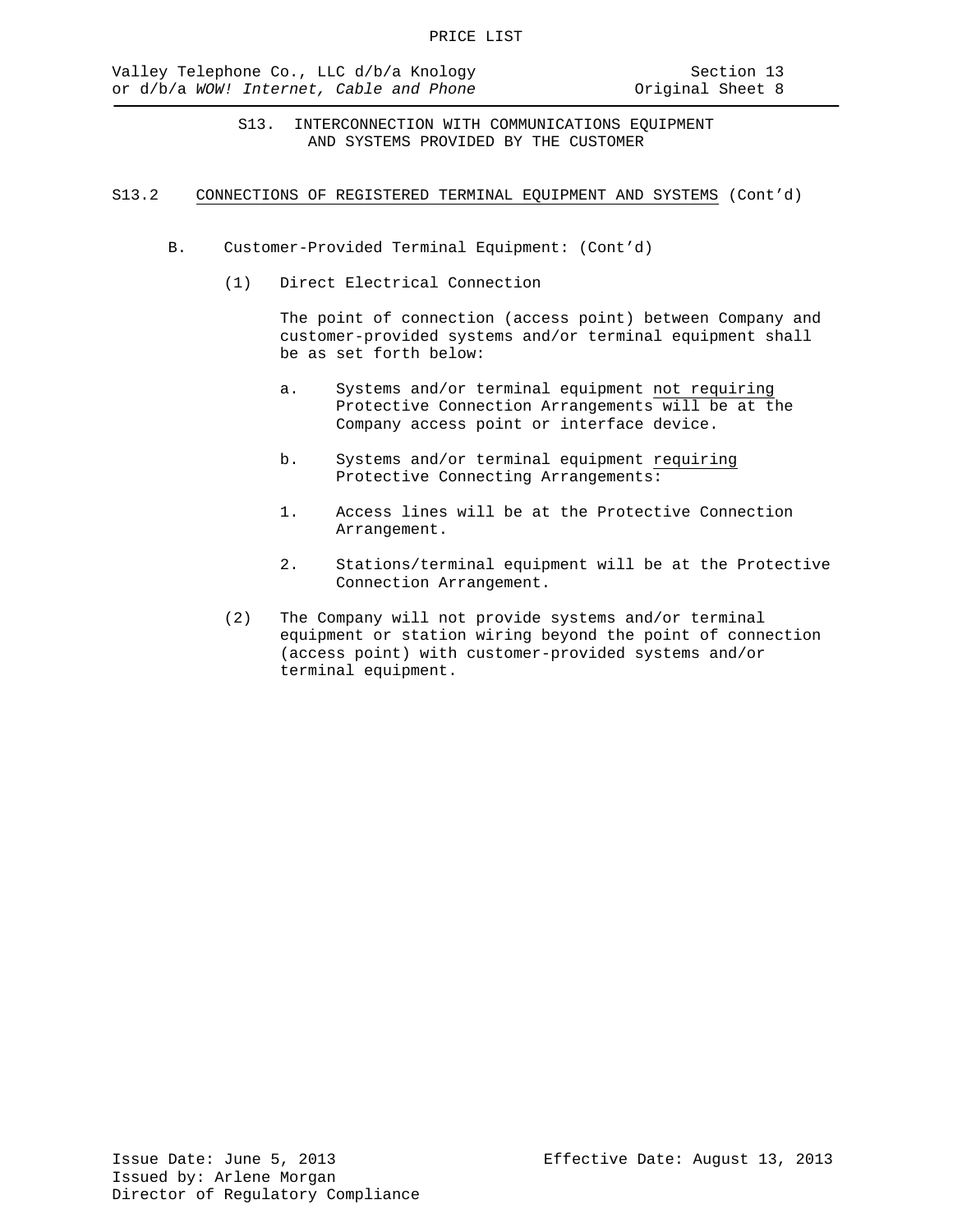## S13. INTERCONNECTION WITH COMMUNICATIONS EQUIPMENT AND SYSTEMS PROVIDED BY THE CUSTOMER

### S13.2 CONNECTIONS OF REGISTERED TERMINAL EQUIPMENT AND SYSTEMS (Cont'd)

B. Customer-Provided Terminal Equipment: (Cont'd)

(1) Direct Electrical Connection

The point of connection (access point) between Company and customer-provided systems and/or terminal equipment shall be as set forth below:

a. Systems and/or terminal equipment not requiring Protective Connection Arrangements will be at the Company access point or interface device.

b. Systems and/or terminal equipment requiring Protective Connecting Arrangements:

1. Access lines will be at the Protective Connection Arrangement.

2. Stations/terminal equipment will be at the Protective Connection Arrangement.

(2) The Company will not provide systems and/or terminal equipment or station wiring beyond the point of connection (access point) with customer-provided systems and/or terminal equipment.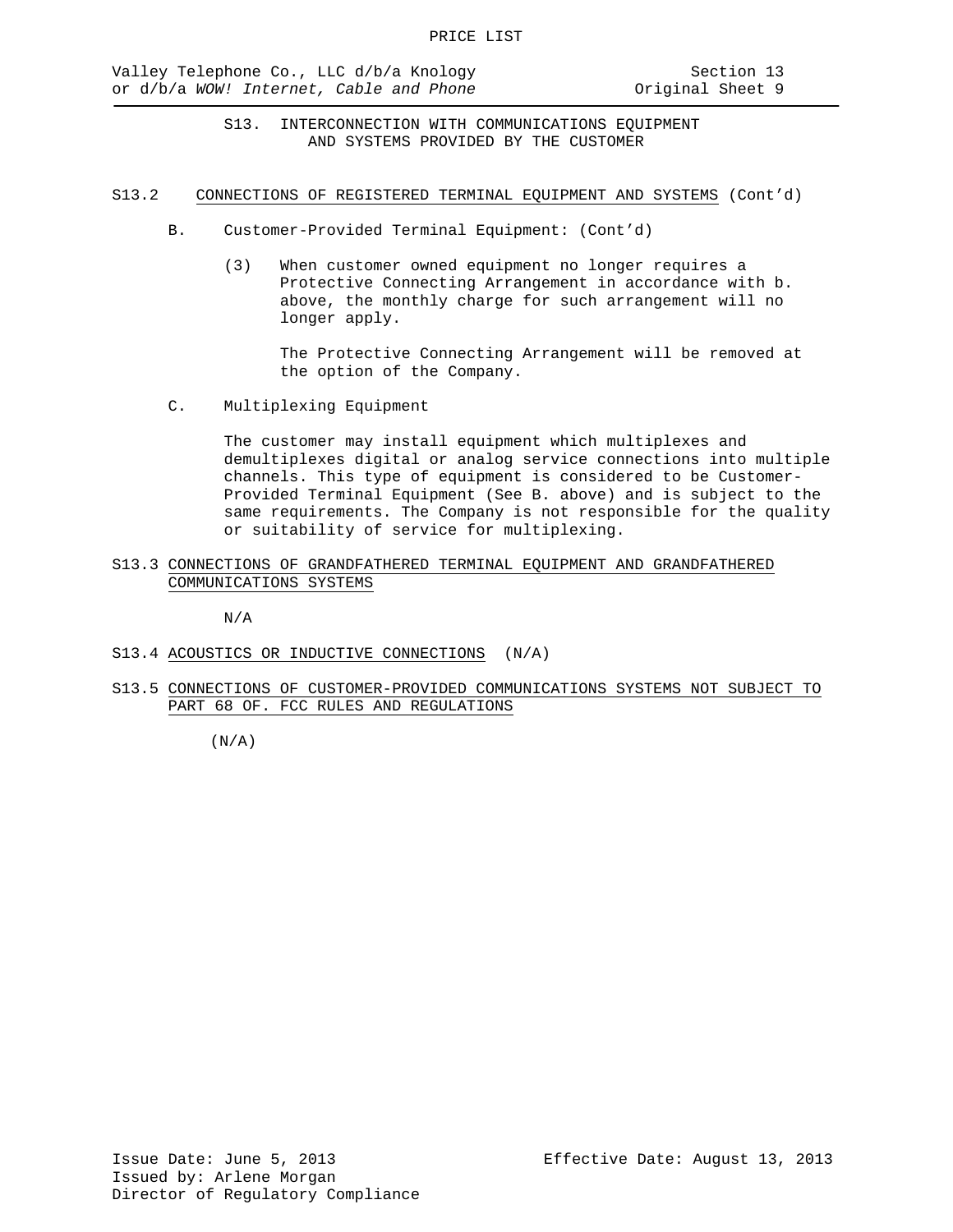S13. INTERCONNECTION WITH COMMUNICATIONS EQUIPMENT AND SYSTEMS PROVIDED BY THE CUSTOMER

S13.2 CONNECTIONS OF REGISTERED TERMINAL EQUIPMENT AND SYSTEMS (Cont'd)

B. Customer-Provided Terminal Equipment: (Cont'd)

(3) When customer owned equipment no longer requires a Protective Connecting Arrangement in accordance with b. above, the monthly charge for such arrangement will no longer apply.

The Protective Connecting Arrangement will be removed at the option of the Company.

C. Multiplexing Equipment

The customer may install equipment which multiplexes and demultiplexes digital or analog service connections into multiple channels. This type of equipment is considered to be Customer-Provided Terminal Equipment (See B. above) and is subject to the same requirements. The Company is not responsible for the quality or suitability of service for multiplexing.

S13.3 CONNECTIONS OF GRANDFATHERED TERMINAL EQUIPMENT AND GRANDFATHERED COMMUNICATIONS SYSTEMS

N/A

S13.4 ACOUSTICS OR INDUCTIVE CONNECTIONS (N/A)

S13.5 CONNECTIONS OF CUSTOMER-PROVIDED COMMUNICATIONS SYSTEMS NOT SUBJECT TO PART 68 OF. FCC RULES AND REGULATIONS

(N/A)

Issue Date: June 5, 2013
Issued by: Arlene Morgan
Director of Regulatory Compliance

Effective Date: August 13, 2013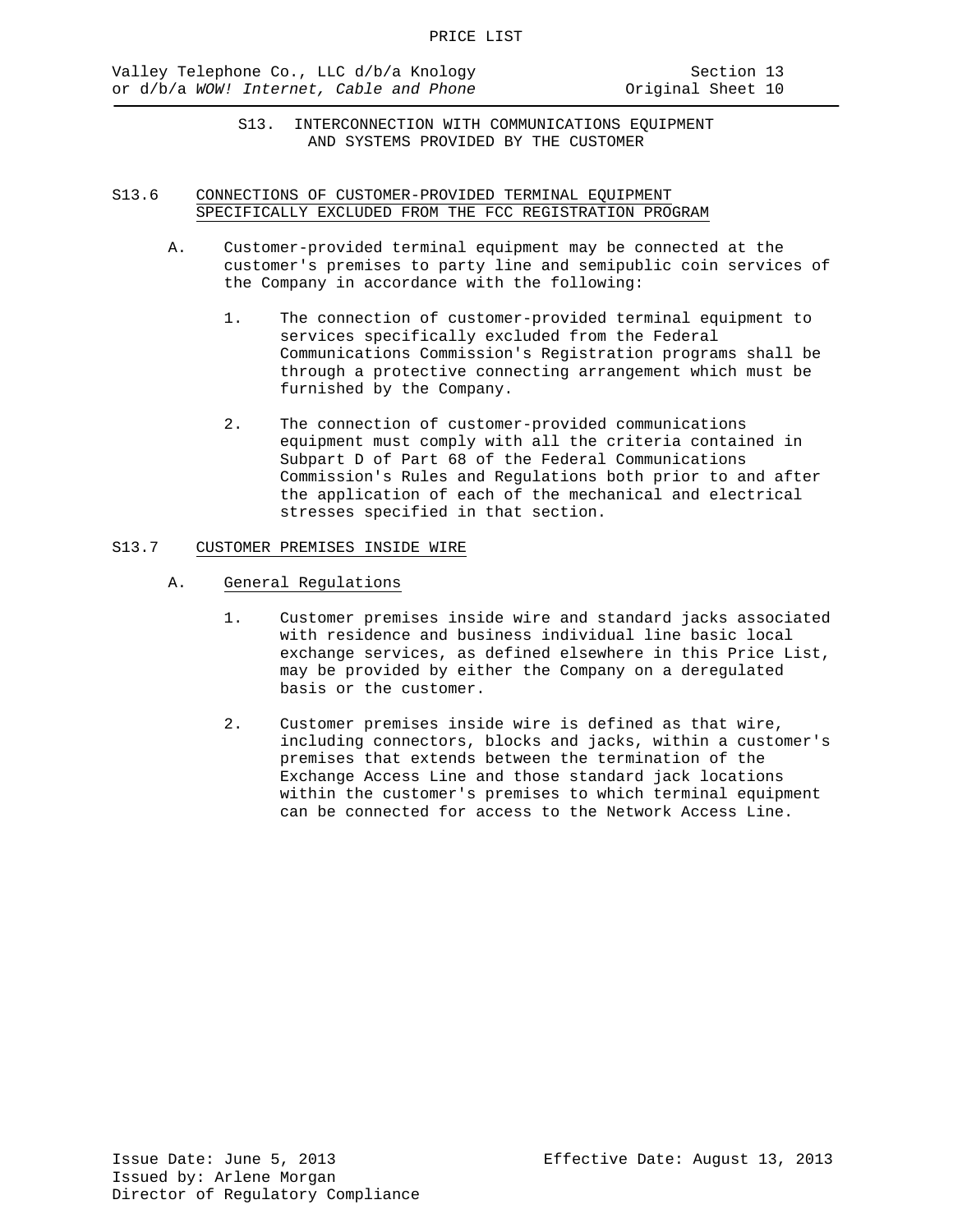S13. INTERCONNECTION WITH COMMUNICATIONS EQUIPMENT AND SYSTEMS PROVIDED BY THE CUSTOMER

## S13.6 CONNECTIONS OF CUSTOMER-PROVIDED TERMINAL EQUIPMENT SPECIFICALLY EXCLUDED FROM THE FCC REGISTRATION PROGRAM

A. Customer-provided terminal equipment may be connected at the customer's premises to party line and semipublic coin services of the Company in accordance with the following:

1. The connection of customer-provided terminal equipment to services specifically excluded from the Federal Communications Commission's Registration programs shall be through a protective connecting arrangement which must be furnished by the Company.

2. The connection of customer-provided communications equipment must comply with all the criteria contained in Subpart D of Part 68 of the Federal Communications Commission's Rules and Regulations both prior to and after the application of each of the mechanical and electrical stresses specified in that section.

## S13.7 CUSTOMER PREMISES INSIDE WIRE

A. General Regulations

1. Customer premises inside wire and standard jacks associated with residence and business individual line basic local exchange services, as defined elsewhere in this Price List, may be provided by either the Company on a deregulated basis or the customer.

2. Customer premises inside wire is defined as that wire, including connectors, blocks and jacks, within a customer's premises that extends between the termination of the Exchange Access Line and those standard jack locations within the customer's premises to which terminal equipment can be connected for access to the Network Access Line.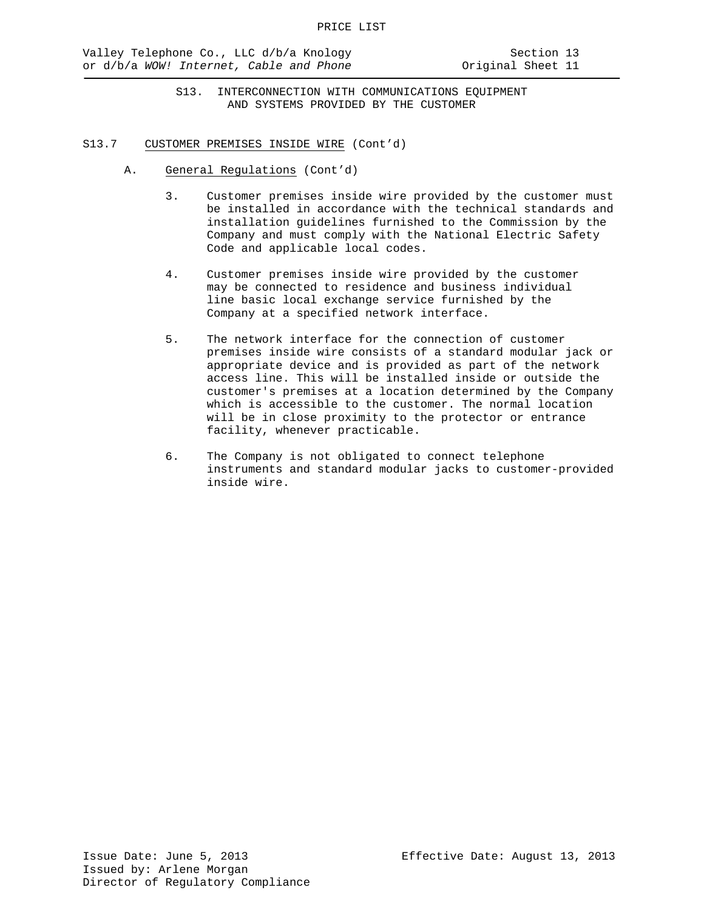## S13. INTERCONNECTION WITH COMMUNICATIONS EQUIPMENT AND SYSTEMS PROVIDED BY THE CUSTOMER

### S13.7 CUSTOMER PREMISES INSIDE WIRE (Cont'd)

A. General Regulations (Cont'd)

3. Customer premises inside wire provided by the customer must be installed in accordance with the technical standards and installation guidelines furnished to the Commission by the Company and must comply with the National Electric Safety Code and applicable local codes.

4. Customer premises inside wire provided by the customer may be connected to residence and business individual line basic local exchange service furnished by the Company at a specified network interface.

5. The network interface for the connection of customer premises inside wire consists of a standard modular jack or appropriate device and is provided as part of the network access line. This will be installed inside or outside the customer's premises at a location determined by the Company which is accessible to the customer. The normal location will be in close proximity to the protector or entrance facility, whenever practicable.

6. The Company is not obligated to connect telephone instruments and standard modular jacks to customer-provided inside wire.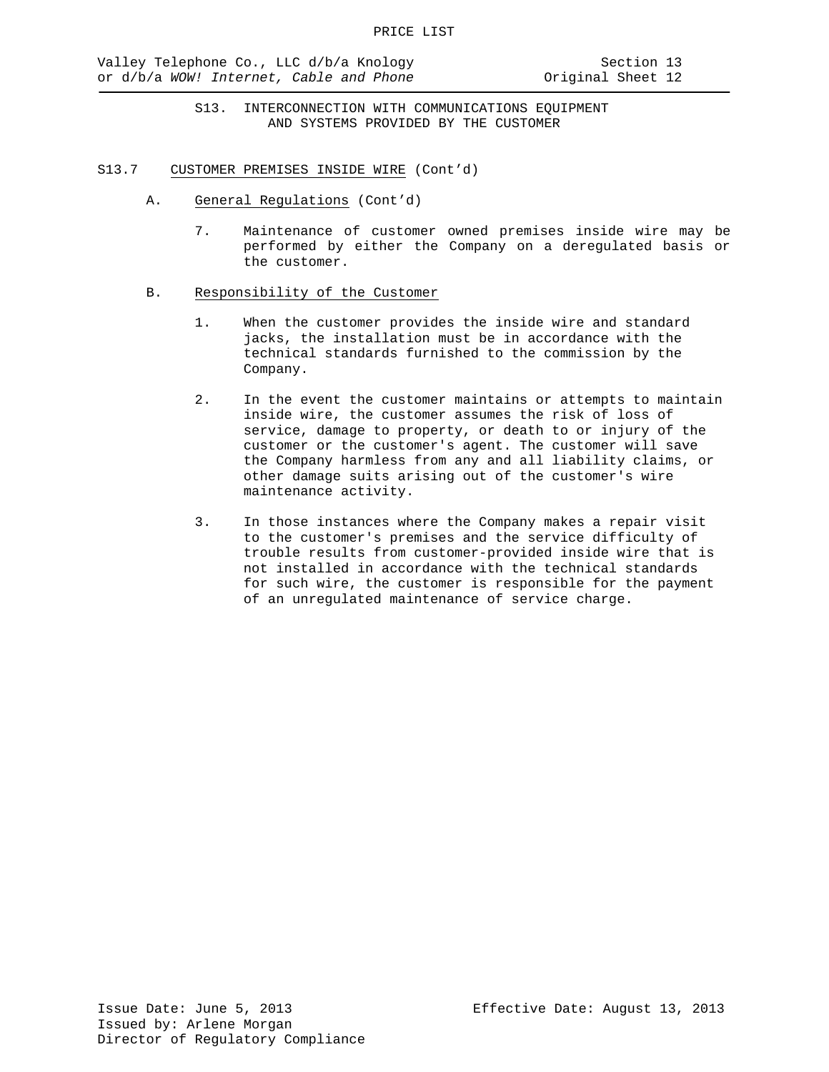## S13. INTERCONNECTION WITH COMMUNICATIONS EQUIPMENT AND SYSTEMS PROVIDED BY THE CUSTOMER

### S13.7 CUSTOMER PREMISES INSIDE WIRE (Cont'd)

A. General Regulations (Cont'd)

7. Maintenance of customer owned premises inside wire may be performed by either the Company on a deregulated basis or the customer.

B. Responsibility of the Customer

1. When the customer provides the inside wire and standard jacks, the installation must be in accordance with the technical standards furnished to the commission by the Company.

2. In the event the customer maintains or attempts to maintain inside wire, the customer assumes the risk of loss of service, damage to property, or death to or injury of the customer or the customer's agent. The customer will save the Company harmless from any and all liability claims, or other damage suits arising out of the customer's wire maintenance activity.

3. In those instances where the Company makes a repair visit to the customer's premises and the service difficulty of trouble results from customer-provided inside wire that is not installed in accordance with the technical standards for such wire, the customer is responsible for the payment of an unregulated maintenance of service charge.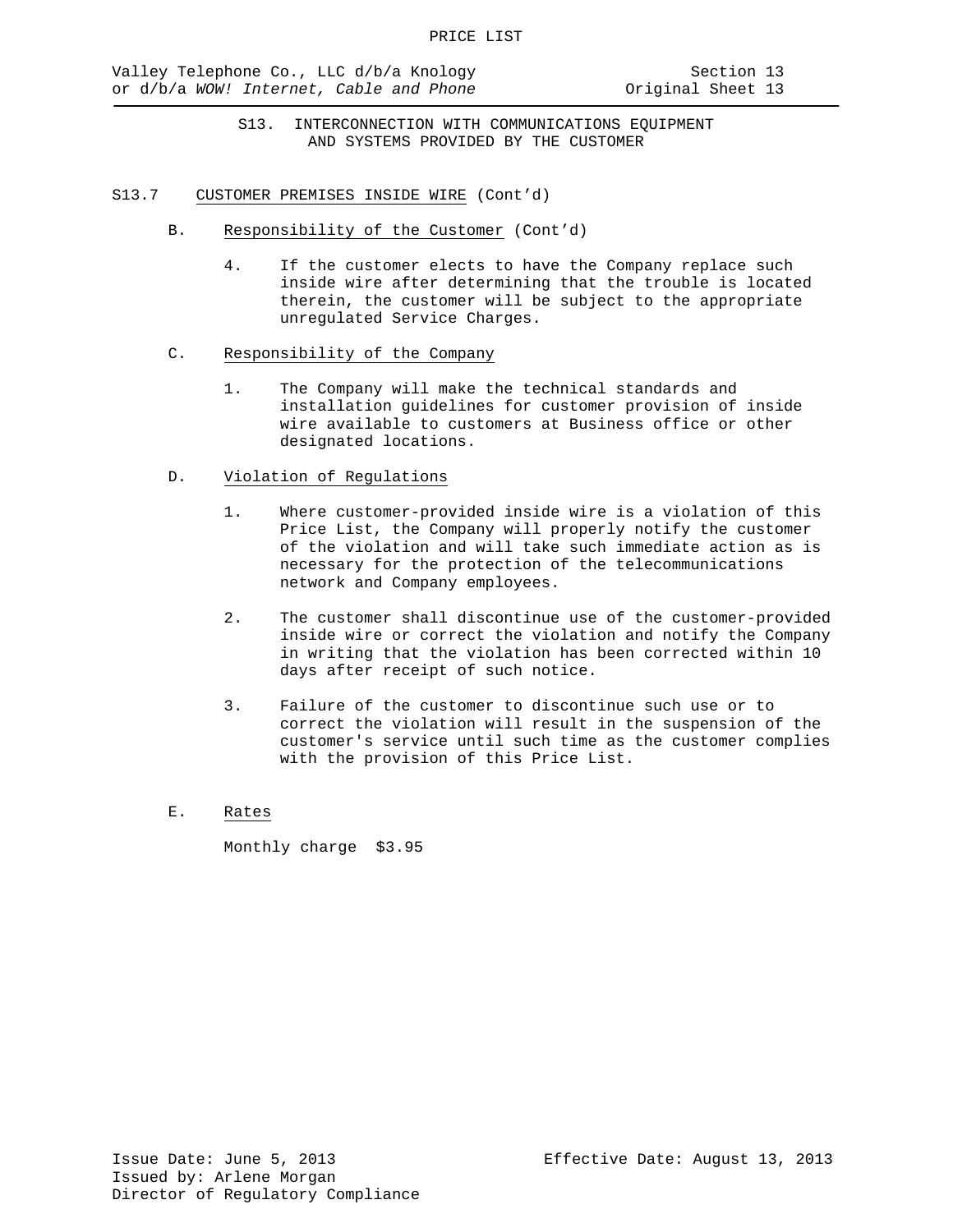## S13. INTERCONNECTION WITH COMMUNICATIONS EQUIPMENT AND SYSTEMS PROVIDED BY THE CUSTOMER

S13.7 CUSTOMER PREMISES INSIDE WIRE (Cont'd)

B. Responsibility of the Customer (Cont'd)

4. If the customer elects to have the Company replace such inside wire after determining that the trouble is located therein, the customer will be subject to the appropriate unregulated Service Charges.

C. Responsibility of the Company

1. The Company will make the technical standards and installation guidelines for customer provision of inside wire available to customers at Business office or other designated locations.

D. Violation of Regulations

1. Where customer-provided inside wire is a violation of this Price List, the Company will properly notify the customer of the violation and will take such immediate action as is necessary for the protection of the telecommunications network and Company employees.

2. The customer shall discontinue use of the customer-provided inside wire or correct the violation and notify the Company in writing that the violation has been corrected within 10 days after receipt of such notice.

3. Failure of the customer to discontinue such use or to correct the violation will result in the suspension of the customer's service until such time as the customer complies with the provision of this Price List.

E. Rates

Monthly charge $3.95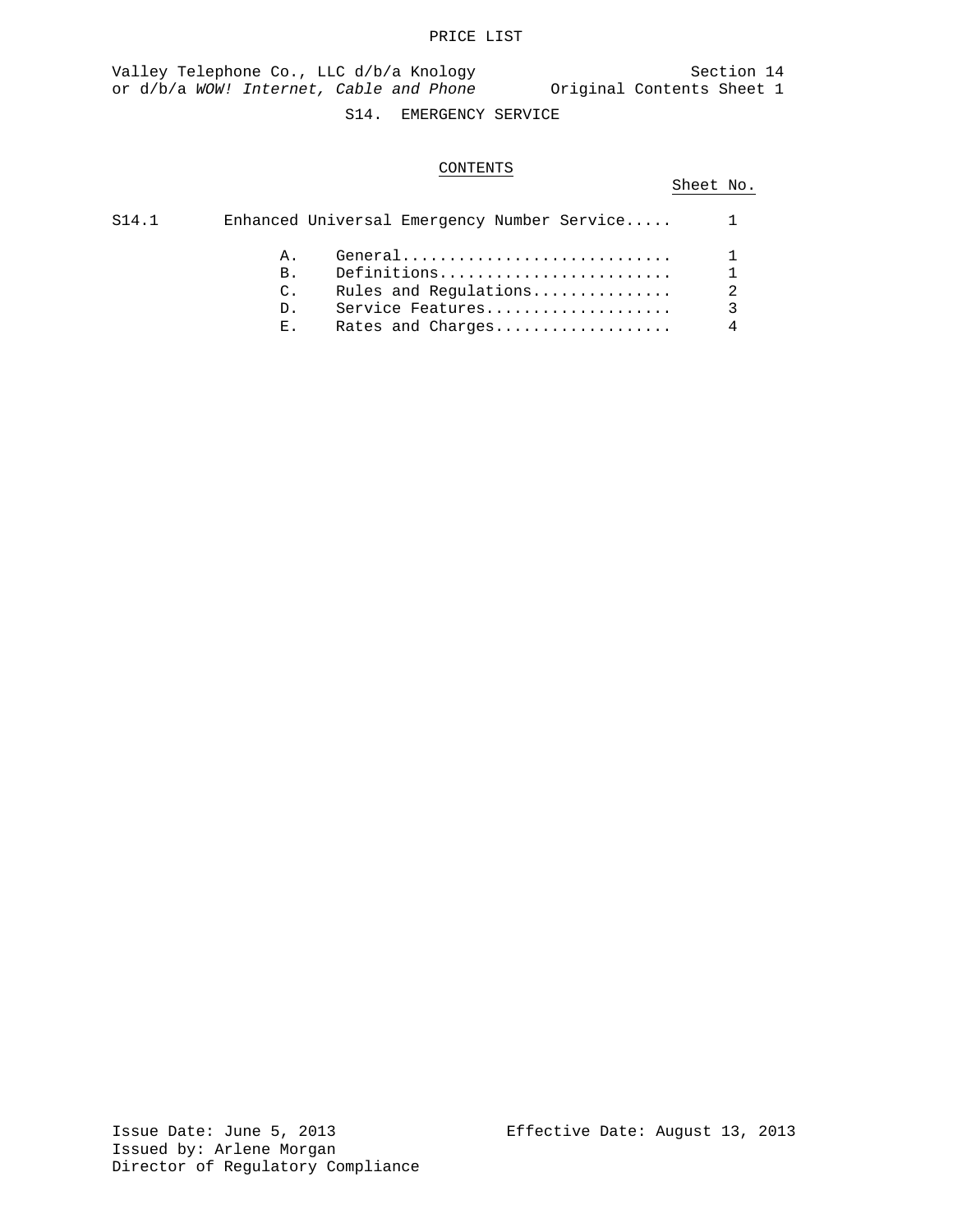# S14. EMERGENCY SERVICE

## CONTENTS

| | | Sheet No. |
|---|---|---|
| S14.1 | Enhanced Universal Emergency Number Service..... | 1 |
| | A. General............................. | 1 |
| | B. Definitions......................... | 1 |
| | C. Rules and Regulations............... | 2 |
| | D. Service Features.................... | 3 |
| | E. Rates and Charges................... | 4 |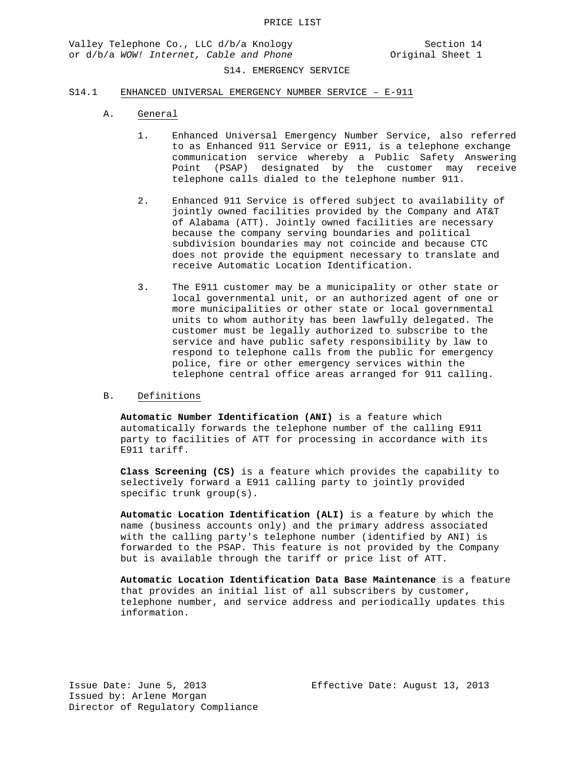PRICE LIST

Valley Telephone Co., LLC d/b/a Knology or d/b/a *WOW! Internet, Cable and Phone*

Section 14
Original Sheet 1

# S14. EMERGENCY SERVICE

## S14.1 ENHANCED UNIVERSAL EMERGENCY NUMBER SERVICE – E-911

### A. General

1. Enhanced Universal Emergency Number Service, also referred to as Enhanced 911 Service or E911, is a telephone exchange communication service whereby a Public Safety Answering Point (PSAP) designated by the customer may receive telephone calls dialed to the telephone number 911.

2. Enhanced 911 Service is offered subject to availability of jointly owned facilities provided by the Company and AT&T of Alabama (ATT). Jointly owned facilities are necessary because the company serving boundaries and political subdivision boundaries may not coincide and because CTC does not provide the equipment necessary to translate and receive Automatic Location Identification.

3. The E911 customer may be a municipality or other state or local governmental unit, or an authorized agent of one or more municipalities or other state or local governmental units to whom authority has been lawfully delegated. The customer must be legally authorized to subscribe to the service and have public safety responsibility by law to respond to telephone calls from the public for emergency police, fire or other emergency services within the telephone central office areas arranged for 911 calling.

### B. Definitions

**Automatic Number Identification (ANI)** is a feature which automatically forwards the telephone number of the calling E911 party to facilities of ATT for processing in accordance with its E911 tariff.

**Class Screening (CS)** is a feature which provides the capability to selectively forward a E911 calling party to jointly provided specific trunk group(s).

**Automatic Location Identification (ALI)** is a feature by which the name (business accounts only) and the primary address associated with the calling party's telephone number (identified by ANI) is forwarded to the PSAP. This feature is not provided by the Company but is available through the tariff or price list of ATT.

**Automatic Location Identification Data Base Maintenance** is a feature that provides an initial list of all subscribers by customer, telephone number, and service address and periodically updates this information.

Issue Date: June 5, 2013
Issued by: Arlene Morgan
Director of Regulatory Compliance

Effective Date: August 13, 2013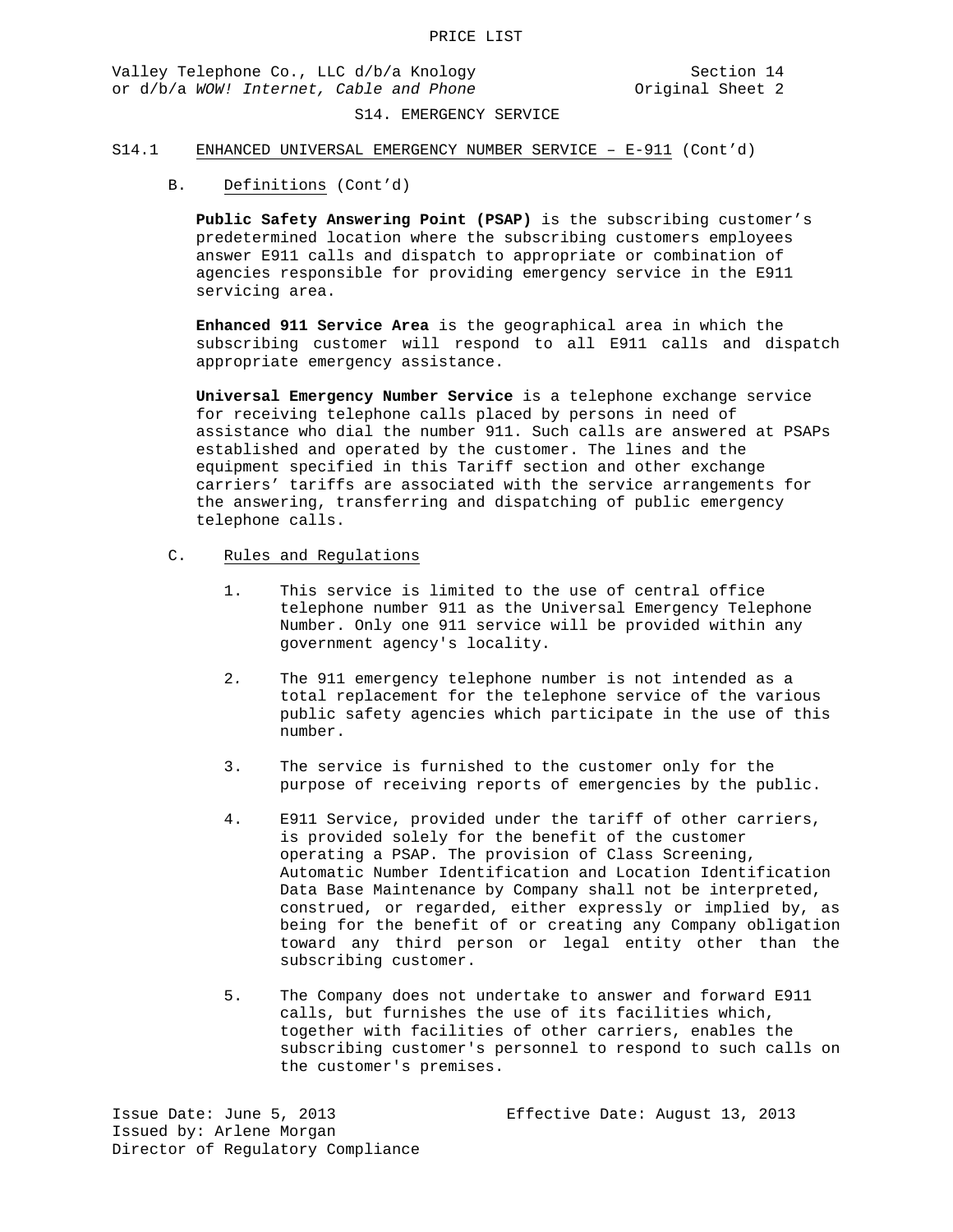## S14. EMERGENCY SERVICE

### S14.1 ENHANCED UNIVERSAL EMERGENCY NUMBER SERVICE – E-911 (Cont’d)

B. Definitions (Cont’d)

**Public Safety Answering Point (PSAP)** is the subscribing customer’s predetermined location where the subscribing customers employees answer E911 calls and dispatch to appropriate or combination of agencies responsible for providing emergency service in the E911 servicing area.

**Enhanced 911 Service Area** is the geographical area in which the subscribing customer will respond to all E911 calls and dispatch appropriate emergency assistance.

**Universal Emergency Number Service** is a telephone exchange service for receiving telephone calls placed by persons in need of assistance who dial the number 911. Such calls are answered at PSAPs established and operated by the customer. The lines and the equipment specified in this Tariff section and other exchange carriers’ tariffs are associated with the service arrangements for the answering, transferring and dispatching of public emergency telephone calls.

C. Rules and Regulations

1. This service is limited to the use of central office telephone number 911 as the Universal Emergency Telephone Number. Only one 911 service will be provided within any government agency's locality.

2. The 911 emergency telephone number is not intended as a total replacement for the telephone service of the various public safety agencies which participate in the use of this number.

3. The service is furnished to the customer only for the purpose of receiving reports of emergencies by the public.

4. E911 Service, provided under the tariff of other carriers, is provided solely for the benefit of the customer operating a PSAP. The provision of Class Screening, Automatic Number Identification and Location Identification Data Base Maintenance by Company shall not be interpreted, construed, or regarded, either expressly or implied by, as being for the benefit of or creating any Company obligation toward any third person or legal entity other than the subscribing customer.

5. The Company does not undertake to answer and forward E911 calls, but furnishes the use of its facilities which, together with facilities of other carriers, enables the subscribing customer's personnel to respond to such calls on the customer's premises.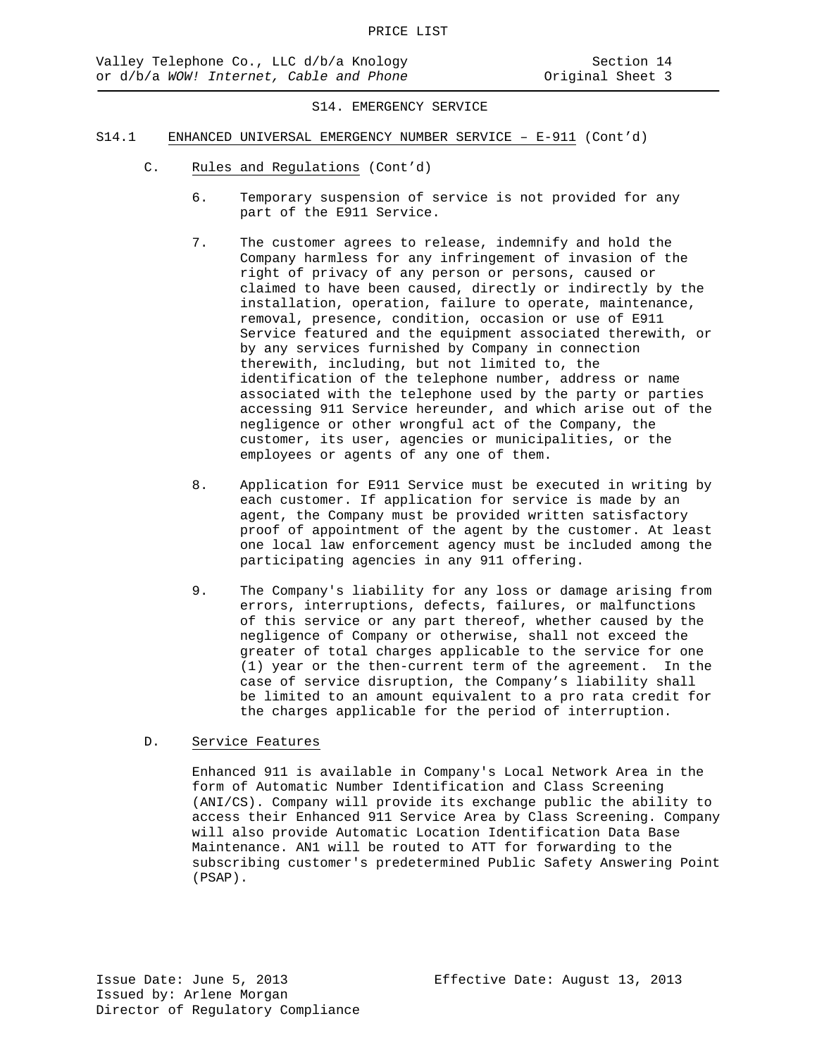S14. EMERGENCY SERVICE

S14.1 ENHANCED UNIVERSAL EMERGENCY NUMBER SERVICE – E-911 (Cont'd)

C. Rules and Regulations (Cont'd)

6. Temporary suspension of service is not provided for any part of the E911 Service.

7. The customer agrees to release, indemnify and hold the Company harmless for any infringement of invasion of the right of privacy of any person or persons, caused or claimed to have been caused, directly or indirectly by the installation, operation, failure to operate, maintenance, removal, presence, condition, occasion or use of E911 Service featured and the equipment associated therewith, or by any services furnished by Company in connection therewith, including, but not limited to, the identification of the telephone number, address or name associated with the telephone used by the party or parties accessing 911 Service hereunder, and which arise out of the negligence or other wrongful act of the Company, the customer, its user, agencies or municipalities, or the employees or agents of any one of them.

8. Application for E911 Service must be executed in writing by each customer. If application for service is made by an agent, the Company must be provided written satisfactory proof of appointment of the agent by the customer. At least one local law enforcement agency must be included among the participating agencies in any 911 offering.

9. The Company's liability for any loss or damage arising from errors, interruptions, defects, failures, or malfunctions of this service or any part thereof, whether caused by the negligence of Company or otherwise, shall not exceed the greater of total charges applicable to the service for one (1) year or the then-current term of the agreement. In the case of service disruption, the Company's liability shall be limited to an amount equivalent to a pro rata credit for the charges applicable for the period of interruption.

D. Service Features

Enhanced 911 is available in Company's Local Network Area in the form of Automatic Number Identification and Class Screening (ANI/CS). Company will provide its exchange public the ability to access their Enhanced 911 Service Area by Class Screening. Company will also provide Automatic Location Identification Data Base Maintenance. AN1 will be routed to ATT for forwarding to the subscribing customer's predetermined Public Safety Answering Point (PSAP).

Issue Date: June 5, 2013
Issued by: Arlene Morgan
Director of Regulatory Compliance

Effective Date: August 13, 2013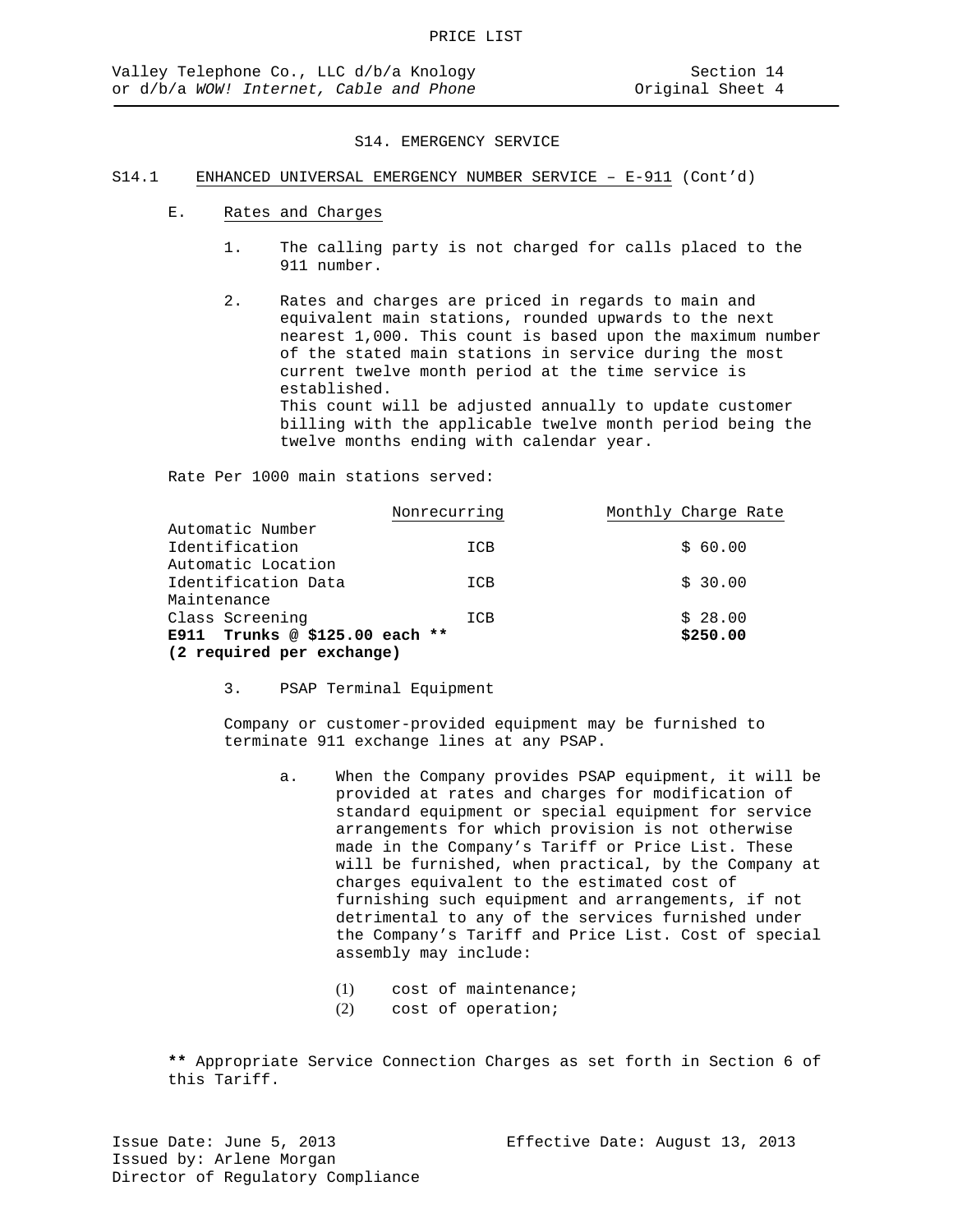# S14. EMERGENCY SERVICE

## S14.1 ENHANCED UNIVERSAL EMERGENCY NUMBER SERVICE – E-911 (Cont'd)

### E. Rates and Charges

1. The calling party is not charged for calls placed to the 911 number.

2. Rates and charges are priced in regards to main and equivalent main stations, rounded upwards to the next nearest 1,000. This count is based upon the maximum number of the stated main stations in service during the most current twelve month period at the time service is established.
   This count will be adjusted annually to update customer billing with the applicable twelve month period being the twelve months ending with calendar year.

Rate Per 1000 main stations served:

| | Nonrecurring | Monthly Charge Rate |
|---|---|---|
| Automatic Number Identification | ICB | $ 60.00 |
| Automatic Location Identification Data Maintenance | ICB | $ 30.00 |
| Class Screening | ICB | $ 28.00 |
| **E911 Trunks @ $125.00 each ** (2 required per exchange)** | | **$250.00** |

3. PSAP Terminal Equipment

   Company or customer-provided equipment may be furnished to terminate 911 exchange lines at any PSAP.

   a. When the Company provides PSAP equipment, it will be provided at rates and charges for modification of standard equipment or special equipment for service arrangements for which provision is not otherwise made in the Company's Tariff or Price List. These will be furnished, when practical, by the Company at charges equivalent to the estimated cost of furnishing such equipment and arrangements, if not detrimental to any of the services furnished under the Company's Tariff and Price List. Cost of special assembly may include:

      (1) cost of maintenance;
      (2) cost of operation;

**\*\*** Appropriate Service Connection Charges as set forth in Section 6 of this Tariff.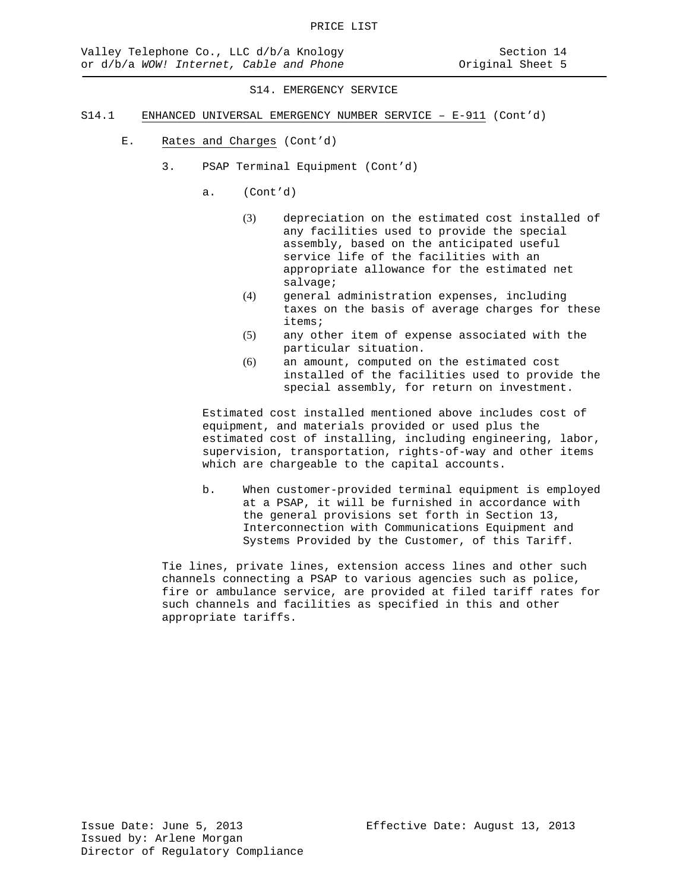S14. EMERGENCY SERVICE

S14.1 ENHANCED UNIVERSAL EMERGENCY NUMBER SERVICE – E-911 (Cont'd)

E. Rates and Charges (Cont'd)

3. PSAP Terminal Equipment (Cont'd)

a. (Cont'd)

(3) depreciation on the estimated cost installed of any facilities used to provide the special assembly, based on the anticipated useful service life of the facilities with an appropriate allowance for the estimated net salvage;

(4) general administration expenses, including taxes on the basis of average charges for these items;

(5) any other item of expense associated with the particular situation.

(6) an amount, computed on the estimated cost installed of the facilities used to provide the special assembly, for return on investment.

Estimated cost installed mentioned above includes cost of equipment, and materials provided or used plus the estimated cost of installing, including engineering, labor, supervision, transportation, rights-of-way and other items which are chargeable to the capital accounts.

b. When customer-provided terminal equipment is employed at a PSAP, it will be furnished in accordance with the general provisions set forth in Section 13, Interconnection with Communications Equipment and Systems Provided by the Customer, of this Tariff.

Tie lines, private lines, extension access lines and other such channels connecting a PSAP to various agencies such as police, fire or ambulance service, are provided at filed tariff rates for such channels and facilities as specified in this and other appropriate tariffs.

Issue Date: June 5, 2013 Effective Date: August 13, 2013
Issued by: Arlene Morgan
Director of Regulatory Compliance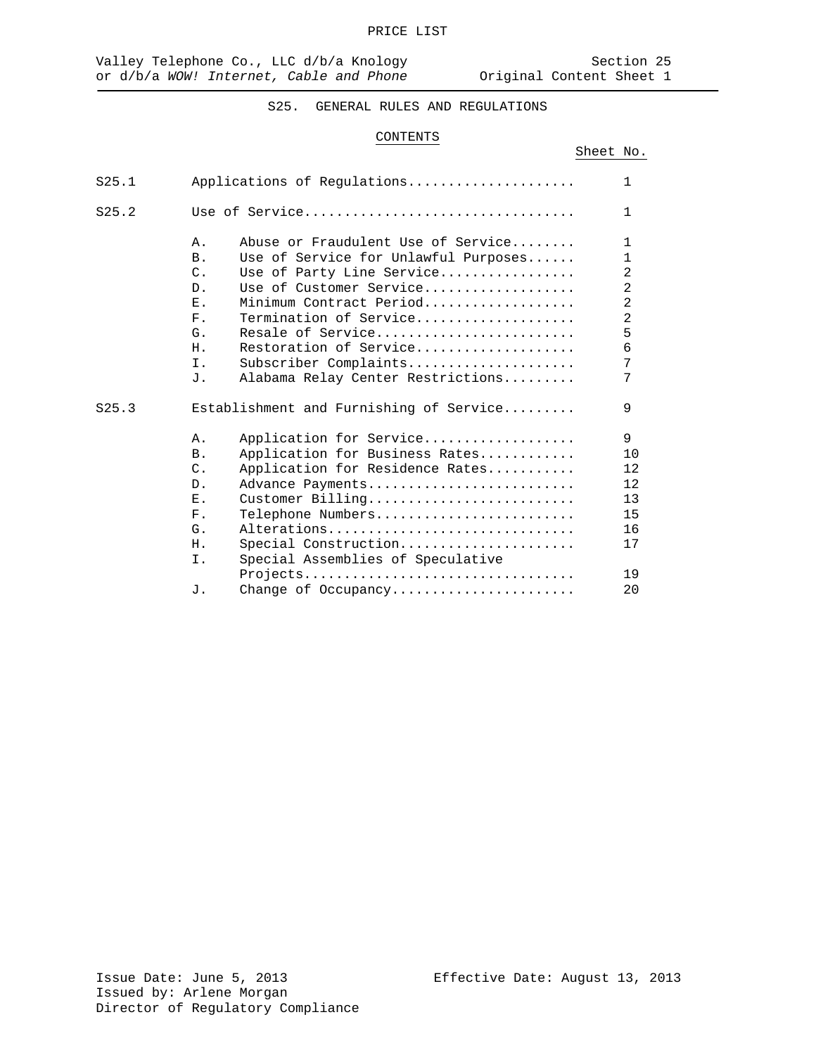PRICE LIST

Valley Telephone Co., LLC d/b/a Knology or d/b/a *WOW! Internet, Cable and Phone*

Section 25
Original Content Sheet 1

## S25. GENERAL RULES AND REGULATIONS

### CONTENTS

| | | | Sheet No. |
|---|---|---|---|
| S25.1 | Applications of Regulations | | 1 |
| S25.2 | Use of Service | | 1 |
| | A. | Abuse or Fraudulent Use of Service | 1 |
| | B. | Use of Service for Unlawful Purposes | 1 |
| | C. | Use of Party Line Service | 2 |
| | D. | Use of Customer Service | 2 |
| | E. | Minimum Contract Period | 2 |
| | F. | Termination of Service | 2 |
| | G. | Resale of Service | 5 |
| | H. | Restoration of Service | 6 |
| | I. | Subscriber Complaints | 7 |
| | J. | Alabama Relay Center Restrictions | 7 |
| S25.3 | Establishment and Furnishing of Service | | 9 |
| | A. | Application for Service | 9 |
| | B. | Application for Business Rates | 10 |
| | C. | Application for Residence Rates | 12 |
| | D. | Advance Payments | 12 |
| | E. | Customer Billing | 13 |
| | F. | Telephone Numbers | 15 |
| | G. | Alterations | 16 |
| | H. | Special Construction | 17 |
| | I. | Special Assemblies of Speculative Projects | 19 |
| | J. | Change of Occupancy | 20 |

Issue Date: June 5, 2013
Issued by: Arlene Morgan
Director of Regulatory Compliance

Effective Date: August 13, 2013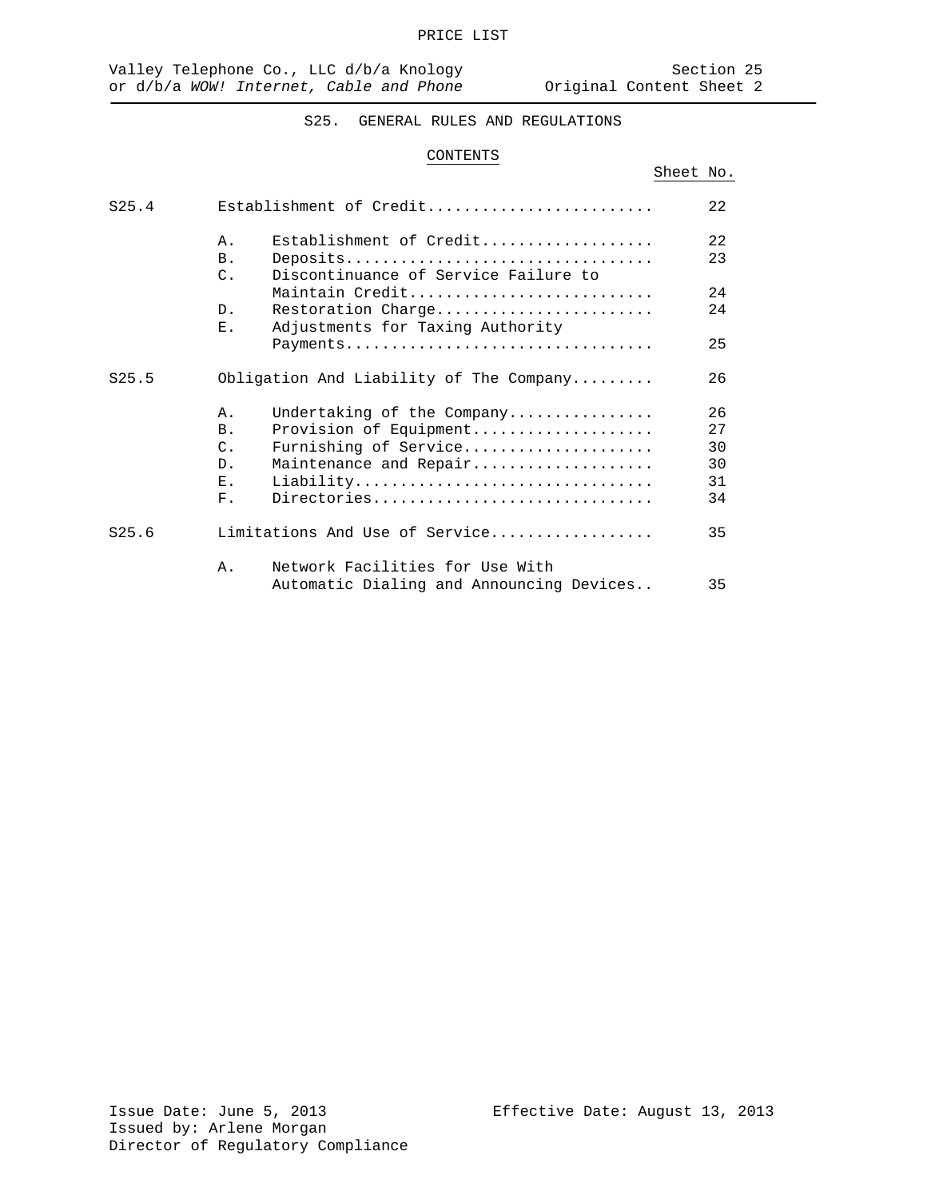## S25. GENERAL RULES AND REGULATIONS

### CONTENTS

| | | | Sheet No. |
|---|---|---|---|
| S25.4 | | Establishment of Credit | 22 |
| | A. | Establishment of Credit | 22 |
| | B. | Deposits | 23 |
| | C. | Discontinuance of Service Failure to Maintain Credit | 24 |
| | D. | Restoration Charge | 24 |
| | E. | Adjustments for Taxing Authority Payments | 25 |
| S25.5 | | Obligation And Liability of The Company | 26 |
| | A. | Undertaking of the Company | 26 |
| | B. | Provision of Equipment | 27 |
| | C. | Furnishing of Service | 30 |
| | D. | Maintenance and Repair | 30 |
| | E. | Liability | 31 |
| | F. | Directories | 34 |
| S25.6 | | Limitations And Use of Service | 35 |
| | A. | Network Facilities for Use With Automatic Dialing and Announcing Devices | 35 |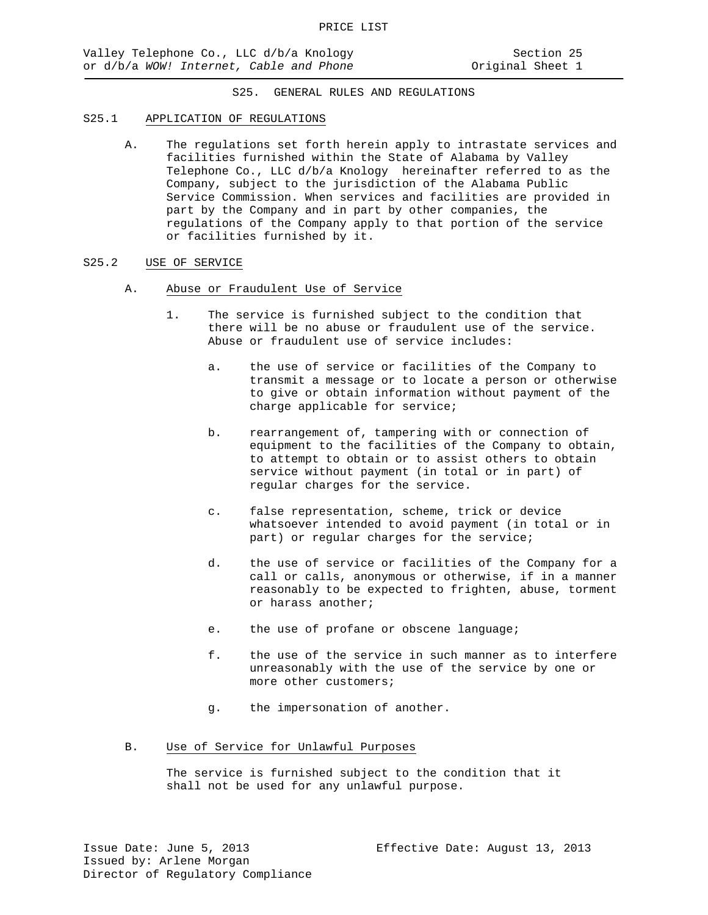# S25. GENERAL RULES AND REGULATIONS

## S25.1 APPLICATION OF REGULATIONS

A. The regulations set forth herein apply to intrastate services and facilities furnished within the State of Alabama by Valley Telephone Co., LLC d/b/a Knology hereinafter referred to as the Company, subject to the jurisdiction of the Alabama Public Service Commission. When services and facilities are provided in part by the Company and in part by other companies, the regulations of the Company apply to that portion of the service or facilities furnished by it.

## S25.2 USE OF SERVICE

### A. Abuse or Fraudulent Use of Service

1. The service is furnished subject to the condition that there will be no abuse or fraudulent use of the service. Abuse or fraudulent use of service includes:

   a. the use of service or facilities of the Company to transmit a message or to locate a person or otherwise to give or obtain information without payment of the charge applicable for service;

   b. rearrangement of, tampering with or connection of equipment to the facilities of the Company to obtain, to attempt to obtain or to assist others to obtain service without payment (in total or in part) of regular charges for the service.

   c. false representation, scheme, trick or device whatsoever intended to avoid payment (in total or in part) or regular charges for the service;

   d. the use of service or facilities of the Company for a call or calls, anonymous or otherwise, if in a manner reasonably to be expected to frighten, abuse, torment or harass another;

   e. the use of profane or obscene language;

   f. the use of the service in such manner as to interfere unreasonably with the use of the service by one or more other customers;

   g. the impersonation of another.

### B. Use of Service for Unlawful Purposes

The service is furnished subject to the condition that it shall not be used for any unlawful purpose.

Issue Date: June 5, 2013
Issued by: Arlene Morgan
Director of Regulatory Compliance

Effective Date: August 13, 2013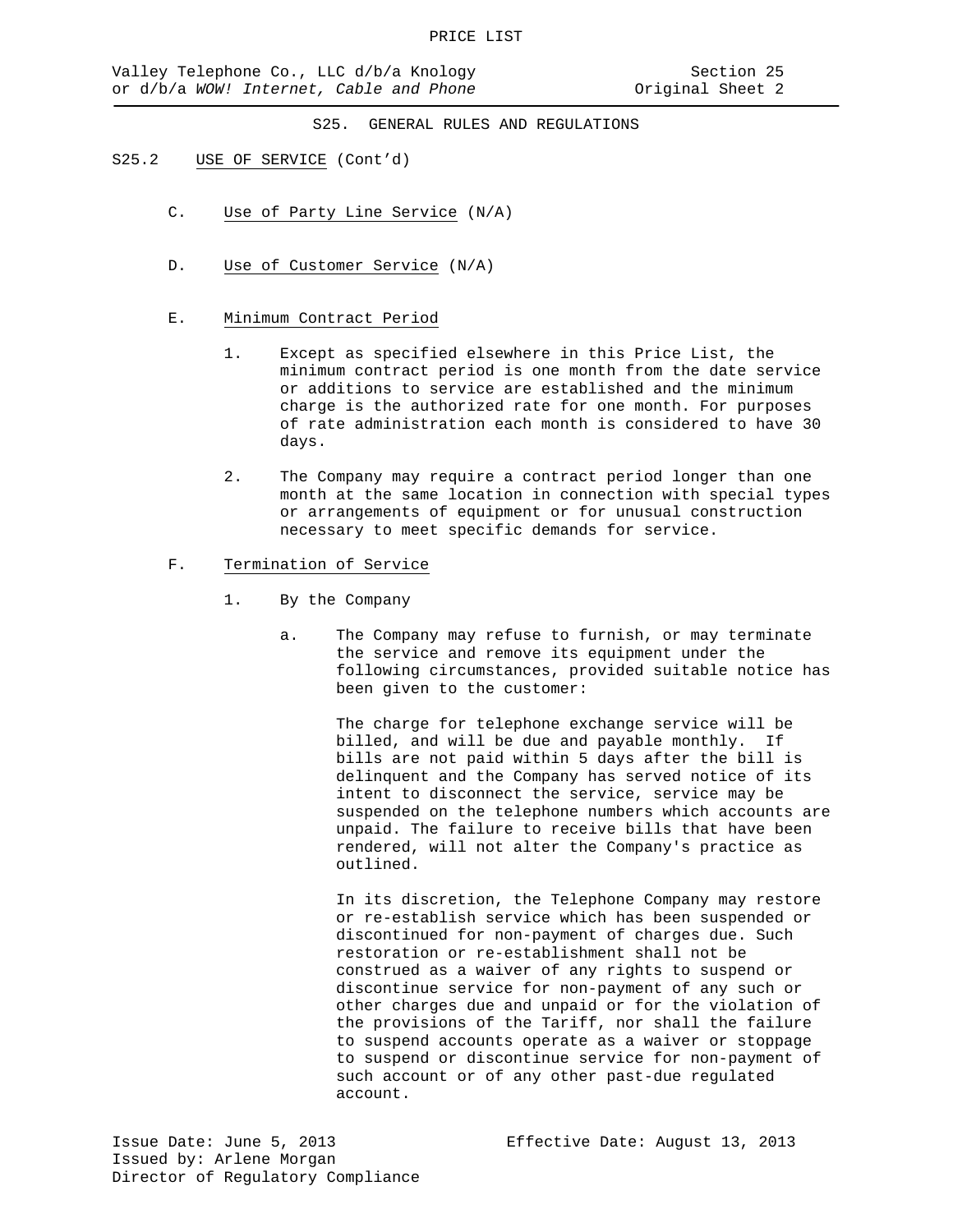## S25. GENERAL RULES AND REGULATIONS

S25.2 USE OF SERVICE (Cont'd)

C. Use of Party Line Service (N/A)

D. Use of Customer Service (N/A)

E. Minimum Contract Period

1. Except as specified elsewhere in this Price List, the minimum contract period is one month from the date service or additions to service are established and the minimum charge is the authorized rate for one month. For purposes of rate administration each month is considered to have 30 days.

2. The Company may require a contract period longer than one month at the same location in connection with special types or arrangements of equipment or for unusual construction necessary to meet specific demands for service.

F. Termination of Service

1. By the Company

a. The Company may refuse to furnish, or may terminate the service and remove its equipment under the following circumstances, provided suitable notice has been given to the customer:

The charge for telephone exchange service will be billed, and will be due and payable monthly. If bills are not paid within 5 days after the bill is delinquent and the Company has served notice of its intent to disconnect the service, service may be suspended on the telephone numbers which accounts are unpaid. The failure to receive bills that have been rendered, will not alter the Company's practice as outlined.

In its discretion, the Telephone Company may restore or re-establish service which has been suspended or discontinued for non-payment of charges due. Such restoration or re-establishment shall not be construed as a waiver of any rights to suspend or discontinue service for non-payment of any such or other charges due and unpaid or for the violation of the provisions of the Tariff, nor shall the failure to suspend accounts operate as a waiver or stoppage to suspend or discontinue service for non-payment of such account or of any other past-due regulated account.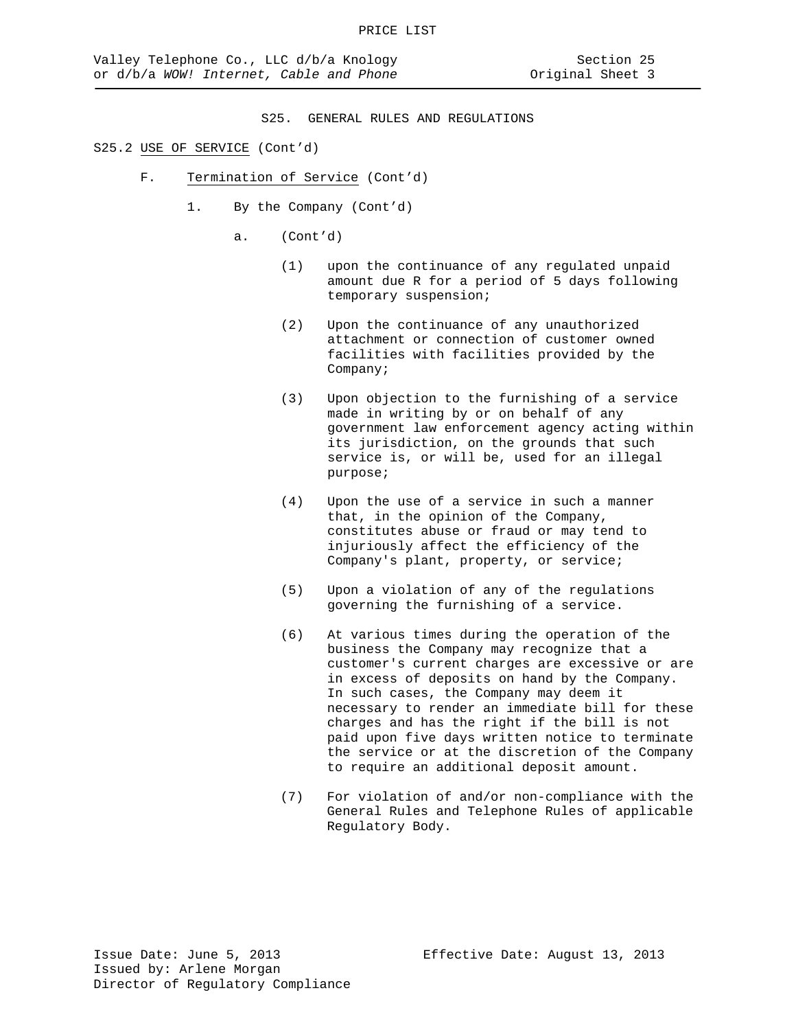S25. GENERAL RULES AND REGULATIONS

S25.2 USE OF SERVICE (Cont'd)

F. Termination of Service (Cont'd)

1. By the Company (Cont'd)

a. (Cont'd)

(1) upon the continuance of any regulated unpaid amount due R for a period of 5 days following temporary suspension;

(2) Upon the continuance of any unauthorized attachment or connection of customer owned facilities with facilities provided by the Company;

(3) Upon objection to the furnishing of a service made in writing by or on behalf of any government law enforcement agency acting within its jurisdiction, on the grounds that such service is, or will be, used for an illegal purpose;

(4) Upon the use of a service in such a manner that, in the opinion of the Company, constitutes abuse or fraud or may tend to injuriously affect the efficiency of the Company's plant, property, or service;

(5) Upon a violation of any of the regulations governing the furnishing of a service.

(6) At various times during the operation of the business the Company may recognize that a customer's current charges are excessive or are in excess of deposits on hand by the Company. In such cases, the Company may deem it necessary to render an immediate bill for these charges and has the right if the bill is not paid upon five days written notice to terminate the service or at the discretion of the Company to require an additional deposit amount.

(7) For violation of and/or non-compliance with the General Rules and Telephone Rules of applicable Regulatory Body.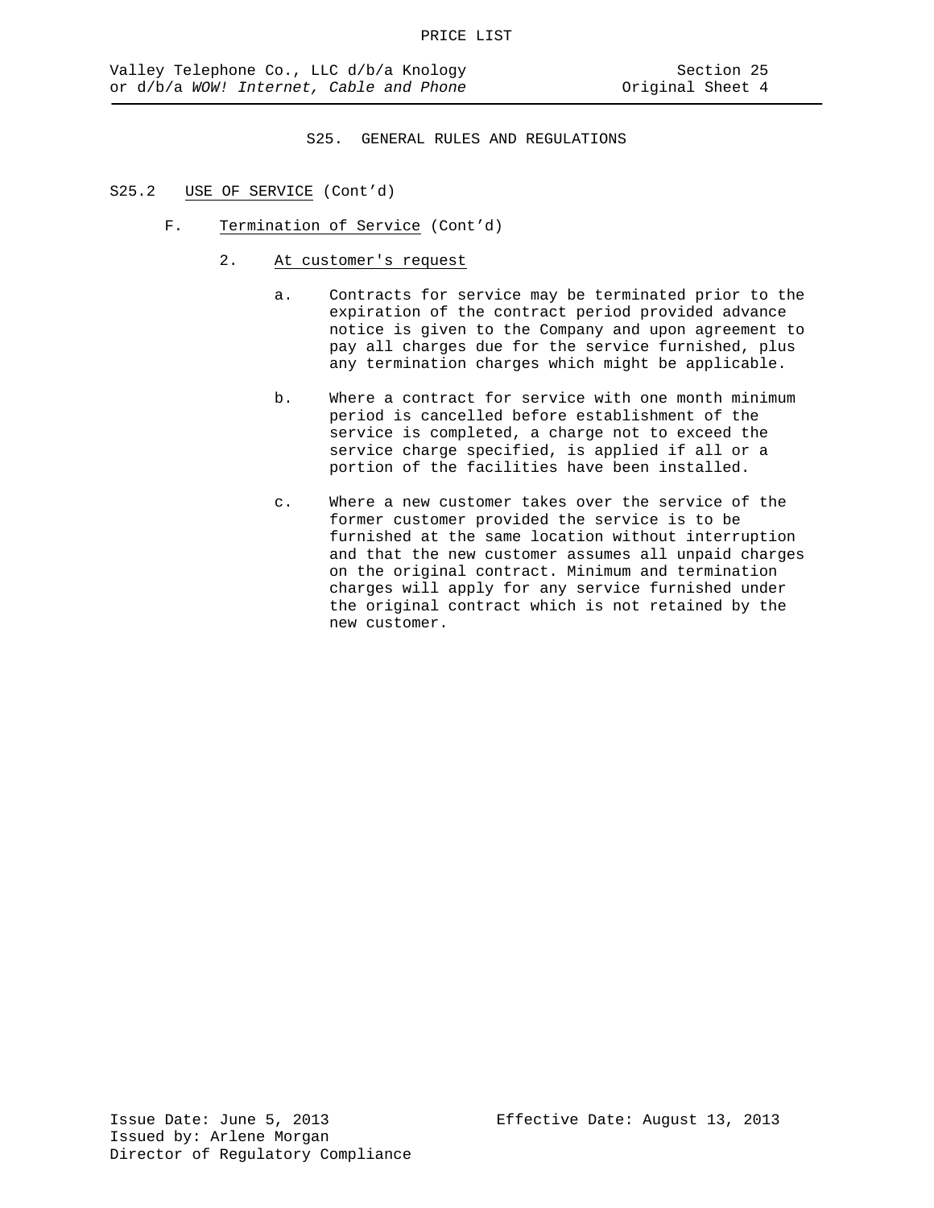## S25. GENERAL RULES AND REGULATIONS

S25.2 USE OF SERVICE (Cont'd)

F. Termination of Service (Cont'd)

2. At customer's request

a. Contracts for service may be terminated prior to the expiration of the contract period provided advance notice is given to the Company and upon agreement to pay all charges due for the service furnished, plus any termination charges which might be applicable.

b. Where a contract for service with one month minimum period is cancelled before establishment of the service is completed, a charge not to exceed the service charge specified, is applied if all or a portion of the facilities have been installed.

c. Where a new customer takes over the service of the former customer provided the service is to be furnished at the same location without interruption and that the new customer assumes all unpaid charges on the original contract. Minimum and termination charges will apply for any service furnished under the original contract which is not retained by the new customer.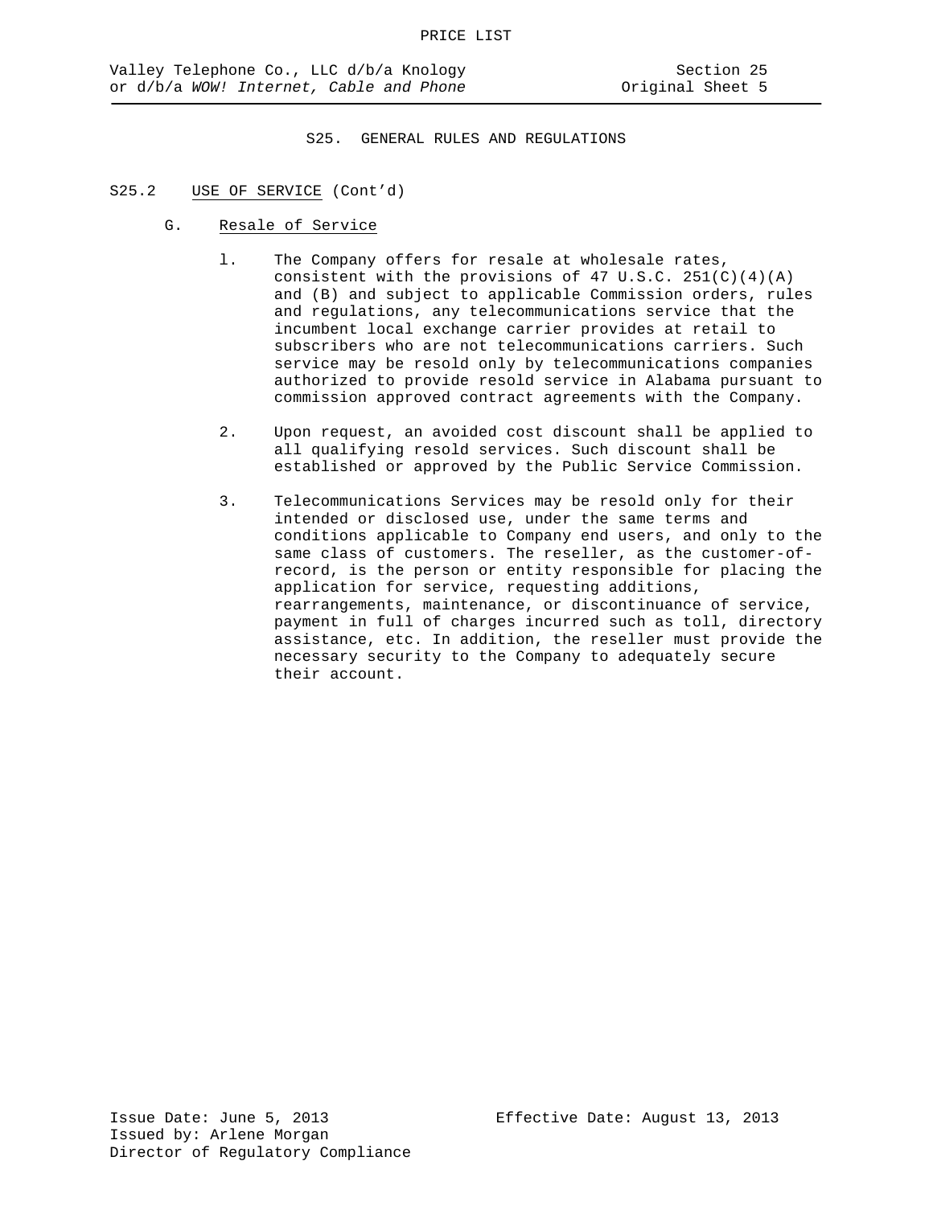## S25. GENERAL RULES AND REGULATIONS

S25.2 USE OF SERVICE (Cont'd)

G. Resale of Service

1. The Company offers for resale at wholesale rates, consistent with the provisions of 47 U.S.C. 251(C)(4)(A) and (B) and subject to applicable Commission orders, rules and regulations, any telecommunications service that the incumbent local exchange carrier provides at retail to subscribers who are not telecommunications carriers. Such service may be resold only by telecommunications companies authorized to provide resold service in Alabama pursuant to commission approved contract agreements with the Company.

2. Upon request, an avoided cost discount shall be applied to all qualifying resold services. Such discount shall be established or approved by the Public Service Commission.

3. Telecommunications Services may be resold only for their intended or disclosed use, under the same terms and conditions applicable to Company end users, and only to the same class of customers. The reseller, as the customer-of-record, is the person or entity responsible for placing the application for service, requesting additions, rearrangements, maintenance, or discontinuance of service, payment in full of charges incurred such as toll, directory assistance, etc. In addition, the reseller must provide the necessary security to the Company to adequately secure their account.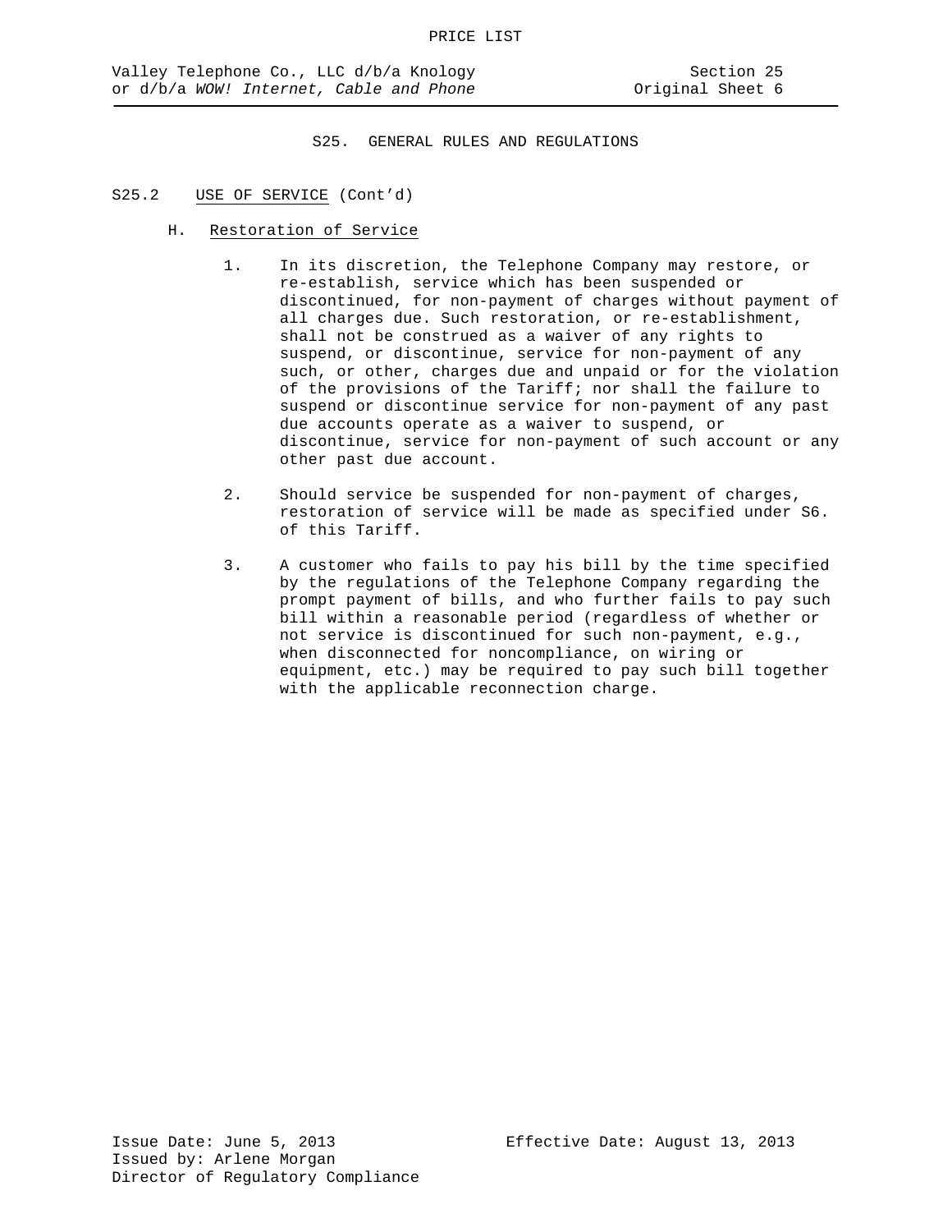## S25. GENERAL RULES AND REGULATIONS

### S25.2 USE OF SERVICE (Cont'd)

#### H. Restoration of Service

1. In its discretion, the Telephone Company may restore, or re-establish, service which has been suspended or discontinued, for non-payment of charges without payment of all charges due. Such restoration, or re-establishment, shall not be construed as a waiver of any rights to suspend, or discontinue, service for non-payment of any such, or other, charges due and unpaid or for the violation of the provisions of the Tariff; nor shall the failure to suspend or discontinue service for non-payment of any past due accounts operate as a waiver to suspend, or discontinue, service for non-payment of such account or any other past due account.

2. Should service be suspended for non-payment of charges, restoration of service will be made as specified under S6. of this Tariff.

3. A customer who fails to pay his bill by the time specified by the regulations of the Telephone Company regarding the prompt payment of bills, and who further fails to pay such bill within a reasonable period (regardless of whether or not service is discontinued for such non-payment, e.g., when disconnected for noncompliance, on wiring or equipment, etc.) may be required to pay such bill together with the applicable reconnection charge.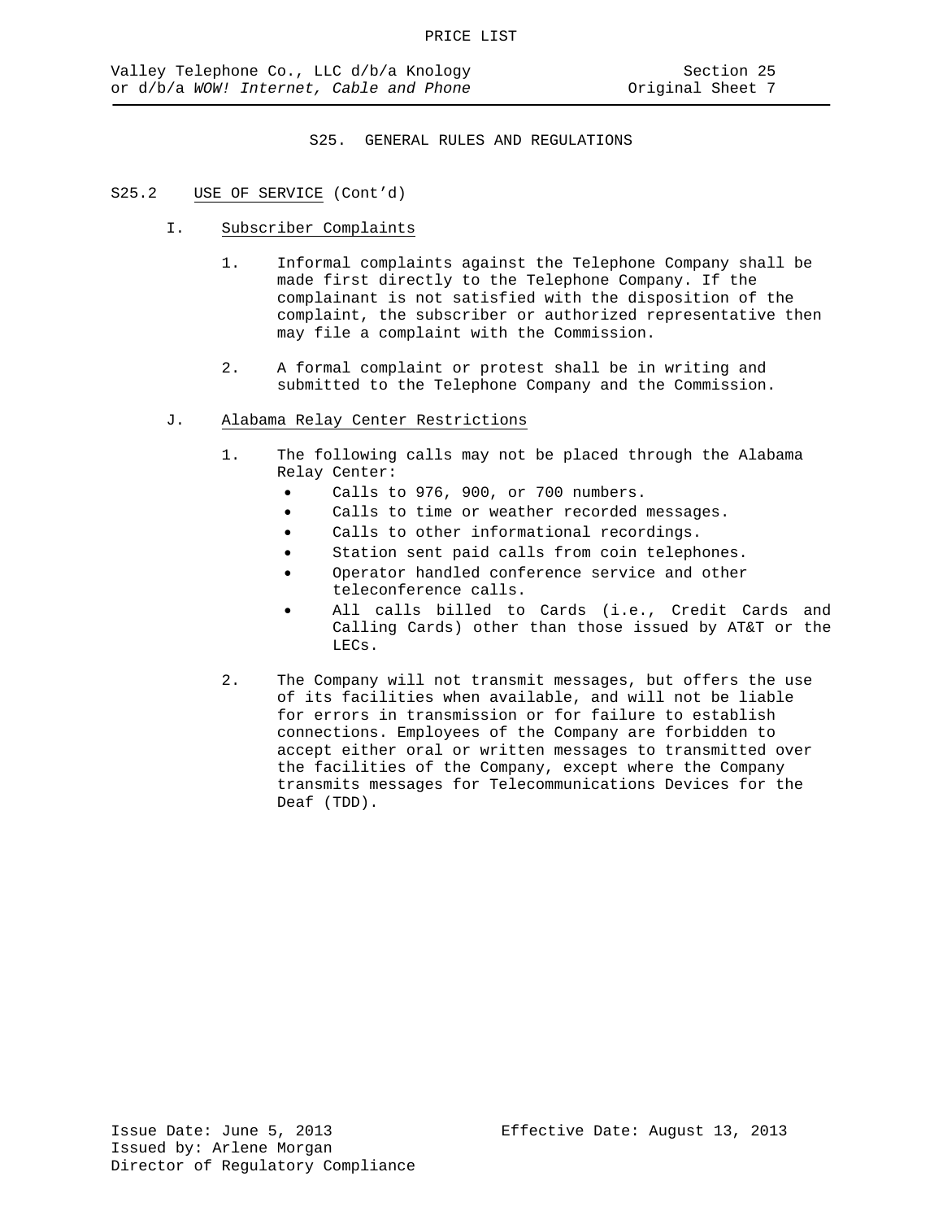## S25. GENERAL RULES AND REGULATIONS

### S25.2 USE OF SERVICE (Cont'd)

#### I. Subscriber Complaints

1. Informal complaints against the Telephone Company shall be made first directly to the Telephone Company. If the complainant is not satisfied with the disposition of the complaint, the subscriber or authorized representative then may file a complaint with the Commission.

2. A formal complaint or protest shall be in writing and submitted to the Telephone Company and the Commission.

#### J. Alabama Relay Center Restrictions

1. The following calls may not be placed through the Alabama Relay Center:
   - Calls to 976, 900, or 700 numbers.
   - Calls to time or weather recorded messages.
   - Calls to other informational recordings.
   - Station sent paid calls from coin telephones.
   - Operator handled conference service and other teleconference calls.
   - All calls billed to Cards (i.e., Credit Cards and Calling Cards) other than those issued by AT&T or the LECs.

2. The Company will not transmit messages, but offers the use of its facilities when available, and will not be liable for errors in transmission or for failure to establish connections. Employees of the Company are forbidden to accept either oral or written messages to transmitted over the facilities of the Company, except where the Company transmits messages for Telecommunications Devices for the Deaf (TDD).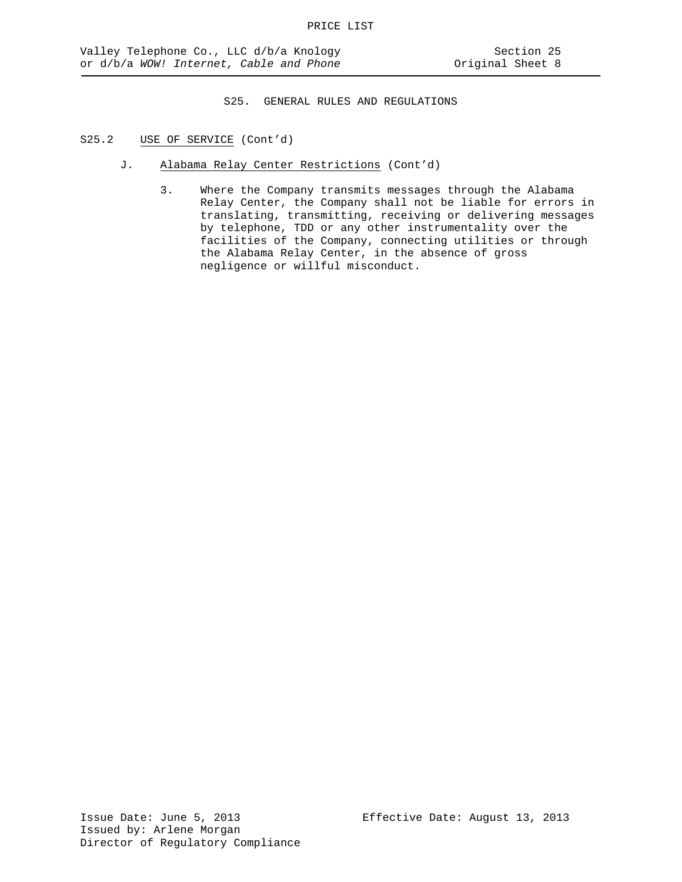S25. GENERAL RULES AND REGULATIONS

S25.2 USE OF SERVICE (Cont'd)

J. Alabama Relay Center Restrictions (Cont'd)

3. Where the Company transmits messages through the Alabama Relay Center, the Company shall not be liable for errors in translating, transmitting, receiving or delivering messages by telephone, TDD or any other instrumentality over the facilities of the Company, connecting utilities or through the Alabama Relay Center, in the absence of gross negligence or willful misconduct.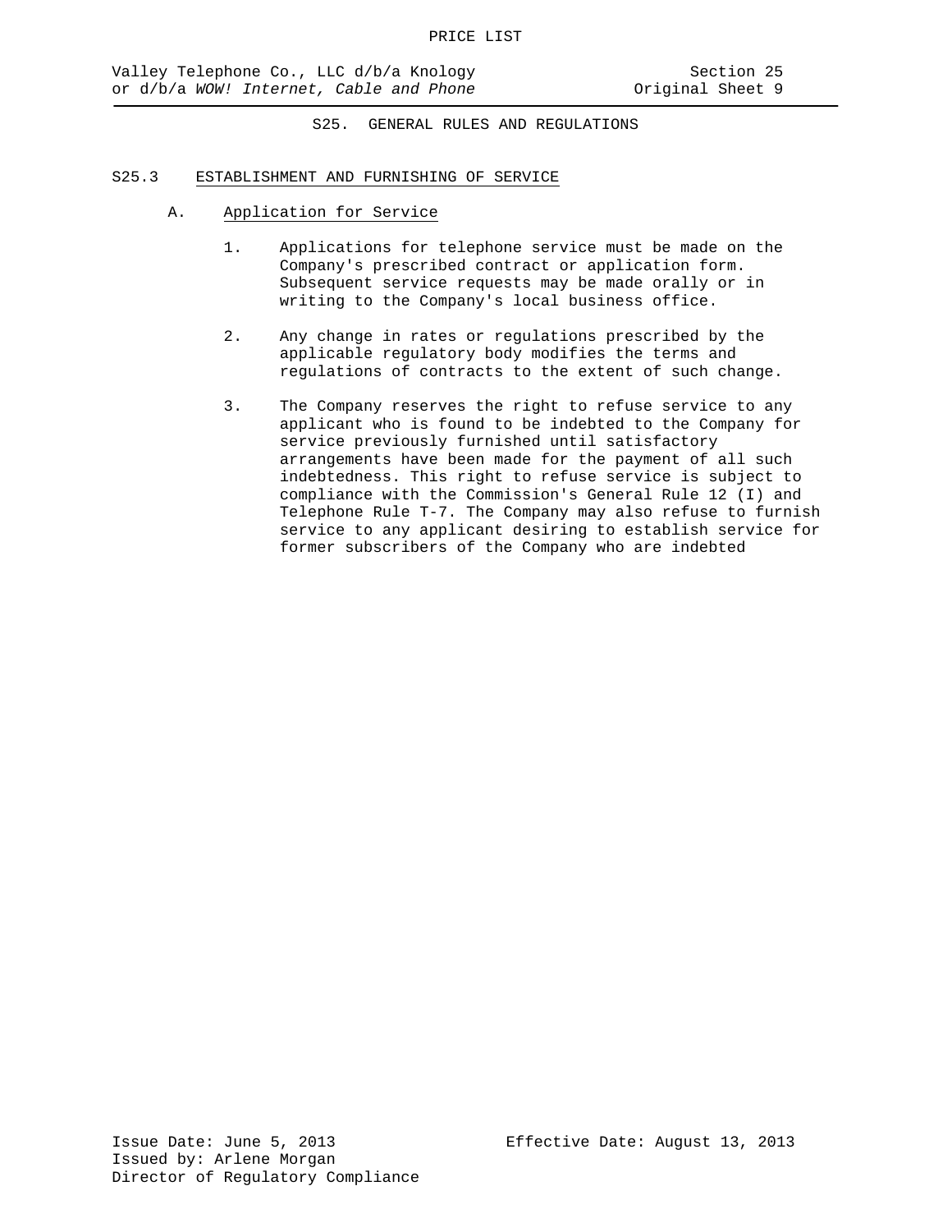## S25. GENERAL RULES AND REGULATIONS

### S25.3 ESTABLISHMENT AND FURNISHING OF SERVICE

#### A. Application for Service

1. Applications for telephone service must be made on the Company's prescribed contract or application form. Subsequent service requests may be made orally or in writing to the Company's local business office.

2. Any change in rates or regulations prescribed by the applicable regulatory body modifies the terms and regulations of contracts to the extent of such change.

3. The Company reserves the right to refuse service to any applicant who is found to be indebted to the Company for service previously furnished until satisfactory arrangements have been made for the payment of all such indebtedness. This right to refuse service is subject to compliance with the Commission's General Rule 12 (I) and Telephone Rule T-7. The Company may also refuse to furnish service to any applicant desiring to establish service for former subscribers of the Company who are indebted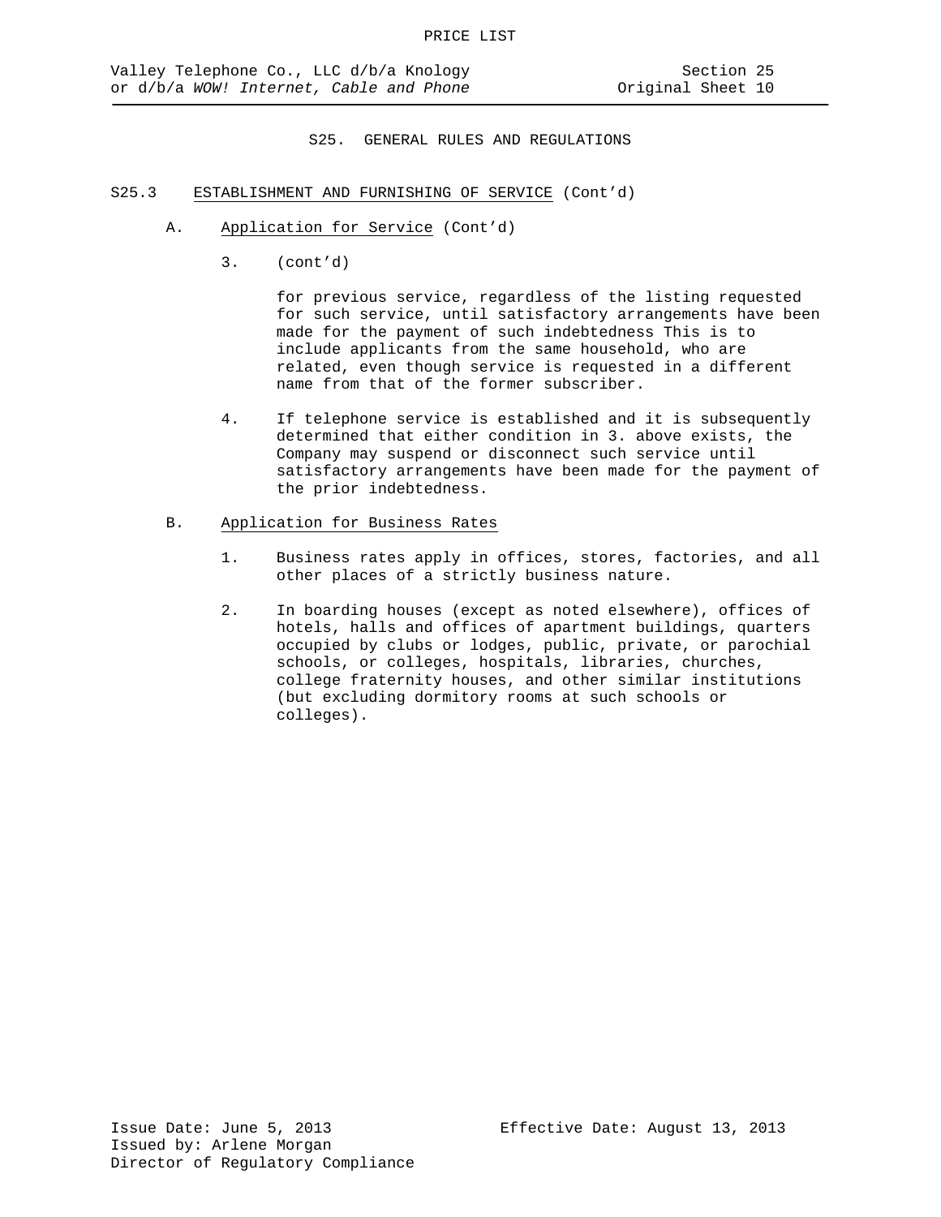## S25. GENERAL RULES AND REGULATIONS

### S25.3 ESTABLISHMENT AND FURNISHING OF SERVICE (Cont'd)

A. Application for Service (Cont'd)

3. (cont'd)

   for previous service, regardless of the listing requested for such service, until satisfactory arrangements have been made for the payment of such indebtedness This is to include applicants from the same household, who are related, even though service is requested in a different name from that of the former subscriber.

4. If telephone service is established and it is subsequently determined that either condition in 3. above exists, the Company may suspend or disconnect such service until satisfactory arrangements have been made for the payment of the prior indebtedness.

B. Application for Business Rates

1. Business rates apply in offices, stores, factories, and all other places of a strictly business nature.

2. In boarding houses (except as noted elsewhere), offices of hotels, halls and offices of apartment buildings, quarters occupied by clubs or lodges, public, private, or parochial schools, or colleges, hospitals, libraries, churches, college fraternity houses, and other similar institutions (but excluding dormitory rooms at such schools or colleges).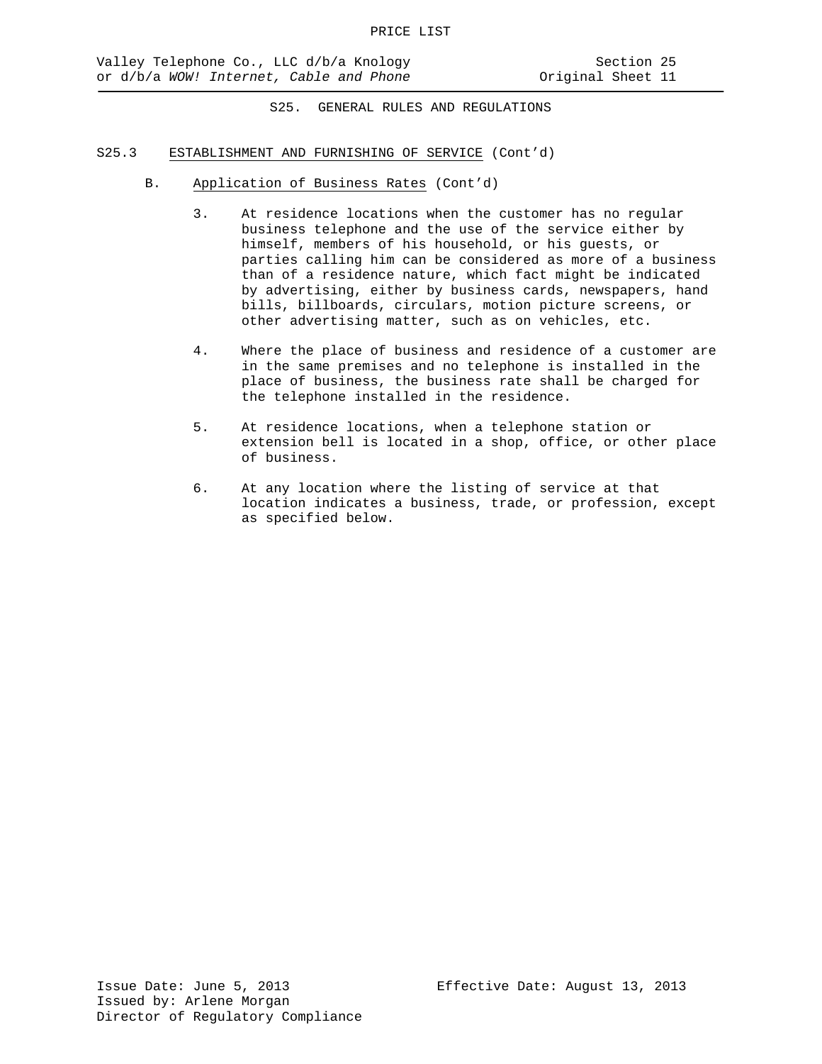## S25. GENERAL RULES AND REGULATIONS

### S25.3 ESTABLISHMENT AND FURNISHING OF SERVICE (Cont'd)

B. Application of Business Rates (Cont'd)

3. At residence locations when the customer has no regular business telephone and the use of the service either by himself, members of his household, or his guests, or parties calling him can be considered as more of a business than of a residence nature, which fact might be indicated by advertising, either by business cards, newspapers, hand bills, billboards, circulars, motion picture screens, or other advertising matter, such as on vehicles, etc.

4. Where the place of business and residence of a customer are in the same premises and no telephone is installed in the place of business, the business rate shall be charged for the telephone installed in the residence.

5. At residence locations, when a telephone station or extension bell is located in a shop, office, or other place of business.

6. At any location where the listing of service at that location indicates a business, trade, or profession, except as specified below.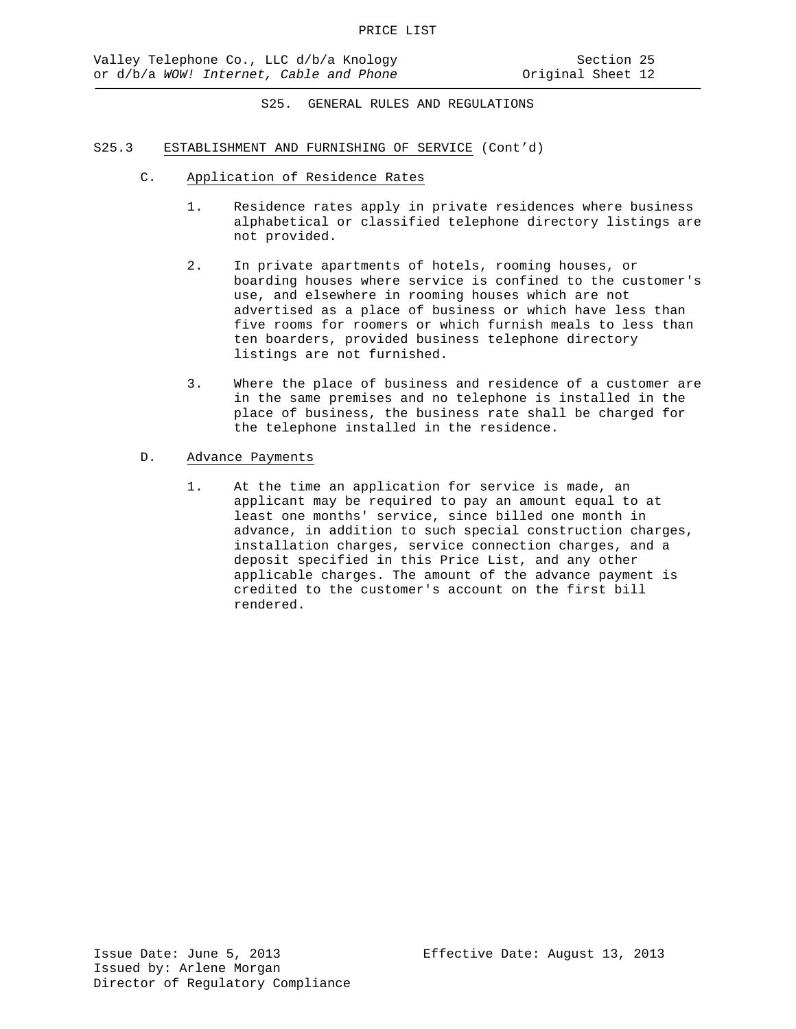S25. GENERAL RULES AND REGULATIONS

S25.3 ESTABLISHMENT AND FURNISHING OF SERVICE (Cont'd)

C. Application of Residence Rates

1. Residence rates apply in private residences where business alphabetical or classified telephone directory listings are not provided.

2. In private apartments of hotels, rooming houses, or boarding houses where service is confined to the customer's use, and elsewhere in rooming houses which are not advertised as a place of business or which have less than five rooms for roomers or which furnish meals to less than ten boarders, provided business telephone directory listings are not furnished.

3. Where the place of business and residence of a customer are in the same premises and no telephone is installed in the place of business, the business rate shall be charged for the telephone installed in the residence.

D. Advance Payments

1. At the time an application for service is made, an applicant may be required to pay an amount equal to at least one months' service, since billed one month in advance, in addition to such special construction charges, installation charges, service connection charges, and a deposit specified in this Price List, and any other applicable charges. The amount of the advance payment is credited to the customer's account on the first bill rendered.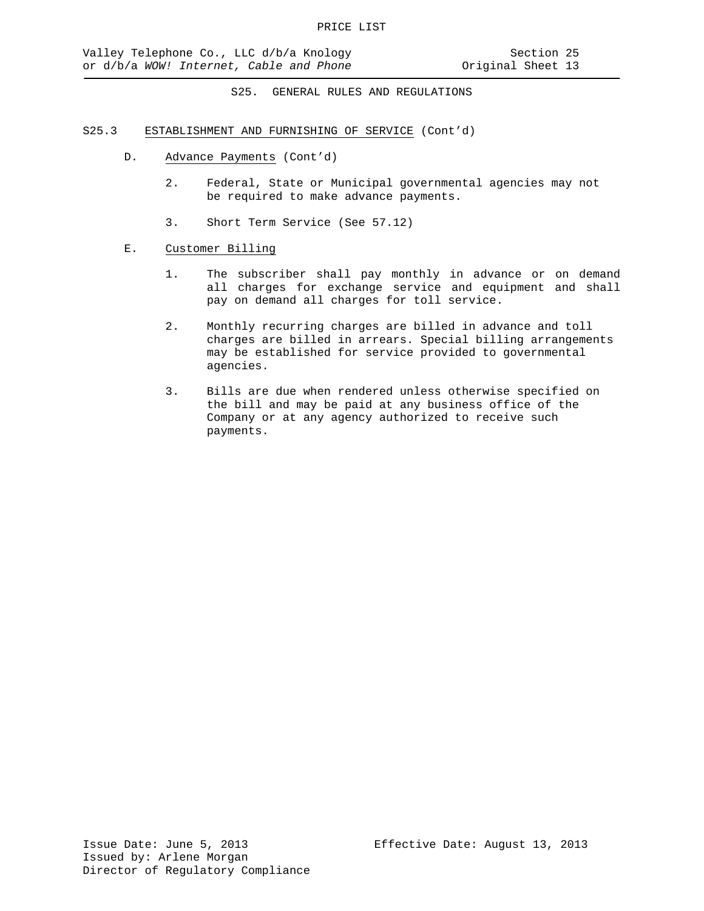S25. GENERAL RULES AND REGULATIONS

S25.3 ESTABLISHMENT AND FURNISHING OF SERVICE (Cont'd)

D. Advance Payments (Cont'd)

2. Federal, State or Municipal governmental agencies may not be required to make advance payments.

3. Short Term Service (See 57.12)

E. Customer Billing

1. The subscriber shall pay monthly in advance or on demand all charges for exchange service and equipment and shall pay on demand all charges for toll service.

2. Monthly recurring charges are billed in advance and toll charges are billed in arrears. Special billing arrangements may be established for service provided to governmental agencies.

3. Bills are due when rendered unless otherwise specified on the bill and may be paid at any business office of the Company or at any agency authorized to receive such payments.

Issue Date: June 5, 2013
Effective Date: August 13, 2013
Issued by: Arlene Morgan
Director of Regulatory Compliance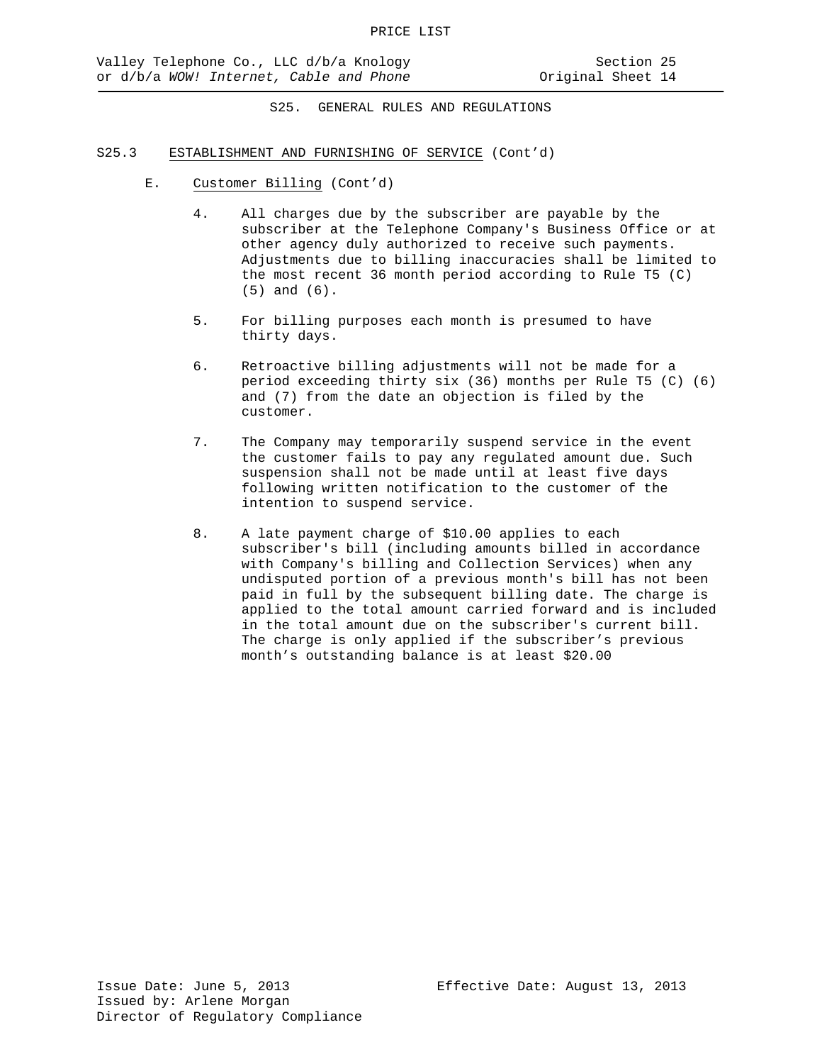PRICE LIST

Valley Telephone Co., LLC d/b/a Knology
or d/b/a *WOW! Internet, Cable and Phone*

Section 25
Original Sheet 14

S25. GENERAL RULES AND REGULATIONS

S25.3 ESTABLISHMENT AND FURNISHING OF SERVICE (Cont'd)

E. Customer Billing (Cont'd)

4. All charges due by the subscriber are payable by the subscriber at the Telephone Company's Business Office or at other agency duly authorized to receive such payments. Adjustments due to billing inaccuracies shall be limited to the most recent 36 month period according to Rule T5 (C) (5) and (6).

5. For billing purposes each month is presumed to have thirty days.

6. Retroactive billing adjustments will not be made for a period exceeding thirty six (36) months per Rule T5 (C) (6) and (7) from the date an objection is filed by the customer.

7. The Company may temporarily suspend service in the event the customer fails to pay any regulated amount due. Such suspension shall not be made until at least five days following written notification to the customer of the intention to suspend service.

8. A late payment charge of $10.00 applies to each subscriber's bill (including amounts billed in accordance with Company's billing and Collection Services) when any undisputed portion of a previous month's bill has not been paid in full by the subsequent billing date. The charge is applied to the total amount carried forward and is included in the total amount due on the subscriber's current bill. The charge is only applied if the subscriber's previous month's outstanding balance is at least $20.00

Issue Date: June 5, 2013
Issued by: Arlene Morgan
Director of Regulatory Compliance

Effective Date: August 13, 2013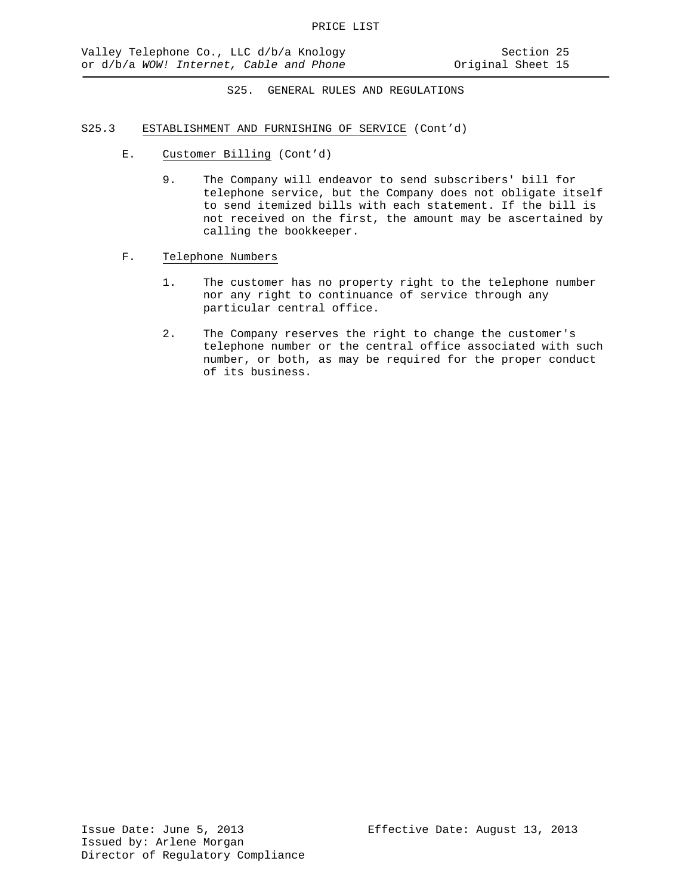# S25. GENERAL RULES AND REGULATIONS

## S25.3 ESTABLISHMENT AND FURNISHING OF SERVICE (Cont'd)

### E. Customer Billing (Cont'd)

9. The Company will endeavor to send subscribers' bill for telephone service, but the Company does not obligate itself to send itemized bills with each statement. If the bill is not received on the first, the amount may be ascertained by calling the bookkeeper.

### F. Telephone Numbers

1. The customer has no property right to the telephone number nor any right to continuance of service through any particular central office.

2. The Company reserves the right to change the customer's telephone number or the central office associated with such number, or both, as may be required for the proper conduct of its business.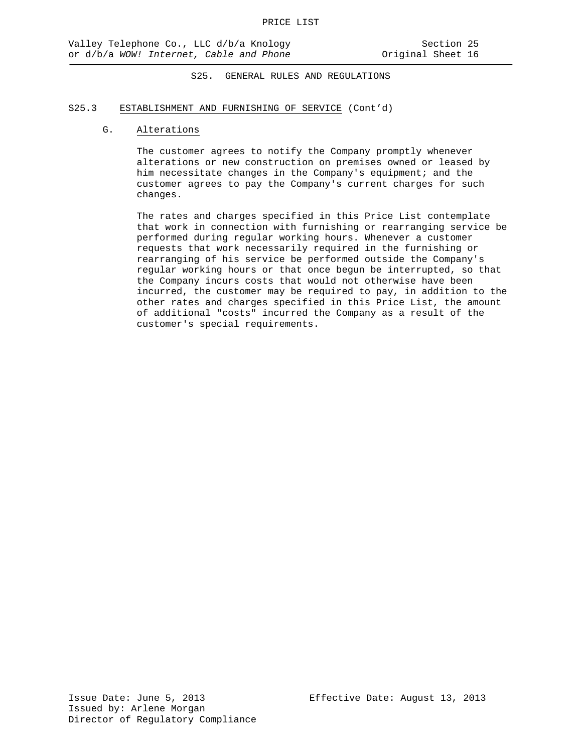## S25. GENERAL RULES AND REGULATIONS

### S25.3 ESTABLISHMENT AND FURNISHING OF SERVICE (Cont'd)

#### G. Alterations

The customer agrees to notify the Company promptly whenever alterations or new construction on premises owned or leased by him necessitate changes in the Company's equipment; and the customer agrees to pay the Company's current charges for such changes.

The rates and charges specified in this Price List contemplate that work in connection with furnishing or rearranging service be performed during regular working hours. Whenever a customer requests that work necessarily required in the furnishing or rearranging of his service be performed outside the Company's regular working hours or that once begun be interrupted, so that the Company incurs costs that would not otherwise have been incurred, the customer may be required to pay, in addition to the other rates and charges specified in this Price List, the amount of additional "costs" incurred the Company as a result of the customer's special requirements.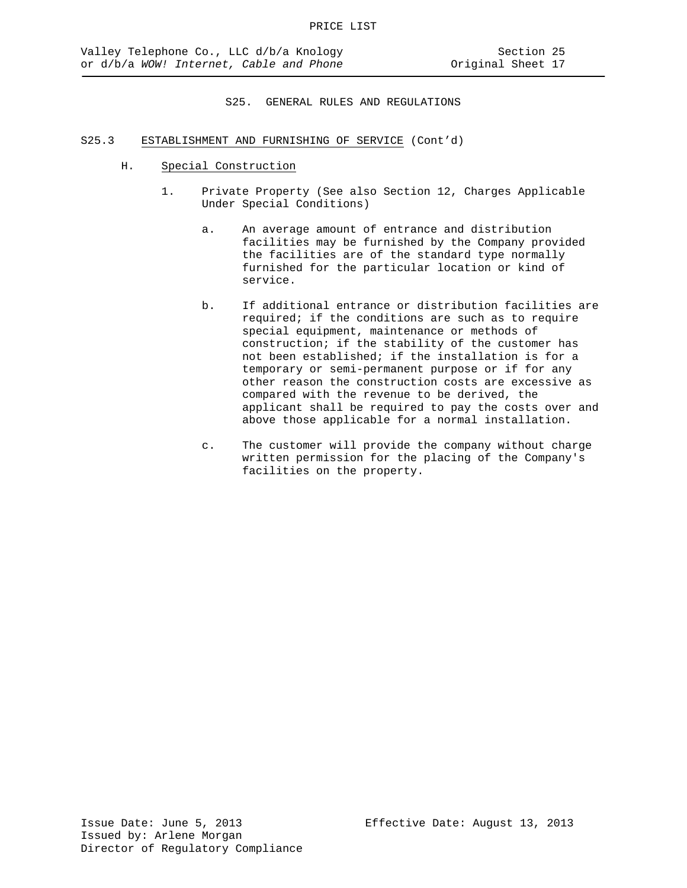## S25. GENERAL RULES AND REGULATIONS

### S25.3 ESTABLISHMENT AND FURNISHING OF SERVICE (Cont'd)

H. Special Construction

1. Private Property (See also Section 12, Charges Applicable Under Special Conditions)

   a. An average amount of entrance and distribution facilities may be furnished by the Company provided the facilities are of the standard type normally furnished for the particular location or kind of service.

   b. If additional entrance or distribution facilities are required; if the conditions are such as to require special equipment, maintenance or methods of construction; if the stability of the customer has not been established; if the installation is for a temporary or semi-permanent purpose or if for any other reason the construction costs are excessive as compared with the revenue to be derived, the applicant shall be required to pay the costs over and above those applicable for a normal installation.

   c. The customer will provide the company without charge written permission for the placing of the Company's facilities on the property.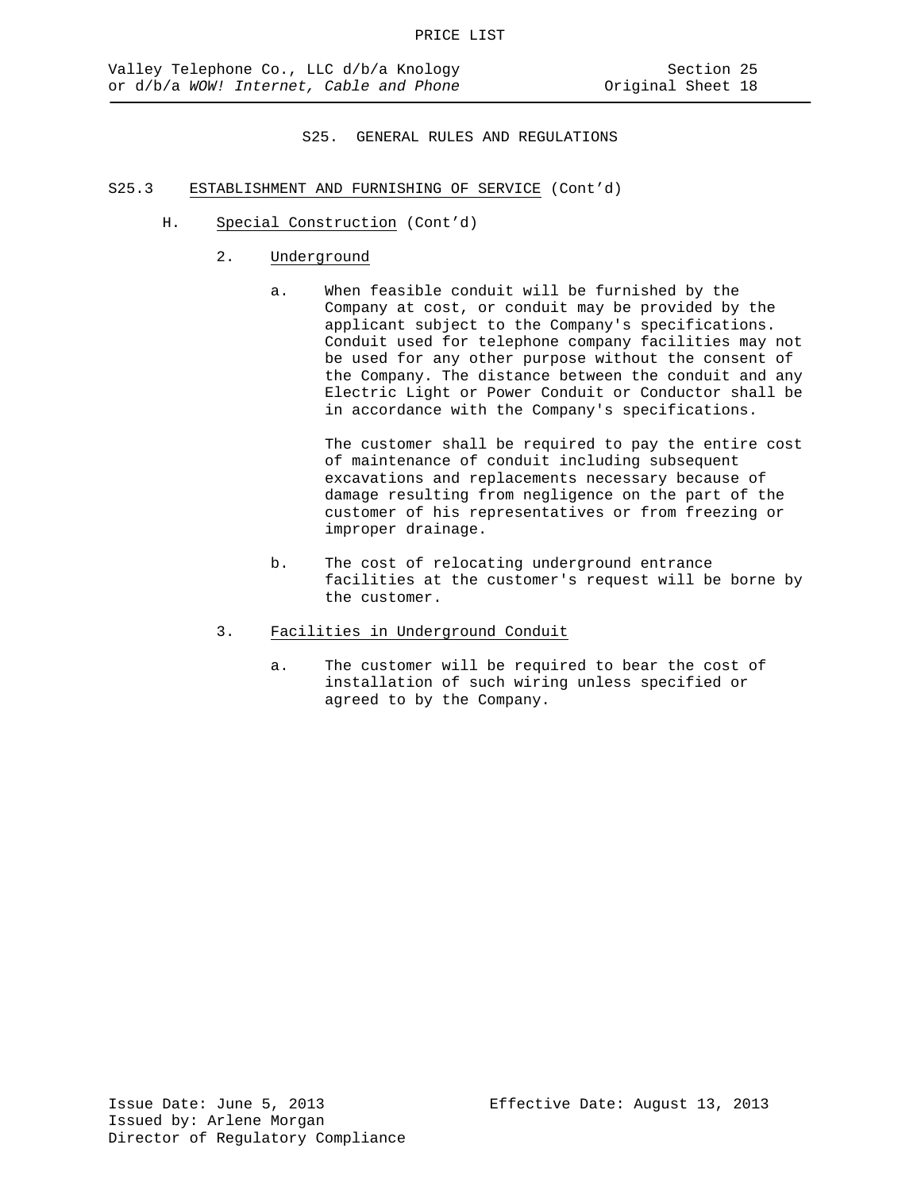## S25. GENERAL RULES AND REGULATIONS

### S25.3 ESTABLISHMENT AND FURNISHING OF SERVICE (Cont'd)

#### H. Special Construction (Cont'd)

2. Underground

   a. When feasible conduit will be furnished by the Company at cost, or conduit may be provided by the applicant subject to the Company's specifications. Conduit used for telephone company facilities may not be used for any other purpose without the consent of the Company. The distance between the conduit and any Electric Light or Power Conduit or Conductor shall be in accordance with the Company's specifications.

      The customer shall be required to pay the entire cost of maintenance of conduit including subsequent excavations and replacements necessary because of damage resulting from negligence on the part of the customer of his representatives or from freezing or improper drainage.

   b. The cost of relocating underground entrance facilities at the customer's request will be borne by the customer.

3. Facilities in Underground Conduit

   a. The customer will be required to bear the cost of installation of such wiring unless specified or agreed to by the Company.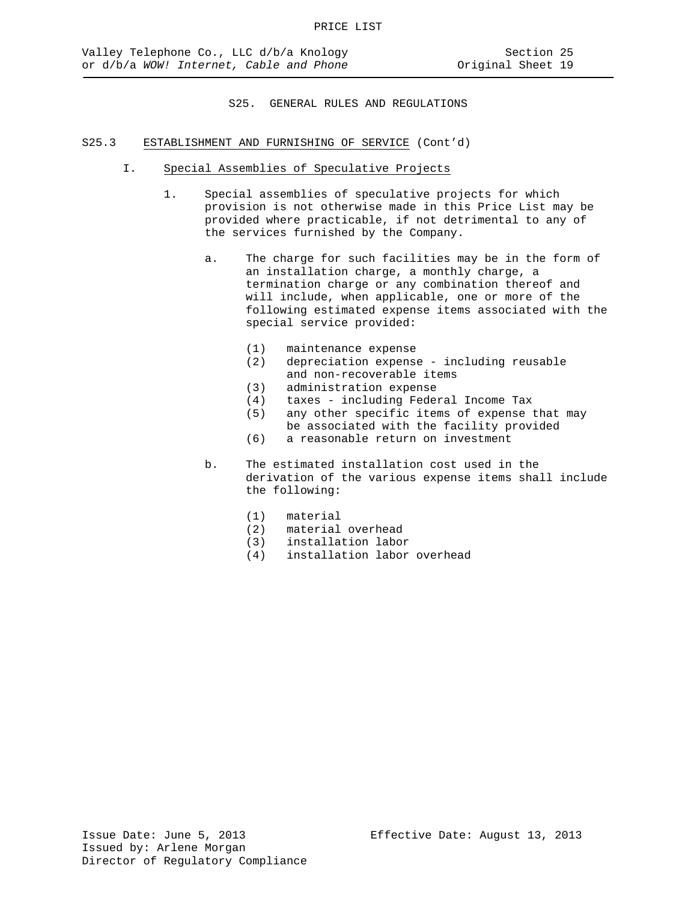## S25. GENERAL RULES AND REGULATIONS

### S25.3 ESTABLISHMENT AND FURNISHING OF SERVICE (Cont'd)

#### I. Special Assemblies of Speculative Projects

1. Special assemblies of speculative projects for which provision is not otherwise made in this Price List may be provided where practicable, if not detrimental to any of the services furnished by the Company.

   a. The charge for such facilities may be in the form of an installation charge, a monthly charge, a termination charge or any combination thereof and will include, when applicable, one or more of the following estimated expense items associated with the special service provided:

      (1) maintenance expense
      (2) depreciation expense - including reusable and non-recoverable items
      (3) administration expense
      (4) taxes - including Federal Income Tax
      (5) any other specific items of expense that may be associated with the facility provided
      (6) a reasonable return on investment

   b. The estimated installation cost used in the derivation of the various expense items shall include the following:

      (1) material
      (2) material overhead
      (3) installation labor
      (4) installation labor overhead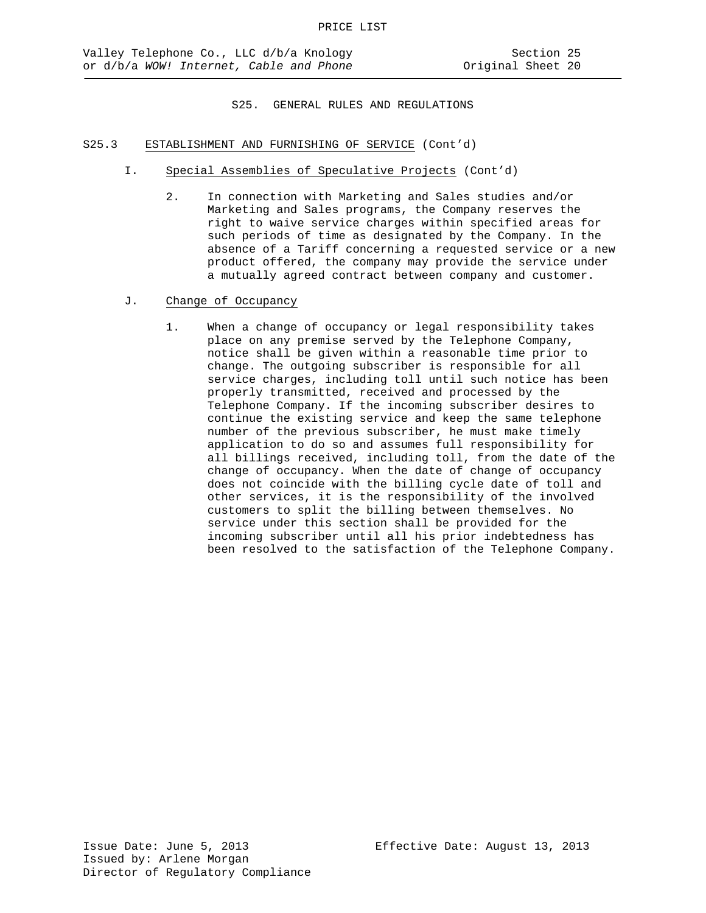## S25. GENERAL RULES AND REGULATIONS

### S25.3 ESTABLISHMENT AND FURNISHING OF SERVICE (Cont'd)

I. Special Assemblies of Speculative Projects (Cont'd)

2. In connection with Marketing and Sales studies and/or Marketing and Sales programs, the Company reserves the right to waive service charges within specified areas for such periods of time as designated by the Company. In the absence of a Tariff concerning a requested service or a new product offered, the company may provide the service under a mutually agreed contract between company and customer.

J. Change of Occupancy

1. When a change of occupancy or legal responsibility takes place on any premise served by the Telephone Company, notice shall be given within a reasonable time prior to change. The outgoing subscriber is responsible for all service charges, including toll until such notice has been properly transmitted, received and processed by the Telephone Company. If the incoming subscriber desires to continue the existing service and keep the same telephone number of the previous subscriber, he must make timely application to do so and assumes full responsibility for all billings received, including toll, from the date of the change of occupancy. When the date of change of occupancy does not coincide with the billing cycle date of toll and other services, it is the responsibility of the involved customers to split the billing between themselves. No service under this section shall be provided for the incoming subscriber until all his prior indebtedness has been resolved to the satisfaction of the Telephone Company.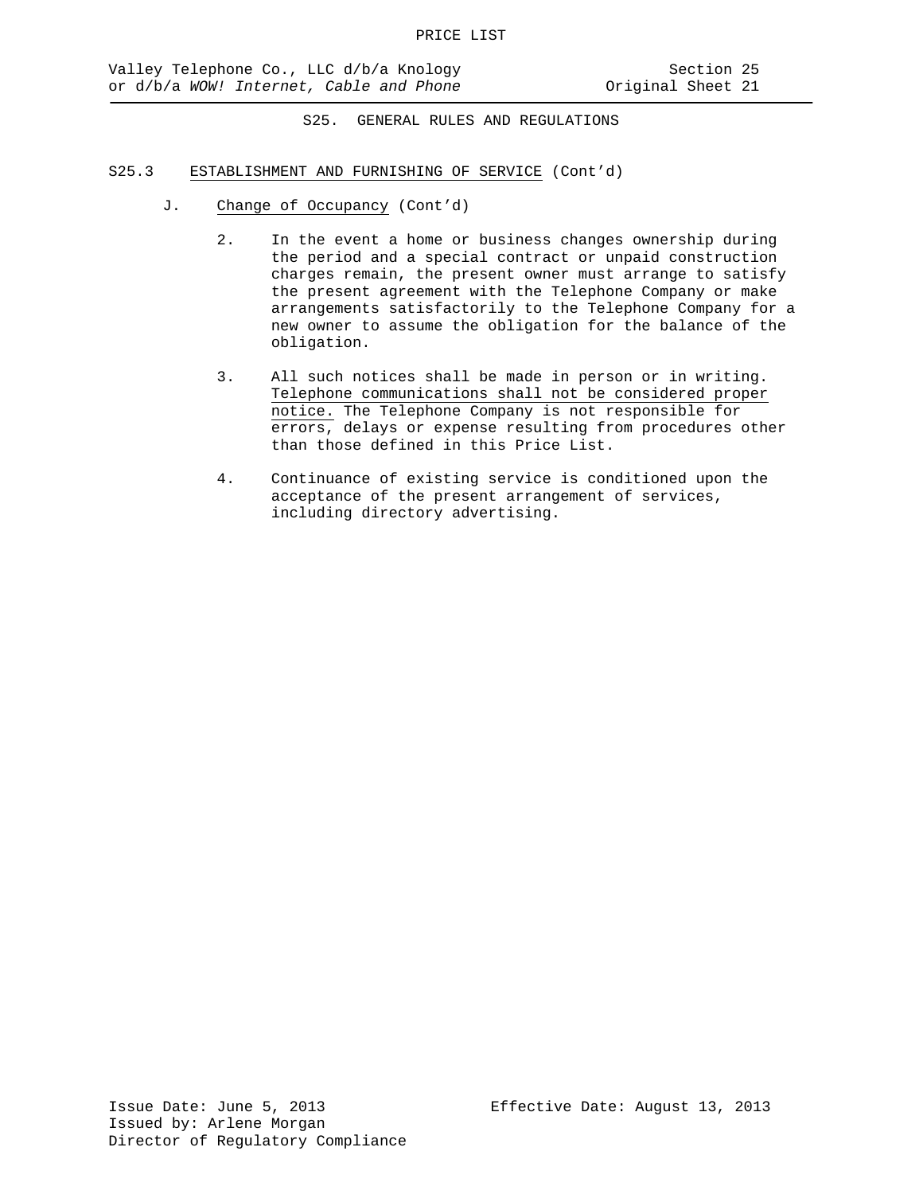S25. GENERAL RULES AND REGULATIONS

S25.3 ESTABLISHMENT AND FURNISHING OF SERVICE (Cont'd)

J. Change of Occupancy (Cont'd)

2. In the event a home or business changes ownership during the period and a special contract or unpaid construction charges remain, the present owner must arrange to satisfy the present agreement with the Telephone Company or make arrangements satisfactorily to the Telephone Company for a new owner to assume the obligation for the balance of the obligation.

3. All such notices shall be made in person or in writing. Telephone communications shall not be considered proper notice. The Telephone Company is not responsible for errors, delays or expense resulting from procedures other than those defined in this Price List.

4. Continuance of existing service is conditioned upon the acceptance of the present arrangement of services, including directory advertising.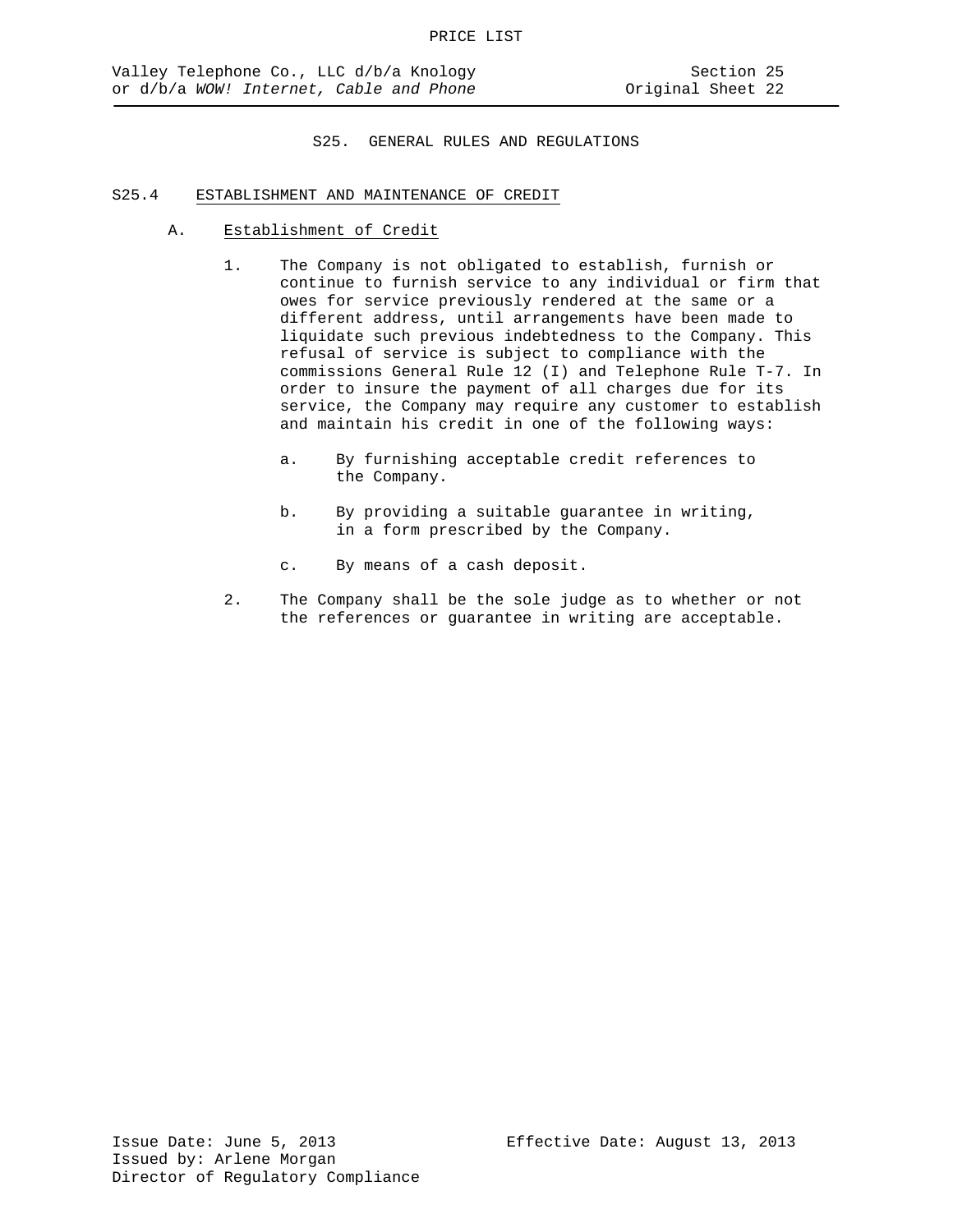# S25. GENERAL RULES AND REGULATIONS

## S25.4 ESTABLISHMENT AND MAINTENANCE OF CREDIT

### A. Establishment of Credit

1. The Company is not obligated to establish, furnish or continue to furnish service to any individual or firm that owes for service previously rendered at the same or a different address, until arrangements have been made to liquidate such previous indebtedness to the Company. This refusal of service is subject to compliance with the commissions General Rule 12 (I) and Telephone Rule T-7. In order to insure the payment of all charges due for its service, the Company may require any customer to establish and maintain his credit in one of the following ways:

   a. By furnishing acceptable credit references to the Company.

   b. By providing a suitable guarantee in writing, in a form prescribed by the Company.

   c. By means of a cash deposit.

2. The Company shall be the sole judge as to whether or not the references or guarantee in writing are acceptable.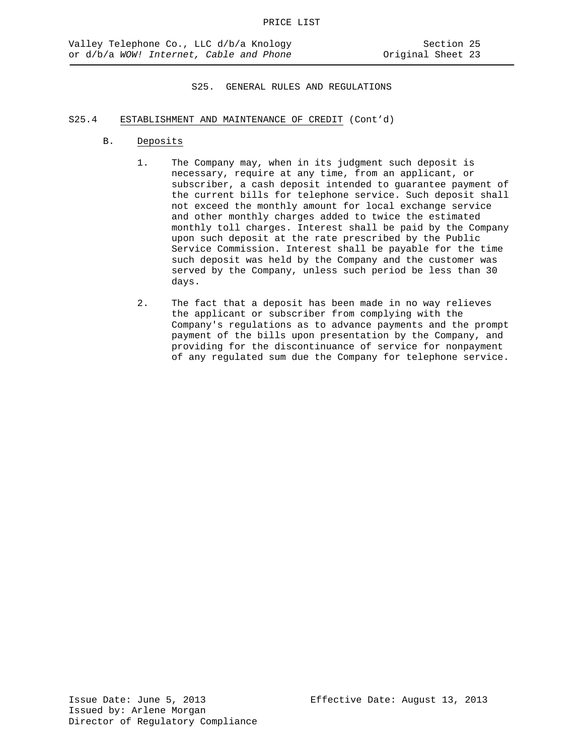## S25. GENERAL RULES AND REGULATIONS

### S25.4 ESTABLISHMENT AND MAINTENANCE OF CREDIT (Cont'd)

B. Deposits

1. The Company may, when in its judgment such deposit is necessary, require at any time, from an applicant, or subscriber, a cash deposit intended to guarantee payment of the current bills for telephone service. Such deposit shall not exceed the monthly amount for local exchange service and other monthly charges added to twice the estimated monthly toll charges. Interest shall be paid by the Company upon such deposit at the rate prescribed by the Public Service Commission. Interest shall be payable for the time such deposit was held by the Company and the customer was served by the Company, unless such period be less than 30 days.

2. The fact that a deposit has been made in no way relieves the applicant or subscriber from complying with the Company's regulations as to advance payments and the prompt payment of the bills upon presentation by the Company, and providing for the discontinuance of service for nonpayment of any regulated sum due the Company for telephone service.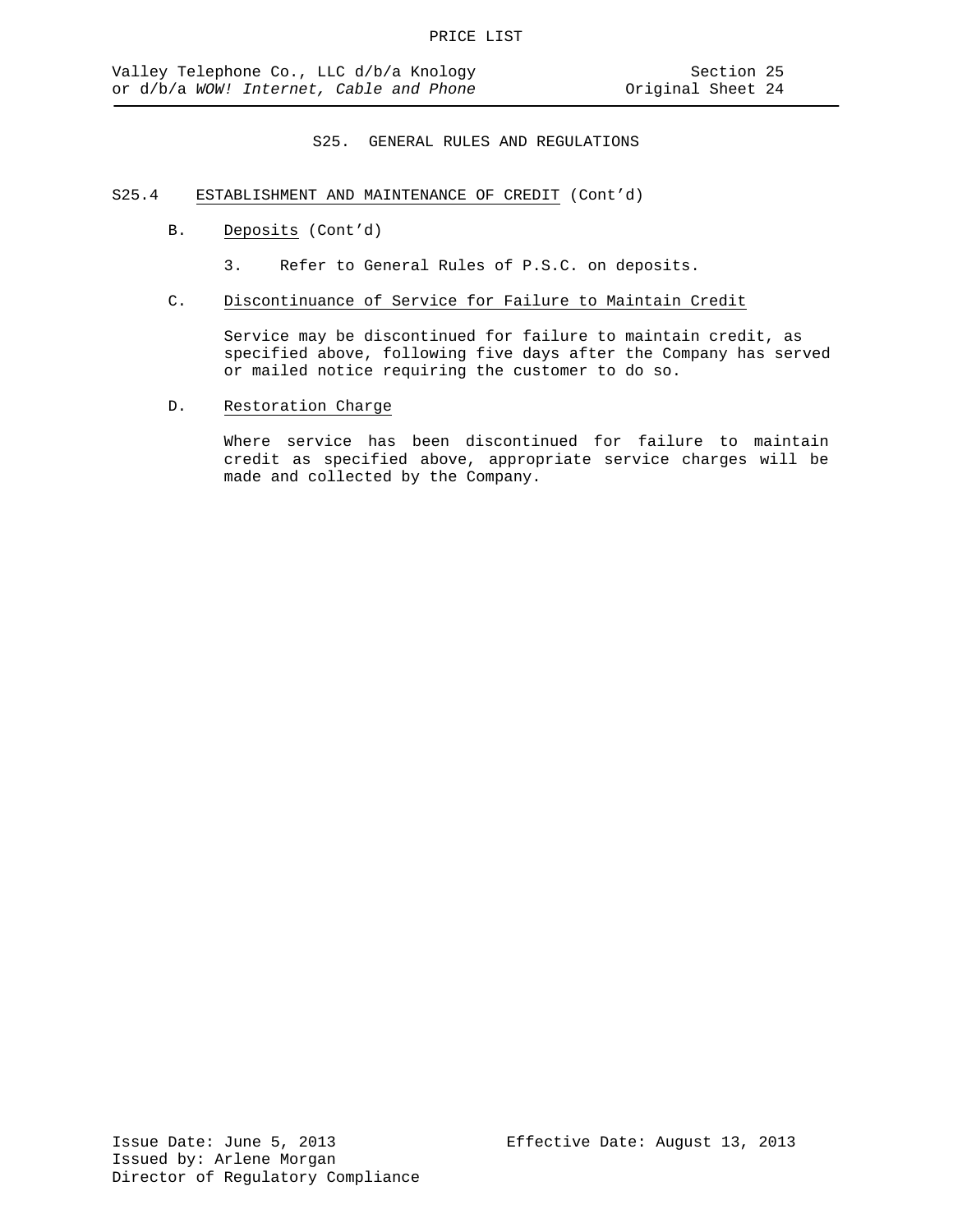## S25. GENERAL RULES AND REGULATIONS

### S25.4 ESTABLISHMENT AND MAINTENANCE OF CREDIT (Cont'd)

B. Deposits (Cont'd)

3. Refer to General Rules of P.S.C. on deposits.

C. Discontinuance of Service for Failure to Maintain Credit

Service may be discontinued for failure to maintain credit, as specified above, following five days after the Company has served or mailed notice requiring the customer to do so.

D. Restoration Charge

Where service has been discontinued for failure to maintain credit as specified above, appropriate service charges will be made and collected by the Company.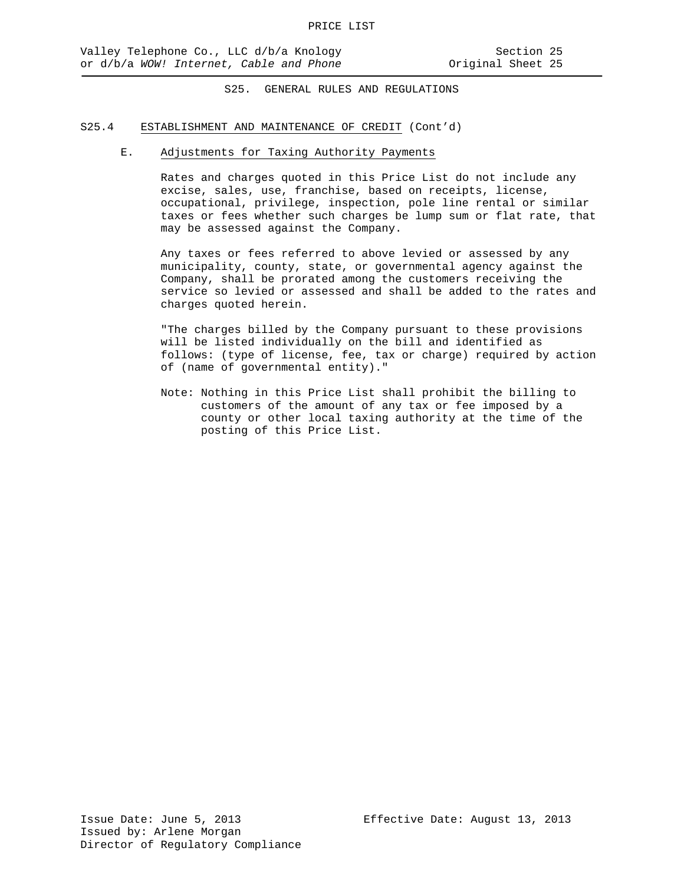## S25. GENERAL RULES AND REGULATIONS

### S25.4 ESTABLISHMENT AND MAINTENANCE OF CREDIT (Cont'd)

#### E. Adjustments for Taxing Authority Payments

Rates and charges quoted in this Price List do not include any excise, sales, use, franchise, based on receipts, license, occupational, privilege, inspection, pole line rental or similar taxes or fees whether such charges be lump sum or flat rate, that may be assessed against the Company.

Any taxes or fees referred to above levied or assessed by any municipality, county, state, or governmental agency against the Company, shall be prorated among the customers receiving the service so levied or assessed and shall be added to the rates and charges quoted herein.

"The charges billed by the Company pursuant to these provisions will be listed individually on the bill and identified as follows: (type of license, fee, tax or charge) required by action of (name of governmental entity)."

Note: Nothing in this Price List shall prohibit the billing to customers of the amount of any tax or fee imposed by a county or other local taxing authority at the time of the posting of this Price List.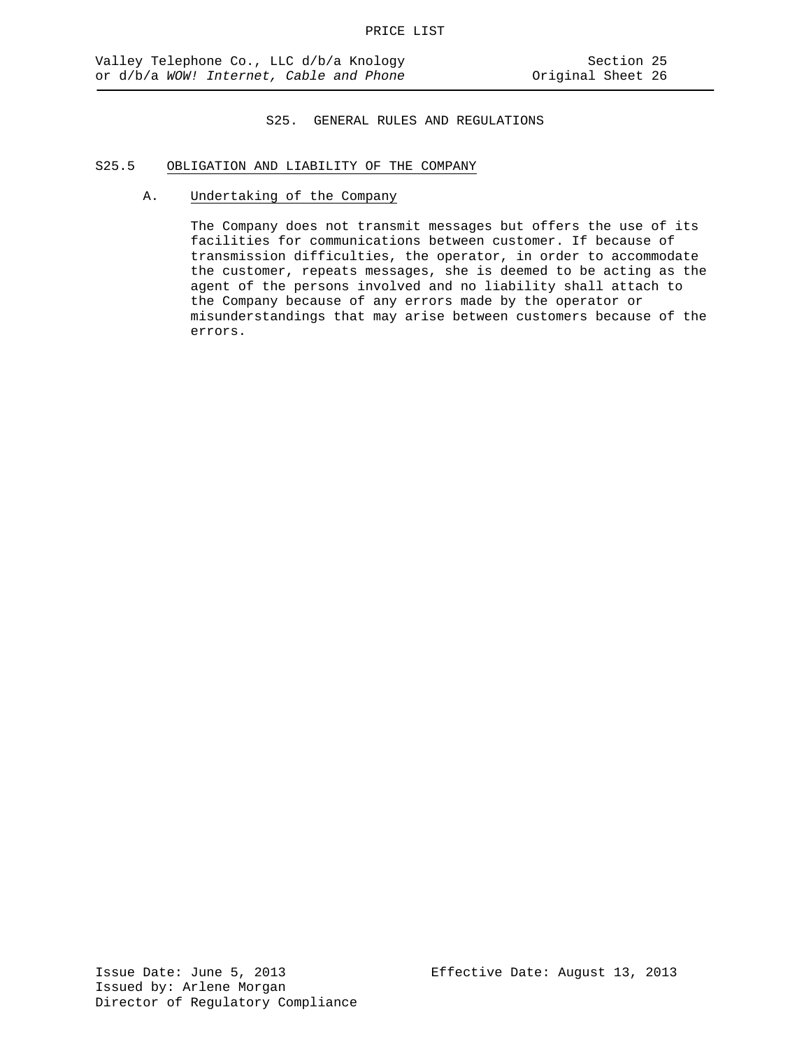## S25. GENERAL RULES AND REGULATIONS

### S25.5 OBLIGATION AND LIABILITY OF THE COMPANY

A. Undertaking of the Company

The Company does not transmit messages but offers the use of its facilities for communications between customer. If because of transmission difficulties, the operator, in order to accommodate the customer, repeats messages, she is deemed to be acting as the agent of the persons involved and no liability shall attach to the Company because of any errors made by the operator or misunderstandings that may arise between customers because of the errors.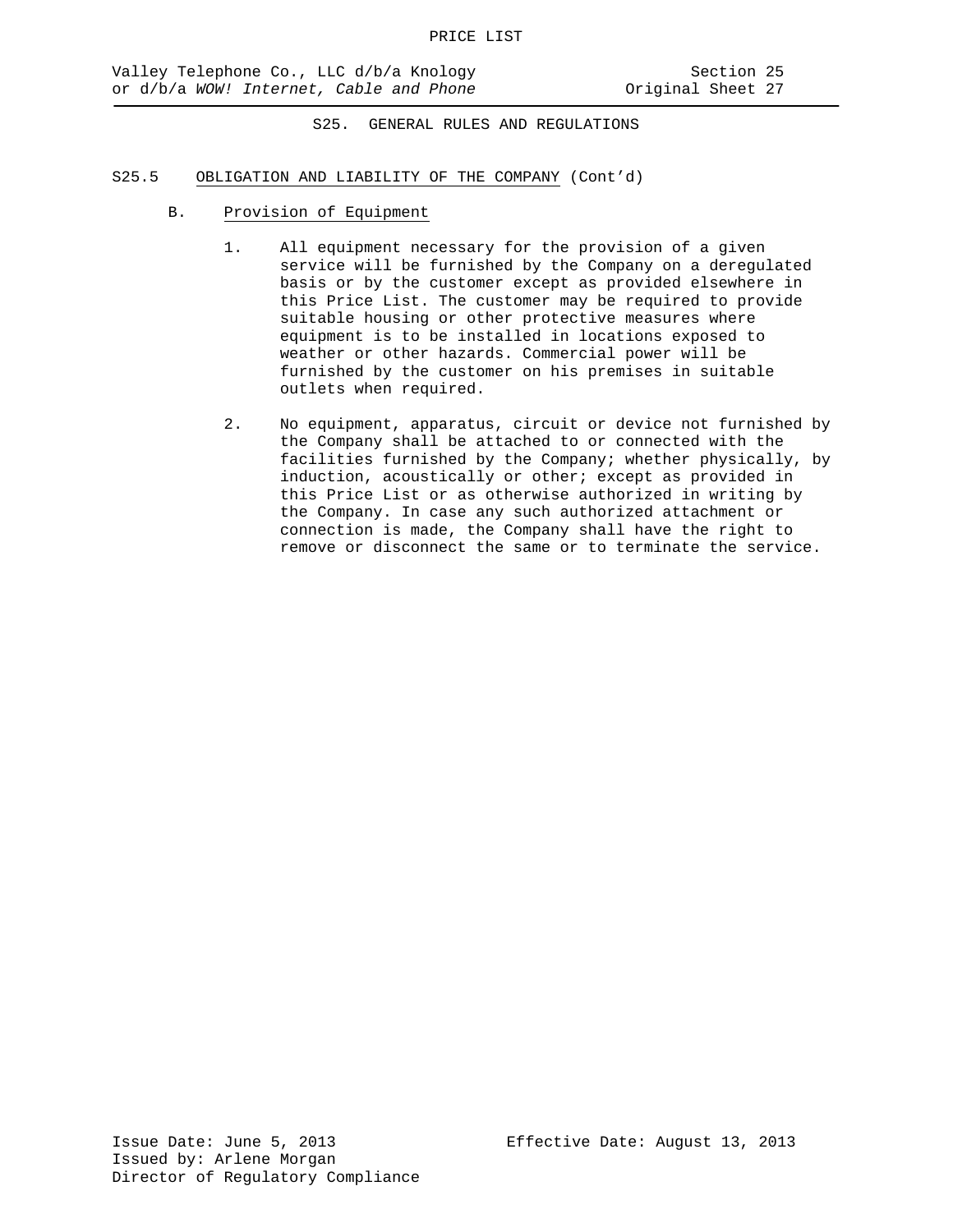## S25. GENERAL RULES AND REGULATIONS

### S25.5 OBLIGATION AND LIABILITY OF THE COMPANY (Cont'd)

#### B. Provision of Equipment

1. All equipment necessary for the provision of a given service will be furnished by the Company on a deregulated basis or by the customer except as provided elsewhere in this Price List. The customer may be required to provide suitable housing or other protective measures where equipment is to be installed in locations exposed to weather or other hazards. Commercial power will be furnished by the customer on his premises in suitable outlets when required.

2. No equipment, apparatus, circuit or device not furnished by the Company shall be attached to or connected with the facilities furnished by the Company; whether physically, by induction, acoustically or other; except as provided in this Price List or as otherwise authorized in writing by the Company. In case any such authorized attachment or connection is made, the Company shall have the right to remove or disconnect the same or to terminate the service.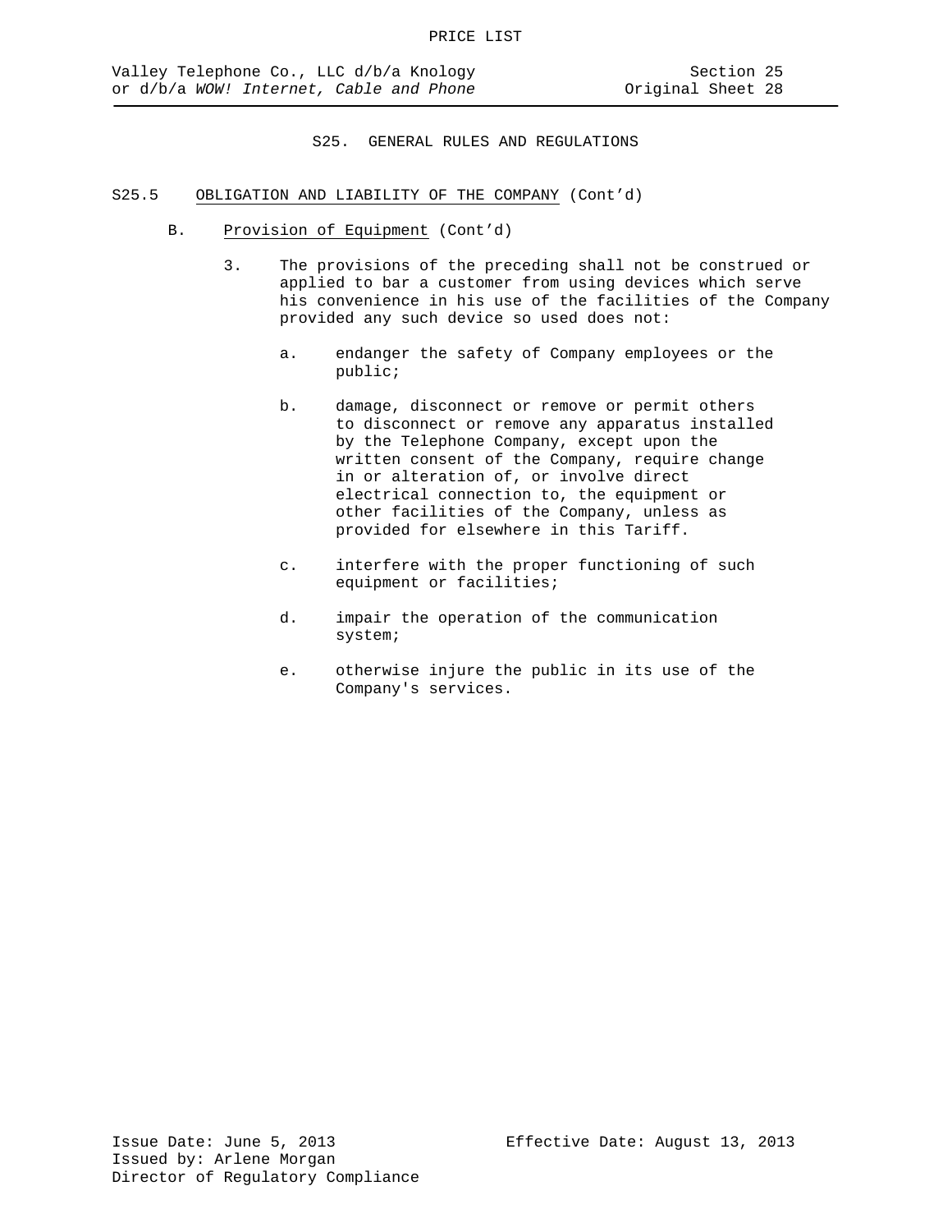## S25. GENERAL RULES AND REGULATIONS

### S25.5 OBLIGATION AND LIABILITY OF THE COMPANY (Cont'd)

B. Provision of Equipment (Cont'd)

3. The provisions of the preceding shall not be construed or applied to bar a customer from using devices which serve his convenience in his use of the facilities of the Company provided any such device so used does not:

   a. endanger the safety of Company employees or the public;

   b. damage, disconnect or remove or permit others to disconnect or remove any apparatus installed by the Telephone Company, except upon the written consent of the Company, require change in or alteration of, or involve direct electrical connection to, the equipment or other facilities of the Company, unless as provided for elsewhere in this Tariff.

   c. interfere with the proper functioning of such equipment or facilities;

   d. impair the operation of the communication system;

   e. otherwise injure the public in its use of the Company's services.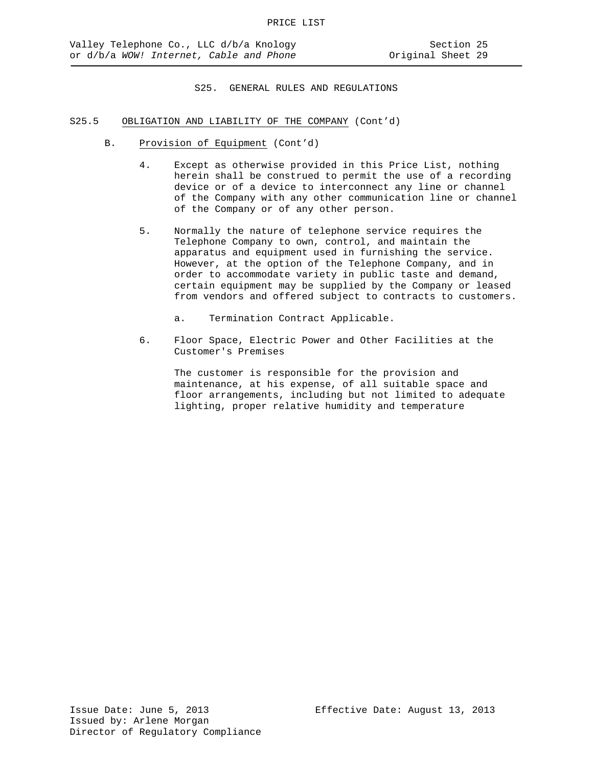## S25. GENERAL RULES AND REGULATIONS

S25.5 OBLIGATION AND LIABILITY OF THE COMPANY (Cont'd)

B. Provision of Equipment (Cont'd)

4. Except as otherwise provided in this Price List, nothing herein shall be construed to permit the use of a recording device or of a device to interconnect any line or channel of the Company with any other communication line or channel of the Company or of any other person.

5. Normally the nature of telephone service requires the Telephone Company to own, control, and maintain the apparatus and equipment used in furnishing the service. However, at the option of the Telephone Company, and in order to accommodate variety in public taste and demand, certain equipment may be supplied by the Company or leased from vendors and offered subject to contracts to customers.

   a. Termination Contract Applicable.

6. Floor Space, Electric Power and Other Facilities at the Customer's Premises

   The customer is responsible for the provision and maintenance, at his expense, of all suitable space and floor arrangements, including but not limited to adequate lighting, proper relative humidity and temperature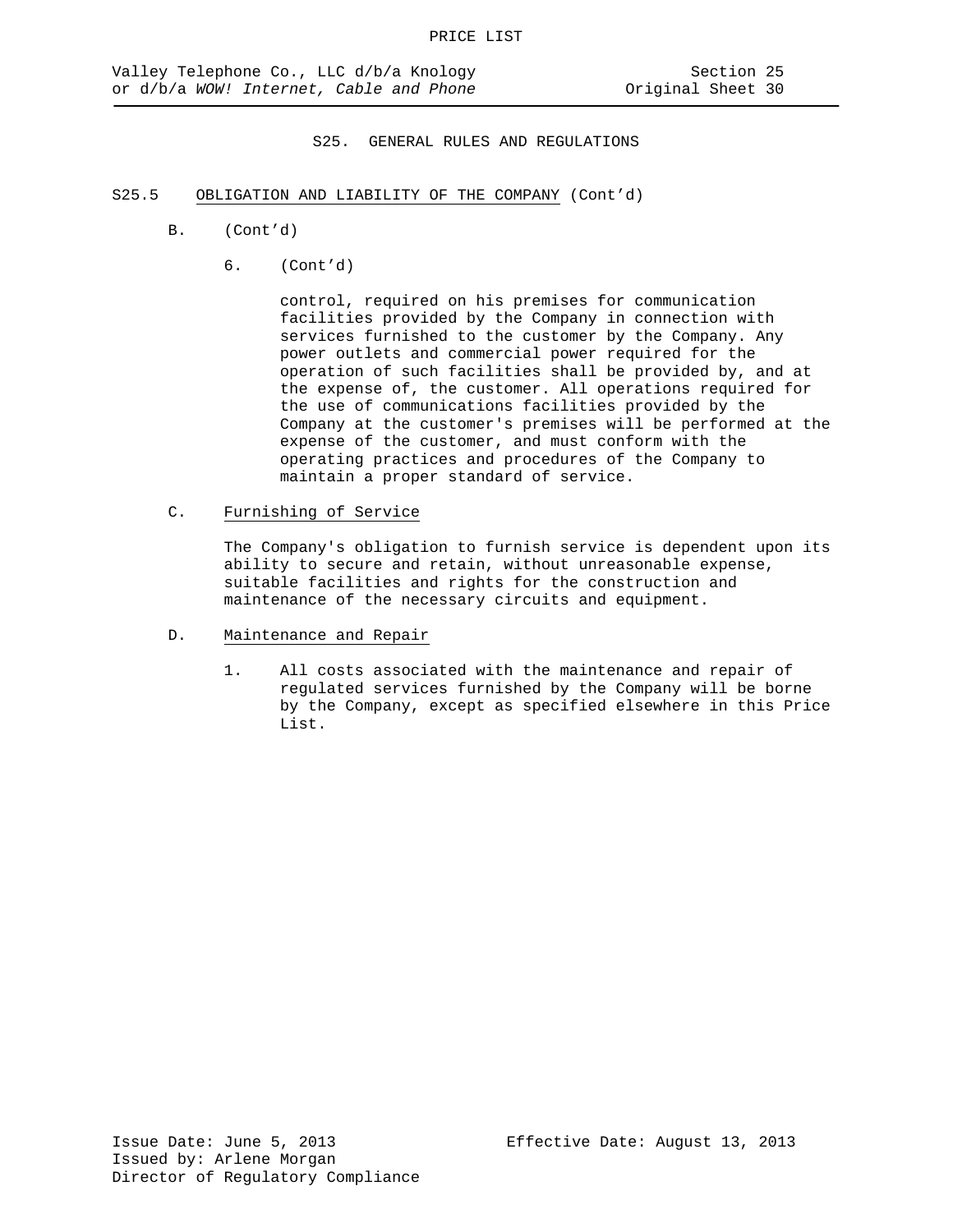S25. GENERAL RULES AND REGULATIONS

S25.5 OBLIGATION AND LIABILITY OF THE COMPANY (Cont'd)

B. (Cont'd)

6. (Cont'd)

control, required on his premises for communication facilities provided by the Company in connection with services furnished to the customer by the Company. Any power outlets and commercial power required for the operation of such facilities shall be provided by, and at the expense of, the customer. All operations required for the use of communications facilities provided by the Company at the customer's premises will be performed at the expense of the customer, and must conform with the operating practices and procedures of the Company to maintain a proper standard of service.

C. Furnishing of Service

The Company's obligation to furnish service is dependent upon its ability to secure and retain, without unreasonable expense, suitable facilities and rights for the construction and maintenance of the necessary circuits and equipment.

D. Maintenance and Repair

1. All costs associated with the maintenance and repair of regulated services furnished by the Company will be borne by the Company, except as specified elsewhere in this Price List.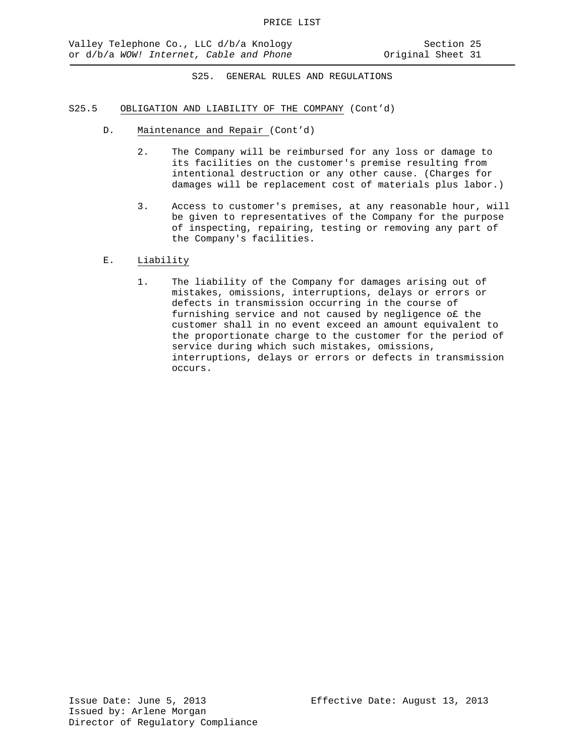S25. GENERAL RULES AND REGULATIONS

S25.5 OBLIGATION AND LIABILITY OF THE COMPANY (Cont'd)

D. Maintenance and Repair (Cont'd)

2. The Company will be reimbursed for any loss or damage to its facilities on the customer's premise resulting from intentional destruction or any other cause. (Charges for damages will be replacement cost of materials plus labor.)

3. Access to customer's premises, at any reasonable hour, will be given to representatives of the Company for the purpose of inspecting, repairing, testing or removing any part of the Company's facilities.

E. Liability

1. The liability of the Company for damages arising out of mistakes, omissions, interruptions, delays or errors or defects in transmission occurring in the course of furnishing service and not caused by negligence o£ the customer shall in no event exceed an amount equivalent to the proportionate charge to the customer for the period of service during which such mistakes, omissions, interruptions, delays or errors or defects in transmission occurs.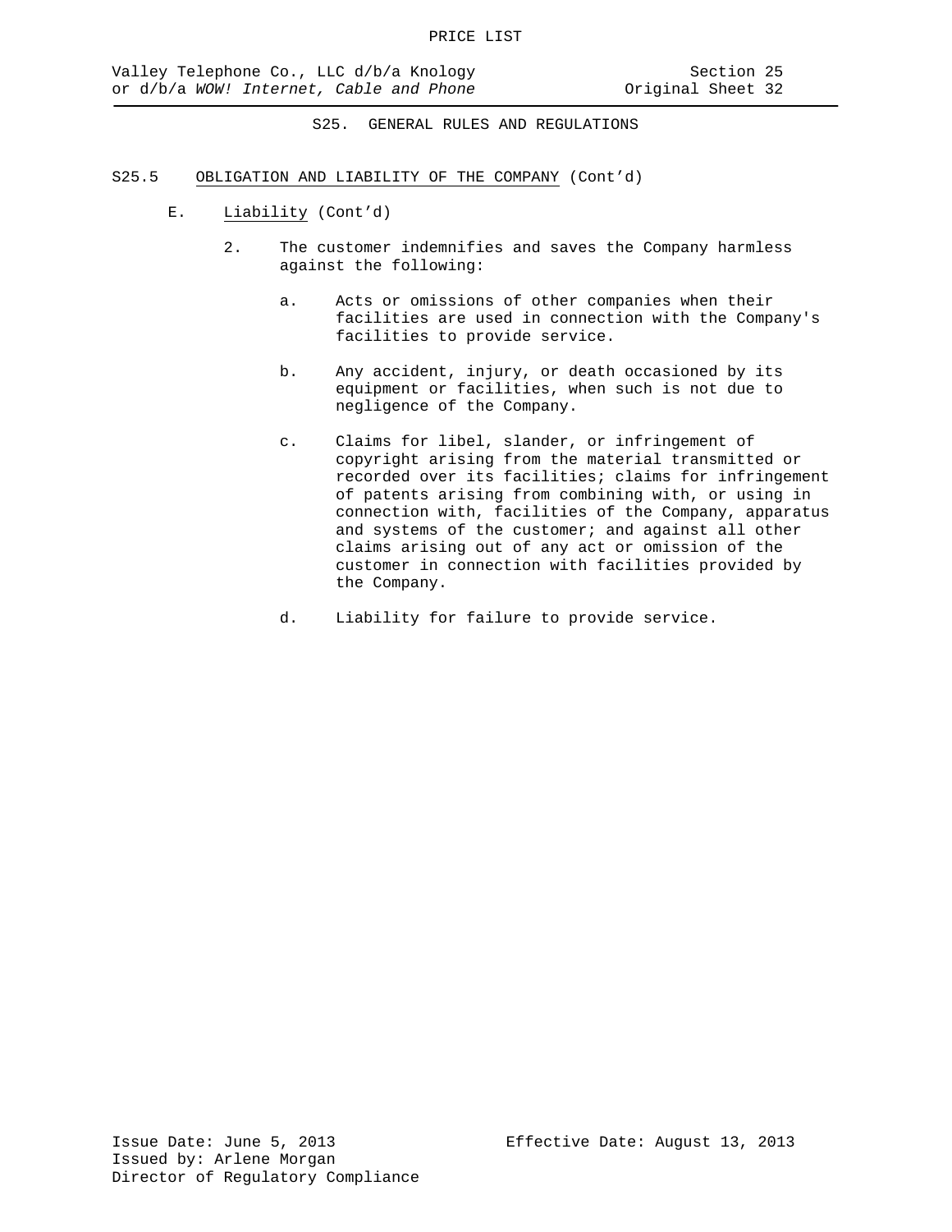## S25. GENERAL RULES AND REGULATIONS

### S25.5 OBLIGATION AND LIABILITY OF THE COMPANY (Cont'd)

E. Liability (Cont'd)

2. The customer indemnifies and saves the Company harmless against the following:

   a. Acts or omissions of other companies when their facilities are used in connection with the Company's facilities to provide service.

   b. Any accident, injury, or death occasioned by its equipment or facilities, when such is not due to negligence of the Company.

   c. Claims for libel, slander, or infringement of copyright arising from the material transmitted or recorded over its facilities; claims for infringement of patents arising from combining with, or using in connection with, facilities of the Company, apparatus and systems of the customer; and against all other claims arising out of any act or omission of the customer in connection with facilities provided by the Company.

   d. Liability for failure to provide service.

Issue Date: June 5, 2013
Issued by: Arlene Morgan
Director of Regulatory Compliance

Effective Date: August 13, 2013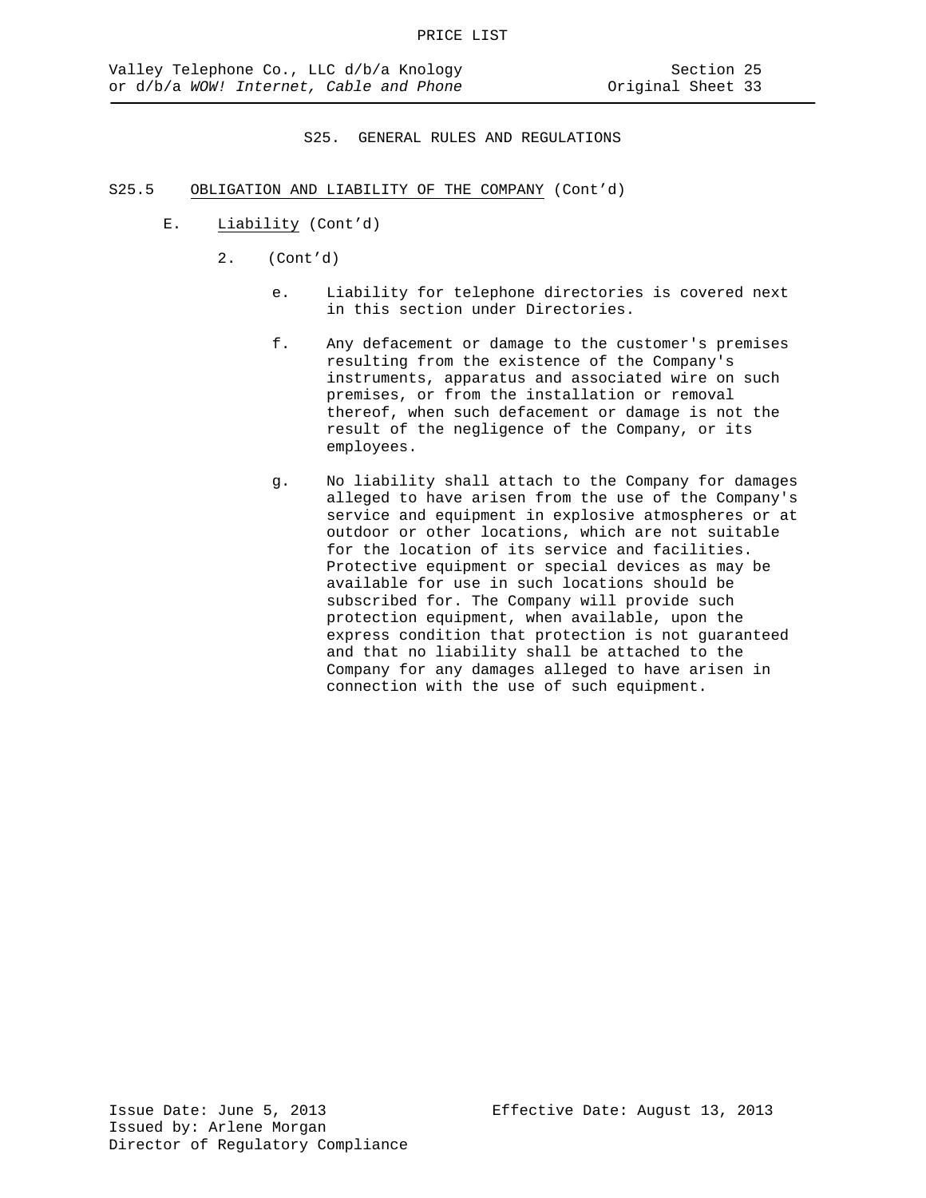S25. GENERAL RULES AND REGULATIONS

S25.5 OBLIGATION AND LIABILITY OF THE COMPANY (Cont'd)

E. Liability (Cont'd)

2. (Cont'd)

e. Liability for telephone directories is covered next in this section under Directories.

f. Any defacement or damage to the customer's premises resulting from the existence of the Company's instruments, apparatus and associated wire on such premises, or from the installation or removal thereof, when such defacement or damage is not the result of the negligence of the Company, or its employees.

g. No liability shall attach to the Company for damages alleged to have arisen from the use of the Company's service and equipment in explosive atmospheres or at outdoor or other locations, which are not suitable for the location of its service and facilities. Protective equipment or special devices as may be available for use in such locations should be subscribed for. The Company will provide such protection equipment, when available, upon the express condition that protection is not guaranteed and that no liability shall be attached to the Company for any damages alleged to have arisen in connection with the use of such equipment.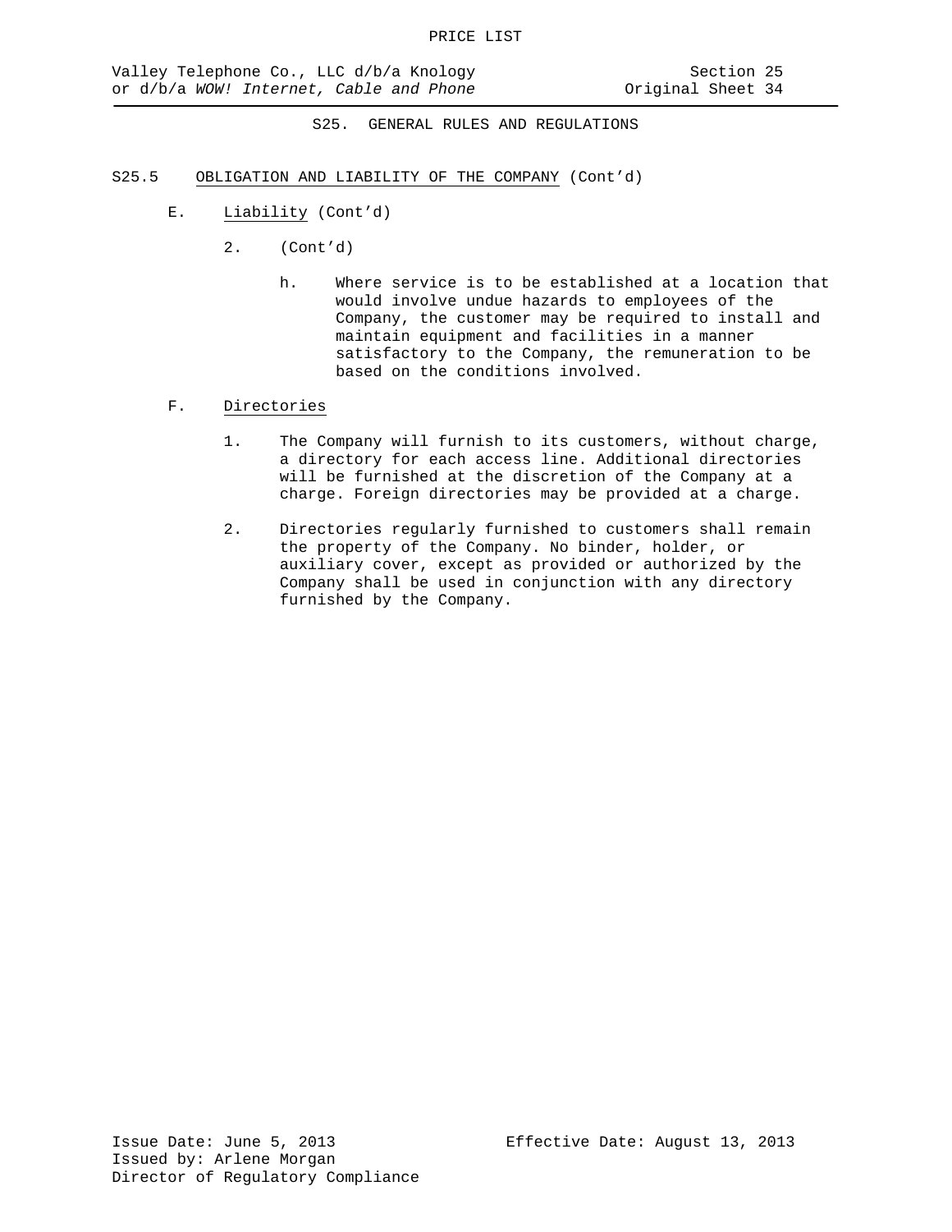## S25. GENERAL RULES AND REGULATIONS

S25.5 OBLIGATION AND LIABILITY OF THE COMPANY (Cont'd)

E. Liability (Cont'd)

2. (Cont'd)

h. Where service is to be established at a location that would involve undue hazards to employees of the Company, the customer may be required to install and maintain equipment and facilities in a manner satisfactory to the Company, the remuneration to be based on the conditions involved.

F. Directories

1. The Company will furnish to its customers, without charge, a directory for each access line. Additional directories will be furnished at the discretion of the Company at a charge. Foreign directories may be provided at a charge.

2. Directories regularly furnished to customers shall remain the property of the Company. No binder, holder, or auxiliary cover, except as provided or authorized by the Company shall be used in conjunction with any directory furnished by the Company.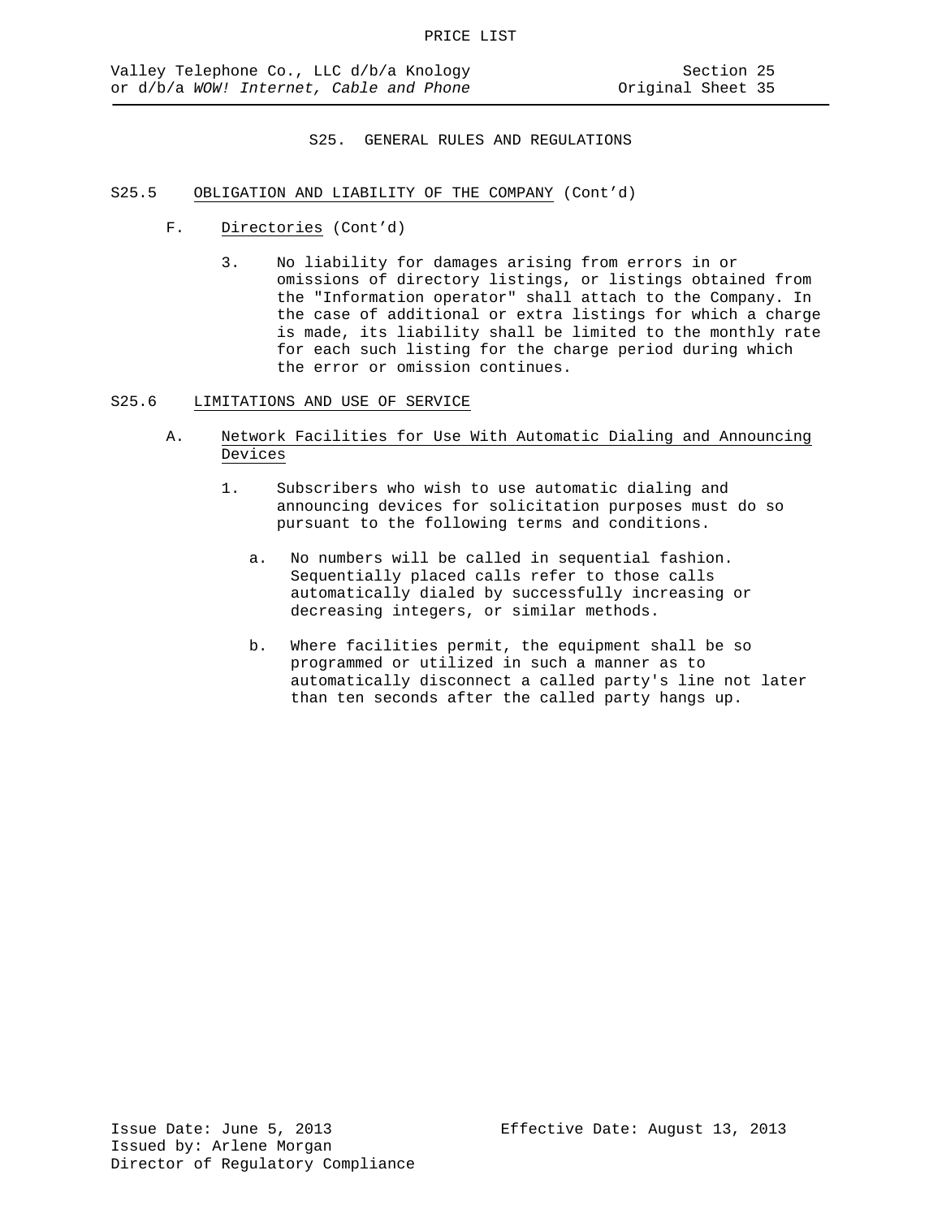## S25. GENERAL RULES AND REGULATIONS

### S25.5 OBLIGATION AND LIABILITY OF THE COMPANY (Cont'd)

F. Directories (Cont'd)

3. No liability for damages arising from errors in or omissions of directory listings, or listings obtained from the "Information operator" shall attach to the Company. In the case of additional or extra listings for which a charge is made, its liability shall be limited to the monthly rate for each such listing for the charge period during which the error or omission continues.

### S25.6 LIMITATIONS AND USE OF SERVICE

A. Network Facilities for Use With Automatic Dialing and Announcing Devices

1. Subscribers who wish to use automatic dialing and announcing devices for solicitation purposes must do so pursuant to the following terms and conditions.

   a. No numbers will be called in sequential fashion. Sequentially placed calls refer to those calls automatically dialed by successfully increasing or decreasing integers, or similar methods.

   b. Where facilities permit, the equipment shall be so programmed or utilized in such a manner as to automatically disconnect a called party's line not later than ten seconds after the called party hangs up.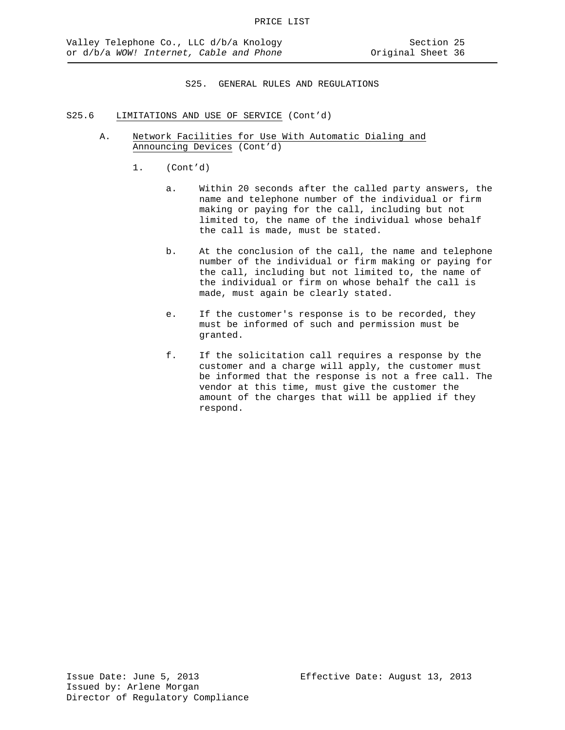S25. GENERAL RULES AND REGULATIONS

S25.6 LIMITATIONS AND USE OF SERVICE (Cont'd)

A. Network Facilities for Use With Automatic Dialing and Announcing Devices (Cont'd)

1. (Cont'd)

a. Within 20 seconds after the called party answers, the name and telephone number of the individual or firm making or paying for the call, including but not limited to, the name of the individual whose behalf the call is made, must be stated.

b. At the conclusion of the call, the name and telephone number of the individual or firm making or paying for the call, including but not limited to, the name of the individual or firm on whose behalf the call is made, must again be clearly stated.

e. If the customer's response is to be recorded, they must be informed of such and permission must be granted.

f. If the solicitation call requires a response by the customer and a charge will apply, the customer must be informed that the response is not a free call. The vendor at this time, must give the customer the amount of the charges that will be applied if they respond.

Issue Date: June 5, 2013
Issued by: Arlene Morgan
Director of Regulatory Compliance

Effective Date: August 13, 2013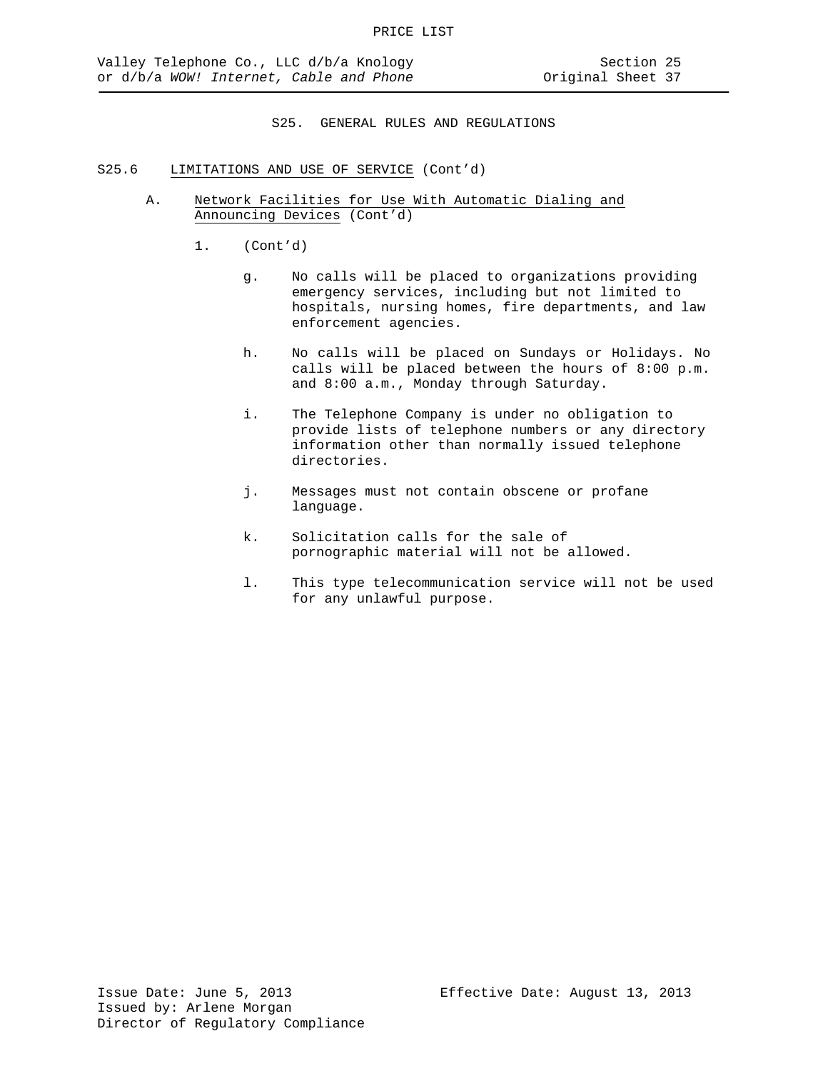# S25. GENERAL RULES AND REGULATIONS

## S25.6 LIMITATIONS AND USE OF SERVICE (Cont'd)

### A. Network Facilities for Use With Automatic Dialing and Announcing Devices (Cont'd)

1. (Cont'd)

   g. No calls will be placed to organizations providing emergency services, including but not limited to hospitals, nursing homes, fire departments, and law enforcement agencies.

   h. No calls will be placed on Sundays or Holidays. No calls will be placed between the hours of 8:00 p.m. and 8:00 a.m., Monday through Saturday.

   i. The Telephone Company is under no obligation to provide lists of telephone numbers or any directory information other than normally issued telephone directories.

   j. Messages must not contain obscene or profane language.

   k. Solicitation calls for the sale of pornographic material will not be allowed.

   l. This type telecommunication service will not be used for any unlawful purpose.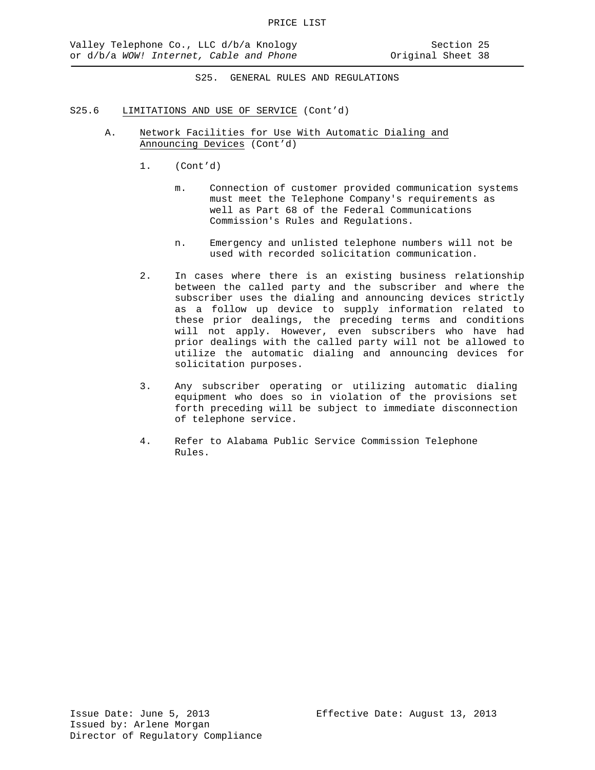S25. GENERAL RULES AND REGULATIONS

S25.6 LIMITATIONS AND USE OF SERVICE (Cont'd)

A. Network Facilities for Use With Automatic Dialing and Announcing Devices (Cont'd)

1. (Cont'd)

m. Connection of customer provided communication systems must meet the Telephone Company's requirements as well as Part 68 of the Federal Communications Commission's Rules and Regulations.

n. Emergency and unlisted telephone numbers will not be used with recorded solicitation communication.

2. In cases where there is an existing business relationship between the called party and the subscriber and where the subscriber uses the dialing and announcing devices strictly as a follow up device to supply information related to these prior dealings, the preceding terms and conditions will not apply. However, even subscribers who have had prior dealings with the called party will not be allowed to utilize the automatic dialing and announcing devices for solicitation purposes.

3. Any subscriber operating or utilizing automatic dialing equipment who does so in violation of the provisions set forth preceding will be subject to immediate disconnection of telephone service.

4. Refer to Alabama Public Service Commission Telephone Rules.

Issue Date: June 5, 2013
Effective Date: August 13, 2013
Issued by: Arlene Morgan
Director of Regulatory Compliance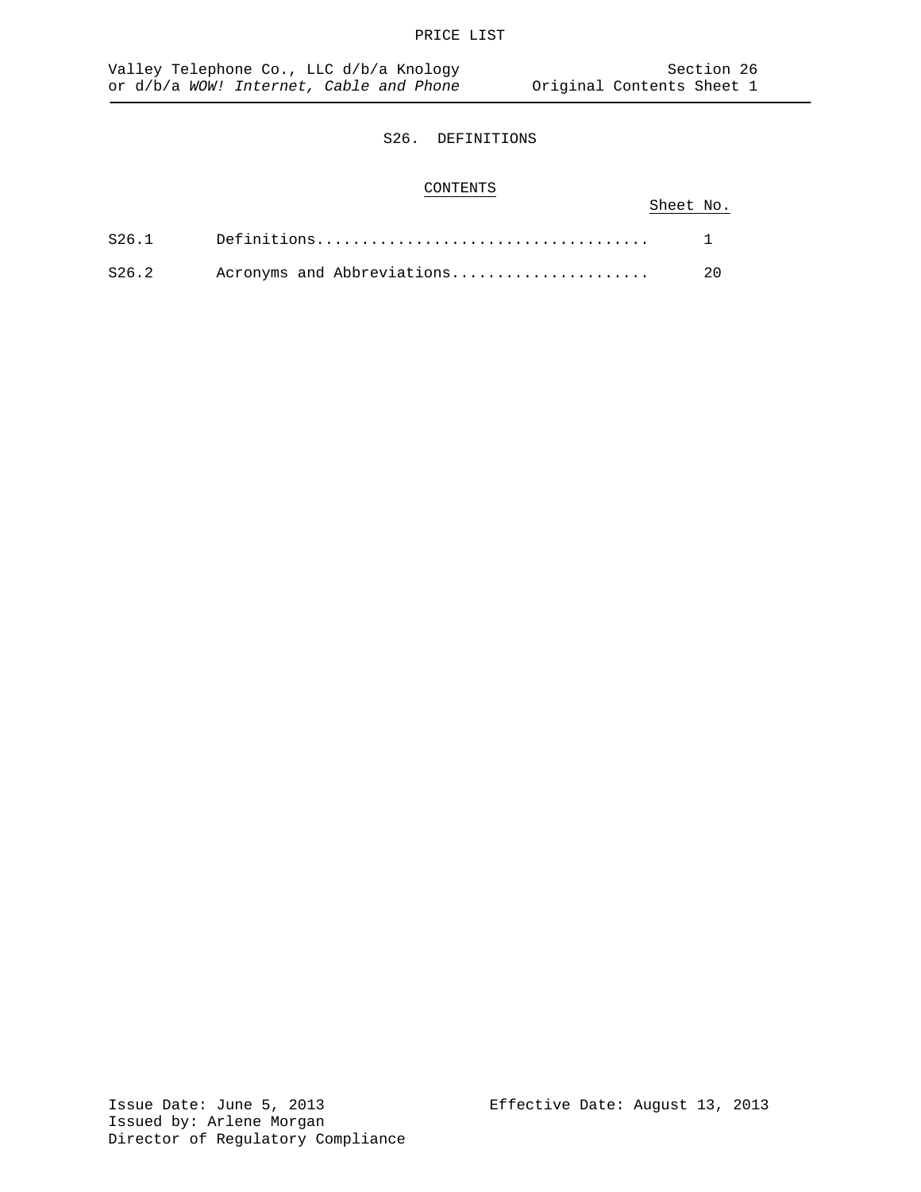# S26. DEFINITIONS

## CONTENTS

| | | Sheet No. |
|---|---|---|
| S26.1 | Definitions.................................... | 1 |
| S26.2 | Acronyms and Abbreviations...................... | 20 |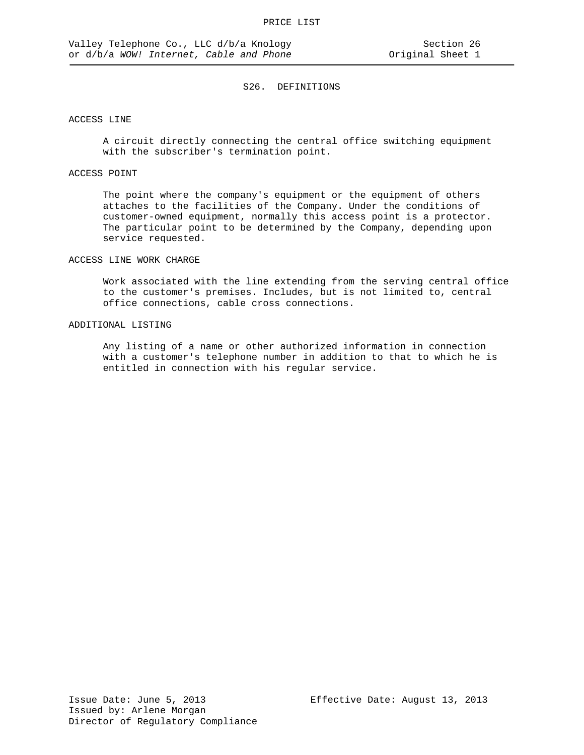# S26. DEFINITIONS

ACCESS LINE

A circuit directly connecting the central office switching equipment with the subscriber's termination point.

ACCESS POINT

The point where the company's equipment or the equipment of others attaches to the facilities of the Company. Under the conditions of customer-owned equipment, normally this access point is a protector. The particular point to be determined by the Company, depending upon service requested.

ACCESS LINE WORK CHARGE

Work associated with the line extending from the serving central office to the customer's premises. Includes, but is not limited to, central office connections, cable cross connections.

ADDITIONAL LISTING

Any listing of a name or other authorized information in connection with a customer's telephone number in addition to that to which he is entitled in connection with his regular service.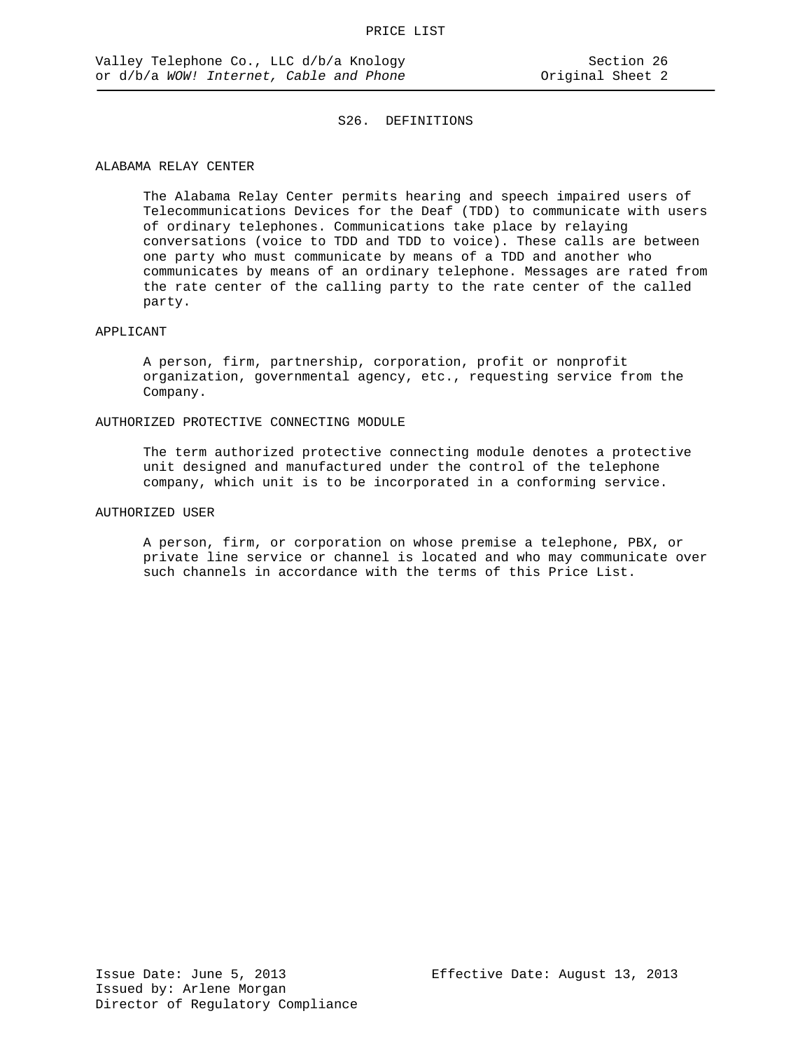## S26. DEFINITIONS

ALABAMA RELAY CENTER

The Alabama Relay Center permits hearing and speech impaired users of Telecommunications Devices for the Deaf (TDD) to communicate with users of ordinary telephones. Communications take place by relaying conversations (voice to TDD and TDD to voice). These calls are between one party who must communicate by means of a TDD and another who communicates by means of an ordinary telephone. Messages are rated from the rate center of the calling party to the rate center of the called party.

APPLICANT

A person, firm, partnership, corporation, profit or nonprofit organization, governmental agency, etc., requesting service from the Company.

AUTHORIZED PROTECTIVE CONNECTING MODULE

The term authorized protective connecting module denotes a protective unit designed and manufactured under the control of the telephone company, which unit is to be incorporated in a conforming service.

AUTHORIZED USER

A person, firm, or corporation on whose premise a telephone, PBX, or private line service or channel is located and who may communicate over such channels in accordance with the terms of this Price List.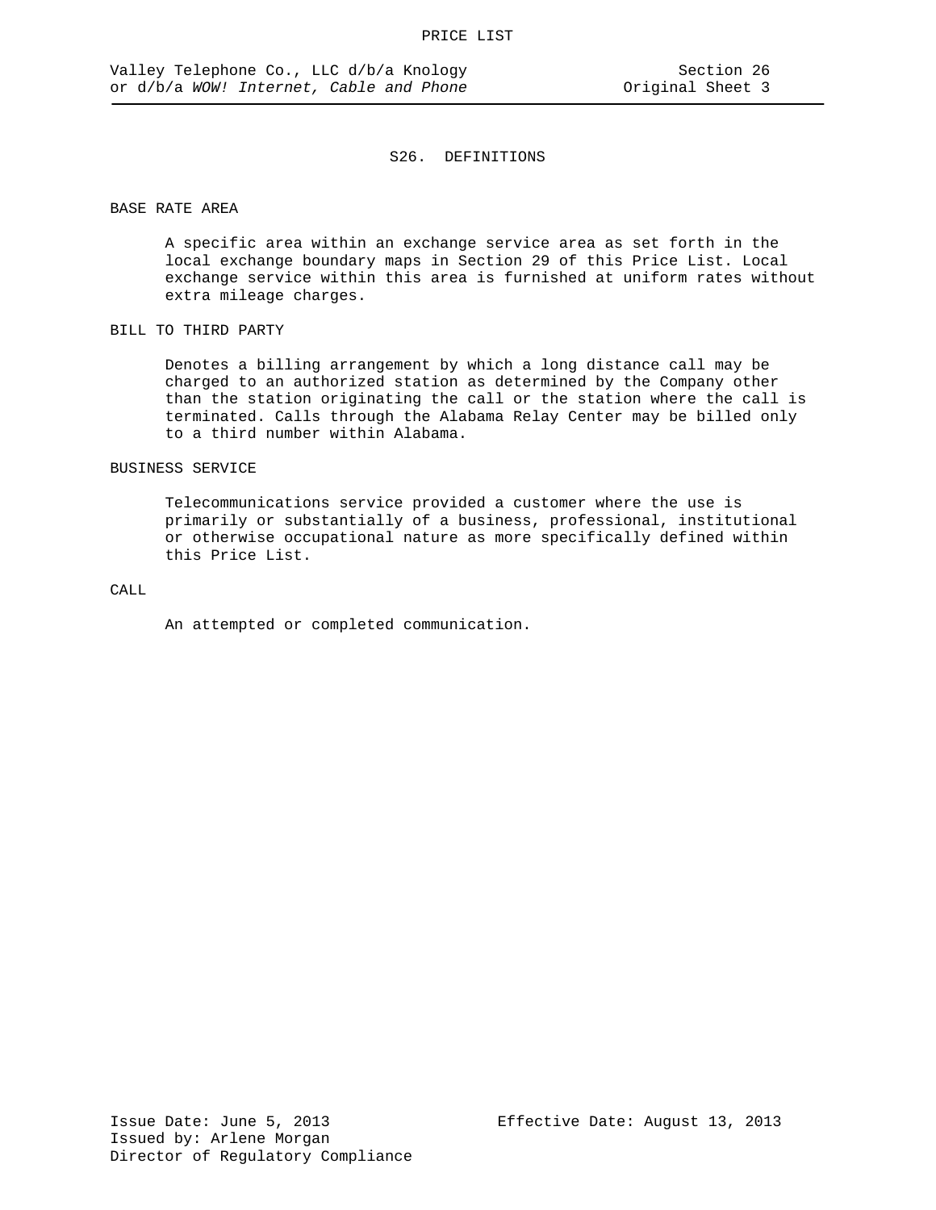# S26. DEFINITIONS

## BASE RATE AREA

A specific area within an exchange service area as set forth in the local exchange boundary maps in Section 29 of this Price List. Local exchange service within this area is furnished at uniform rates without extra mileage charges.

## BILL TO THIRD PARTY

Denotes a billing arrangement by which a long distance call may be charged to an authorized station as determined by the Company other than the station originating the call or the station where the call is terminated. Calls through the Alabama Relay Center may be billed only to a third number within Alabama.

## BUSINESS SERVICE

Telecommunications service provided a customer where the use is primarily or substantially of a business, professional, institutional or otherwise occupational nature as more specifically defined within this Price List.

## CALL

An attempted or completed communication.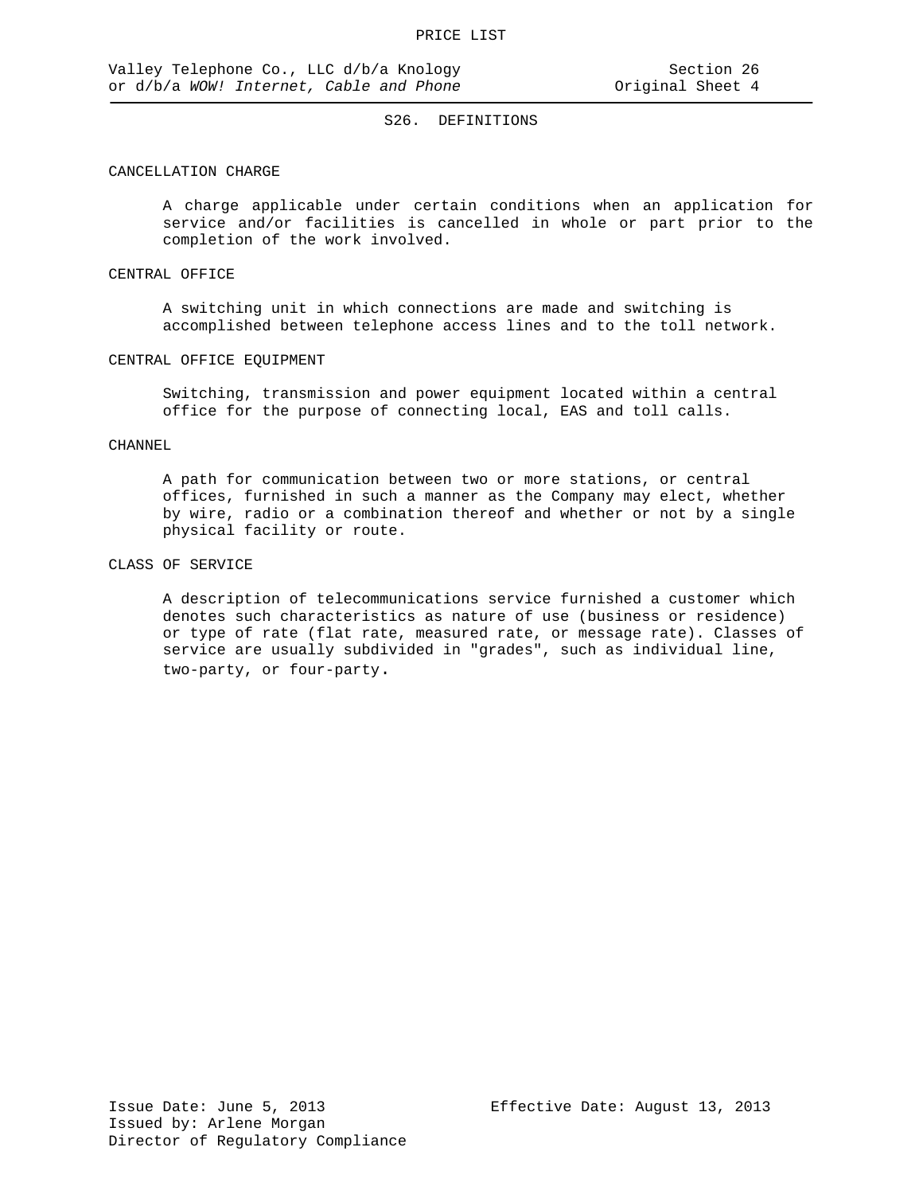# S26. DEFINITIONS

### CANCELLATION CHARGE

A charge applicable under certain conditions when an application for service and/or facilities is cancelled in whole or part prior to the completion of the work involved.

### CENTRAL OFFICE

A switching unit in which connections are made and switching is accomplished between telephone access lines and to the toll network.

### CENTRAL OFFICE EQUIPMENT

Switching, transmission and power equipment located within a central office for the purpose of connecting local, EAS and toll calls.

### CHANNEL

A path for communication between two or more stations, or central offices, furnished in such a manner as the Company may elect, whether by wire, radio or a combination thereof and whether or not by a single physical facility or route.

### CLASS OF SERVICE

A description of telecommunications service furnished a customer which denotes such characteristics as nature of use (business or residence) or type of rate (flat rate, measured rate, or message rate). Classes of service are usually subdivided in "grades", such as individual line, two-party, or four-party.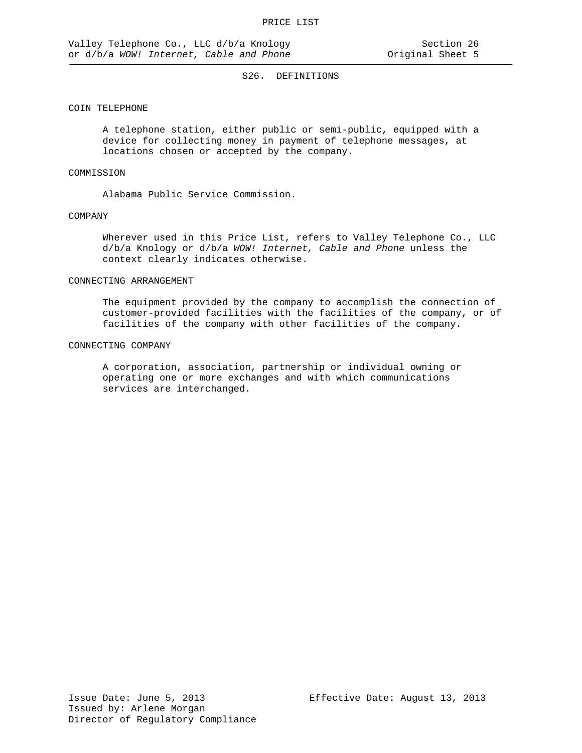## S26. DEFINITIONS

COIN TELEPHONE

A telephone station, either public or semi-public, equipped with a device for collecting money in payment of telephone messages, at locations chosen or accepted by the company.

COMMISSION

Alabama Public Service Commission.

COMPANY

Wherever used in this Price List, refers to Valley Telephone Co., LLC d/b/a Knology or d/b/a *WOW! Internet, Cable and Phone* unless the context clearly indicates otherwise.

CONNECTING ARRANGEMENT

The equipment provided by the company to accomplish the connection of customer-provided facilities with the facilities of the company, or of facilities of the company with other facilities of the company.

CONNECTING COMPANY

A corporation, association, partnership or individual owning or operating one or more exchanges and with which communications services are interchanged.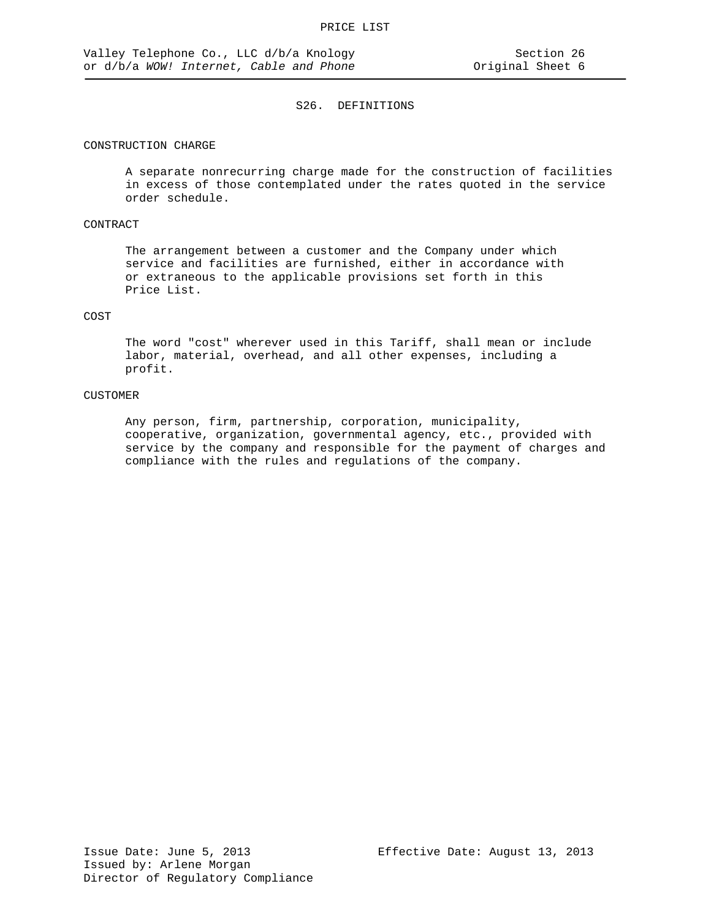## S26. DEFINITIONS

CONSTRUCTION CHARGE

A separate nonrecurring charge made for the construction of facilities in excess of those contemplated under the rates quoted in the service order schedule.

CONTRACT

The arrangement between a customer and the Company under which service and facilities are furnished, either in accordance with or extraneous to the applicable provisions set forth in this Price List.

COST

The word "cost" wherever used in this Tariff, shall mean or include labor, material, overhead, and all other expenses, including a profit.

CUSTOMER

Any person, firm, partnership, corporation, municipality, cooperative, organization, governmental agency, etc., provided with service by the company and responsible for the payment of charges and compliance with the rules and regulations of the company.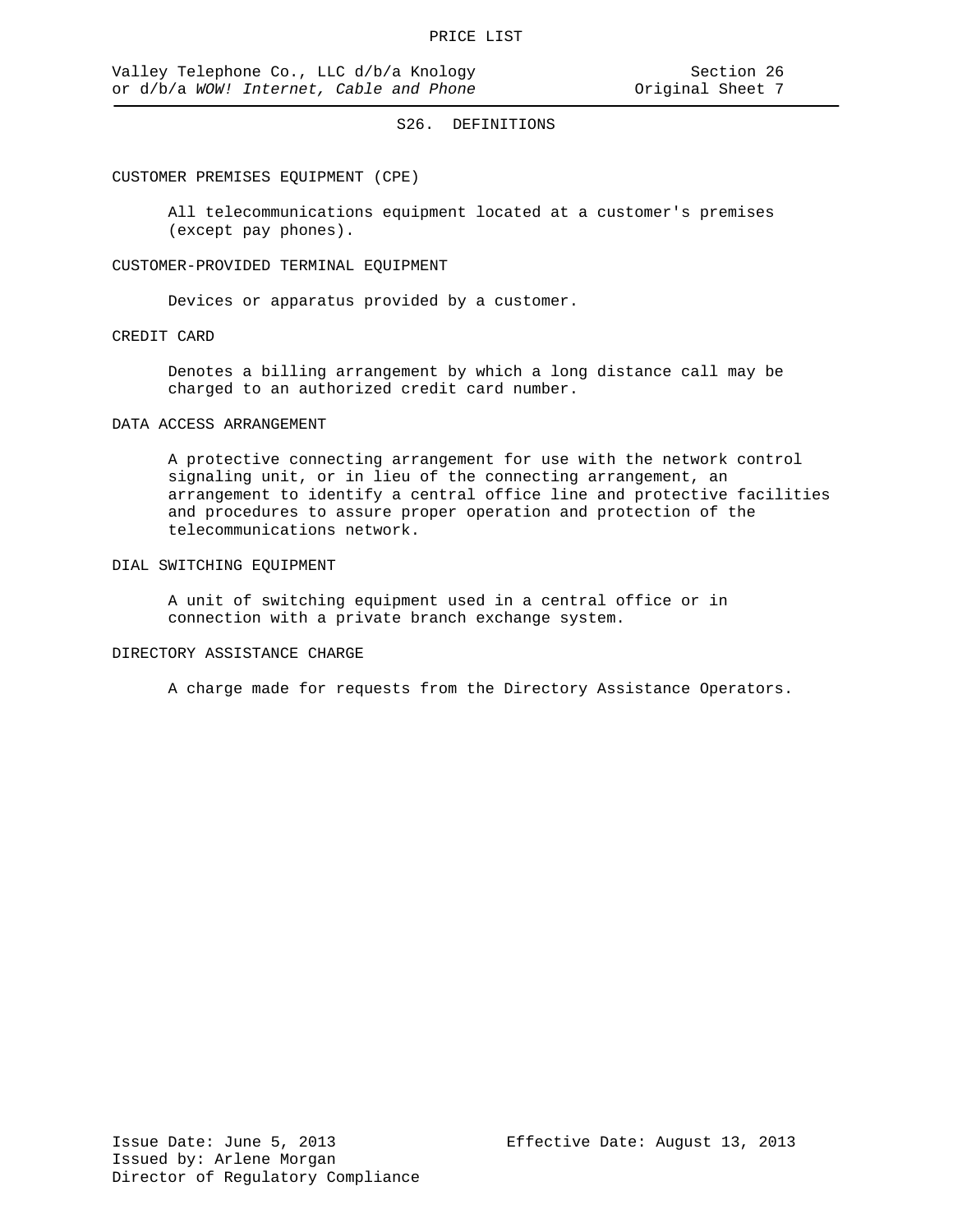## S26. DEFINITIONS

CUSTOMER PREMISES EQUIPMENT (CPE)

All telecommunications equipment located at a customer's premises (except pay phones).

CUSTOMER-PROVIDED TERMINAL EQUIPMENT

Devices or apparatus provided by a customer.

CREDIT CARD

Denotes a billing arrangement by which a long distance call may be charged to an authorized credit card number.

DATA ACCESS ARRANGEMENT

A protective connecting arrangement for use with the network control signaling unit, or in lieu of the connecting arrangement, an arrangement to identify a central office line and protective facilities and procedures to assure proper operation and protection of the telecommunications network.

DIAL SWITCHING EQUIPMENT

A unit of switching equipment used in a central office or in connection with a private branch exchange system.

DIRECTORY ASSISTANCE CHARGE

A charge made for requests from the Directory Assistance Operators.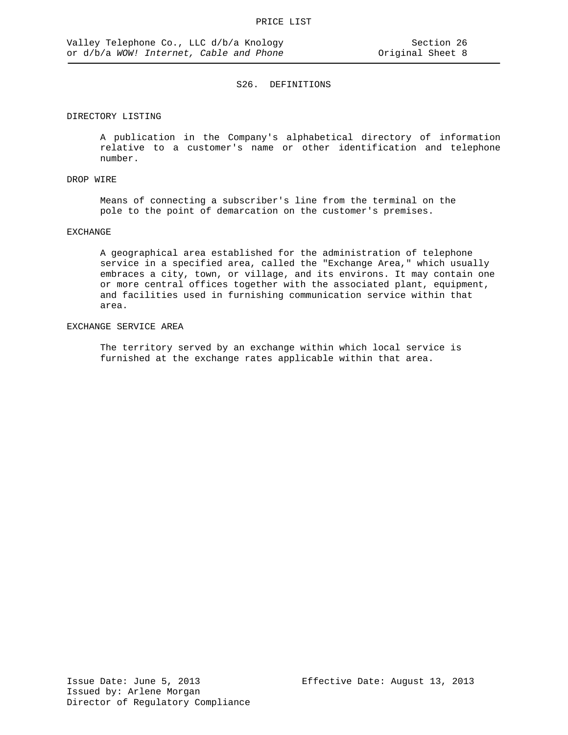# S26. DEFINITIONS

## DIRECTORY LISTING

A publication in the Company's alphabetical directory of information relative to a customer's name or other identification and telephone number.

## DROP WIRE

Means of connecting a subscriber's line from the terminal on the pole to the point of demarcation on the customer's premises.

## EXCHANGE

A geographical area established for the administration of telephone service in a specified area, called the "Exchange Area," which usually embraces a city, town, or village, and its environs. It may contain one or more central offices together with the associated plant, equipment, and facilities used in furnishing communication service within that area.

## EXCHANGE SERVICE AREA

The territory served by an exchange within which local service is furnished at the exchange rates applicable within that area.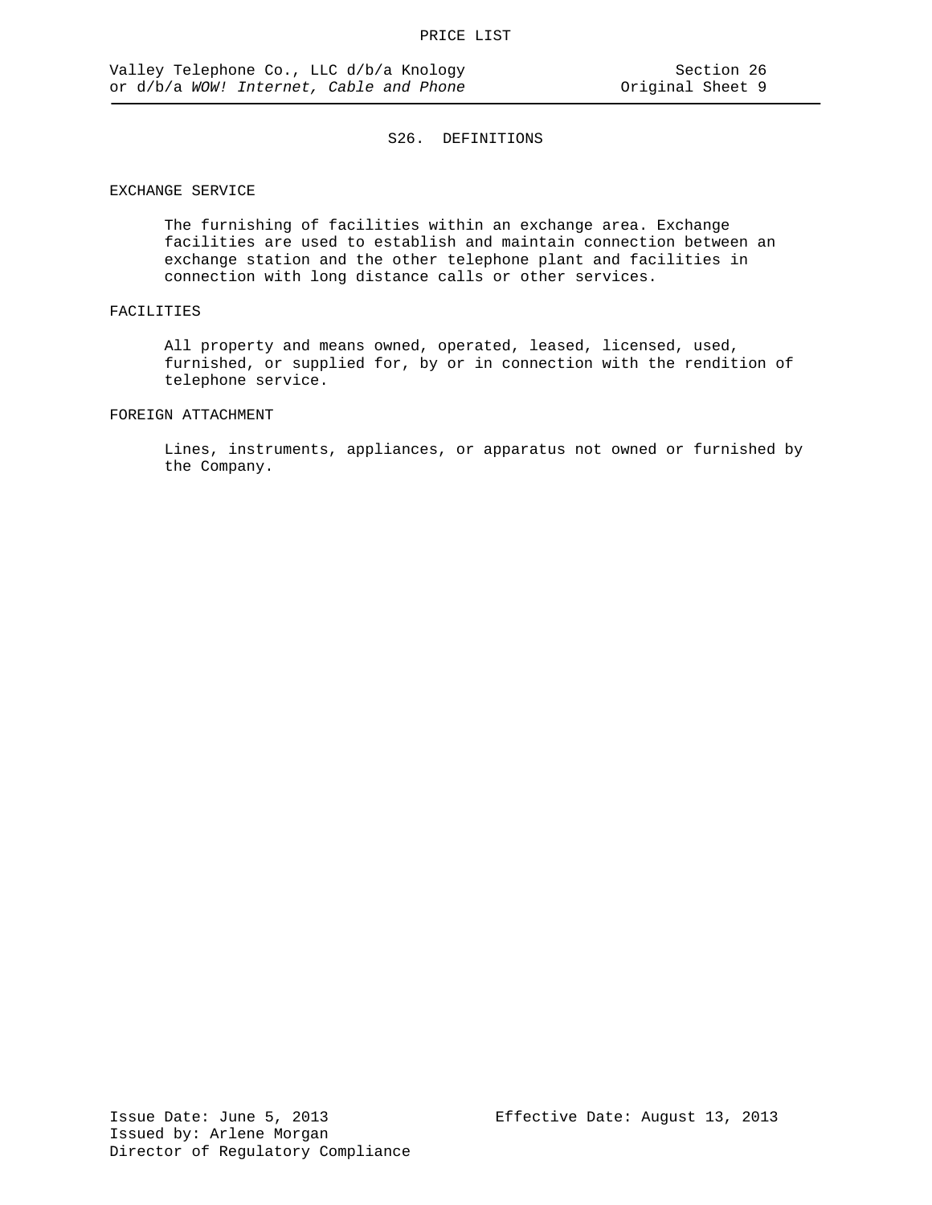## S26. DEFINITIONS

EXCHANGE SERVICE

The furnishing of facilities within an exchange area. Exchange facilities are used to establish and maintain connection between an exchange station and the other telephone plant and facilities in connection with long distance calls or other services.

FACILITIES

All property and means owned, operated, leased, licensed, used, furnished, or supplied for, by or in connection with the rendition of telephone service.

FOREIGN ATTACHMENT

Lines, instruments, appliances, or apparatus not owned or furnished by the Company.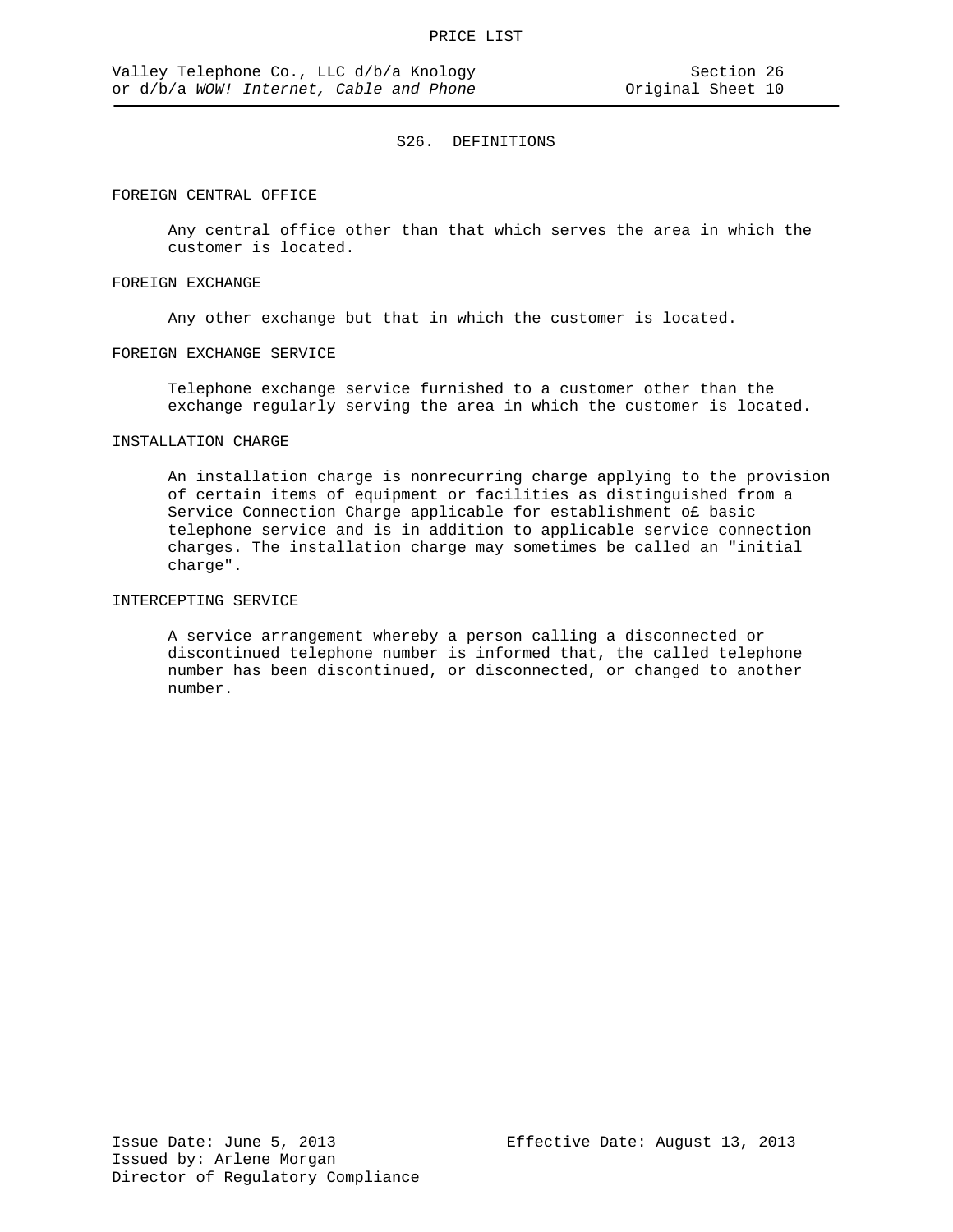## S26. DEFINITIONS

FOREIGN CENTRAL OFFICE

Any central office other than that which serves the area in which the customer is located.

FOREIGN EXCHANGE

Any other exchange but that in which the customer is located.

FOREIGN EXCHANGE SERVICE

Telephone exchange service furnished to a customer other than the exchange regularly serving the area in which the customer is located.

INSTALLATION CHARGE

An installation charge is nonrecurring charge applying to the provision of certain items of equipment or facilities as distinguished from a Service Connection Charge applicable for establishment o£ basic telephone service and is in addition to applicable service connection charges. The installation charge may sometimes be called an "initial charge".

INTERCEPTING SERVICE

A service arrangement whereby a person calling a disconnected or discontinued telephone number is informed that, the called telephone number has been discontinued, or disconnected, or changed to another number.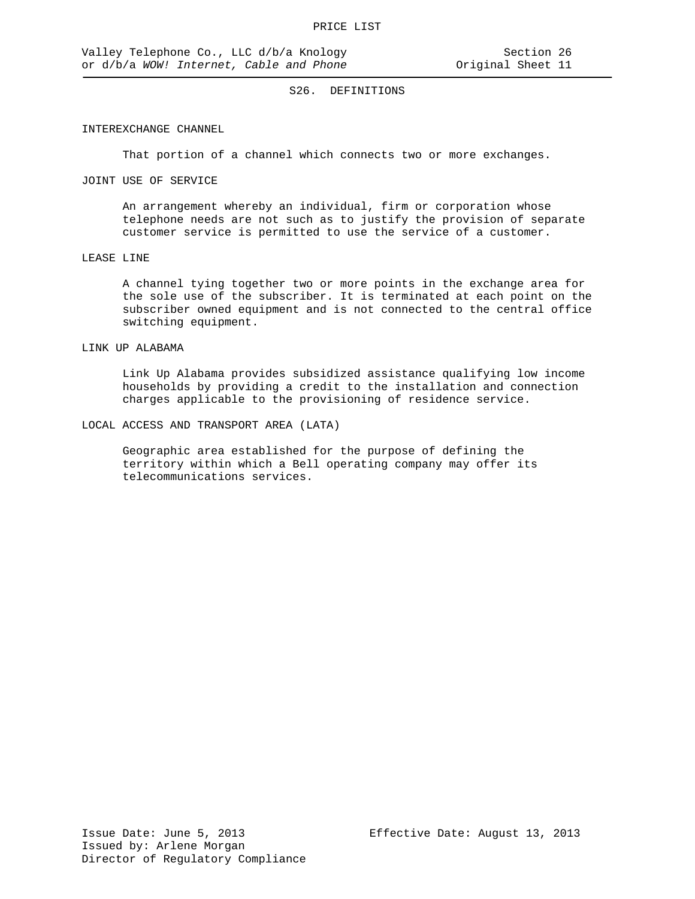## S26. DEFINITIONS

INTEREXCHANGE CHANNEL

That portion of a channel which connects two or more exchanges.

JOINT USE OF SERVICE

An arrangement whereby an individual, firm or corporation whose telephone needs are not such as to justify the provision of separate customer service is permitted to use the service of a customer.

LEASE LINE

A channel tying together two or more points in the exchange area for the sole use of the subscriber. It is terminated at each point on the subscriber owned equipment and is not connected to the central office switching equipment.

LINK UP ALABAMA

Link Up Alabama provides subsidized assistance qualifying low income households by providing a credit to the installation and connection charges applicable to the provisioning of residence service.

LOCAL ACCESS AND TRANSPORT AREA (LATA)

Geographic area established for the purpose of defining the territory within which a Bell operating company may offer its telecommunications services.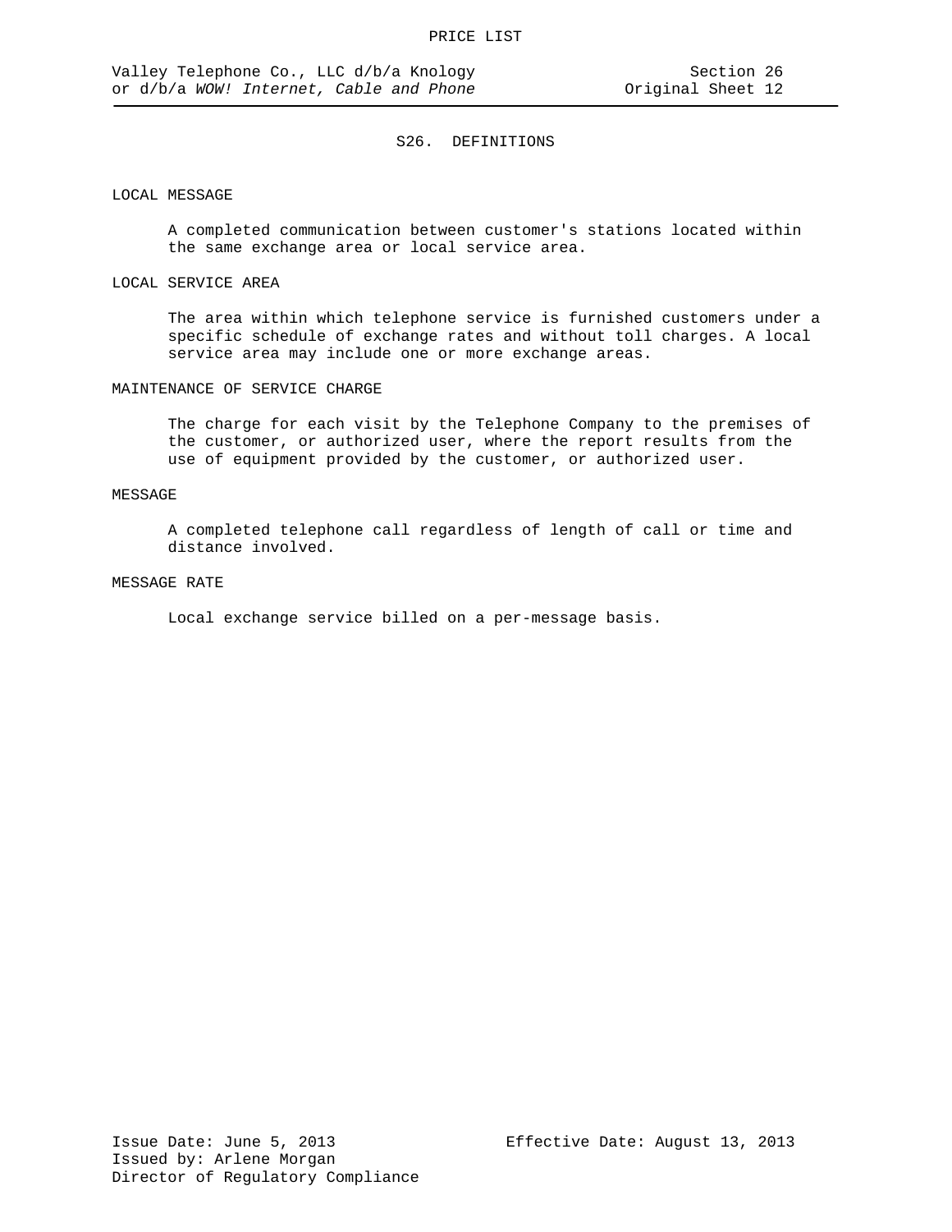# S26. DEFINITIONS

LOCAL MESSAGE

A completed communication between customer's stations located within the same exchange area or local service area.

LOCAL SERVICE AREA

The area within which telephone service is furnished customers under a specific schedule of exchange rates and without toll charges. A local service area may include one or more exchange areas.

MAINTENANCE OF SERVICE CHARGE

The charge for each visit by the Telephone Company to the premises of the customer, or authorized user, where the report results from the use of equipment provided by the customer, or authorized user.

MESSAGE

A completed telephone call regardless of length of call or time and distance involved.

MESSAGE RATE

Local exchange service billed on a per-message basis.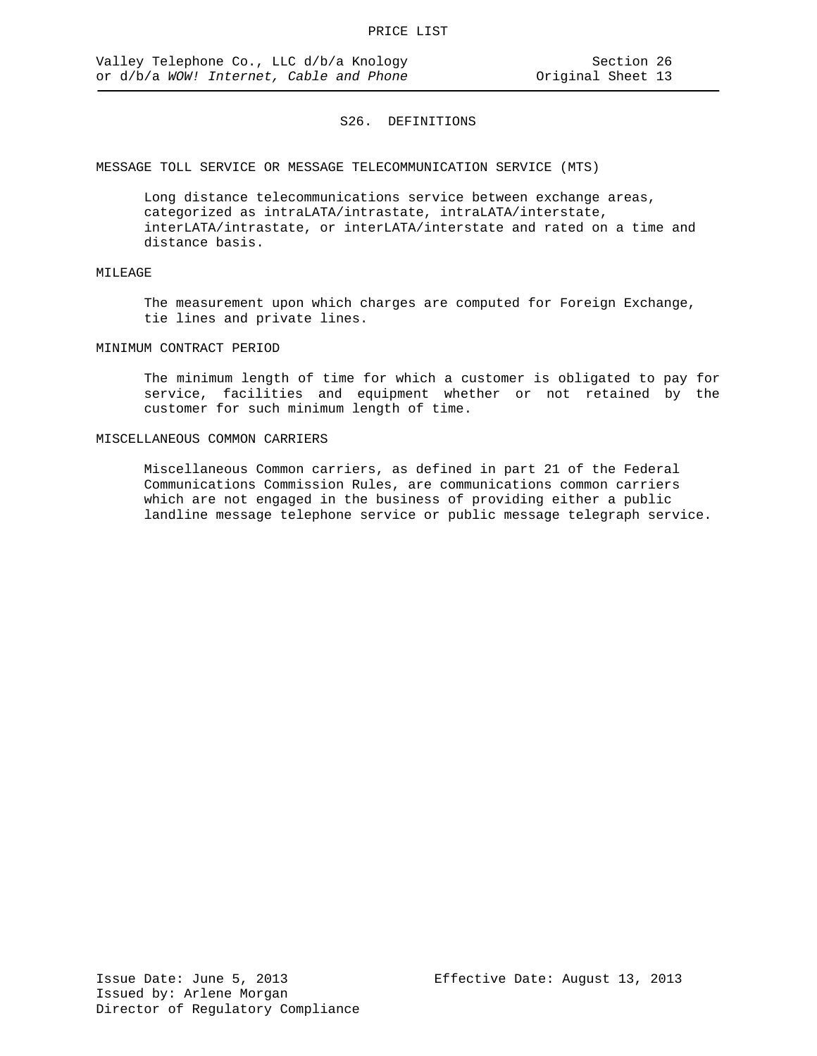## S26. DEFINITIONS

MESSAGE TOLL SERVICE OR MESSAGE TELECOMMUNICATION SERVICE (MTS)

Long distance telecommunications service between exchange areas, categorized as intraLATA/intrastate, intraLATA/interstate, interLATA/intrastate, or interLATA/interstate and rated on a time and distance basis.

MILEAGE

The measurement upon which charges are computed for Foreign Exchange, tie lines and private lines.

MINIMUM CONTRACT PERIOD

The minimum length of time for which a customer is obligated to pay for service, facilities and equipment whether or not retained by the customer for such minimum length of time.

MISCELLANEOUS COMMON CARRIERS

Miscellaneous Common carriers, as defined in part 21 of the Federal Communications Commission Rules, are communications common carriers which are not engaged in the business of providing either a public landline message telephone service or public message telegraph service.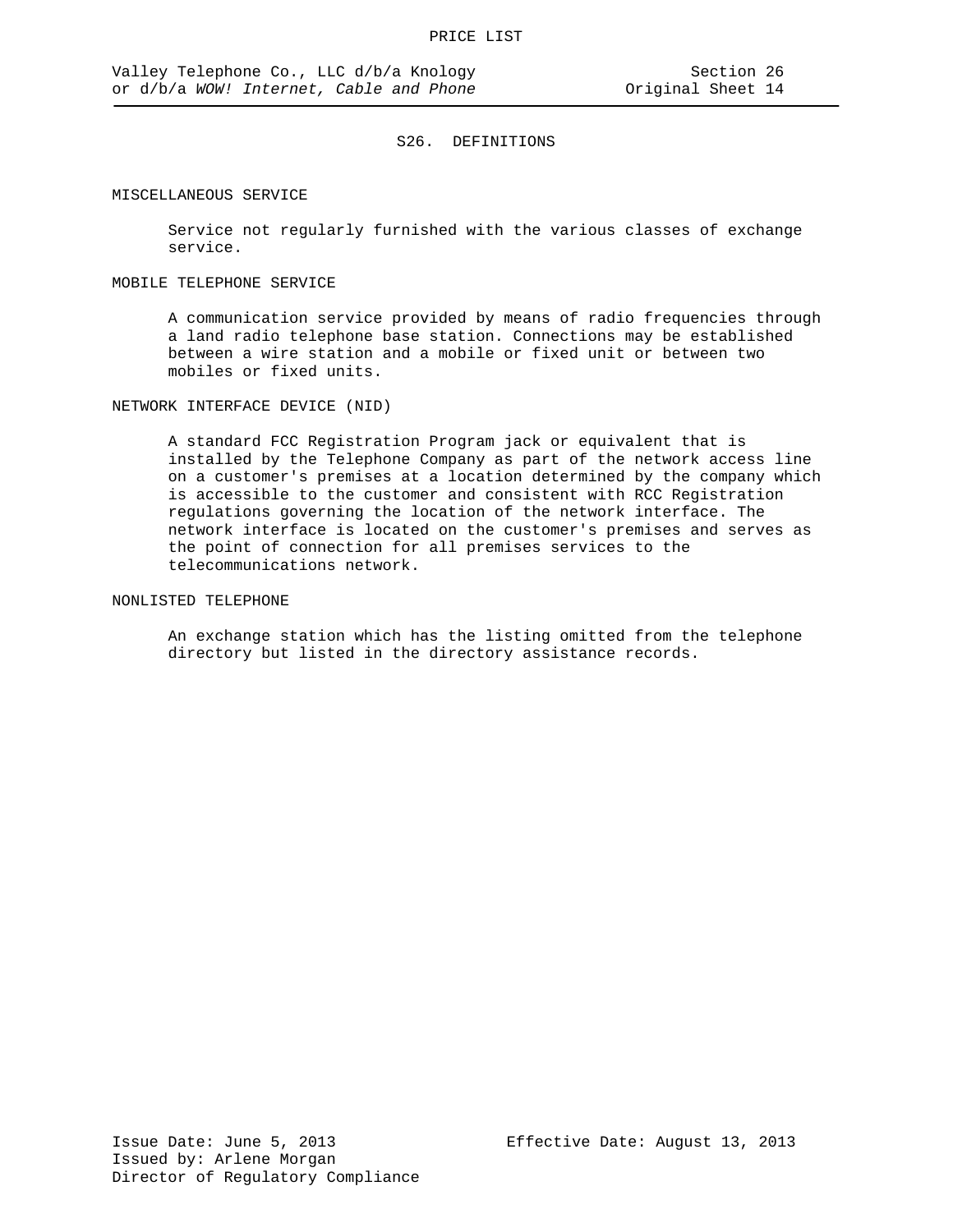## S26. DEFINITIONS

MISCELLANEOUS SERVICE

Service not regularly furnished with the various classes of exchange service.

MOBILE TELEPHONE SERVICE

A communication service provided by means of radio frequencies through a land radio telephone base station. Connections may be established between a wire station and a mobile or fixed unit or between two mobiles or fixed units.

NETWORK INTERFACE DEVICE (NID)

A standard FCC Registration Program jack or equivalent that is installed by the Telephone Company as part of the network access line on a customer's premises at a location determined by the company which is accessible to the customer and consistent with RCC Registration regulations governing the location of the network interface. The network interface is located on the customer's premises and serves as the point of connection for all premises services to the telecommunications network.

NONLISTED TELEPHONE

An exchange station which has the listing omitted from the telephone directory but listed in the directory assistance records.

Issue Date: June 5, 2013
Effective Date: August 13, 2013
Issued by: Arlene Morgan
Director of Regulatory Compliance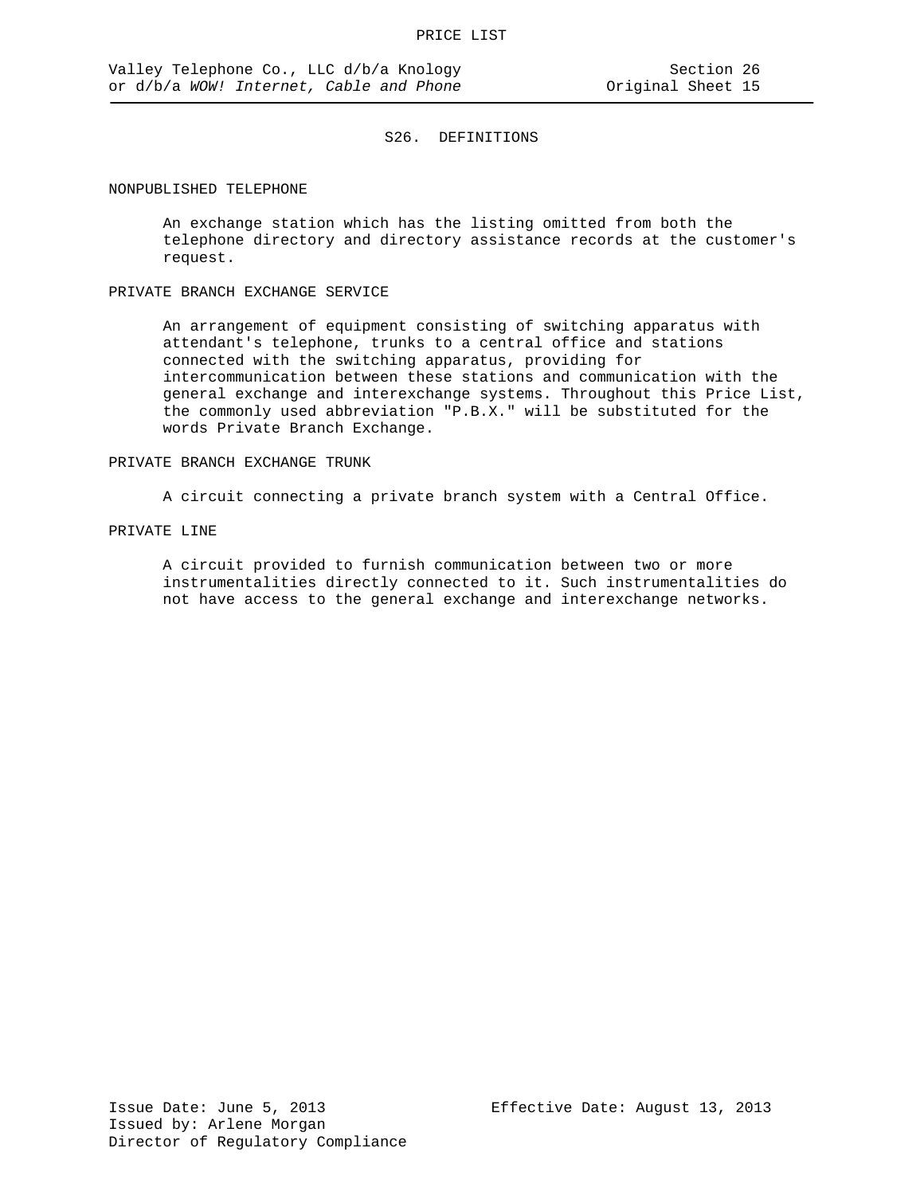## S26. DEFINITIONS

NONPUBLISHED TELEPHONE

An exchange station which has the listing omitted from both the telephone directory and directory assistance records at the customer's request.

PRIVATE BRANCH EXCHANGE SERVICE

An arrangement of equipment consisting of switching apparatus with attendant's telephone, trunks to a central office and stations connected with the switching apparatus, providing for intercommunication between these stations and communication with the general exchange and interexchange systems. Throughout this Price List, the commonly used abbreviation "P.B.X." will be substituted for the words Private Branch Exchange.

PRIVATE BRANCH EXCHANGE TRUNK

A circuit connecting a private branch system with a Central Office.

PRIVATE LINE

A circuit provided to furnish communication between two or more instrumentalities directly connected to it. Such instrumentalities do not have access to the general exchange and interexchange networks.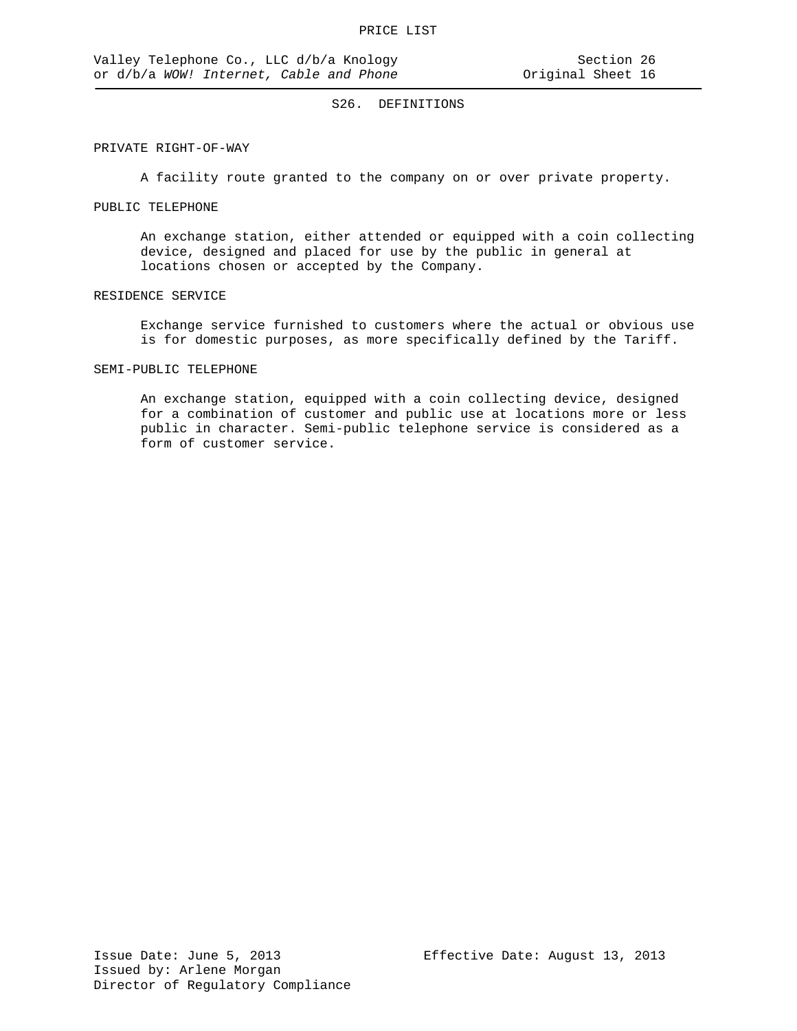## S26. DEFINITIONS

PRIVATE RIGHT-OF-WAY

A facility route granted to the company on or over private property.

PUBLIC TELEPHONE

An exchange station, either attended or equipped with a coin collecting device, designed and placed for use by the public in general at locations chosen or accepted by the Company.

RESIDENCE SERVICE

Exchange service furnished to customers where the actual or obvious use is for domestic purposes, as more specifically defined by the Tariff.

SEMI-PUBLIC TELEPHONE

An exchange station, equipped with a coin collecting device, designed for a combination of customer and public use at locations more or less public in character. Semi-public telephone service is considered as a form of customer service.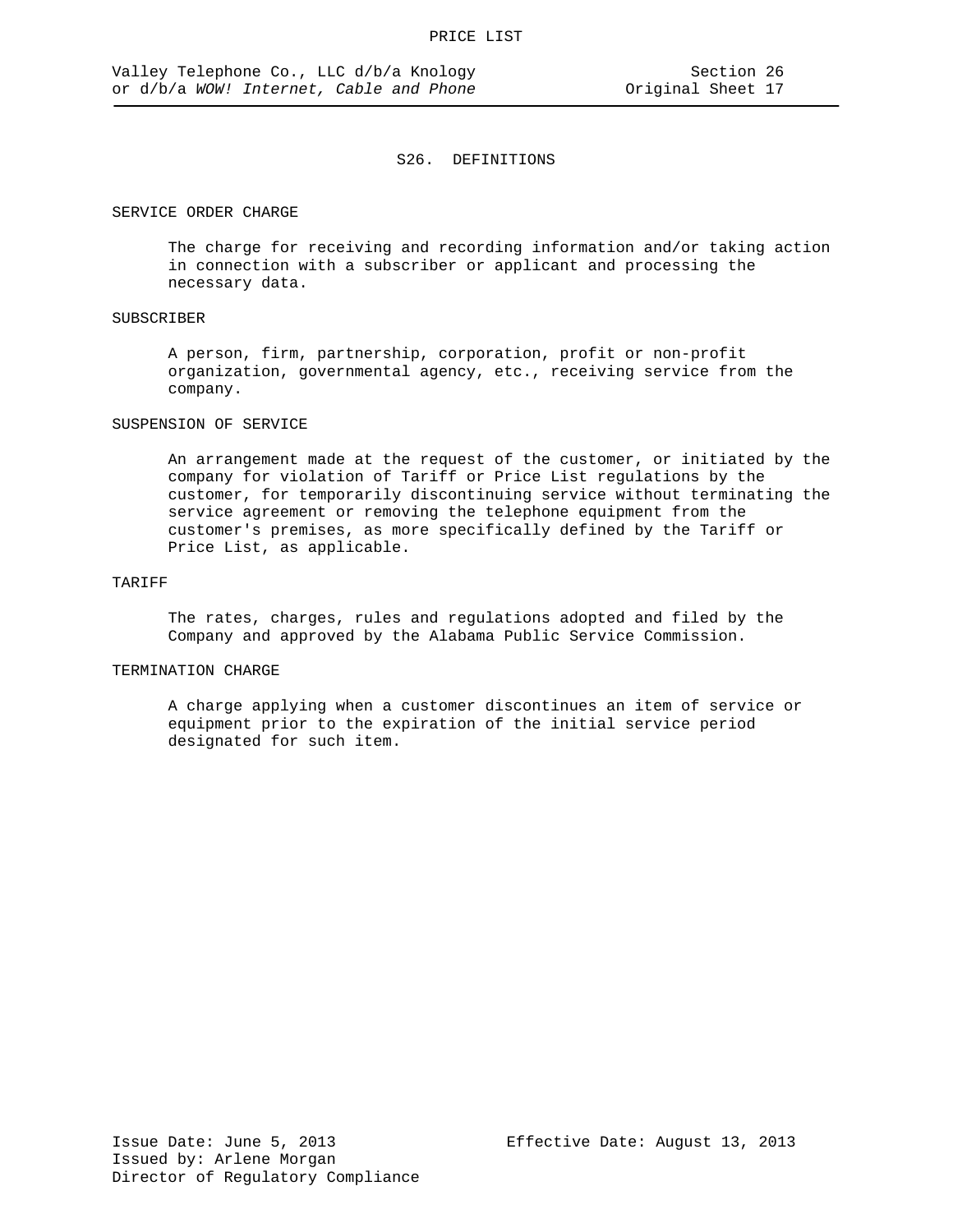# S26. DEFINITIONS

SERVICE ORDER CHARGE

The charge for receiving and recording information and/or taking action in connection with a subscriber or applicant and processing the necessary data.

SUBSCRIBER

A person, firm, partnership, corporation, profit or non-profit organization, governmental agency, etc., receiving service from the company.

SUSPENSION OF SERVICE

An arrangement made at the request of the customer, or initiated by the company for violation of Tariff or Price List regulations by the customer, for temporarily discontinuing service without terminating the service agreement or removing the telephone equipment from the customer's premises, as more specifically defined by the Tariff or Price List, as applicable.

TARIFF

The rates, charges, rules and regulations adopted and filed by the Company and approved by the Alabama Public Service Commission.

TERMINATION CHARGE

A charge applying when a customer discontinues an item of service or equipment prior to the expiration of the initial service period designated for such item.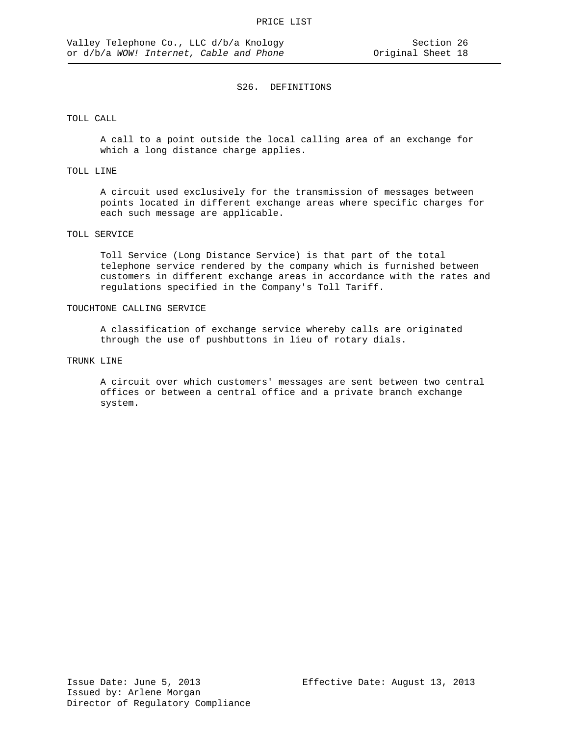## S26. DEFINITIONS

TOLL CALL

A call to a point outside the local calling area of an exchange for which a long distance charge applies.

TOLL LINE

A circuit used exclusively for the transmission of messages between points located in different exchange areas where specific charges for each such message are applicable.

TOLL SERVICE

Toll Service (Long Distance Service) is that part of the total telephone service rendered by the company which is furnished between customers in different exchange areas in accordance with the rates and regulations specified in the Company's Toll Tariff.

TOUCHTONE CALLING SERVICE

A classification of exchange service whereby calls are originated through the use of pushbuttons in lieu of rotary dials.

TRUNK LINE

A circuit over which customers' messages are sent between two central offices or between a central office and a private branch exchange system.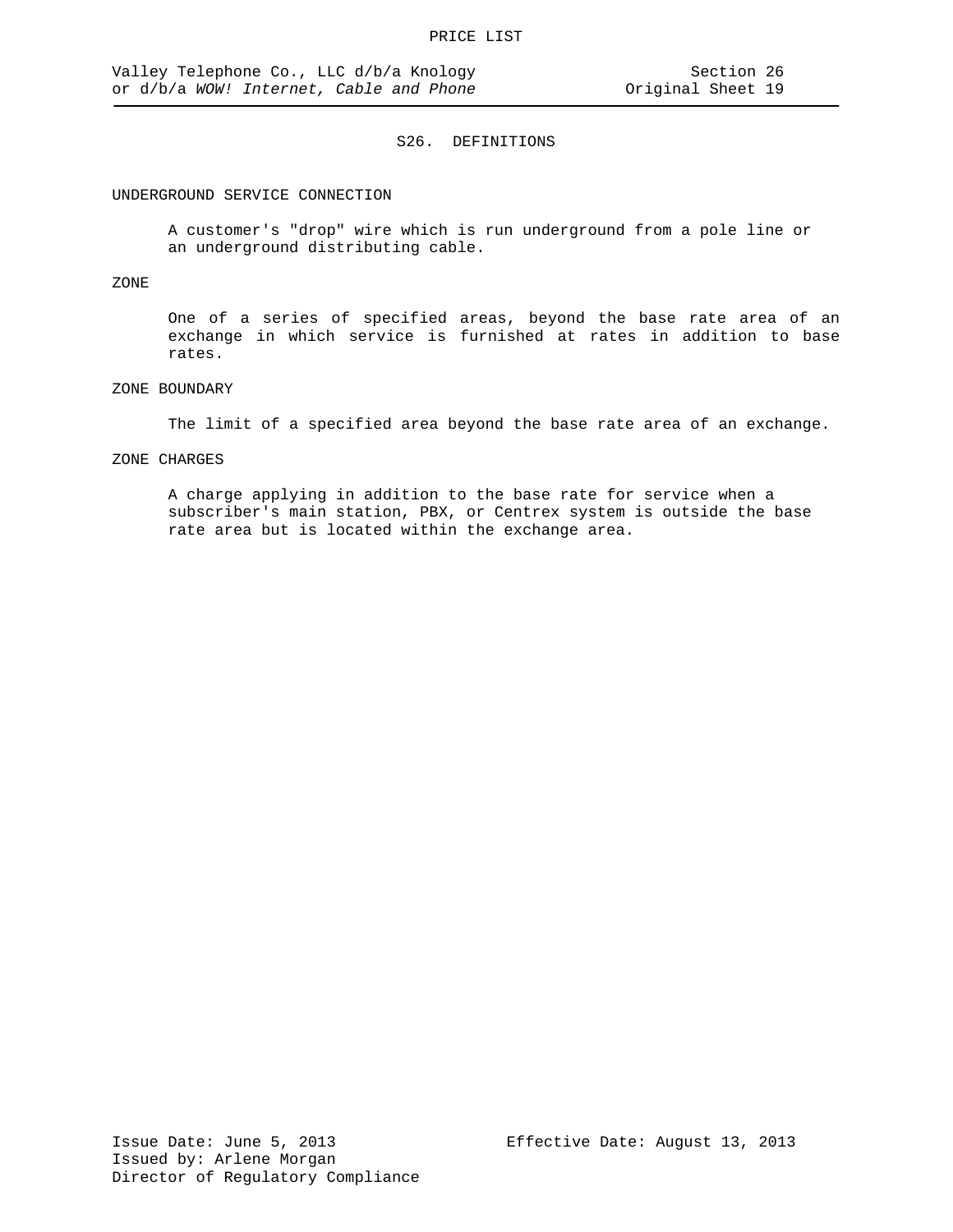## S26. DEFINITIONS

UNDERGROUND SERVICE CONNECTION

A customer's "drop" wire which is run underground from a pole line or an underground distributing cable.

ZONE

One of a series of specified areas, beyond the base rate area of an exchange in which service is furnished at rates in addition to base rates.

ZONE BOUNDARY

The limit of a specified area beyond the base rate area of an exchange.

ZONE CHARGES

A charge applying in addition to the base rate for service when a subscriber's main station, PBX, or Centrex system is outside the base rate area but is located within the exchange area.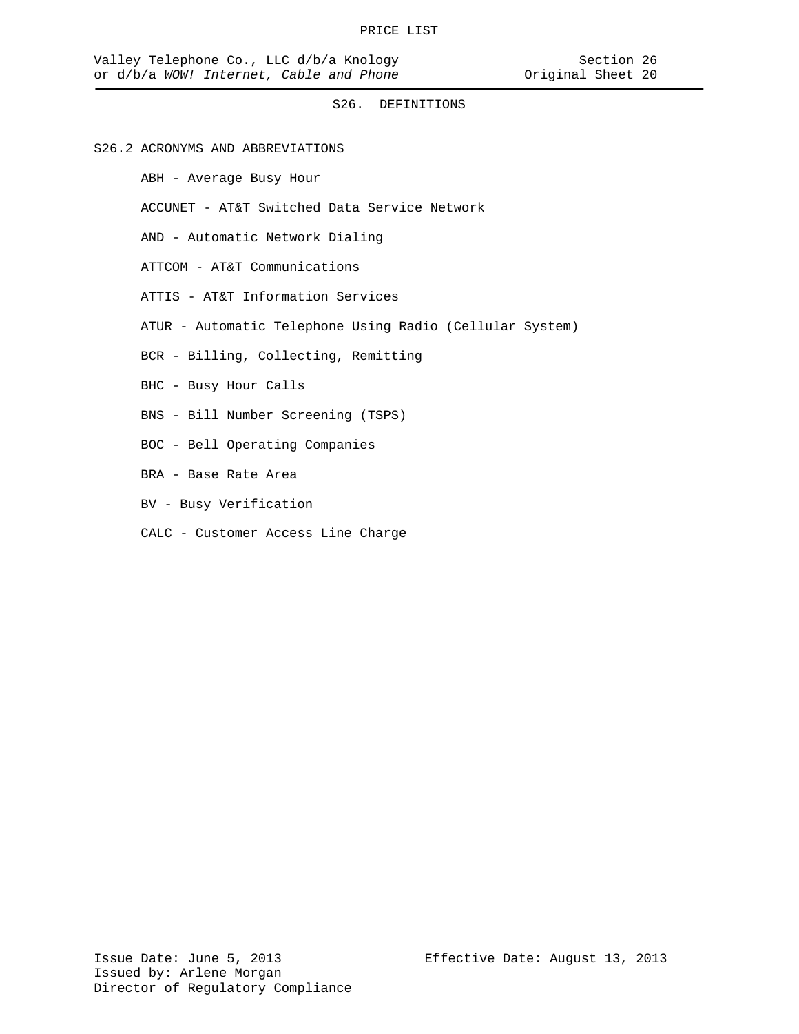## S26. DEFINITIONS

### S26.2 ACRONYMS AND ABBREVIATIONS

ABH - Average Busy Hour

ACCUNET - AT&T Switched Data Service Network

AND - Automatic Network Dialing

ATTCOM - AT&T Communications

ATTIS - AT&T Information Services

ATUR - Automatic Telephone Using Radio (Cellular System)

BCR - Billing, Collecting, Remitting

BHC - Busy Hour Calls

BNS - Bill Number Screening (TSPS)

BOC - Bell Operating Companies

BRA - Base Rate Area

BV - Busy Verification

CALC - Customer Access Line Charge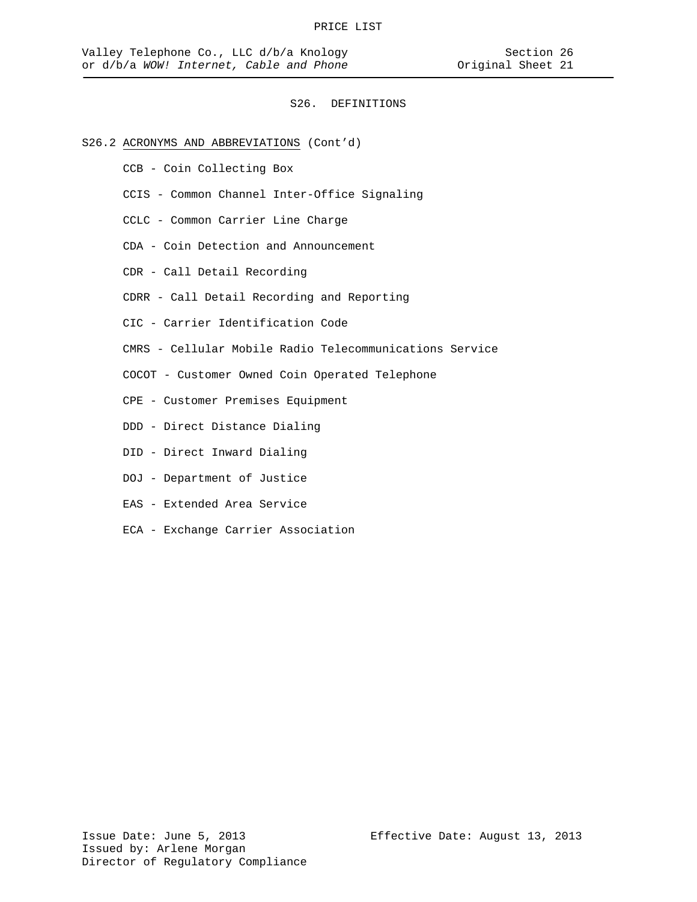# S26. DEFINITIONS

S26.2 ACRONYMS AND ABBREVIATIONS (Cont'd)

CCB - Coin Collecting Box

CCIS - Common Channel Inter-Office Signaling

CCLC - Common Carrier Line Charge

CDA - Coin Detection and Announcement

CDR - Call Detail Recording

CDRR - Call Detail Recording and Reporting

CIC - Carrier Identification Code

CMRS - Cellular Mobile Radio Telecommunications Service

COCOT - Customer Owned Coin Operated Telephone

CPE - Customer Premises Equipment

DDD - Direct Distance Dialing

DID - Direct Inward Dialing

DOJ - Department of Justice

EAS - Extended Area Service

ECA - Exchange Carrier Association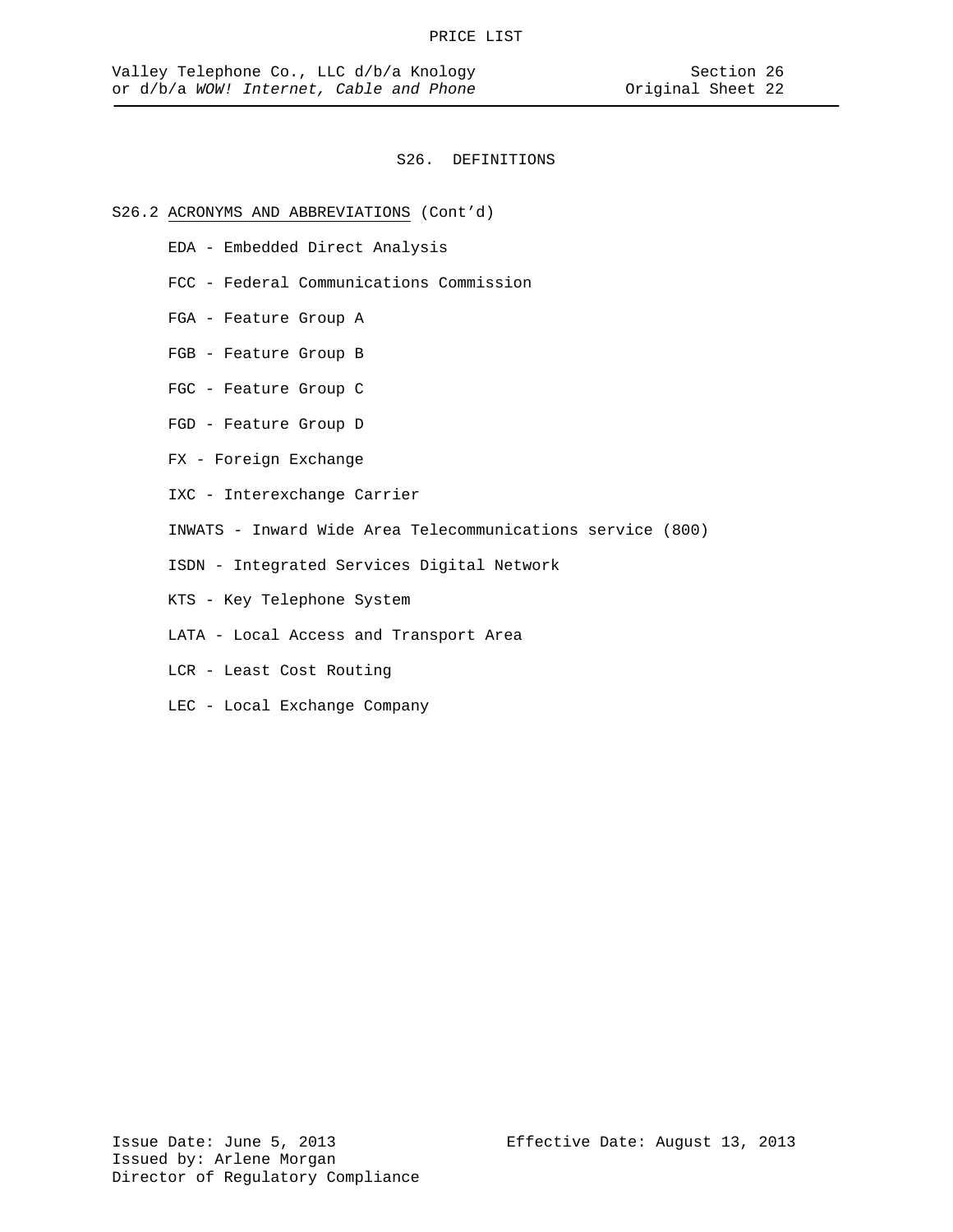# S26. DEFINITIONS

## S26.2 ACRONYMS AND ABBREVIATIONS (Cont'd)

EDA - Embedded Direct Analysis

FCC - Federal Communications Commission

FGA - Feature Group A

FGB - Feature Group B

FGC - Feature Group C

FGD - Feature Group D

FX - Foreign Exchange

IXC - Interexchange Carrier

INWATS - Inward Wide Area Telecommunications service (800)

ISDN - Integrated Services Digital Network

KTS - Key Telephone System

LATA - Local Access and Transport Area

LCR - Least Cost Routing

LEC - Local Exchange Company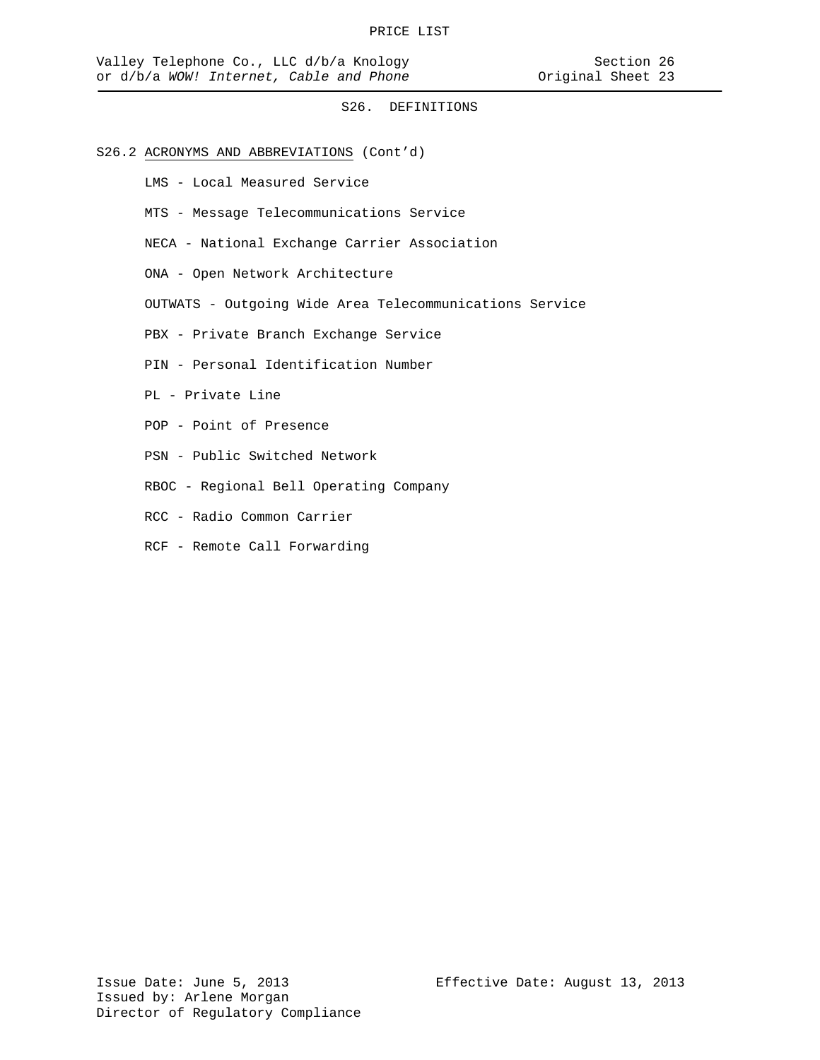## S26. DEFINITIONS

S26.2 ACRONYMS AND ABBREVIATIONS (Cont'd)

LMS - Local Measured Service

MTS - Message Telecommunications Service

NECA - National Exchange Carrier Association

ONA - Open Network Architecture

OUTWATS - Outgoing Wide Area Telecommunications Service

PBX - Private Branch Exchange Service

PIN - Personal Identification Number

PL - Private Line

POP - Point of Presence

PSN - Public Switched Network

RBOC - Regional Bell Operating Company

RCC - Radio Common Carrier

RCF - Remote Call Forwarding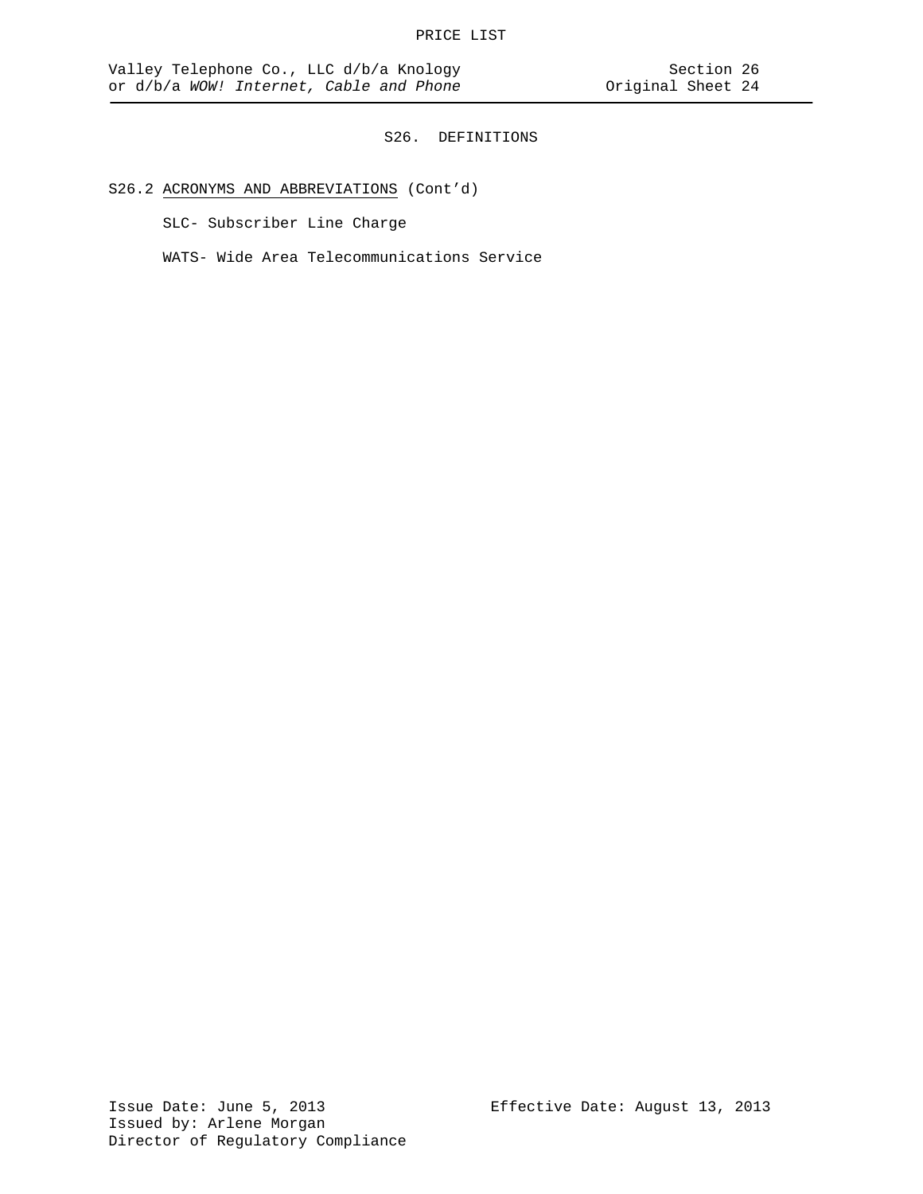# S26. DEFINITIONS

S26.2 ACRONYMS AND ABBREVIATIONS (Cont'd)

SLC- Subscriber Line Charge

WATS- Wide Area Telecommunications Service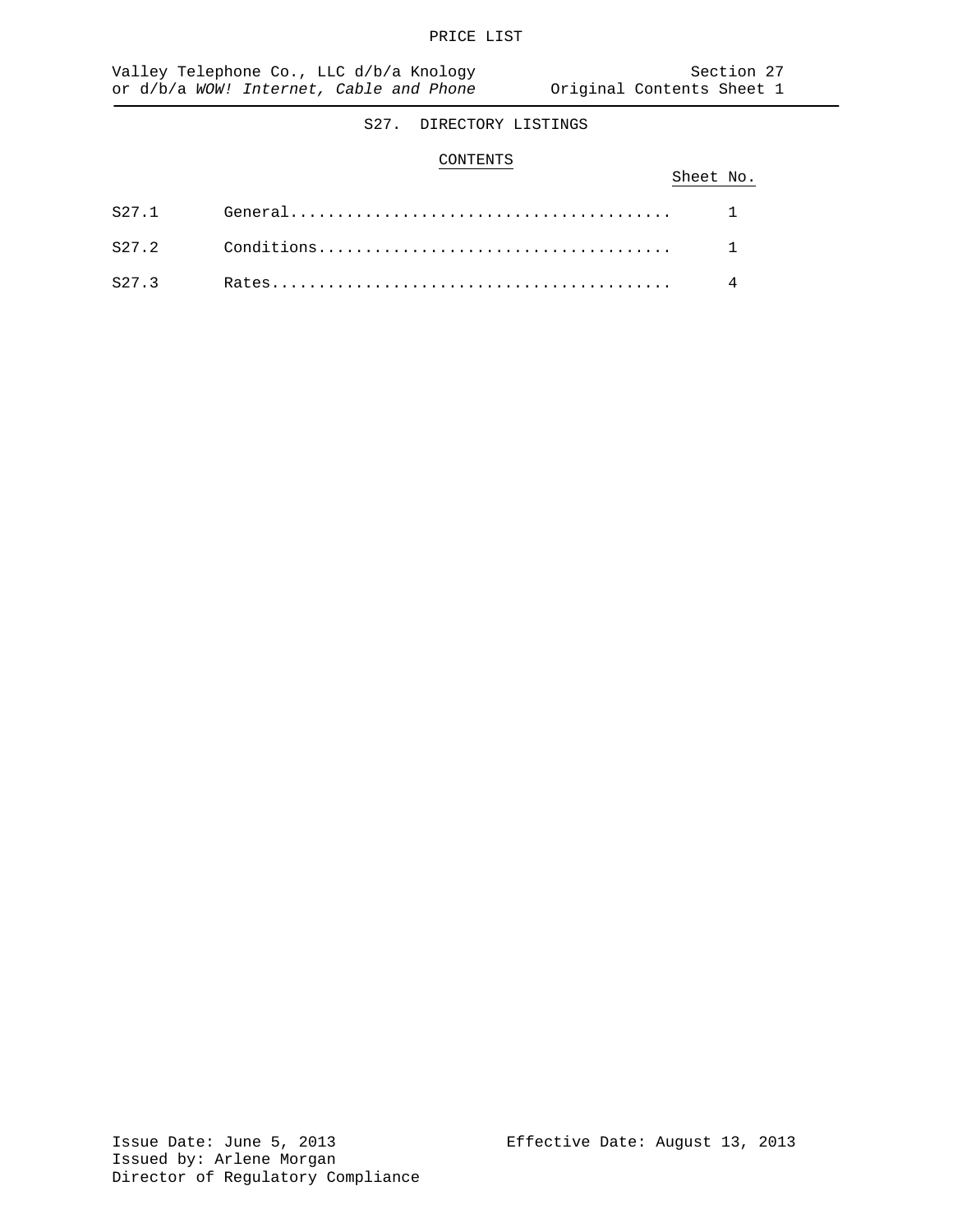## S27. DIRECTORY LISTINGS

### CONTENTS

| | | Sheet No. |
|---|---|---|
| S27.1 | General | 1 |
| S27.2 | Conditions | 1 |
| S27.3 | Rates | 4 |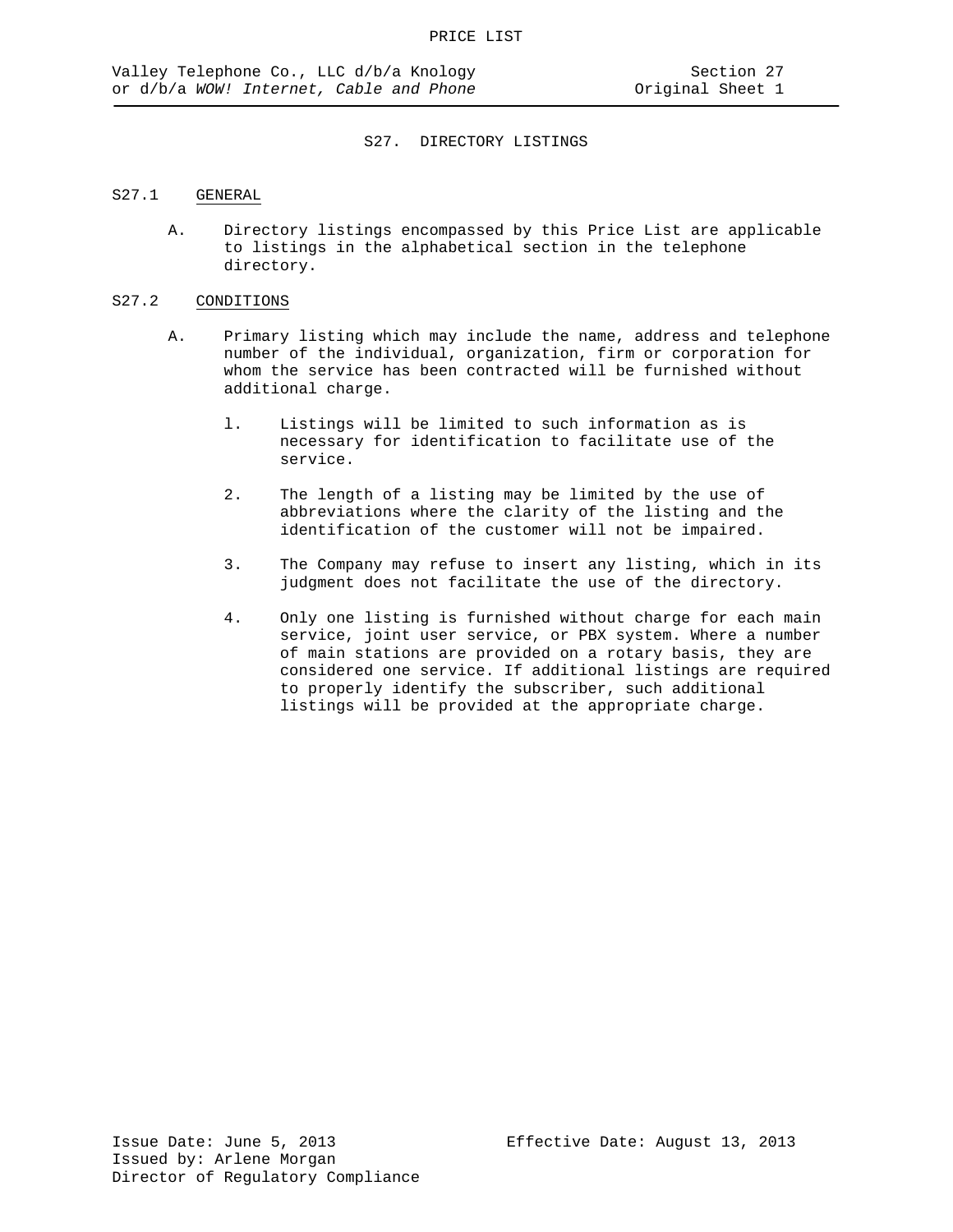# S27. DIRECTORY LISTINGS

## S27.1 GENERAL

A. Directory listings encompassed by this Price List are applicable to listings in the alphabetical section in the telephone directory.

## S27.2 CONDITIONS

A. Primary listing which may include the name, address and telephone number of the individual, organization, firm or corporation for whom the service has been contracted will be furnished without additional charge.

1. Listings will be limited to such information as is necessary for identification to facilitate use of the service.

2. The length of a listing may be limited by the use of abbreviations where the clarity of the listing and the identification of the customer will not be impaired.

3. The Company may refuse to insert any listing, which in its judgment does not facilitate the use of the directory.

4. Only one listing is furnished without charge for each main service, joint user service, or PBX system. Where a number of main stations are provided on a rotary basis, they are considered one service. If additional listings are required to properly identify the subscriber, such additional listings will be provided at the appropriate charge.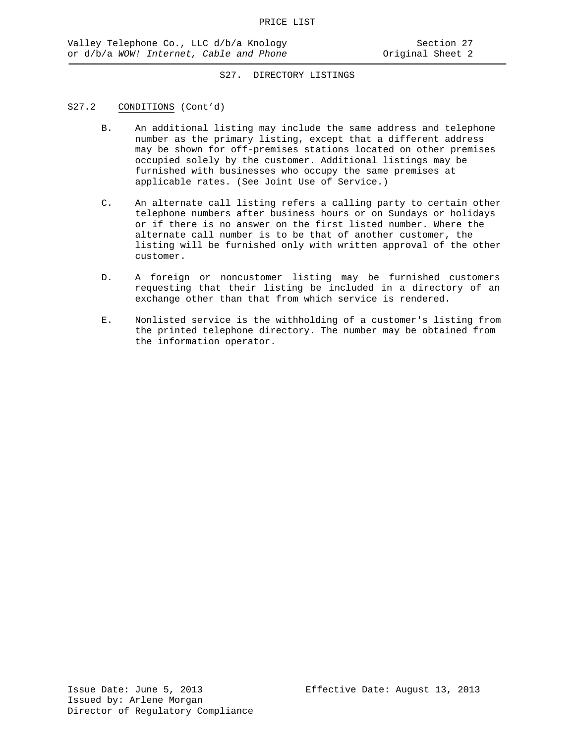## S27. DIRECTORY LISTINGS

S27.2 CONDITIONS (Cont'd)

B. An additional listing may include the same address and telephone number as the primary listing, except that a different address may be shown for off-premises stations located on other premises occupied solely by the customer. Additional listings may be furnished with businesses who occupy the same premises at applicable rates. (See Joint Use of Service.)

C. An alternate call listing refers a calling party to certain other telephone numbers after business hours or on Sundays or holidays or if there is no answer on the first listed number. Where the alternate call number is to be that of another customer, the listing will be furnished only with written approval of the other customer.

D. A foreign or noncustomer listing may be furnished customers requesting that their listing be included in a directory of an exchange other than that from which service is rendered.

E. Nonlisted service is the withholding of a customer's listing from the printed telephone directory. The number may be obtained from the information operator.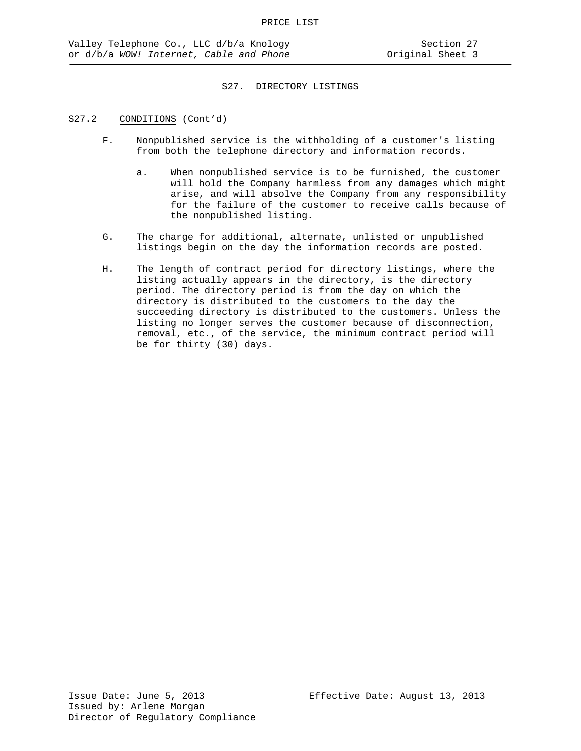## S27. DIRECTORY LISTINGS

S27.2 CONDITIONS (Cont'd)

F. Nonpublished service is the withholding of a customer's listing from both the telephone directory and information records.

a. When nonpublished service is to be furnished, the customer will hold the Company harmless from any damages which might arise, and will absolve the Company from any responsibility for the failure of the customer to receive calls because of the nonpublished listing.

G. The charge for additional, alternate, unlisted or unpublished listings begin on the day the information records are posted.

H. The length of contract period for directory listings, where the listing actually appears in the directory, is the directory period. The directory period is from the day on which the directory is distributed to the customers to the day the succeeding directory is distributed to the customers. Unless the listing no longer serves the customer because of disconnection, removal, etc., of the service, the minimum contract period will be for thirty (30) days.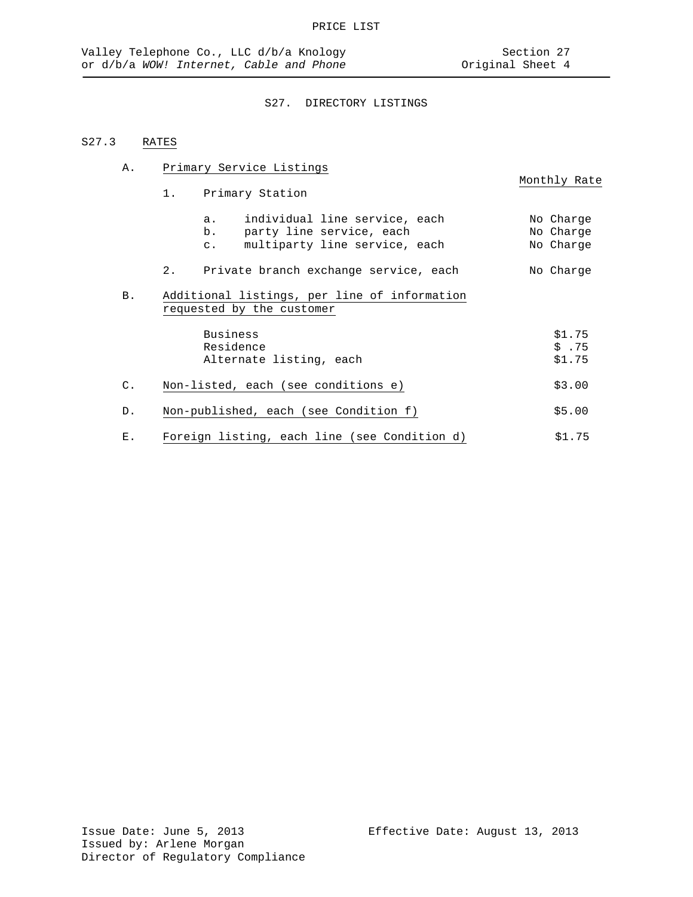PRICE LIST

Valley Telephone Co., LLC d/b/a Knology
or d/b/a *WOW! Internet, Cable and Phone*

Section 27
Original Sheet 4

## S27. DIRECTORY LISTINGS

### S27.3 RATES

A. Primary Service Listings

| | Monthly Rate |
|---|---|
| 1. Primary Station | |
| a. individual line service, each | No Charge |
| b. party line service, each | No Charge |
| c. multiparty line service, each | No Charge |
| 2. Private branch exchange service, each | No Charge |

B. Additional listings, per line of information requested by the customer

| | |
|---|---|
| Business | $1.75 |
| Residence | $ .75 |
| Alternate listing, each | $1.75 |

C. Non-listed, each (see conditions e) — $3.00

D. Non-published, each (see Condition f) — $5.00

E. Foreign listing, each line (see Condition d) — $1.75

Issue Date: June 5, 2013
Issued by: Arlene Morgan
Director of Regulatory Compliance

Effective Date: August 13, 2013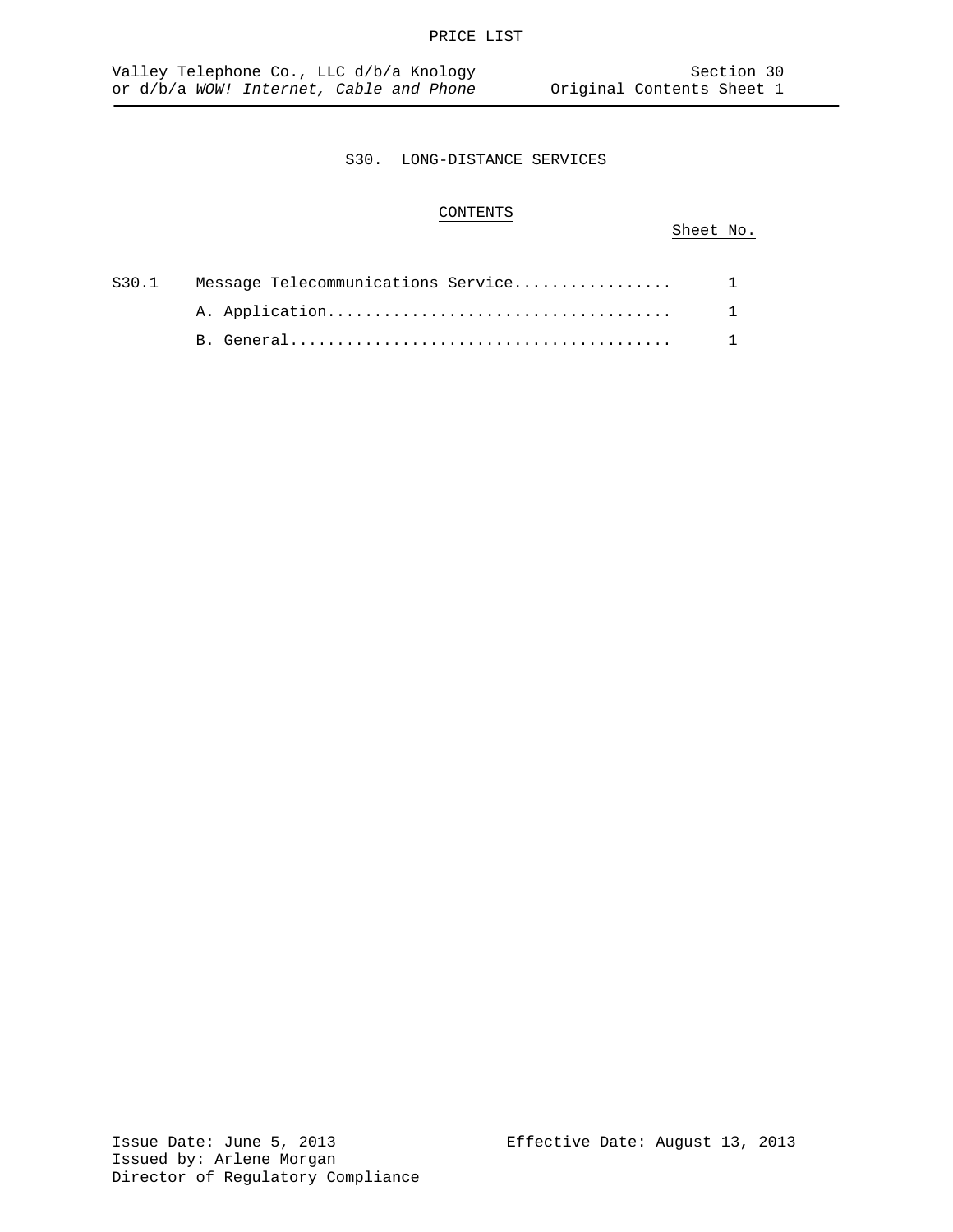# S30. LONG-DISTANCE SERVICES

## CONTENTS

| | | Sheet No. |
|---|---|---|
| S30.1 | Message Telecommunications Service................. | 1 |
| | A. Application.................................... | 1 |
| | B. General........................................ | 1 |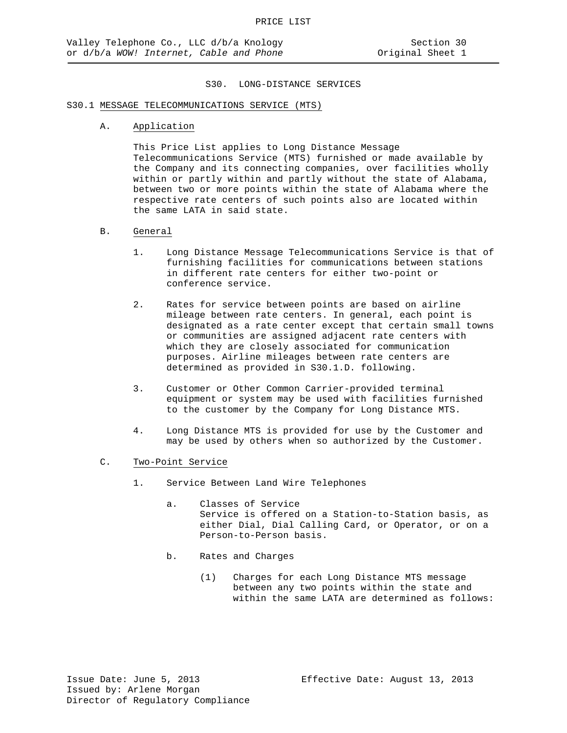# S30. LONG-DISTANCE SERVICES

## S30.1 MESSAGE TELECOMMUNICATIONS SERVICE (MTS)

### A. Application

This Price List applies to Long Distance Message Telecommunications Service (MTS) furnished or made available by the Company and its connecting companies, over facilities wholly within or partly within and partly without the state of Alabama, between two or more points within the state of Alabama where the respective rate centers of such points also are located within the same LATA in said state.

### B. General

1. Long Distance Message Telecommunications Service is that of furnishing facilities for communications between stations in different rate centers for either two-point or conference service.

2. Rates for service between points are based on airline mileage between rate centers. In general, each point is designated as a rate center except that certain small towns or communities are assigned adjacent rate centers with which they are closely associated for communication purposes. Airline mileages between rate centers are determined as provided in S30.1.D. following.

3. Customer or Other Common Carrier-provided terminal equipment or system may be used with facilities furnished to the customer by the Company for Long Distance MTS.

4. Long Distance MTS is provided for use by the Customer and may be used by others when so authorized by the Customer.

### C. Two-Point Service

1. Service Between Land Wire Telephones

   a. Classes of Service
   Service is offered on a Station-to-Station basis, as either Dial, Dial Calling Card, or Operator, or on a Person-to-Person basis.

   b. Rates and Charges

      (1) Charges for each Long Distance MTS message between any two points within the state and within the same LATA are determined as follows: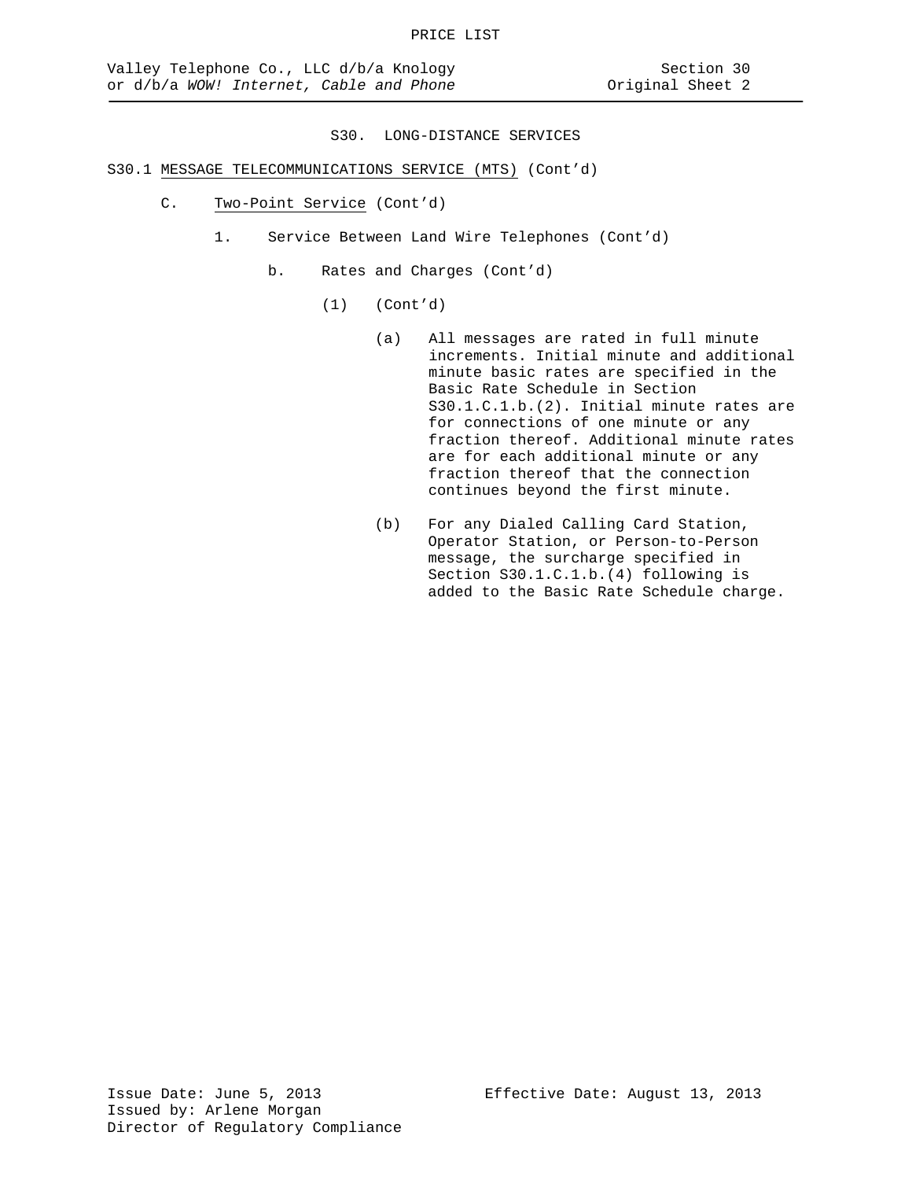# S30. LONG-DISTANCE SERVICES

S30.1 MESSAGE TELECOMMUNICATIONS SERVICE (MTS) (Cont'd)

C. Two-Point Service (Cont'd)

1. Service Between Land Wire Telephones (Cont'd)

b. Rates and Charges (Cont'd)

(1) (Cont'd)

(a) All messages are rated in full minute increments. Initial minute and additional minute basic rates are specified in the Basic Rate Schedule in Section S30.1.C.1.b.(2). Initial minute rates are for connections of one minute or any fraction thereof. Additional minute rates are for each additional minute or any fraction thereof that the connection continues beyond the first minute.

(b) For any Dialed Calling Card Station, Operator Station, or Person-to-Person message, the surcharge specified in Section S30.1.C.1.b.(4) following is added to the Basic Rate Schedule charge.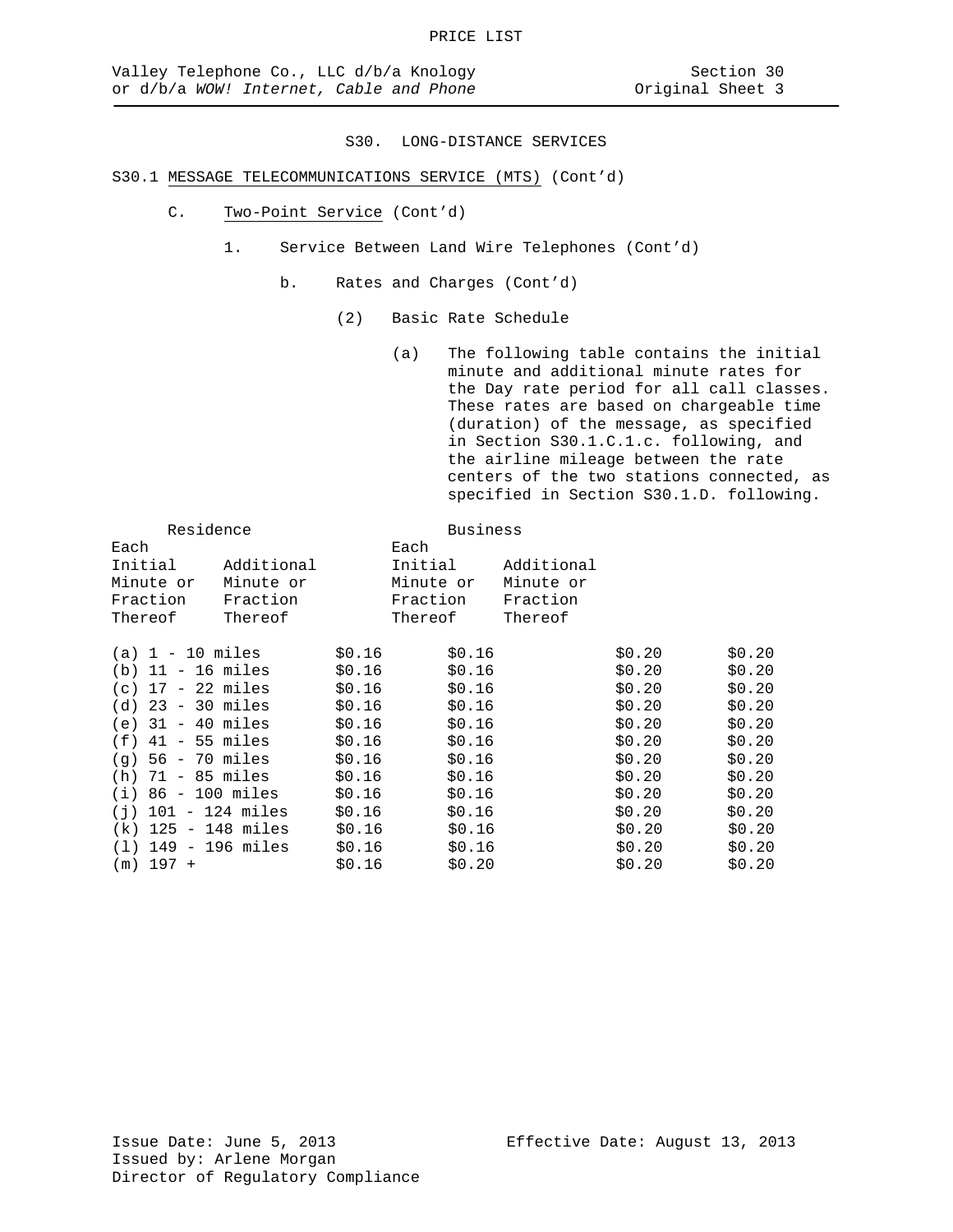PRICE LIST

Valley Telephone Co., LLC d/b/a Knology or d/b/a *WOW! Internet, Cable and Phone*

Section 30
Original Sheet 3

S30. LONG-DISTANCE SERVICES

S30.1 MESSAGE TELECOMMUNICATIONS SERVICE (MTS) (Cont'd)

C. Two-Point Service (Cont'd)

1. Service Between Land Wire Telephones (Cont'd)

b. Rates and Charges (Cont'd)

(2) Basic Rate Schedule

(a) The following table contains the initial minute and additional minute rates for the Day rate period for all call classes. These rates are based on chargeable time (duration) of the message, as specified in Section S30.1.C.1.c. following, and the airline mileage between the rate centers of the two stations connected, as specified in Section S30.1.D. following.

| | Residence | | Business | |
|---|---|---|---|---|
| | Each Initial Minute or Fraction Thereof | Additional Minute or Fraction Thereof | Each Initial Minute or Fraction Thereof | Additional Minute or Fraction Thereof |
| (a) 1 - 10 miles | $0.16 | $0.16 | $0.20 | $0.20 |
| (b) 11 - 16 miles | $0.16 | $0.16 | $0.20 | $0.20 |
| (c) 17 - 22 miles | $0.16 | $0.16 | $0.20 | $0.20 |
| (d) 23 - 30 miles | $0.16 | $0.16 | $0.20 | $0.20 |
| (e) 31 - 40 miles | $0.16 | $0.16 | $0.20 | $0.20 |
| (f) 41 - 55 miles | $0.16 | $0.16 | $0.20 | $0.20 |
| (g) 56 - 70 miles | $0.16 | $0.16 | $0.20 | $0.20 |
| (h) 71 - 85 miles | $0.16 | $0.16 | $0.20 | $0.20 |
| (i) 86 - 100 miles | $0.16 | $0.16 | $0.20 | $0.20 |
| (j) 101 - 124 miles | $0.16 | $0.16 | $0.20 | $0.20 |
| (k) 125 - 148 miles | $0.16 | $0.16 | $0.20 | $0.20 |
| (l) 149 - 196 miles | $0.16 | $0.16 | $0.20 | $0.20 |
| (m) 197 + | $0.16 | $0.20 | $0.20 | $0.20 |

Issue Date: June 5, 2013
Issued by: Arlene Morgan
Director of Regulatory Compliance

Effective Date: August 13, 2013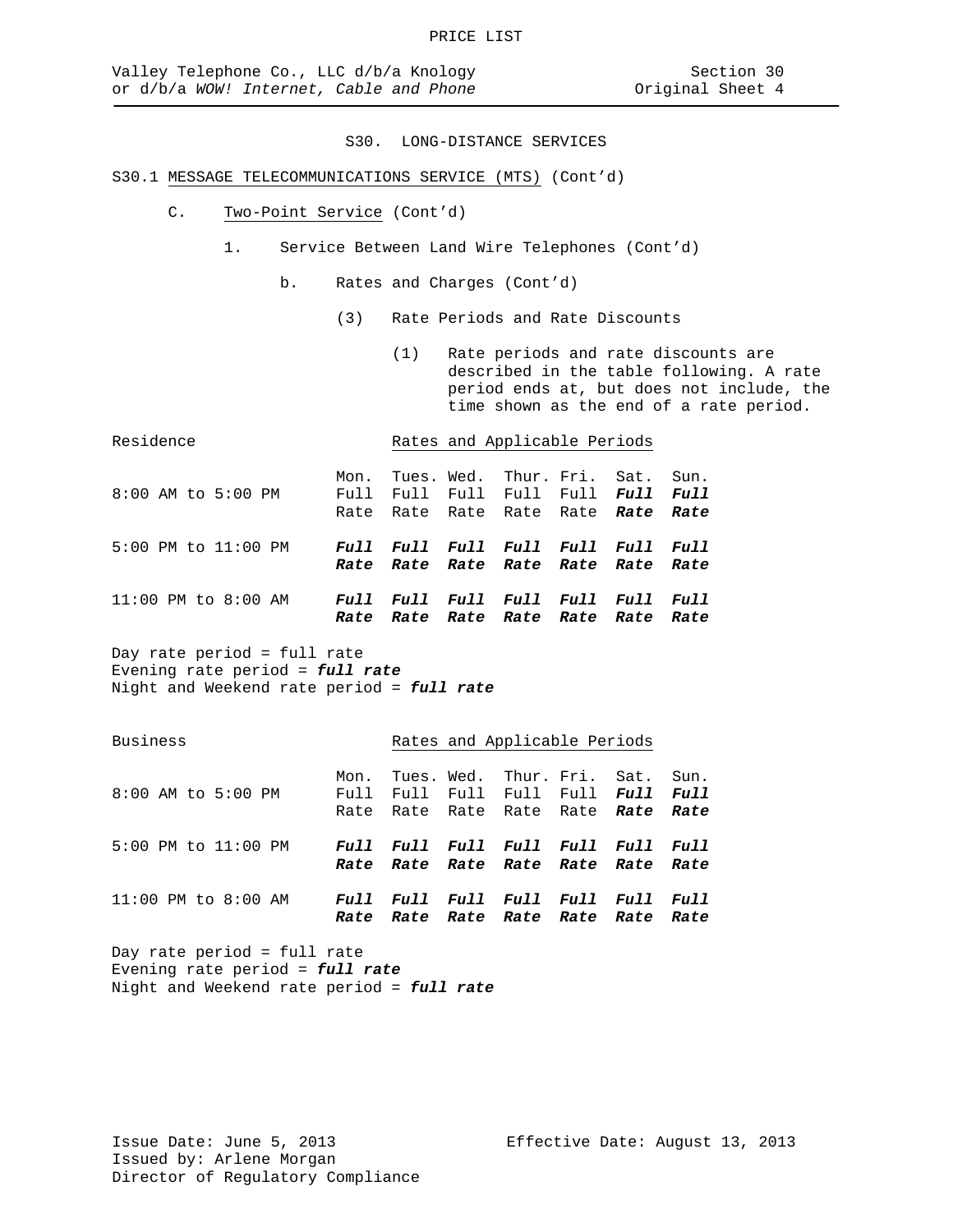PRICE LIST

Valley Telephone Co., LLC d/b/a Knology or d/b/a *WOW! Internet, Cable and Phone*

Section 30
Original Sheet 4

S30. LONG-DISTANCE SERVICES

S30.1 MESSAGE TELECOMMUNICATIONS SERVICE (MTS) (Cont'd)

C. Two-Point Service (Cont'd)

1. Service Between Land Wire Telephones (Cont'd)

b. Rates and Charges (Cont'd)

(3) Rate Periods and Rate Discounts

(1) Rate periods and rate discounts are described in the table following. A rate period ends at, but does not include, the time shown as the end of a rate period.

Residence — Rates and Applicable Periods

| | Mon. | Tues. | Wed. | Thur. | Fri. | Sat. | Sun. |
|---|---|---|---|---|---|---|---|
| 8:00 AM to 5:00 PM | Full Rate | Full Rate | Full Rate | Full Rate | Full Rate | ***Full Rate*** | ***Full Rate*** |
| 5:00 PM to 11:00 PM | ***Full Rate*** | ***Full Rate*** | ***Full Rate*** | ***Full Rate*** | ***Full Rate*** | ***Full Rate*** | ***Full Rate*** |
| 11:00 PM to 8:00 AM | ***Full Rate*** | ***Full Rate*** | ***Full Rate*** | ***Full Rate*** | ***Full Rate*** | ***Full Rate*** | ***Full Rate*** |

Day rate period = full rate
Evening rate period = ***full rate***
Night and Weekend rate period = ***full rate***

Business — Rates and Applicable Periods

| | Mon. | Tues. | Wed. | Thur. | Fri. | Sat. | Sun. |
|---|---|---|---|---|---|---|---|
| 8:00 AM to 5:00 PM | Full Rate | Full Rate | Full Rate | Full Rate | Full Rate | ***Full Rate*** | ***Full Rate*** |
| 5:00 PM to 11:00 PM | ***Full Rate*** | ***Full Rate*** | ***Full Rate*** | ***Full Rate*** | ***Full Rate*** | ***Full Rate*** | ***Full Rate*** |
| 11:00 PM to 8:00 AM | ***Full Rate*** | ***Full Rate*** | ***Full Rate*** | ***Full Rate*** | ***Full Rate*** | ***Full Rate*** | ***Full Rate*** |

Day rate period = full rate
Evening rate period = ***full rate***
Night and Weekend rate period = ***full rate***

Issue Date: June 5, 2013
Issued by: Arlene Morgan
Director of Regulatory Compliance

Effective Date: August 13, 2013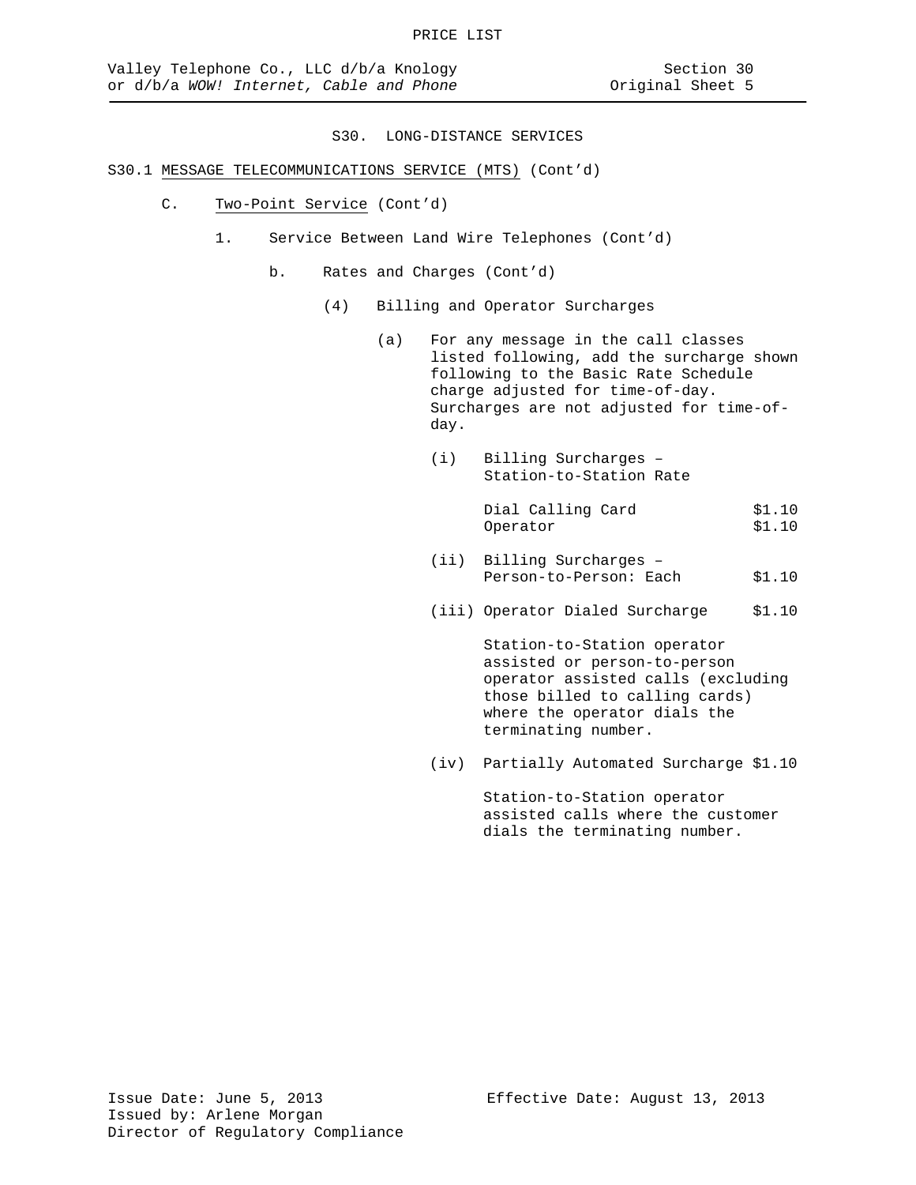PRICE LIST

Valley Telephone Co., LLC d/b/a Knology or d/b/a *WOW! Internet, Cable and Phone*

Section 30
Original Sheet 5

## S30. LONG-DISTANCE SERVICES

S30.1 MESSAGE TELECOMMUNICATIONS SERVICE (MTS) (Cont'd)

C. Two-Point Service (Cont'd)

1. Service Between Land Wire Telephones (Cont'd)

b. Rates and Charges (Cont'd)

(4) Billing and Operator Surcharges

(a) For any message in the call classes listed following, add the surcharge shown following to the Basic Rate Schedule charge adjusted for time-of-day. Surcharges are not adjusted for time-of-day.

(i) Billing Surcharges – Station-to-Station Rate

| | |
|---|---|
| Dial Calling Card | $1.10 |
| Operator | $1.10 |

(ii) Billing Surcharges – Person-to-Person: Each $1.10

(iii) Operator Dialed Surcharge $1.10

Station-to-Station operator assisted or person-to-person operator assisted calls (excluding those billed to calling cards) where the operator dials the terminating number.

(iv) Partially Automated Surcharge $1.10

Station-to-Station operator assisted calls where the customer dials the terminating number.

Issue Date: June 5, 2013
Issued by: Arlene Morgan
Director of Regulatory Compliance

Effective Date: August 13, 2013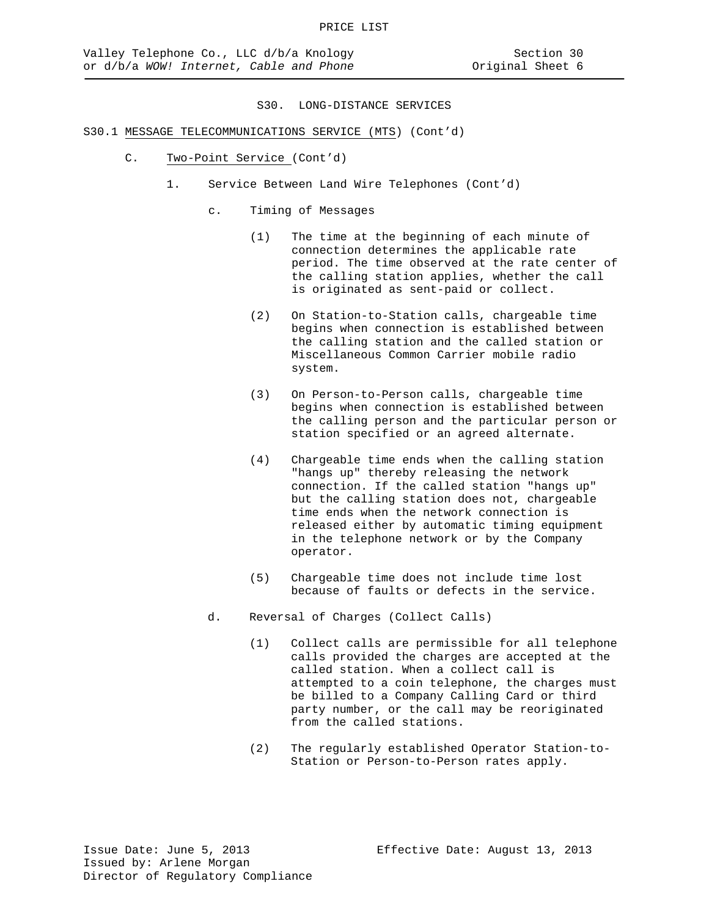# S30. LONG-DISTANCE SERVICES

S30.1 MESSAGE TELECOMMUNICATIONS SERVICE (MTS) (Cont'd)

C. Two-Point Service (Cont'd)

1. Service Between Land Wire Telephones (Cont'd)

c. Timing of Messages

(1) The time at the beginning of each minute of connection determines the applicable rate period. The time observed at the rate center of the calling station applies, whether the call is originated as sent-paid or collect.

(2) On Station-to-Station calls, chargeable time begins when connection is established between the calling station and the called station or Miscellaneous Common Carrier mobile radio system.

(3) On Person-to-Person calls, chargeable time begins when connection is established between the calling person and the particular person or station specified or an agreed alternate.

(4) Chargeable time ends when the calling station "hangs up" thereby releasing the network connection. If the called station "hangs up" but the calling station does not, chargeable time ends when the network connection is released either by automatic timing equipment in the telephone network or by the Company operator.

(5) Chargeable time does not include time lost because of faults or defects in the service.

d. Reversal of Charges (Collect Calls)

(1) Collect calls are permissible for all telephone calls provided the charges are accepted at the called station. When a collect call is attempted to a coin telephone, the charges must be billed to a Company Calling Card or third party number, or the call may be reoriginated from the called stations.

(2) The regularly established Operator Station-to-Station or Person-to-Person rates apply.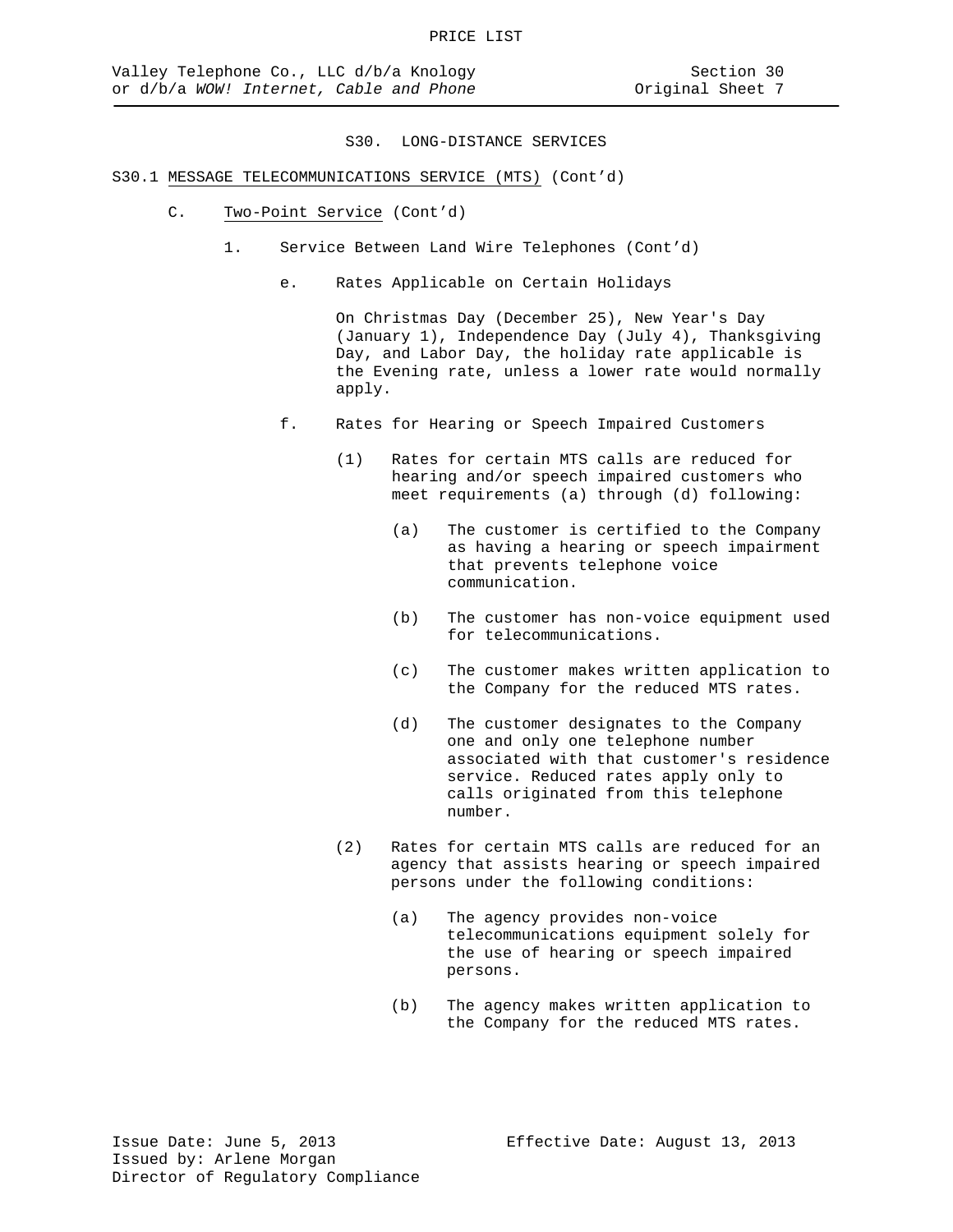## S30. LONG-DISTANCE SERVICES

S30.1 MESSAGE TELECOMMUNICATIONS SERVICE (MTS) (Cont'd)

C. Two-Point Service (Cont'd)

1. Service Between Land Wire Telephones (Cont'd)

e. Rates Applicable on Certain Holidays

On Christmas Day (December 25), New Year's Day (January 1), Independence Day (July 4), Thanksgiving Day, and Labor Day, the holiday rate applicable is the Evening rate, unless a lower rate would normally apply.

f. Rates for Hearing or Speech Impaired Customers

(1) Rates for certain MTS calls are reduced for hearing and/or speech impaired customers who meet requirements (a) through (d) following:

(a) The customer is certified to the Company as having a hearing or speech impairment that prevents telephone voice communication.

(b) The customer has non-voice equipment used for telecommunications.

(c) The customer makes written application to the Company for the reduced MTS rates.

(d) The customer designates to the Company one and only one telephone number associated with that customer's residence service. Reduced rates apply only to calls originated from this telephone number.

(2) Rates for certain MTS calls are reduced for an agency that assists hearing or speech impaired persons under the following conditions:

(a) The agency provides non-voice telecommunications equipment solely for the use of hearing or speech impaired persons.

(b) The agency makes written application to the Company for the reduced MTS rates.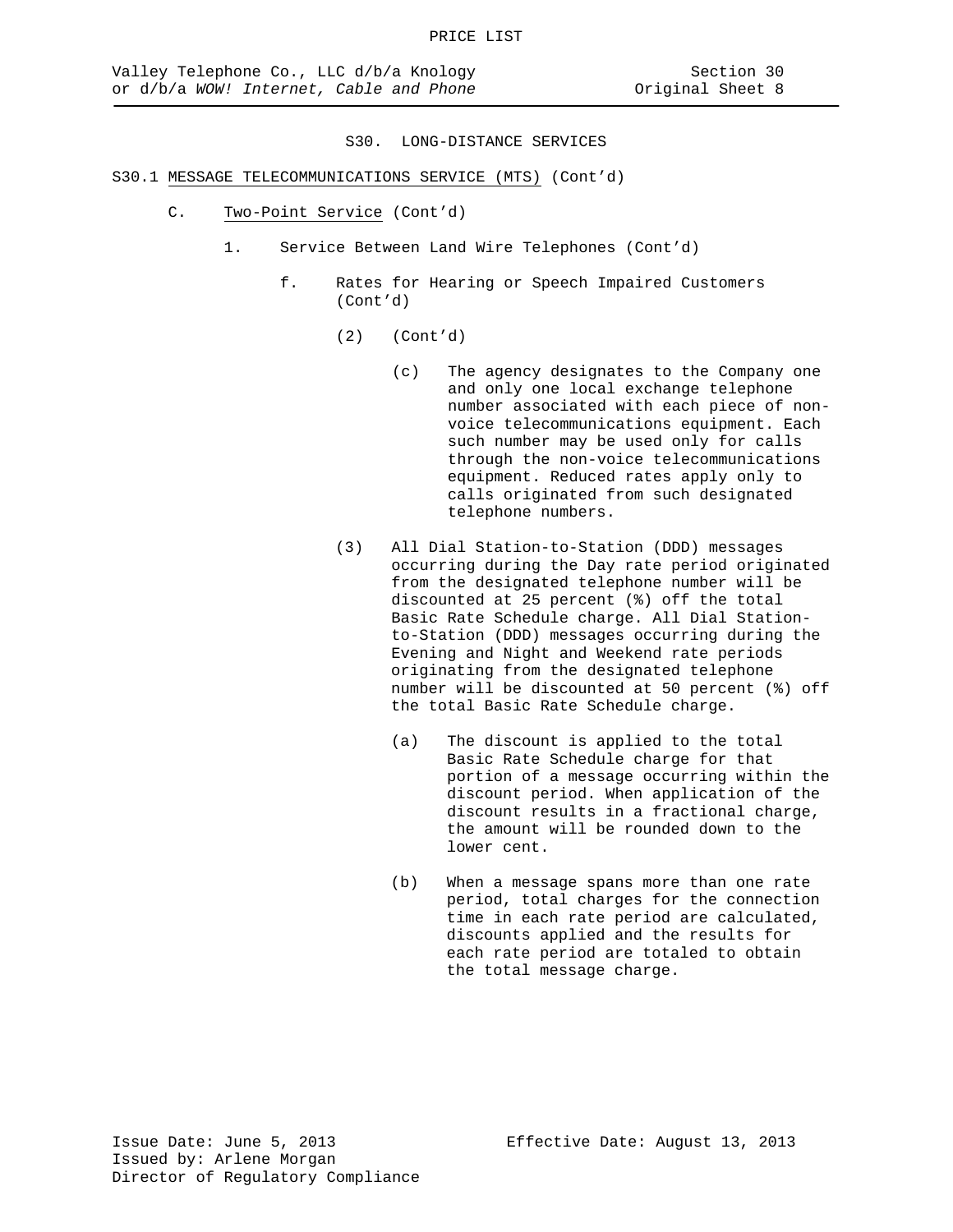PRICE LIST

Valley Telephone Co., LLC d/b/a Knology or d/b/a *WOW! Internet, Cable and Phone*

Section 30
Original Sheet 8

## S30. LONG-DISTANCE SERVICES

S30.1 MESSAGE TELECOMMUNICATIONS SERVICE (MTS) (Cont'd)

C. Two-Point Service (Cont'd)

1. Service Between Land Wire Telephones (Cont'd)

f. Rates for Hearing or Speech Impaired Customers (Cont'd)

(2) (Cont'd)

(c) The agency designates to the Company one and only one local exchange telephone number associated with each piece of non-voice telecommunications equipment. Each such number may be used only for calls through the non-voice telecommunications equipment. Reduced rates apply only to calls originated from such designated telephone numbers.

(3) All Dial Station-to-Station (DDD) messages occurring during the Day rate period originated from the designated telephone number will be discounted at 25 percent (%) off the total Basic Rate Schedule charge. All Dial Station-to-Station (DDD) messages occurring during the Evening and Night and Weekend rate periods originating from the designated telephone number will be discounted at 50 percent (%) off the total Basic Rate Schedule charge.

(a) The discount is applied to the total Basic Rate Schedule charge for that portion of a message occurring within the discount period. When application of the discount results in a fractional charge, the amount will be rounded down to the lower cent.

(b) When a message spans more than one rate period, total charges for the connection time in each rate period are calculated, discounts applied and the results for each rate period are totaled to obtain the total message charge.

Issue Date: June 5, 2013
Effective Date: August 13, 2013
Issued by: Arlene Morgan
Director of Regulatory Compliance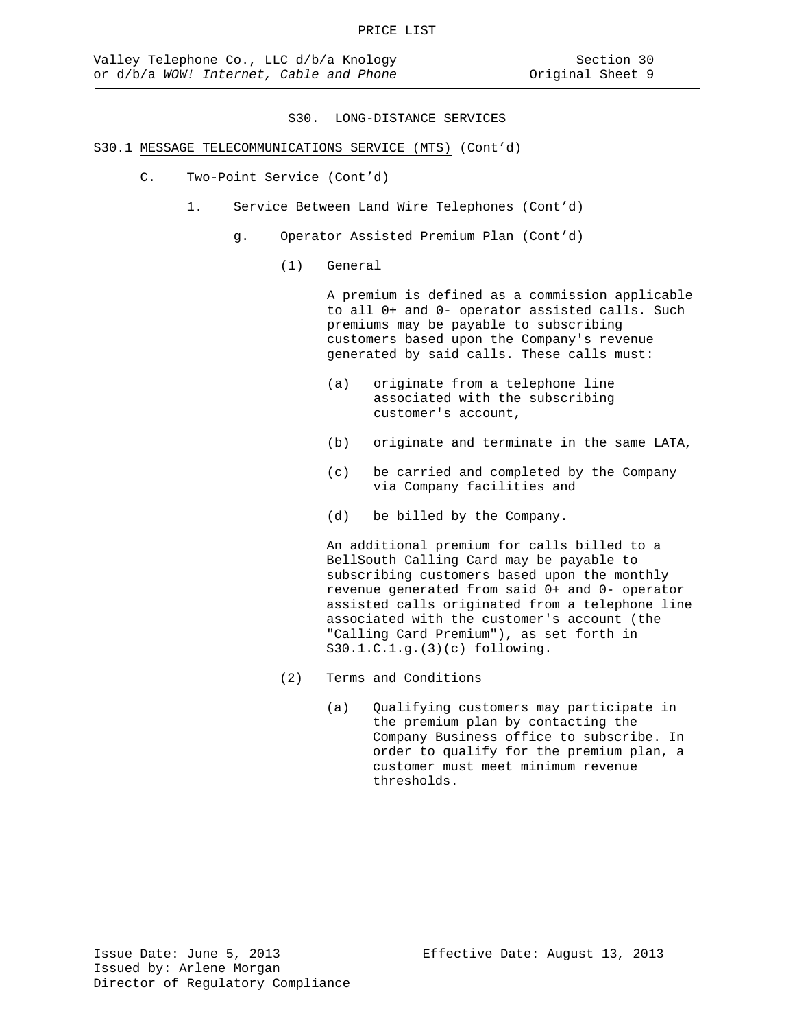PRICE LIST

Valley Telephone Co., LLC d/b/a Knology or d/b/a *WOW! Internet, Cable and Phone*

Section 30
Original Sheet 9

## S30. LONG-DISTANCE SERVICES

S30.1 MESSAGE TELECOMMUNICATIONS SERVICE (MTS) (Cont'd)

C. Two-Point Service (Cont'd)

1. Service Between Land Wire Telephones (Cont'd)

g. Operator Assisted Premium Plan (Cont'd)

(1) General

A premium is defined as a commission applicable to all 0+ and 0- operator assisted calls. Such premiums may be payable to subscribing customers based upon the Company's revenue generated by said calls. These calls must:

(a) originate from a telephone line associated with the subscribing customer's account,

(b) originate and terminate in the same LATA,

(c) be carried and completed by the Company via Company facilities and

(d) be billed by the Company.

An additional premium for calls billed to a BellSouth Calling Card may be payable to subscribing customers based upon the monthly revenue generated from said 0+ and 0- operator assisted calls originated from a telephone line associated with the customer's account (the "Calling Card Premium"), as set forth in S30.1.C.1.g.(3)(c) following.

(2) Terms and Conditions

(a) Qualifying customers may participate in the premium plan by contacting the Company Business office to subscribe. In order to qualify for the premium plan, a customer must meet minimum revenue thresholds.

Issue Date: June 5, 2013
Effective Date: August 13, 2013
Issued by: Arlene Morgan
Director of Regulatory Compliance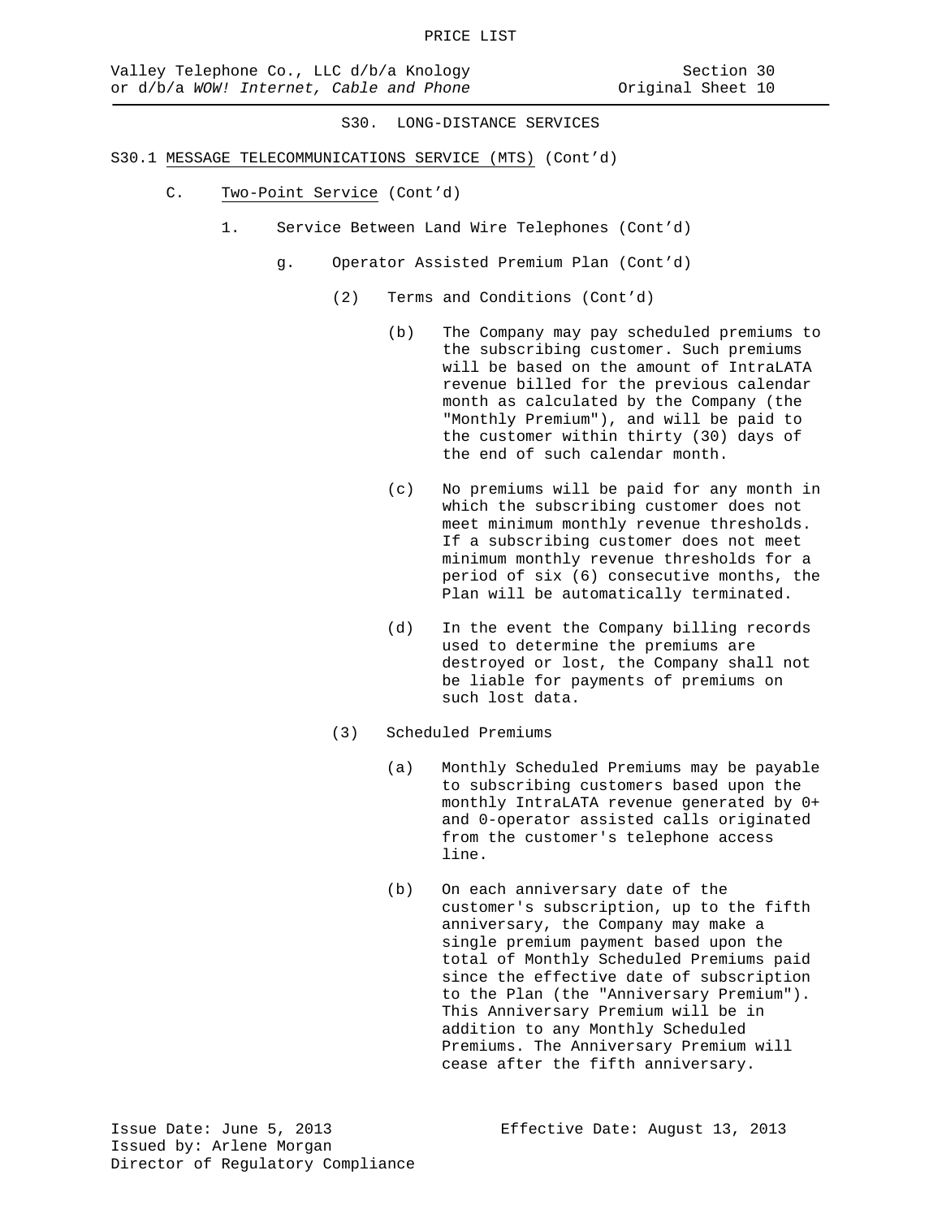## S30. LONG-DISTANCE SERVICES

S30.1 MESSAGE TELECOMMUNICATIONS SERVICE (MTS) (Cont'd)

C. Two-Point Service (Cont'd)

1. Service Between Land Wire Telephones (Cont'd)

g. Operator Assisted Premium Plan (Cont'd)

(2) Terms and Conditions (Cont'd)

(b) The Company may pay scheduled premiums to the subscribing customer. Such premiums will be based on the amount of IntraLATA revenue billed for the previous calendar month as calculated by the Company (the "Monthly Premium"), and will be paid to the customer within thirty (30) days of the end of such calendar month.

(c) No premiums will be paid for any month in which the subscribing customer does not meet minimum monthly revenue thresholds. If a subscribing customer does not meet minimum monthly revenue thresholds for a period of six (6) consecutive months, the Plan will be automatically terminated.

(d) In the event the Company billing records used to determine the premiums are destroyed or lost, the Company shall not be liable for payments of premiums on such lost data.

(3) Scheduled Premiums

(a) Monthly Scheduled Premiums may be payable to subscribing customers based upon the monthly IntraLATA revenue generated by 0+ and 0-operator assisted calls originated from the customer's telephone access line.

(b) On each anniversary date of the customer's subscription, up to the fifth anniversary, the Company may make a single premium payment based upon the total of Monthly Scheduled Premiums paid since the effective date of subscription to the Plan (the "Anniversary Premium"). This Anniversary Premium will be in addition to any Monthly Scheduled Premiums. The Anniversary Premium will cease after the fifth anniversary.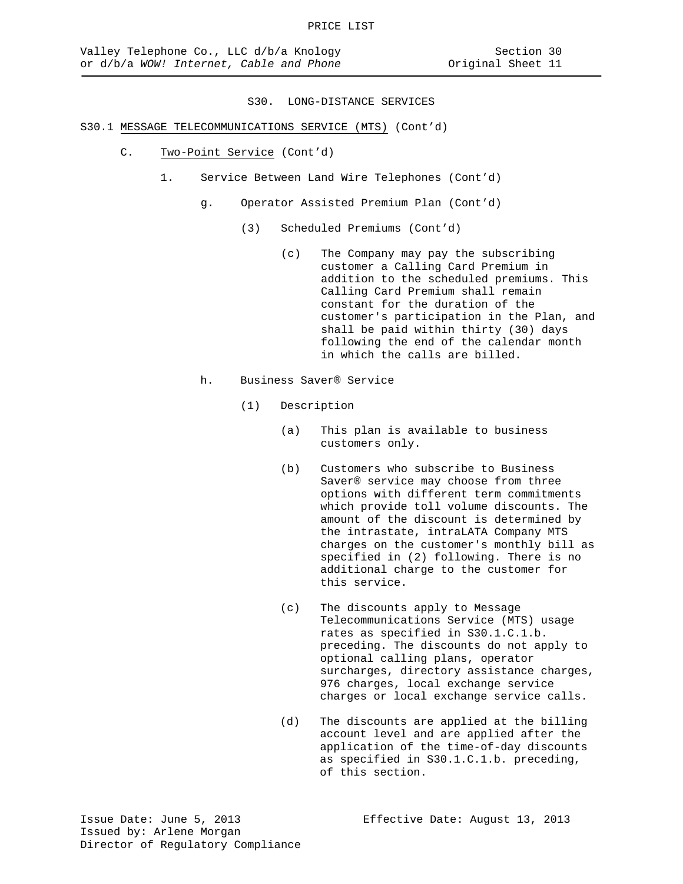## S30. LONG-DISTANCE SERVICES

S30.1 MESSAGE TELECOMMUNICATIONS SERVICE (MTS) (Cont'd)

C. Two-Point Service (Cont'd)

1. Service Between Land Wire Telephones (Cont'd)

g. Operator Assisted Premium Plan (Cont'd)

(3) Scheduled Premiums (Cont'd)

(c) The Company may pay the subscribing customer a Calling Card Premium in addition to the scheduled premiums. This Calling Card Premium shall remain constant for the duration of the customer's participation in the Plan, and shall be paid within thirty (30) days following the end of the calendar month in which the calls are billed.

h. Business Saver® Service

(1) Description

(a) This plan is available to business customers only.

(b) Customers who subscribe to Business Saver® service may choose from three options with different term commitments which provide toll volume discounts. The amount of the discount is determined by the intrastate, intraLATA Company MTS charges on the customer's monthly bill as specified in (2) following. There is no additional charge to the customer for this service.

(c) The discounts apply to Message Telecommunications Service (MTS) usage rates as specified in S30.1.C.1.b. preceding. The discounts do not apply to optional calling plans, operator surcharges, directory assistance charges, 976 charges, local exchange service charges or local exchange service calls.

(d) The discounts are applied at the billing account level and are applied after the application of the time-of-day discounts as specified in S30.1.C.1.b. preceding, of this section.

Issue Date: June 5, 2013
Issued by: Arlene Morgan
Director of Regulatory Compliance

Effective Date: August 13, 2013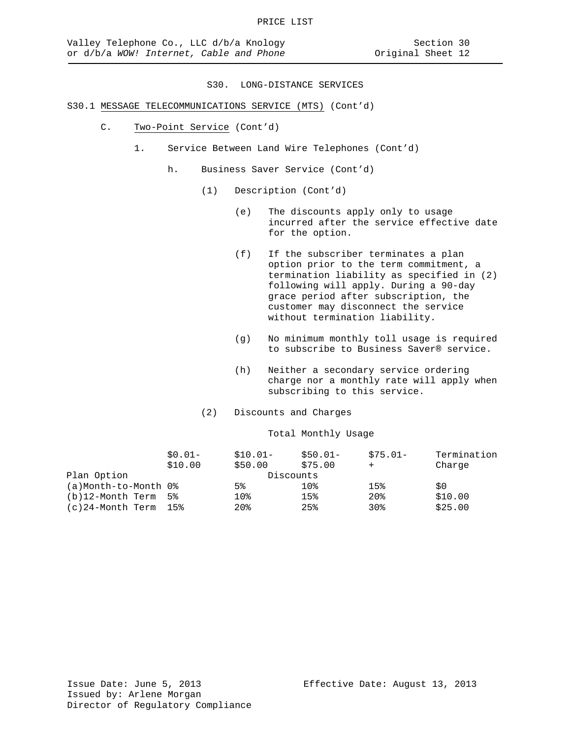## S30. LONG-DISTANCE SERVICES

S30.1 MESSAGE TELECOMMUNICATIONS SERVICE (MTS) (Cont'd)

C. Two-Point Service (Cont'd)

1. Service Between Land Wire Telephones (Cont'd)

h. Business Saver Service (Cont'd)

(1) Description (Cont'd)

(e) The discounts apply only to usage incurred after the service effective date for the option.

(f) If the subscriber terminates a plan option prior to the term commitment, a termination liability as specified in (2) following will apply. During a 90-day grace period after subscription, the customer may disconnect the service without termination liability.

(g) No minimum monthly toll usage is required to subscribe to Business Saver® service.

(h) Neither a secondary service ordering charge nor a monthly rate will apply when subscribing to this service.

(2) Discounts and Charges

Total Monthly Usage

| | $0.01- $10.00 | $10.01- $50.00 | $50.01- $75.00 | $75.01- + | Termination Charge |
|---|---|---|---|---|---|
| Plan Option | | | Discounts | | |
| (a)Month-to-Month | 0% | 5% | 10% | 15% | $0 |
| (b)12-Month Term | 5% | 10% | 15% | 20% | $10.00 |
| (c)24-Month Term | 15% | 20% | 25% | 30% | $25.00 |

Issue Date: June 5, 2013 Effective Date: August 13, 2013
Issued by: Arlene Morgan
Director of Regulatory Compliance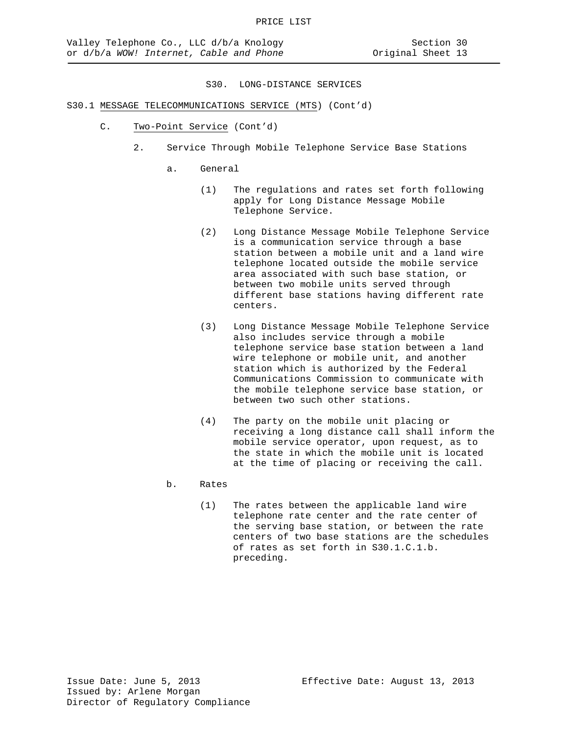# S30. LONG-DISTANCE SERVICES

S30.1 MESSAGE TELECOMMUNICATIONS SERVICE (MTS) (Cont'd)

C. Two-Point Service (Cont'd)

2. Service Through Mobile Telephone Service Base Stations

a. General

(1) The regulations and rates set forth following apply for Long Distance Message Mobile Telephone Service.

(2) Long Distance Message Mobile Telephone Service is a communication service through a base station between a mobile unit and a land wire telephone located outside the mobile service area associated with such base station, or between two mobile units served through different base stations having different rate centers.

(3) Long Distance Message Mobile Telephone Service also includes service through a mobile telephone service base station between a land wire telephone or mobile unit, and another station which is authorized by the Federal Communications Commission to communicate with the mobile telephone service base station, or between two such other stations.

(4) The party on the mobile unit placing or receiving a long distance call shall inform the mobile service operator, upon request, as to the state in which the mobile unit is located at the time of placing or receiving the call.

b. Rates

(1) The rates between the applicable land wire telephone rate center and the rate center of the serving base station, or between the rate centers of two base stations are the schedules of rates as set forth in S30.1.C.1.b. preceding.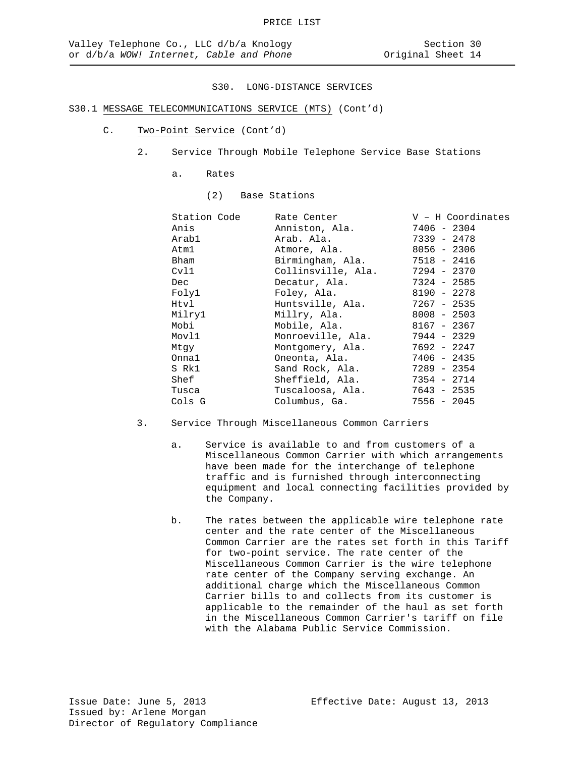# S30. LONG-DISTANCE SERVICES

## S30.1 MESSAGE TELECOMMUNICATIONS SERVICE (MTS) (Cont'd)

### C. Two-Point Service (Cont'd)

2. Service Through Mobile Telephone Service Base Stations

   a. Rates

      (2) Base Stations

| Station Code | Rate Center | V – H Coordinates |
|---|---|---|
| Anis | Anniston, Ala. | 7406 - 2304 |
| Arab1 | Arab. Ala. | 7339 - 2478 |
| Atm1 | Atmore, Ala. | 8056 - 2306 |
| Bham | Birmingham, Ala. | 7518 - 2416 |
| Cvl1 | Collinsville, Ala. | 7294 - 2370 |
| Dec | Decatur, Ala. | 7324 - 2585 |
| Foly1 | Foley, Ala. | 8190 - 2278 |
| Htvl | Huntsville, Ala. | 7267 - 2535 |
| Milry1 | Millry, Ala. | 8008 - 2503 |
| Mobi | Mobile, Ala. | 8167 - 2367 |
| Movl1 | Monroeville, Ala. | 7944 - 2329 |
| Mtgy | Montgomery, Ala. | 7692 - 2247 |
| Onna1 | Oneonta, Ala. | 7406 - 2435 |
| S Rk1 | Sand Rock, Ala. | 7289 - 2354 |
| Shef | Sheffield, Ala. | 7354 - 2714 |
| Tusca | Tuscaloosa, Ala. | 7643 - 2535 |
| Cols G | Columbus, Ga. | 7556 - 2045 |

3. Service Through Miscellaneous Common Carriers

   a. Service is available to and from customers of a Miscellaneous Common Carrier with which arrangements have been made for the interchange of telephone traffic and is furnished through interconnecting equipment and local connecting facilities provided by the Company.

   b. The rates between the applicable wire telephone rate center and the rate center of the Miscellaneous Common Carrier are the rates set forth in this Tariff for two-point service. The rate center of the Miscellaneous Common Carrier is the wire telephone rate center of the Company serving exchange. An additional charge which the Miscellaneous Common Carrier bills to and collects from its customer is applicable to the remainder of the haul as set forth in the Miscellaneous Common Carrier's tariff on file with the Alabama Public Service Commission.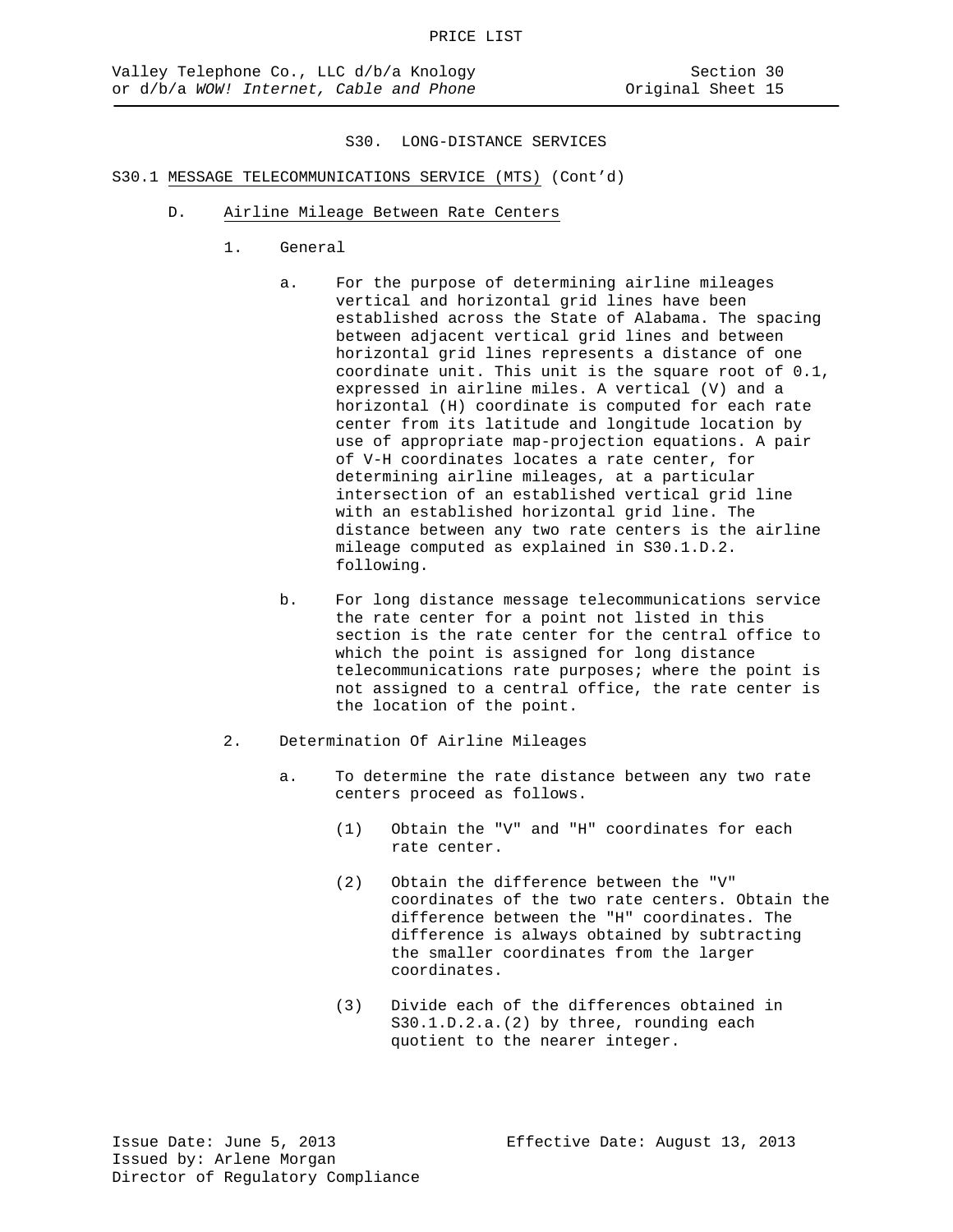PRICE LIST

Valley Telephone Co., LLC d/b/a Knology or d/b/a *WOW! Internet, Cable and Phone*

Section 30
Original Sheet 15

# S30. LONG-DISTANCE SERVICES

## S30.1 MESSAGE TELECOMMUNICATIONS SERVICE (MTS) (Cont'd)

### D. Airline Mileage Between Rate Centers

1. General

   a. For the purpose of determining airline mileages vertical and horizontal grid lines have been established across the State of Alabama. The spacing between adjacent vertical grid lines and between horizontal grid lines represents a distance of one coordinate unit. This unit is the square root of 0.1, expressed in airline miles. A vertical (V) and a horizontal (H) coordinate is computed for each rate center from its latitude and longitude location by use of appropriate map-projection equations. A pair of V-H coordinates locates a rate center, for determining airline mileages, at a particular intersection of an established vertical grid line with an established horizontal grid line. The distance between any two rate centers is the airline mileage computed as explained in S30.1.D.2. following.

   b. For long distance message telecommunications service the rate center for a point not listed in this section is the rate center for the central office to which the point is assigned for long distance telecommunications rate purposes; where the point is not assigned to a central office, the rate center is the location of the point.

2. Determination Of Airline Mileages

   a. To determine the rate distance between any two rate centers proceed as follows.

      (1) Obtain the "V" and "H" coordinates for each rate center.

      (2) Obtain the difference between the "V" coordinates of the two rate centers. Obtain the difference between the "H" coordinates. The difference is always obtained by subtracting the smaller coordinates from the larger coordinates.

      (3) Divide each of the differences obtained in S30.1.D.2.a.(2) by three, rounding each quotient to the nearer integer.

Issue Date: June 5, 2013
Issued by: Arlene Morgan
Director of Regulatory Compliance

Effective Date: August 13, 2013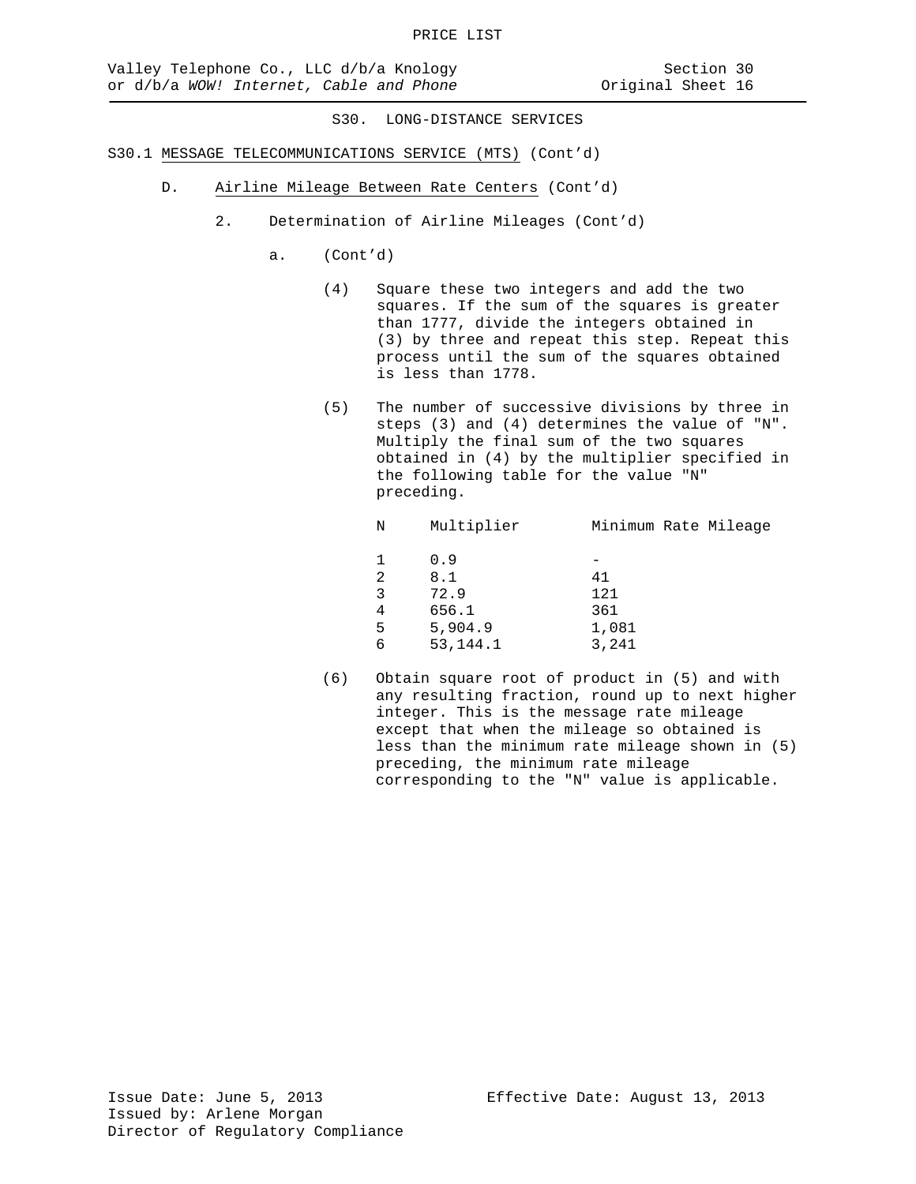S30. LONG-DISTANCE SERVICES

S30.1 MESSAGE TELECOMMUNICATIONS SERVICE (MTS) (Cont'd)

D. Airline Mileage Between Rate Centers (Cont'd)

2. Determination of Airline Mileages (Cont'd)

a. (Cont'd)

(4) Square these two integers and add the two squares. If the sum of the squares is greater than 1777, divide the integers obtained in (3) by three and repeat this step. Repeat this process until the sum of the squares obtained is less than 1778.

(5) The number of successive divisions by three in steps (3) and (4) determines the value of "N". Multiply the final sum of the two squares obtained in (4) by the multiplier specified in the following table for the value "N" preceding.

| N | Multiplier | Minimum Rate Mileage |
|---|---|---|
| 1 | 0.9 | - |
| 2 | 8.1 | 41 |
| 3 | 72.9 | 121 |
| 4 | 656.1 | 361 |
| 5 | 5,904.9 | 1,081 |
| 6 | 53,144.1 | 3,241 |

(6) Obtain square root of product in (5) and with any resulting fraction, round up to next higher integer. This is the message rate mileage except that when the mileage so obtained is less than the minimum rate mileage shown in (5) preceding, the minimum rate mileage corresponding to the "N" value is applicable.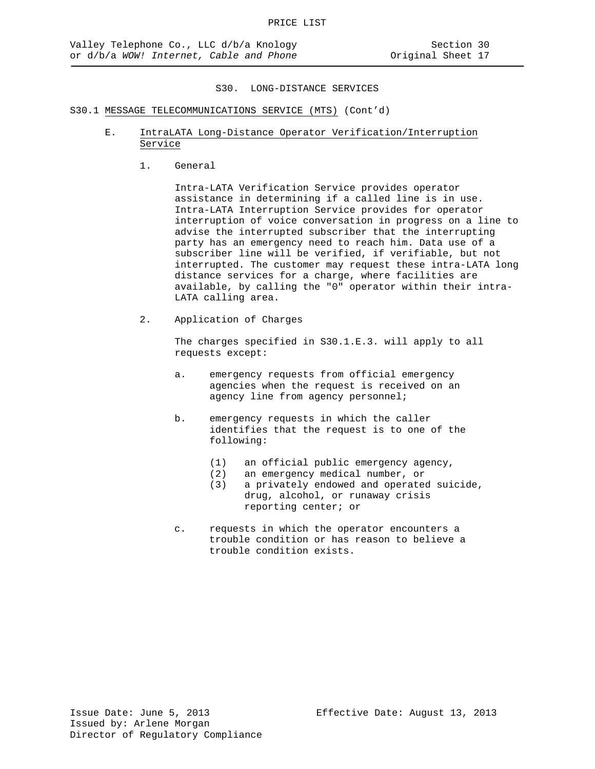# S30. LONG-DISTANCE SERVICES

## S30.1 MESSAGE TELECOMMUNICATIONS SERVICE (MTS) (Cont'd)

### E. IntraLATA Long-Distance Operator Verification/Interruption Service

1. General

   Intra-LATA Verification Service provides operator assistance in determining if a called line is in use. Intra-LATA Interruption Service provides for operator interruption of voice conversation in progress on a line to advise the interrupted subscriber that the interrupting party has an emergency need to reach him. Data use of a subscriber line will be verified, if verifiable, but not interrupted. The customer may request these intra-LATA long distance services for a charge, where facilities are available, by calling the "0" operator within their intra-LATA calling area.

2. Application of Charges

   The charges specified in S30.1.E.3. will apply to all requests except:

   a. emergency requests from official emergency agencies when the request is received on an agency line from agency personnel;

   b. emergency requests in which the caller identifies that the request is to one of the following:

      (1) an official public emergency agency,
      (2) an emergency medical number, or
      (3) a privately endowed and operated suicide, drug, alcohol, or runaway crisis reporting center; or

   c. requests in which the operator encounters a trouble condition or has reason to believe a trouble condition exists.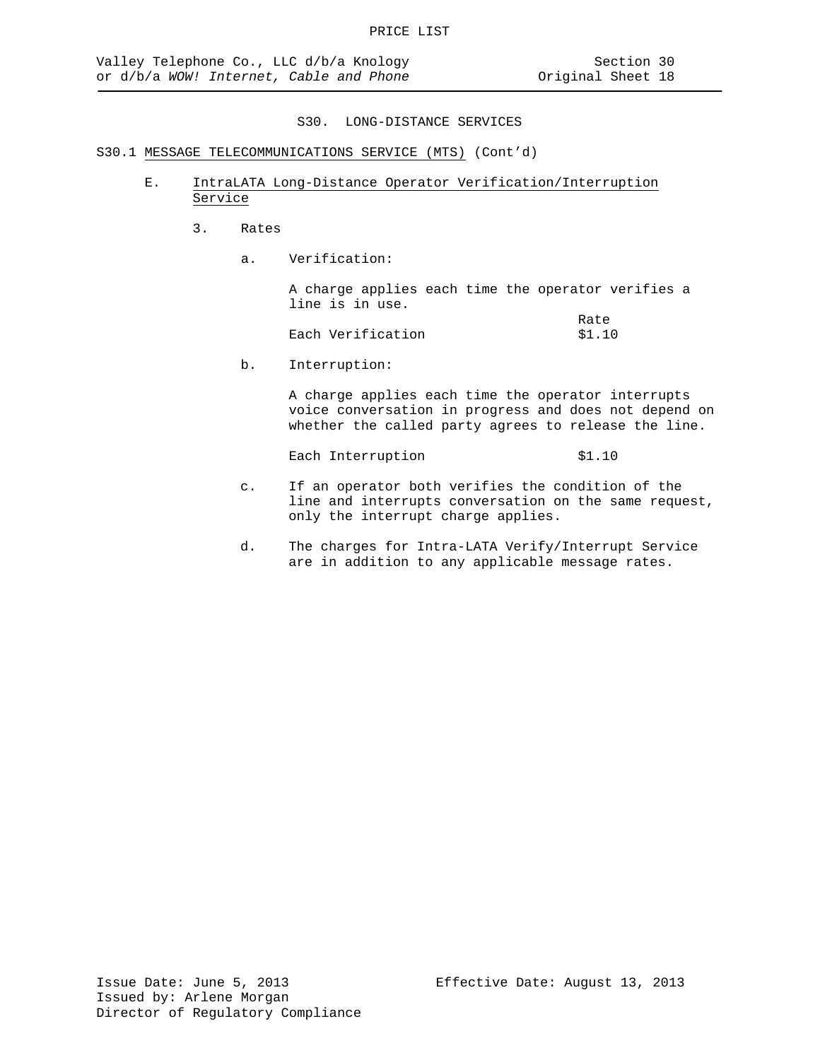S30. LONG-DISTANCE SERVICES

S30.1 MESSAGE TELECOMMUNICATIONS SERVICE (MTS) (Cont'd)

E. IntraLATA Long-Distance Operator Verification/Interruption Service

3. Rates

a. Verification:

A charge applies each time the operator verifies a line is in use.

| | Rate |
|---|---|
| Each Verification | $1.10 |

b. Interruption:

A charge applies each time the operator interrupts voice conversation in progress and does not depend on whether the called party agrees to release the line.

| | |
|---|---|
| Each Interruption | $1.10 |

c. If an operator both verifies the condition of the line and interrupts conversation on the same request, only the interrupt charge applies.

d. The charges for Intra-LATA Verify/Interrupt Service are in addition to any applicable message rates.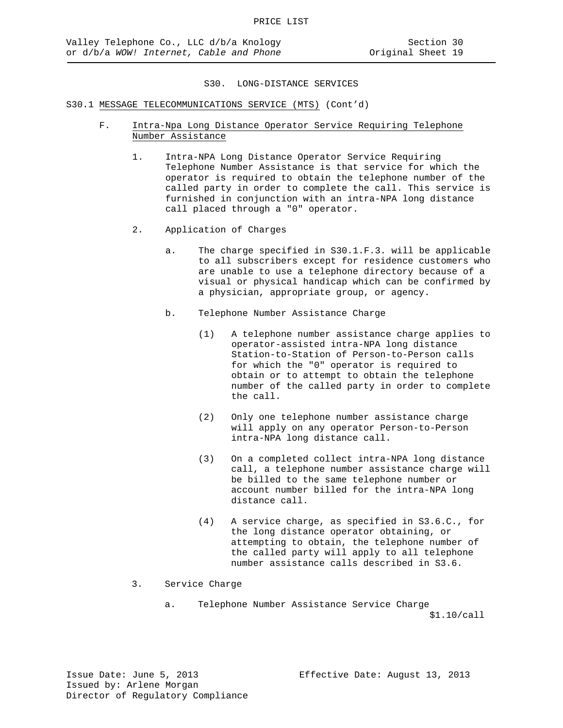# S30. LONG-DISTANCE SERVICES

## S30.1 MESSAGE TELECOMMUNICATIONS SERVICE (MTS) (Cont'd)

### F. Intra-Npa Long Distance Operator Service Requiring Telephone Number Assistance

1. Intra-NPA Long Distance Operator Service Requiring Telephone Number Assistance is that service for which the operator is required to obtain the telephone number of the called party in order to complete the call. This service is furnished in conjunction with an intra-NPA long distance call placed through a "0" operator.

2. Application of Charges

   a. The charge specified in S30.1.F.3. will be applicable to all subscribers except for residence customers who are unable to use a telephone directory because of a visual or physical handicap which can be confirmed by a physician, appropriate group, or agency.

   b. Telephone Number Assistance Charge

      (1) A telephone number assistance charge applies to operator-assisted intra-NPA long distance Station-to-Station of Person-to-Person calls for which the "0" operator is required to obtain or to attempt to obtain the telephone number of the called party in order to complete the call.

      (2) Only one telephone number assistance charge will apply on any operator Person-to-Person intra-NPA long distance call.

      (3) On a completed collect intra-NPA long distance call, a telephone number assistance charge will be billed to the same telephone number or account number billed for the intra-NPA long distance call.

      (4) A service charge, as specified in S3.6.C., for the long distance operator obtaining, or attempting to obtain, the telephone number of the called party will apply to all telephone number assistance calls described in S3.6.

3. Service Charge

   a. Telephone Number Assistance Service Charge — $1.10/call

Issue Date: June 5, 2013
Effective Date: August 13, 2013
Issued by: Arlene Morgan
Director of Regulatory Compliance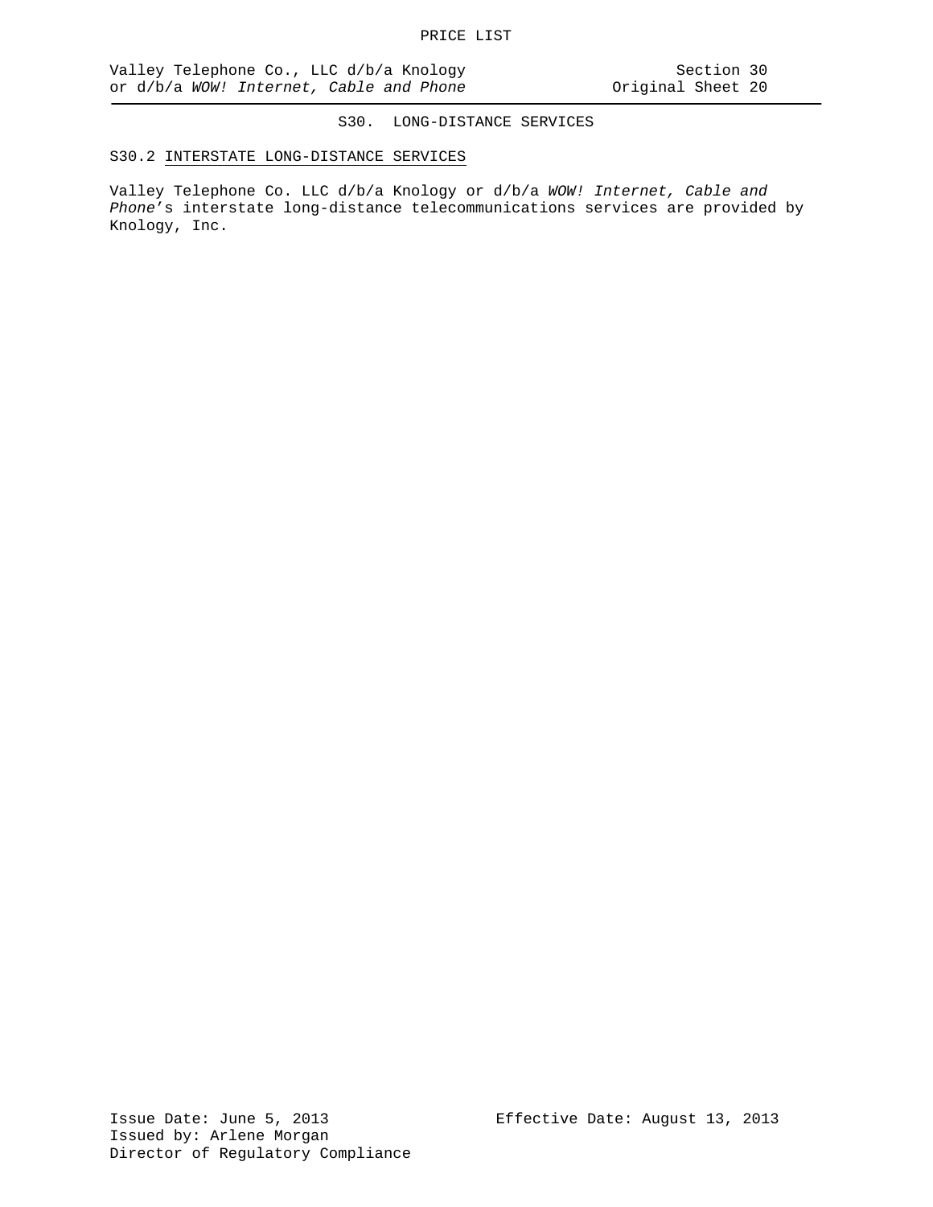## S30. LONG-DISTANCE SERVICES

### S30.2 INTERSTATE LONG-DISTANCE SERVICES

Valley Telephone Co. LLC d/b/a Knology or d/b/a *WOW! Internet, Cable and Phone*'s interstate long-distance telecommunications services are provided by Knology, Inc.

Issue Date: June 5, 2013
Effective Date: August 13, 2013
Issued by: Arlene Morgan
Director of Regulatory Compliance